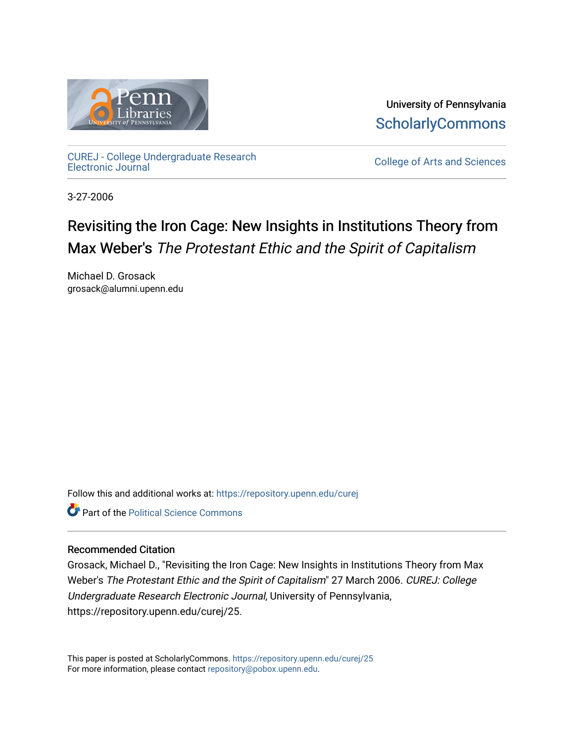University of Pennsylvania
ScholarlyCommons

CUREJ - College Undergraduate Research Electronic Journal

College of Arts and Sciences

3-27-2006

# Revisiting the Iron Cage: New Insights in Institutions Theory from Max Weber's *The Protestant Ethic and the Spirit of Capitalism*

Michael D. Grosack
grosack@alumni.upenn.edu

Follow this and additional works at: https://repository.upenn.edu/curej

Part of the Political Science Commons

### Recommended Citation

Grosack, Michael D., "Revisiting the Iron Cage: New Insights in Institutions Theory from Max Weber's *The Protestant Ethic and the Spirit of Capitalism*" 27 March 2006. *CUREJ: College Undergraduate Research Electronic Journal*, University of Pennsylvania, https://repository.upenn.edu/curej/25.

This paper is posted at ScholarlyCommons. https://repository.upenn.edu/curej/25
For more information, please contact repository@pobox.upenn.edu.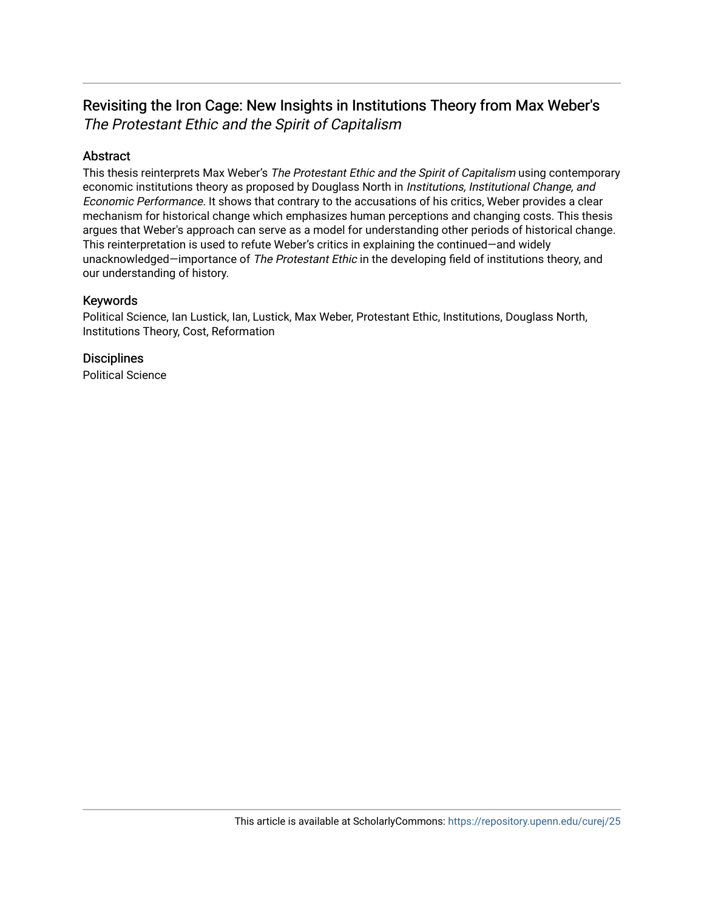# Revisiting the Iron Cage: New Insights in Institutions Theory from Max Weber's *The Protestant Ethic and the Spirit of Capitalism*

## Abstract

This thesis reinterprets Max Weber's *The Protestant Ethic and the Spirit of Capitalism* using contemporary economic institutions theory as proposed by Douglass North in *Institutions, Institutional Change, and Economic Performance.* It shows that contrary to the accusations of his critics, Weber provides a clear mechanism for historical change which emphasizes human perceptions and changing costs. This thesis argues that Weber's approach can serve as a model for understanding other periods of historical change. This reinterpretation is used to refute Weber's critics in explaining the continued—and widely unacknowledged—importance of *The Protestant Ethic* in the developing field of institutions theory, and our understanding of history.

## Keywords

Political Science, Ian Lustick, Ian, Lustick, Max Weber, Protestant Ethic, Institutions, Douglass North, Institutions Theory, Cost, Reformation

## Disciplines

Political Science

This article is available at ScholarlyCommons: https://repository.upenn.edu/curej/25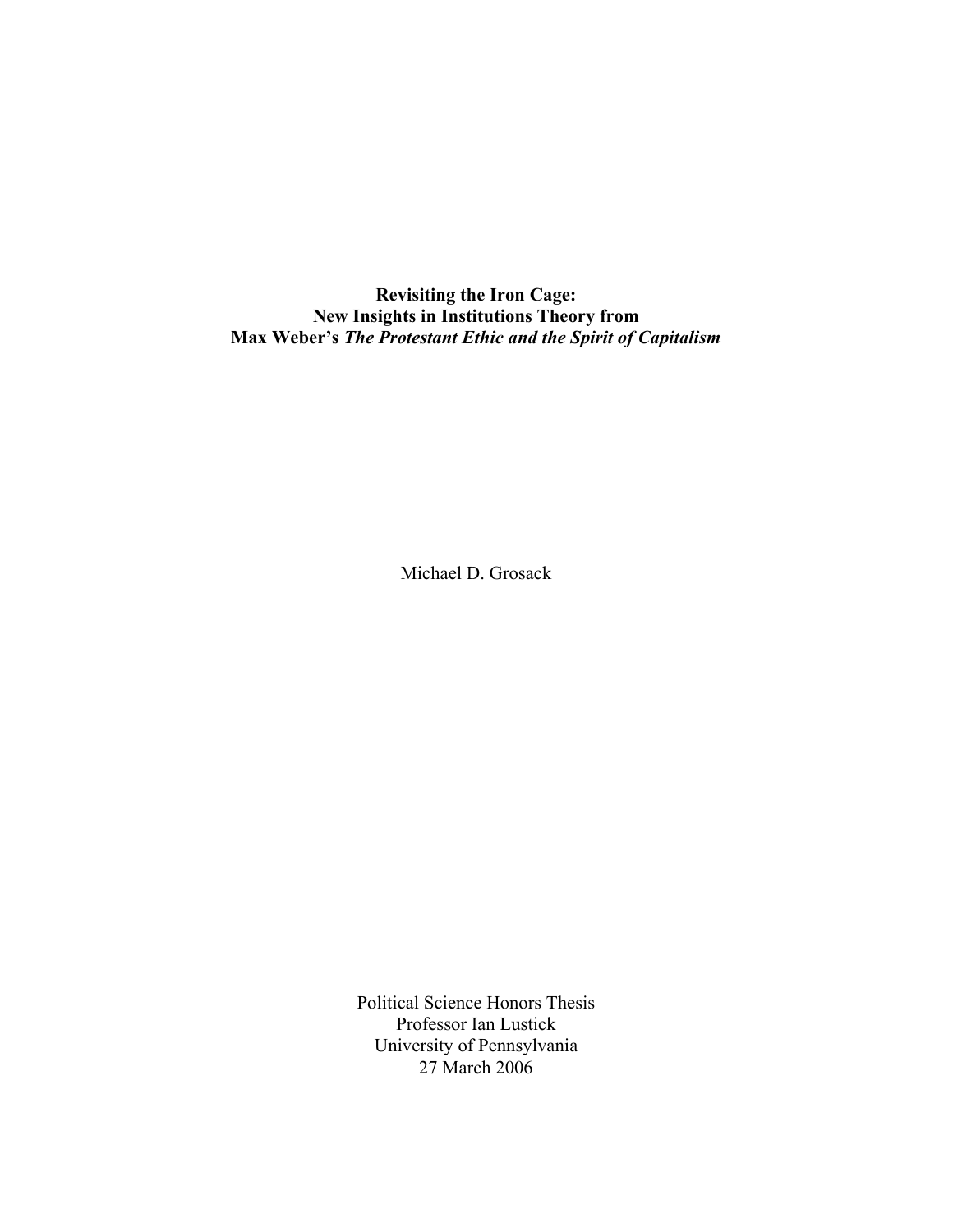# Revisiting the Iron Cage:
# New Insights in Institutions Theory from
# Max Weber's *The Protestant Ethic and the Spirit of Capitalism*

Michael D. Grosack

Political Science Honors Thesis
Professor Ian Lustick
University of Pennsylvania
27 March 2006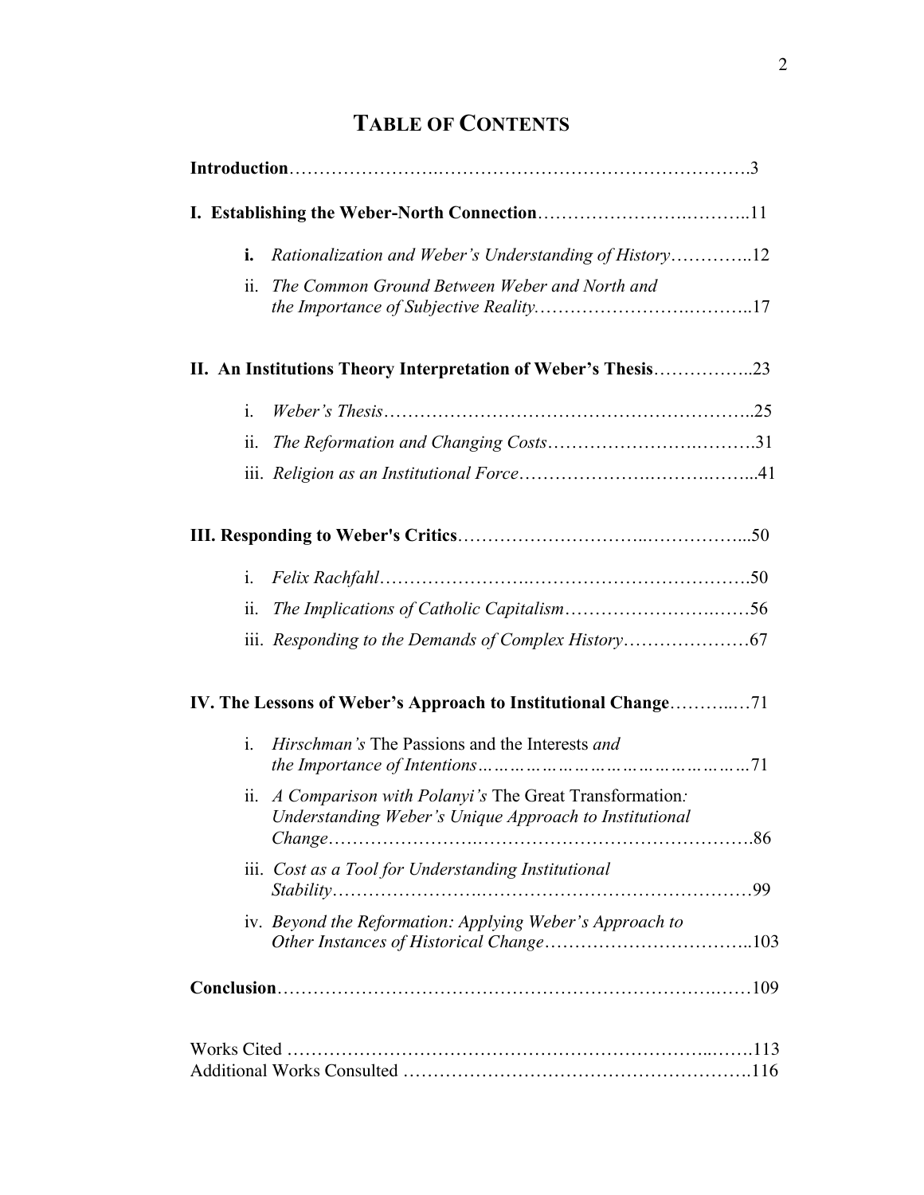# TABLE OF CONTENTS

**Introduction**……………………………………………………………….3

**I. Establishing the Weber-North Connection**……………………………..11

- **i.** *Rationalization and Weber's Understanding of History*…………..12
- ii. *The Common Ground Between Weber and North and the Importance of Subjective Reality*………………………………..17

**II. An Institutions Theory Interpretation of Weber's Thesis**……………..23

- i. *Weber's Thesis*…………………………………………………..25
- ii. *The Reformation and Changing Costs*…………………………….31
- iii. *Religion as an Institutional Force*………………………………...41

**III. Responding to Weber's Critics**………………………………………...50

- i. *Felix Rachfahl*……………………………………………………….50
- ii. *The Implications of Catholic Capitalism*…………………………56
- iii. *Responding to the Demands of Complex History*…………………67

**IV. The Lessons of Weber's Approach to Institutional Change**…………71

- i. *Hirschman's* The Passions and the Interests *and the Importance of Intentions*…………………………………………71
- ii. *A Comparison with Polanyi's* The Great Transformation*: Understanding Weber's Unique Approach to Institutional Change*……………………………………………………………….86
- iii. *Cost as a Tool for Understanding Institutional Stability*……………………………………………………………99
- iv. *Beyond the Reformation: Applying Weber's Approach to Other Instances of Historical Change*……………………………..103

**Conclusion**……………………………………………………………………109

Works Cited ……………………………………………………………….113
Additional Works Consulted ……………………………………………….116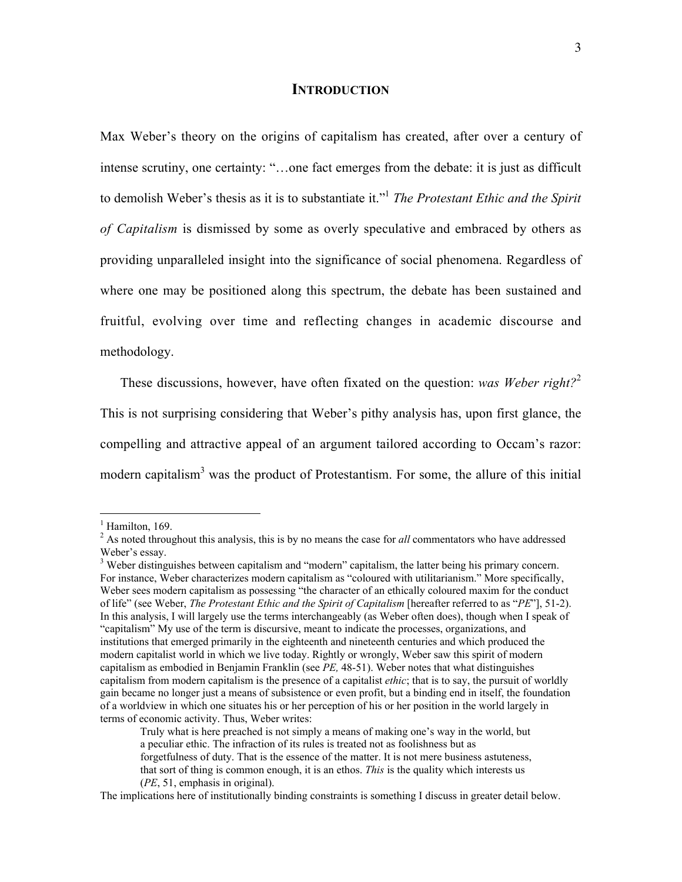# INTRODUCTION

Max Weber's theory on the origins of capitalism has created, after over a century of intense scrutiny, one certainty: "…one fact emerges from the debate: it is just as difficult to demolish Weber's thesis as it is to substantiate it."[1] *The Protestant Ethic and the Spirit of Capitalism* is dismissed by some as overly speculative and embraced by others as providing unparalleled insight into the significance of social phenomena. Regardless of where one may be positioned along this spectrum, the debate has been sustained and fruitful, evolving over time and reflecting changes in academic discourse and methodology.

These discussions, however, have often fixated on the question: *was Weber right?*[2] This is not surprising considering that Weber's pithy analysis has, upon first glance, the compelling and attractive appeal of an argument tailored according to Occam's razor: modern capitalism[3] was the product of Protestantism. For some, the allure of this initial

---

[1] Hamilton, 169.

[2] As noted throughout this analysis, this is by no means the case for *all* commentators who have addressed Weber's essay.

[3] Weber distinguishes between capitalism and "modern" capitalism, the latter being his primary concern. For instance, Weber characterizes modern capitalism as "coloured with utilitarianism." More specifically, Weber sees modern capitalism as possessing "the character of an ethically coloured maxim for the conduct of life" (see Weber, *The Protestant Ethic and the Spirit of Capitalism* [hereafter referred to as "*PE*"], 51-2). In this analysis, I will largely use the terms interchangeably (as Weber often does), though when I speak of "capitalism" My use of the term is discursive, meant to indicate the processes, organizations, and institutions that emerged primarily in the eighteenth and nineteenth centuries and which produced the modern capitalist world in which we live today. Rightly or wrongly, Weber saw this spirit of modern capitalism as embodied in Benjamin Franklin (see *PE,* 48-51). Weber notes that what distinguishes capitalism from modern capitalism is the presence of a capitalist *ethic*; that is to say, the pursuit of worldly gain became no longer just a means of subsistence or even profit, but a binding end in itself, the foundation of a worldview in which one situates his or her perception of his or her position in the world largely in terms of economic activity. Thus, Weber writes:

> Truly what is here preached is not simply a means of making one's way in the world, but a peculiar ethic. The infraction of its rules is treated not as foolishness but as forgetfulness of duty. That is the essence of the matter. It is not mere business astuteness, that sort of thing is common enough, it is an ethos. *This* is the quality which interests us (*PE*, 51, emphasis in original).

The implications here of institutionally binding constraints is something I discuss in greater detail below.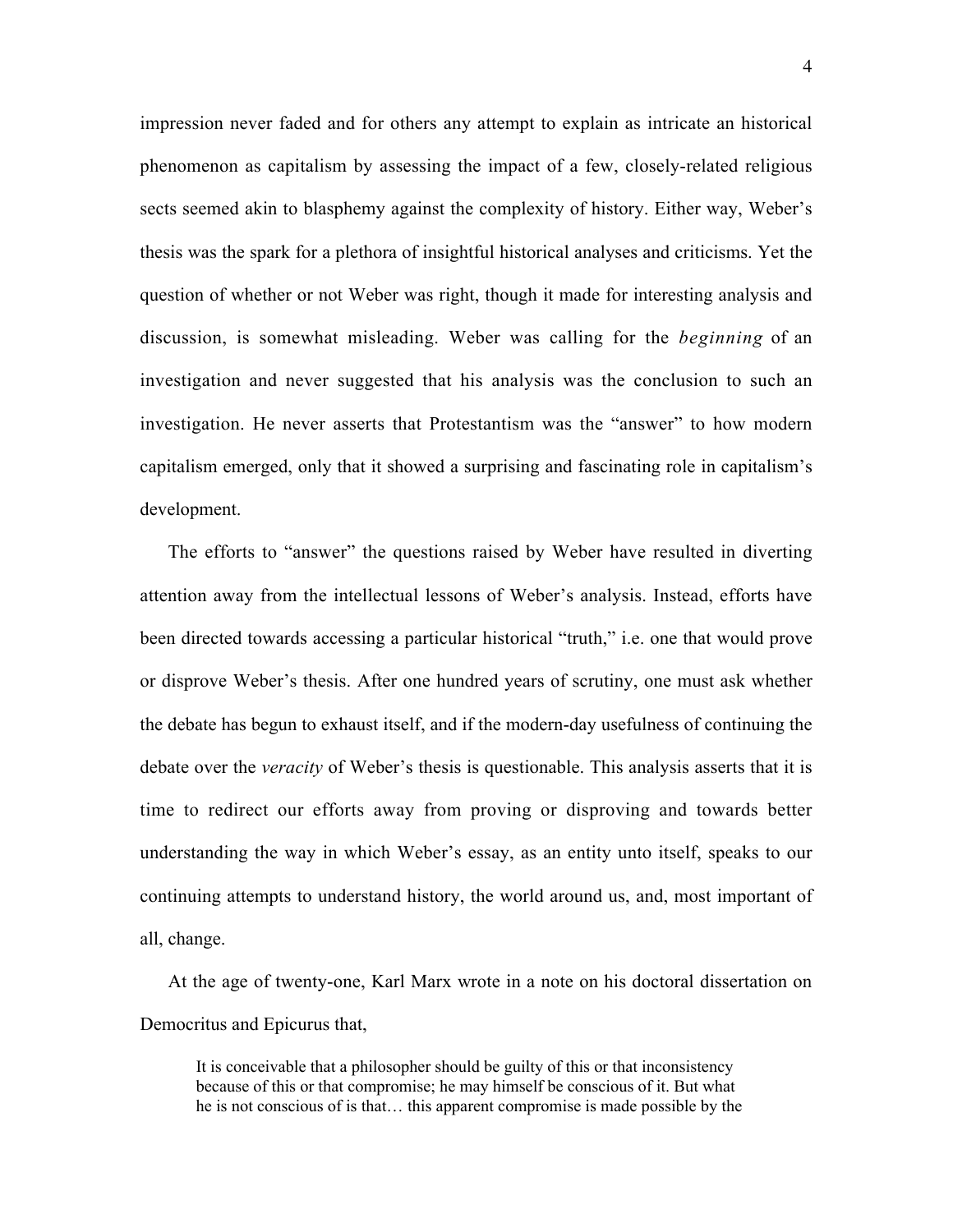impression never faded and for others any attempt to explain as intricate an historical phenomenon as capitalism by assessing the impact of a few, closely-related religious sects seemed akin to blasphemy against the complexity of history. Either way, Weber's thesis was the spark for a plethora of insightful historical analyses and criticisms. Yet the question of whether or not Weber was right, though it made for interesting analysis and discussion, is somewhat misleading. Weber was calling for the *beginning* of an investigation and never suggested that his analysis was the conclusion to such an investigation. He never asserts that Protestantism was the "answer" to how modern capitalism emerged, only that it showed a surprising and fascinating role in capitalism's development.

The efforts to "answer" the questions raised by Weber have resulted in diverting attention away from the intellectual lessons of Weber's analysis. Instead, efforts have been directed towards accessing a particular historical "truth," i.e. one that would prove or disprove Weber's thesis. After one hundred years of scrutiny, one must ask whether the debate has begun to exhaust itself, and if the modern-day usefulness of continuing the debate over the *veracity* of Weber's thesis is questionable. This analysis asserts that it is time to redirect our efforts away from proving or disproving and towards better understanding the way in which Weber's essay, as an entity unto itself, speaks to our continuing attempts to understand history, the world around us, and, most important of all, change.

At the age of twenty-one, Karl Marx wrote in a note on his doctoral dissertation on Democritus and Epicurus that,

> It is conceivable that a philosopher should be guilty of this or that inconsistency because of this or that compromise; he may himself be conscious of it. But what he is not conscious of is that… this apparent compromise is made possible by the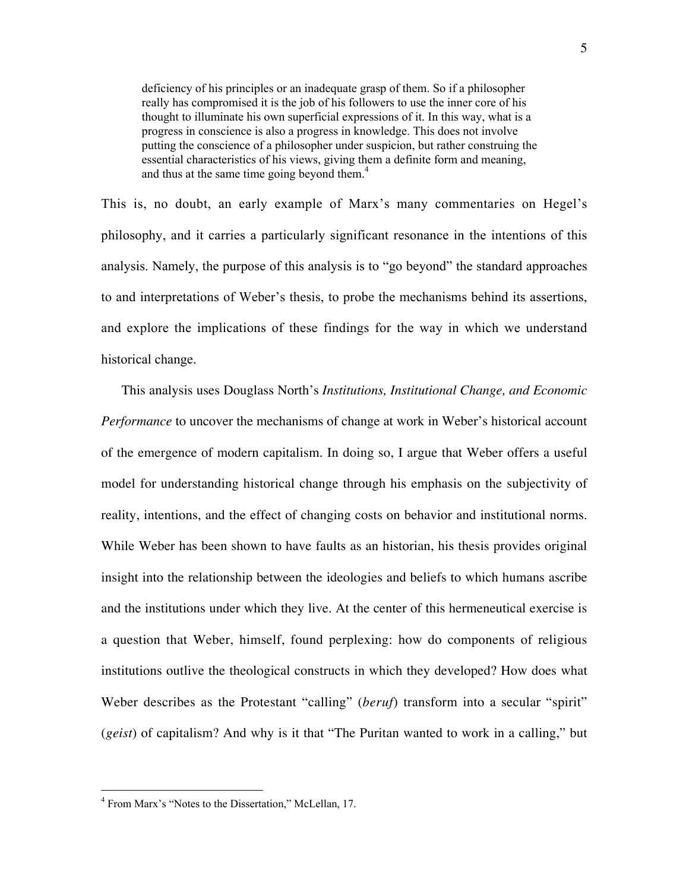> deficiency of his principles or an inadequate grasp of them. So if a philosopher really has compromised it is the job of his followers to use the inner core of his thought to illuminate his own superficial expressions of it. In this way, what is a progress in conscience is also a progress in knowledge. This does not involve putting the conscience of a philosopher under suspicion, but rather construing the essential characteristics of his views, giving them a definite form and meaning, and thus at the same time going beyond them.[4]

This is, no doubt, an early example of Marx's many commentaries on Hegel's philosophy, and it carries a particularly significant resonance in the intentions of this analysis. Namely, the purpose of this analysis is to "go beyond" the standard approaches to and interpretations of Weber's thesis, to probe the mechanisms behind its assertions, and explore the implications of these findings for the way in which we understand historical change.

This analysis uses Douglass North's *Institutions, Institutional Change, and Economic Performance* to uncover the mechanisms of change at work in Weber's historical account of the emergence of modern capitalism. In doing so, I argue that Weber offers a useful model for understanding historical change through his emphasis on the subjectivity of reality, intentions, and the effect of changing costs on behavior and institutional norms. While Weber has been shown to have faults as an historian, his thesis provides original insight into the relationship between the ideologies and beliefs to which humans ascribe and the institutions under which they live. At the center of this hermeneutical exercise is a question that Weber, himself, found perplexing: how do components of religious institutions outlive the theological constructs in which they developed? How does what Weber describes as the Protestant "calling" (*beruf*) transform into a secular "spirit" (*geist*) of capitalism? And why is it that "The Puritan wanted to work in a calling," but

---

[4] From Marx's "Notes to the Dissertation," McLellan, 17.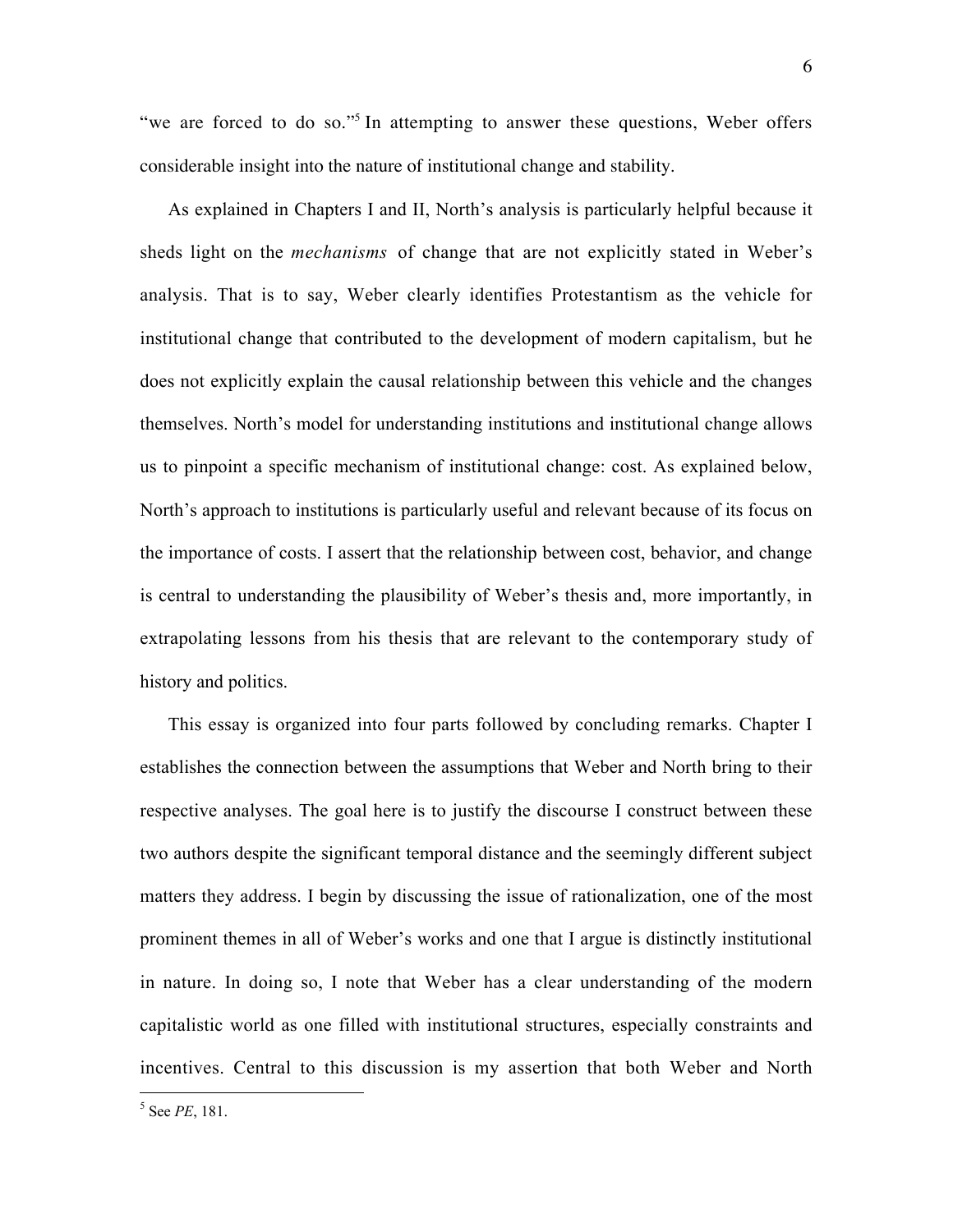"we are forced to do so."[5] In attempting to answer these questions, Weber offers considerable insight into the nature of institutional change and stability.

As explained in Chapters I and II, North's analysis is particularly helpful because it sheds light on the *mechanisms* of change that are not explicitly stated in Weber's analysis. That is to say, Weber clearly identifies Protestantism as the vehicle for institutional change that contributed to the development of modern capitalism, but he does not explicitly explain the causal relationship between this vehicle and the changes themselves. North's model for understanding institutions and institutional change allows us to pinpoint a specific mechanism of institutional change: cost. As explained below, North's approach to institutions is particularly useful and relevant because of its focus on the importance of costs. I assert that the relationship between cost, behavior, and change is central to understanding the plausibility of Weber's thesis and, more importantly, in extrapolating lessons from his thesis that are relevant to the contemporary study of history and politics.

This essay is organized into four parts followed by concluding remarks. Chapter I establishes the connection between the assumptions that Weber and North bring to their respective analyses. The goal here is to justify the discourse I construct between these two authors despite the significant temporal distance and the seemingly different subject matters they address. I begin by discussing the issue of rationalization, one of the most prominent themes in all of Weber's works and one that I argue is distinctly institutional in nature. In doing so, I note that Weber has a clear understanding of the modern capitalistic world as one filled with institutional structures, especially constraints and incentives. Central to this discussion is my assertion that both Weber and North

---

[5] See *PE*, 181.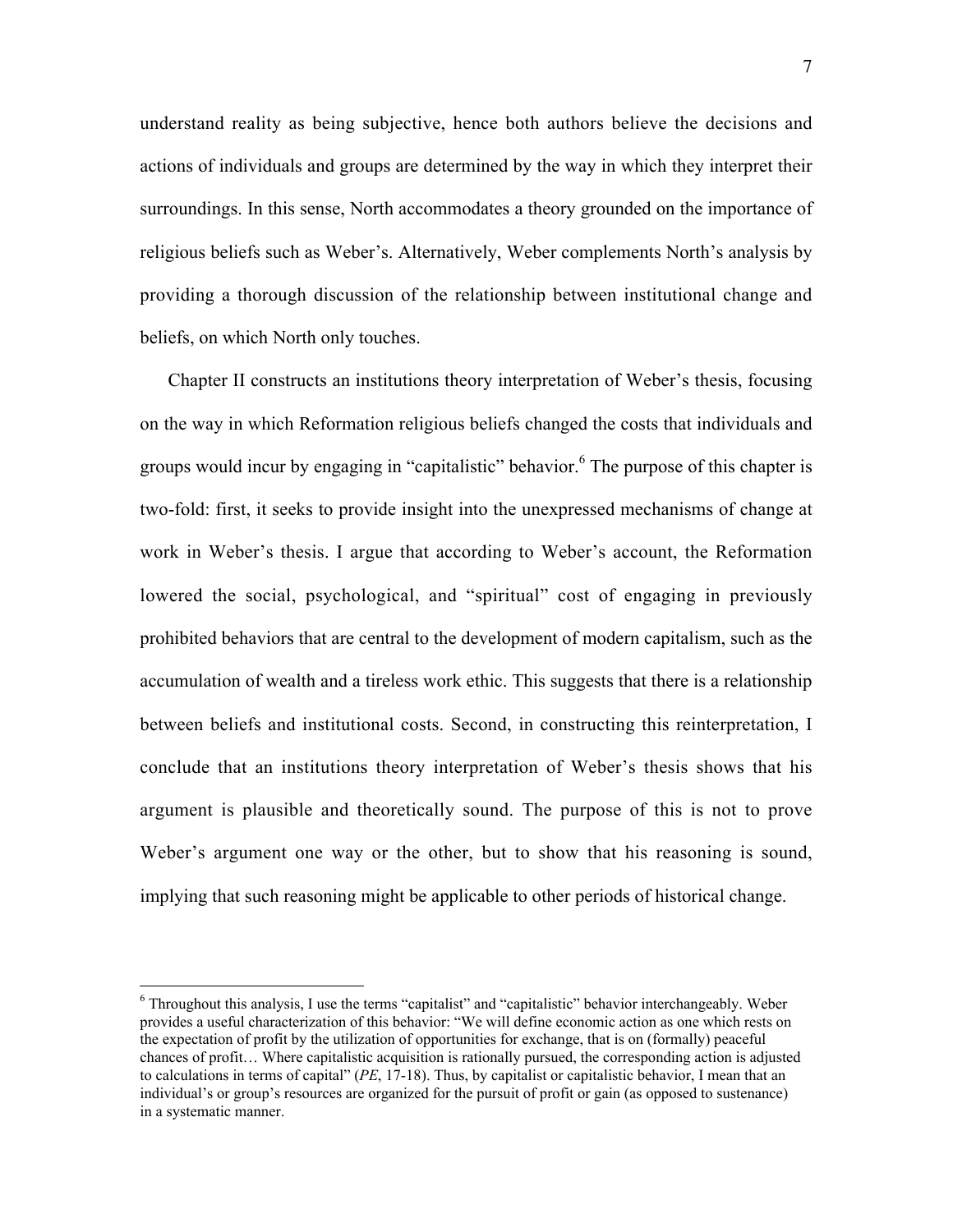understand reality as being subjective, hence both authors believe the decisions and actions of individuals and groups are determined by the way in which they interpret their surroundings. In this sense, North accommodates a theory grounded on the importance of religious beliefs such as Weber's. Alternatively, Weber complements North's analysis by providing a thorough discussion of the relationship between institutional change and beliefs, on which North only touches.

Chapter II constructs an institutions theory interpretation of Weber's thesis, focusing on the way in which Reformation religious beliefs changed the costs that individuals and groups would incur by engaging in "capitalistic" behavior.[6] The purpose of this chapter is two-fold: first, it seeks to provide insight into the unexpressed mechanisms of change at work in Weber's thesis. I argue that according to Weber's account, the Reformation lowered the social, psychological, and "spiritual" cost of engaging in previously prohibited behaviors that are central to the development of modern capitalism, such as the accumulation of wealth and a tireless work ethic. This suggests that there is a relationship between beliefs and institutional costs. Second, in constructing this reinterpretation, I conclude that an institutions theory interpretation of Weber's thesis shows that his argument is plausible and theoretically sound. The purpose of this is not to prove Weber's argument one way or the other, but to show that his reasoning is sound, implying that such reasoning might be applicable to other periods of historical change.

---

[6] Throughout this analysis, I use the terms "capitalist" and "capitalistic" behavior interchangeably. Weber provides a useful characterization of this behavior: "We will define economic action as one which rests on the expectation of profit by the utilization of opportunities for exchange, that is on (formally) peaceful chances of profit… Where capitalistic acquisition is rationally pursued, the corresponding action is adjusted to calculations in terms of capital" (*PE*, 17-18). Thus, by capitalist or capitalistic behavior, I mean that an individual's or group's resources are organized for the pursuit of profit or gain (as opposed to sustenance) in a systematic manner.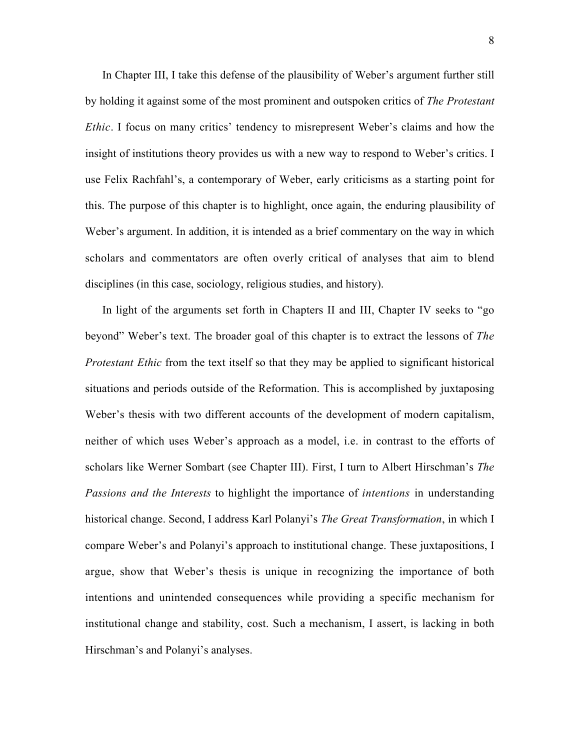In Chapter III, I take this defense of the plausibility of Weber's argument further still by holding it against some of the most prominent and outspoken critics of *The Protestant Ethic*. I focus on many critics' tendency to misrepresent Weber's claims and how the insight of institutions theory provides us with a new way to respond to Weber's critics. I use Felix Rachfahl's, a contemporary of Weber, early criticisms as a starting point for this. The purpose of this chapter is to highlight, once again, the enduring plausibility of Weber's argument. In addition, it is intended as a brief commentary on the way in which scholars and commentators are often overly critical of analyses that aim to blend disciplines (in this case, sociology, religious studies, and history).

In light of the arguments set forth in Chapters II and III, Chapter IV seeks to "go beyond" Weber's text. The broader goal of this chapter is to extract the lessons of *The Protestant Ethic* from the text itself so that they may be applied to significant historical situations and periods outside of the Reformation. This is accomplished by juxtaposing Weber's thesis with two different accounts of the development of modern capitalism, neither of which uses Weber's approach as a model, i.e. in contrast to the efforts of scholars like Werner Sombart (see Chapter III). First, I turn to Albert Hirschman's *The Passions and the Interests* to highlight the importance of *intentions* in understanding historical change. Second, I address Karl Polanyi's *The Great Transformation*, in which I compare Weber's and Polanyi's approach to institutional change. These juxtapositions, I argue, show that Weber's thesis is unique in recognizing the importance of both intentions and unintended consequences while providing a specific mechanism for institutional change and stability, cost. Such a mechanism, I assert, is lacking in both Hirschman's and Polanyi's analyses.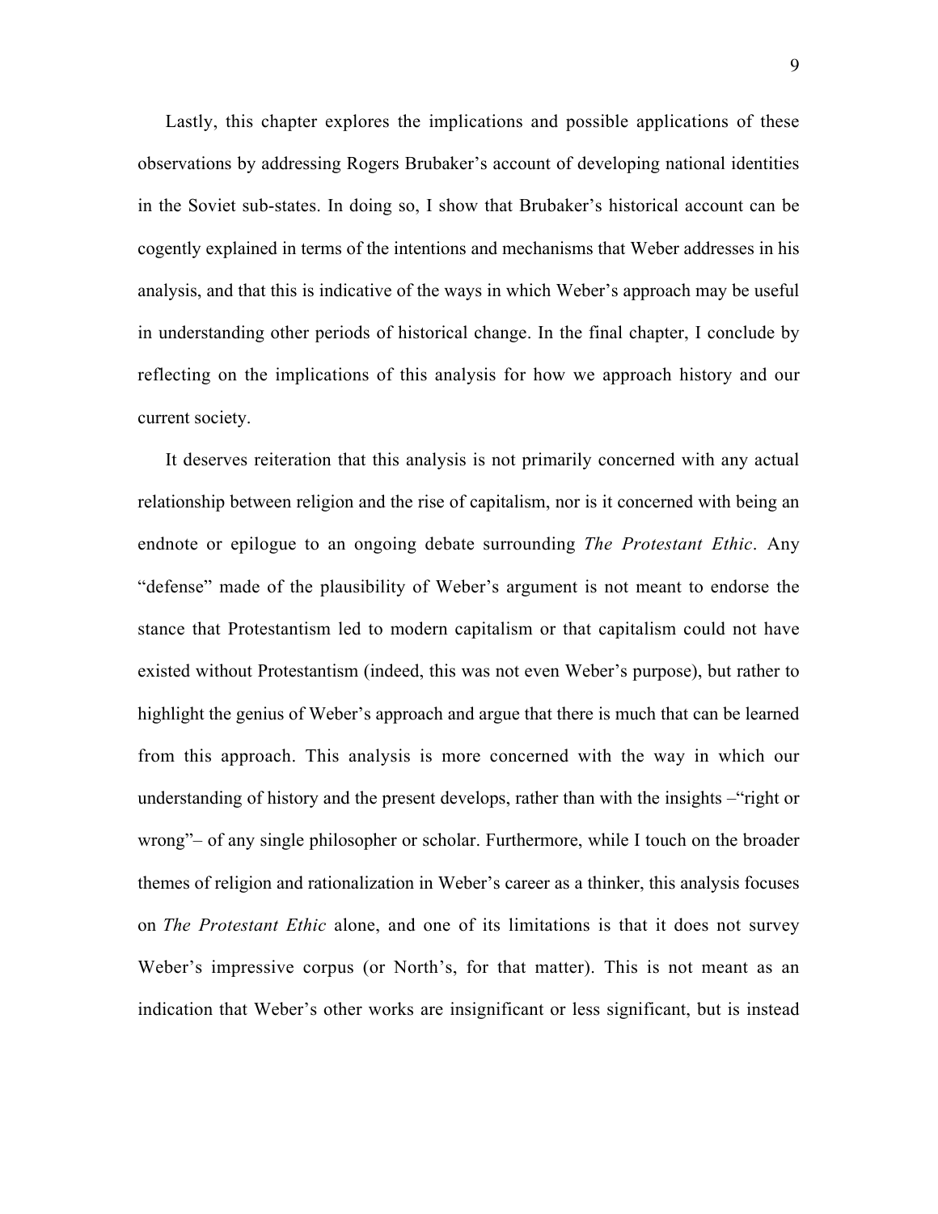Lastly, this chapter explores the implications and possible applications of these observations by addressing Rogers Brubaker's account of developing national identities in the Soviet sub-states. In doing so, I show that Brubaker's historical account can be cogently explained in terms of the intentions and mechanisms that Weber addresses in his analysis, and that this is indicative of the ways in which Weber's approach may be useful in understanding other periods of historical change. In the final chapter, I conclude by reflecting on the implications of this analysis for how we approach history and our current society.

It deserves reiteration that this analysis is not primarily concerned with any actual relationship between religion and the rise of capitalism, nor is it concerned with being an endnote or epilogue to an ongoing debate surrounding *The Protestant Ethic*. Any "defense" made of the plausibility of Weber's argument is not meant to endorse the stance that Protestantism led to modern capitalism or that capitalism could not have existed without Protestantism (indeed, this was not even Weber's purpose), but rather to highlight the genius of Weber's approach and argue that there is much that can be learned from this approach. This analysis is more concerned with the way in which our understanding of history and the present develops, rather than with the insights –"right or wrong"– of any single philosopher or scholar. Furthermore, while I touch on the broader themes of religion and rationalization in Weber's career as a thinker, this analysis focuses on *The Protestant Ethic* alone, and one of its limitations is that it does not survey Weber's impressive corpus (or North's, for that matter). This is not meant as an indication that Weber's other works are insignificant or less significant, but is instead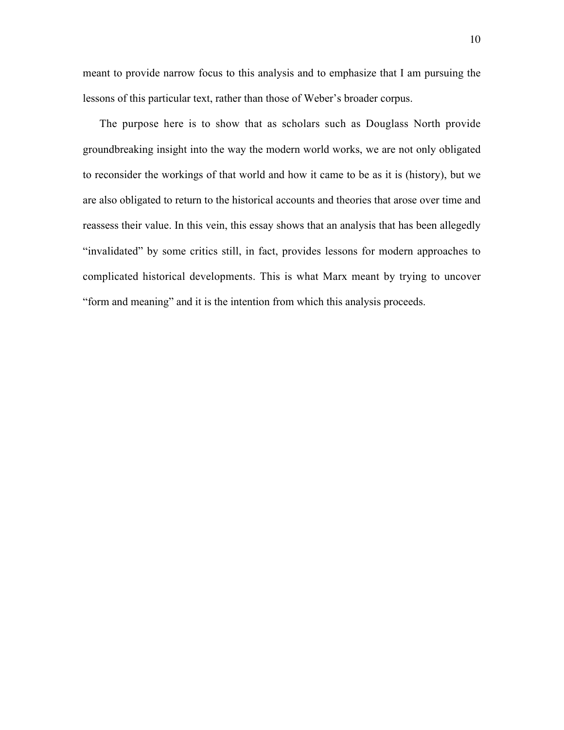meant to provide narrow focus to this analysis and to emphasize that I am pursuing the lessons of this particular text, rather than those of Weber's broader corpus.

The purpose here is to show that as scholars such as Douglass North provide groundbreaking insight into the way the modern world works, we are not only obligated to reconsider the workings of that world and how it came to be as it is (history), but we are also obligated to return to the historical accounts and theories that arose over time and reassess their value. In this vein, this essay shows that an analysis that has been allegedly "invalidated" by some critics still, in fact, provides lessons for modern approaches to complicated historical developments. This is what Marx meant by trying to uncover "form and meaning" and it is the intention from which this analysis proceeds.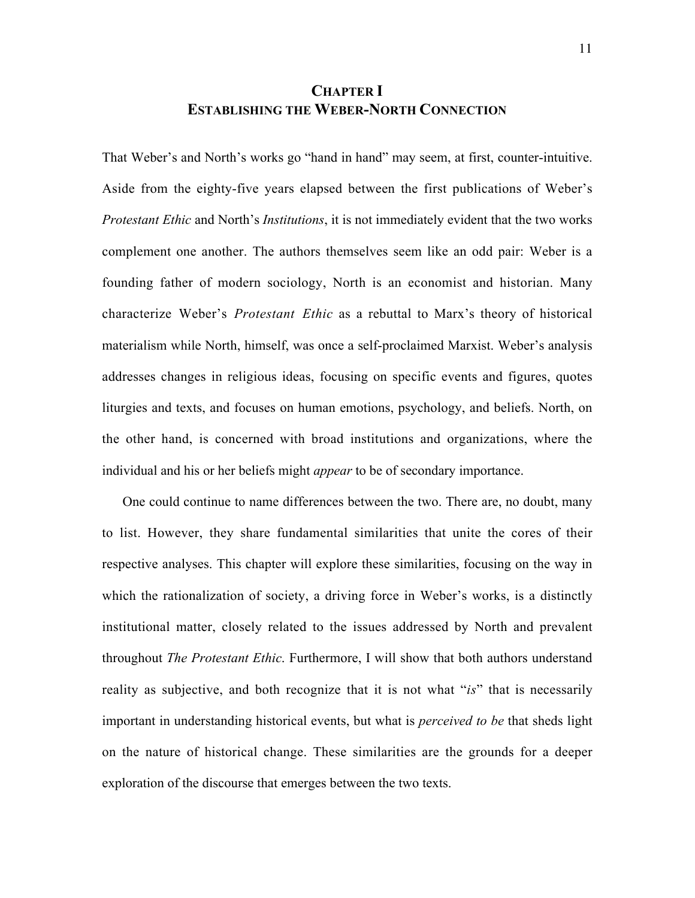# CHAPTER I
# ESTABLISHING THE WEBER-NORTH CONNECTION

That Weber's and North's works go "hand in hand" may seem, at first, counter-intuitive. Aside from the eighty-five years elapsed between the first publications of Weber's *Protestant Ethic* and North's *Institutions*, it is not immediately evident that the two works complement one another. The authors themselves seem like an odd pair: Weber is a founding father of modern sociology, North is an economist and historian. Many characterize Weber's *Protestant Ethic* as a rebuttal to Marx's theory of historical materialism while North, himself, was once a self-proclaimed Marxist. Weber's analysis addresses changes in religious ideas, focusing on specific events and figures, quotes liturgies and texts, and focuses on human emotions, psychology, and beliefs. North, on the other hand, is concerned with broad institutions and organizations, where the individual and his or her beliefs might *appear* to be of secondary importance.

One could continue to name differences between the two. There are, no doubt, many to list. However, they share fundamental similarities that unite the cores of their respective analyses. This chapter will explore these similarities, focusing on the way in which the rationalization of society, a driving force in Weber's works, is a distinctly institutional matter, closely related to the issues addressed by North and prevalent throughout *The Protestant Ethic*. Furthermore, I will show that both authors understand reality as subjective, and both recognize that it is not what "*is*" that is necessarily important in understanding historical events, but what is *perceived to be* that sheds light on the nature of historical change. These similarities are the grounds for a deeper exploration of the discourse that emerges between the two texts.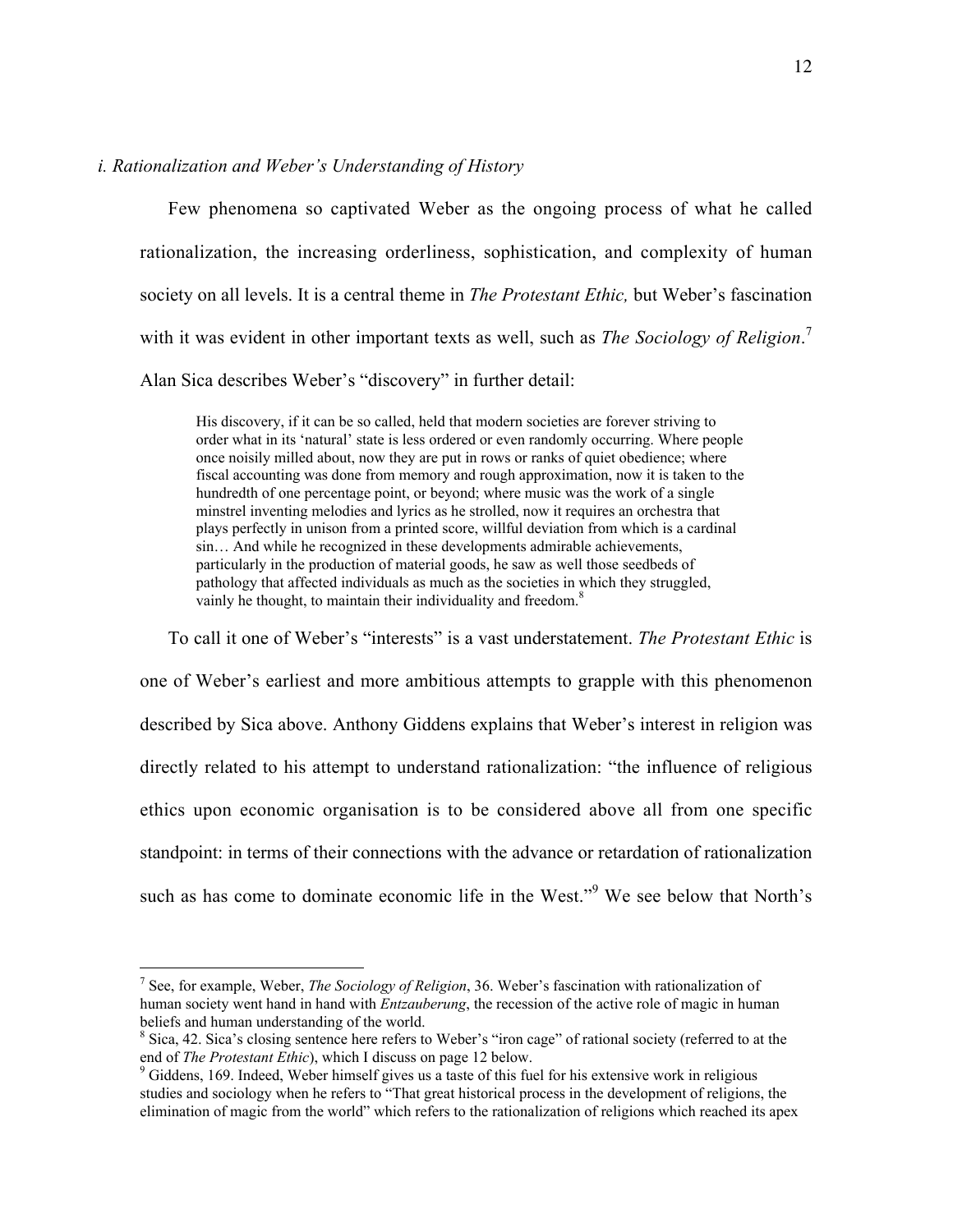### *i. Rationalization and Weber's Understanding of History*

Few phenomena so captivated Weber as the ongoing process of what he called rationalization, the increasing orderliness, sophistication, and complexity of human society on all levels. It is a central theme in *The Protestant Ethic,* but Weber's fascination with it was evident in other important texts as well, such as *The Sociology of Religion*.[7] Alan Sica describes Weber's "discovery" in further detail:

> His discovery, if it can be so called, held that modern societies are forever striving to order what in its 'natural' state is less ordered or even randomly occurring. Where people once noisily milled about, now they are put in rows or ranks of quiet obedience; where fiscal accounting was done from memory and rough approximation, now it is taken to the hundredth of one percentage point, or beyond; where music was the work of a single minstrel inventing melodies and lyrics as he strolled, now it requires an orchestra that plays perfectly in unison from a printed score, willful deviation from which is a cardinal sin… And while he recognized in these developments admirable achievements, particularly in the production of material goods, he saw as well those seedbeds of pathology that affected individuals as much as the societies in which they struggled, vainly he thought, to maintain their individuality and freedom.[8]

To call it one of Weber's "interests" is a vast understatement. *The Protestant Ethic* is one of Weber's earliest and more ambitious attempts to grapple with this phenomenon described by Sica above. Anthony Giddens explains that Weber's interest in religion was directly related to his attempt to understand rationalization: "the influence of religious ethics upon economic organisation is to be considered above all from one specific standpoint: in terms of their connections with the advance or retardation of rationalization such as has come to dominate economic life in the West."[9] We see below that North's

---

[7] See, for example, Weber, *The Sociology of Religion*, 36. Weber's fascination with rationalization of human society went hand in hand with *Entzauberung*, the recession of the active role of magic in human beliefs and human understanding of the world.

[8] Sica, 42. Sica's closing sentence here refers to Weber's "iron cage" of rational society (referred to at the end of *The Protestant Ethic*), which I discuss on page 12 below.

[9] Giddens, 169. Indeed, Weber himself gives us a taste of this fuel for his extensive work in religious studies and sociology when he refers to "That great historical process in the development of religions, the elimination of magic from the world" which refers to the rationalization of religions which reached its apex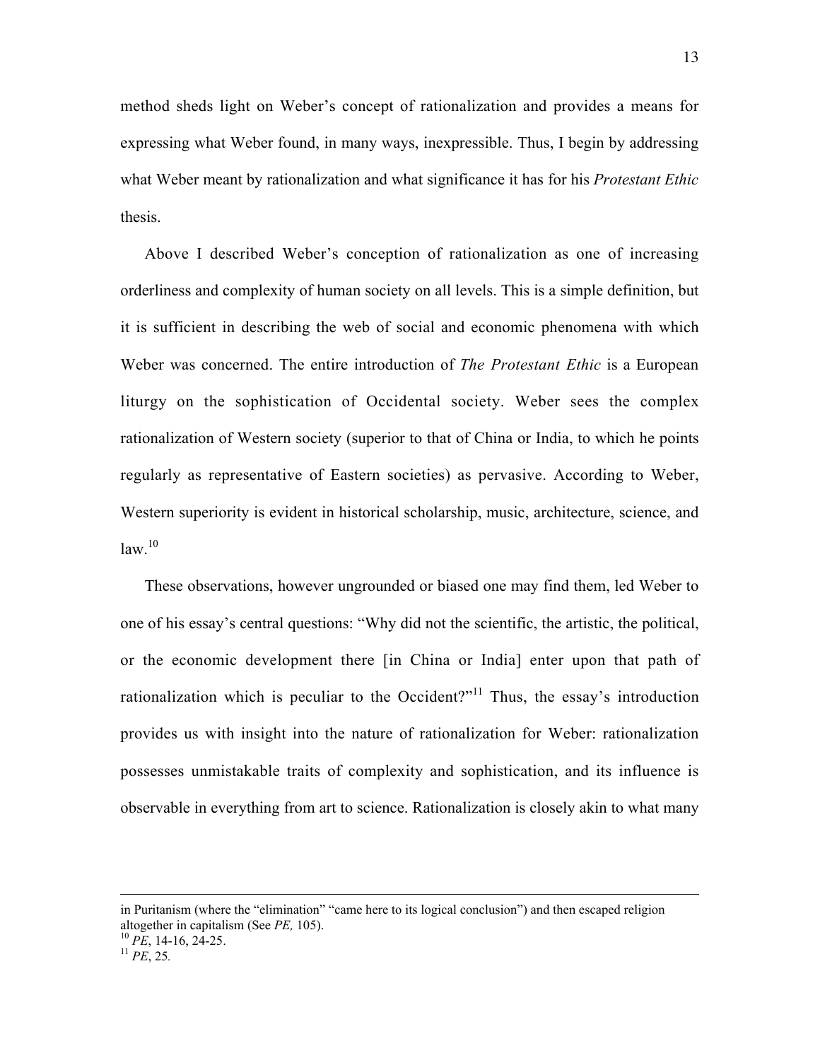method sheds light on Weber's concept of rationalization and provides a means for expressing what Weber found, in many ways, inexpressible. Thus, I begin by addressing what Weber meant by rationalization and what significance it has for his *Protestant Ethic* thesis.

Above I described Weber's conception of rationalization as one of increasing orderliness and complexity of human society on all levels. This is a simple definition, but it is sufficient in describing the web of social and economic phenomena with which Weber was concerned. The entire introduction of *The Protestant Ethic* is a European liturgy on the sophistication of Occidental society. Weber sees the complex rationalization of Western society (superior to that of China or India, to which he points regularly as representative of Eastern societies) as pervasive. According to Weber, Western superiority is evident in historical scholarship, music, architecture, science, and law.[10]

These observations, however ungrounded or biased one may find them, led Weber to one of his essay's central questions: "Why did not the scientific, the artistic, the political, or the economic development there [in China or India] enter upon that path of rationalization which is peculiar to the Occident?"[11] Thus, the essay's introduction provides us with insight into the nature of rationalization for Weber: rationalization possesses unmistakable traits of complexity and sophistication, and its influence is observable in everything from art to science. Rationalization is closely akin to what many

---

in Puritanism (where the "elimination" "came here to its logical conclusion") and then escaped religion altogether in capitalism (See *PE,* 105).

[10] *PE*, 14-16, 24-25.

[11] *PE*, 25.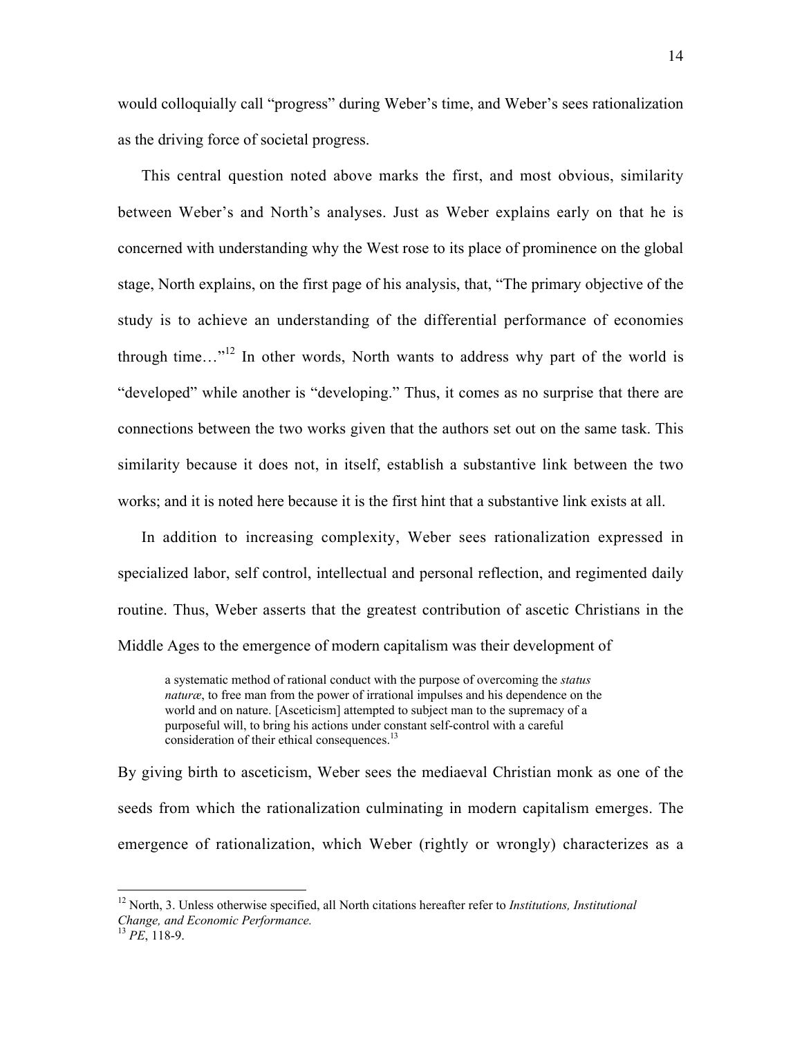would colloquially call "progress" during Weber's time, and Weber's sees rationalization as the driving force of societal progress.

This central question noted above marks the first, and most obvious, similarity between Weber's and North's analyses. Just as Weber explains early on that he is concerned with understanding why the West rose to its place of prominence on the global stage, North explains, on the first page of his analysis, that, "The primary objective of the study is to achieve an understanding of the differential performance of economies through time…"[12] In other words, North wants to address why part of the world is "developed" while another is "developing." Thus, it comes as no surprise that there are connections between the two works given that the authors set out on the same task. This similarity because it does not, in itself, establish a substantive link between the two works; and it is noted here because it is the first hint that a substantive link exists at all.

In addition to increasing complexity, Weber sees rationalization expressed in specialized labor, self control, intellectual and personal reflection, and regimented daily routine. Thus, Weber asserts that the greatest contribution of ascetic Christians in the Middle Ages to the emergence of modern capitalism was their development of

> a systematic method of rational conduct with the purpose of overcoming the *status naturæ*, to free man from the power of irrational impulses and his dependence on the world and on nature. [Asceticism] attempted to subject man to the supremacy of a purposeful will, to bring his actions under constant self-control with a careful consideration of their ethical consequences.[13]

By giving birth to asceticism, Weber sees the mediaeval Christian monk as one of the seeds from which the rationalization culminating in modern capitalism emerges. The emergence of rationalization, which Weber (rightly or wrongly) characterizes as a

---

[12] North, 3. Unless otherwise specified, all North citations hereafter refer to *Institutions, Institutional Change, and Economic Performance.*

[13] *PE*, 118-9.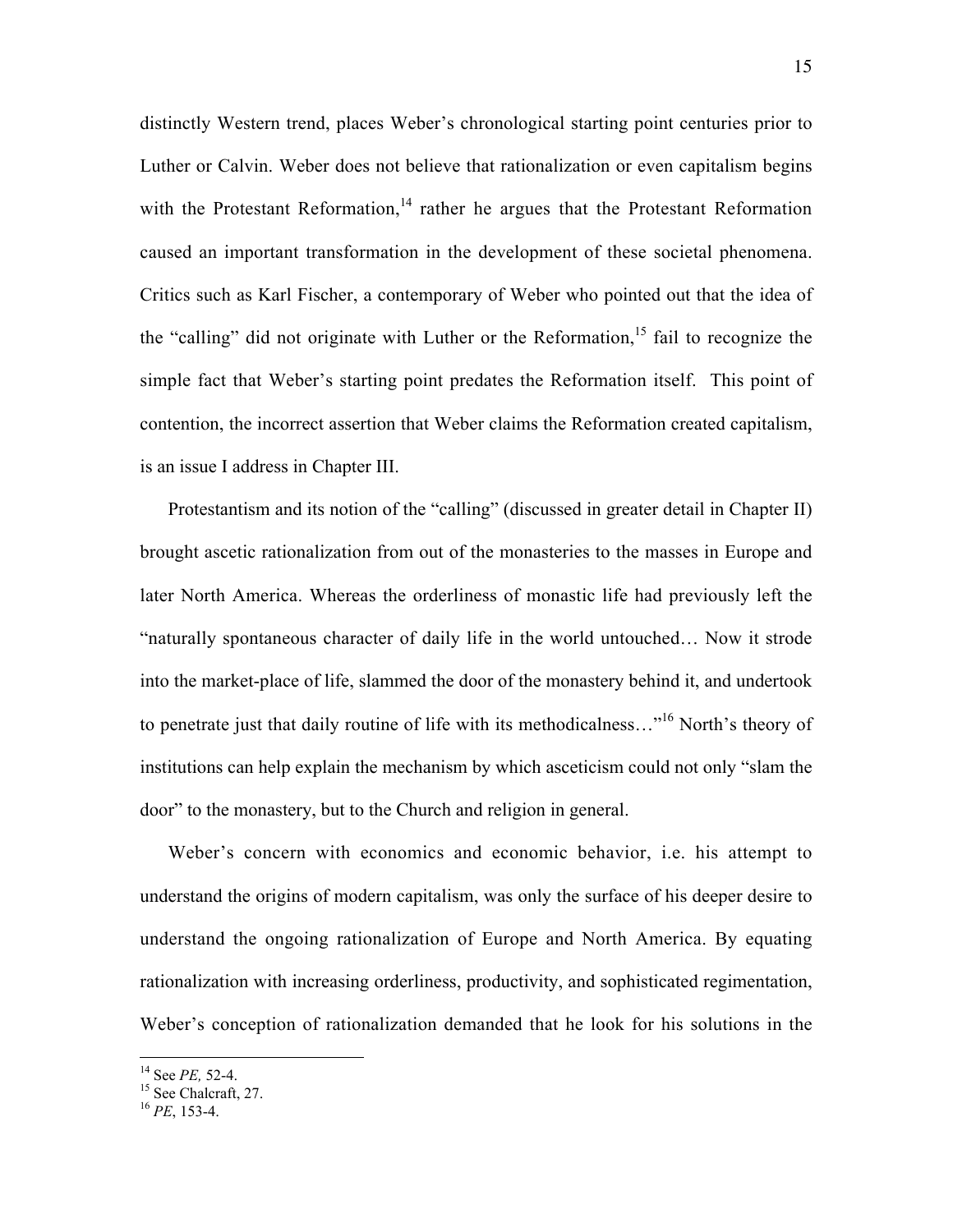distinctly Western trend, places Weber's chronological starting point centuries prior to Luther or Calvin. Weber does not believe that rationalization or even capitalism begins with the Protestant Reformation,[14] rather he argues that the Protestant Reformation caused an important transformation in the development of these societal phenomena. Critics such as Karl Fischer, a contemporary of Weber who pointed out that the idea of the "calling" did not originate with Luther or the Reformation,[15] fail to recognize the simple fact that Weber's starting point predates the Reformation itself. This point of contention, the incorrect assertion that Weber claims the Reformation created capitalism, is an issue I address in Chapter III.

Protestantism and its notion of the "calling" (discussed in greater detail in Chapter II) brought ascetic rationalization from out of the monasteries to the masses in Europe and later North America. Whereas the orderliness of monastic life had previously left the "naturally spontaneous character of daily life in the world untouched… Now it strode into the market-place of life, slammed the door of the monastery behind it, and undertook to penetrate just that daily routine of life with its methodicalness…"[16] North's theory of institutions can help explain the mechanism by which asceticism could not only "slam the door" to the monastery, but to the Church and religion in general.

Weber's concern with economics and economic behavior, i.e. his attempt to understand the origins of modern capitalism, was only the surface of his deeper desire to understand the ongoing rationalization of Europe and North America. By equating rationalization with increasing orderliness, productivity, and sophisticated regimentation, Weber's conception of rationalization demanded that he look for his solutions in the

---

[14] See *PE,* 52-4.

[15] See Chalcraft, 27.

[16] *PE*, 153-4.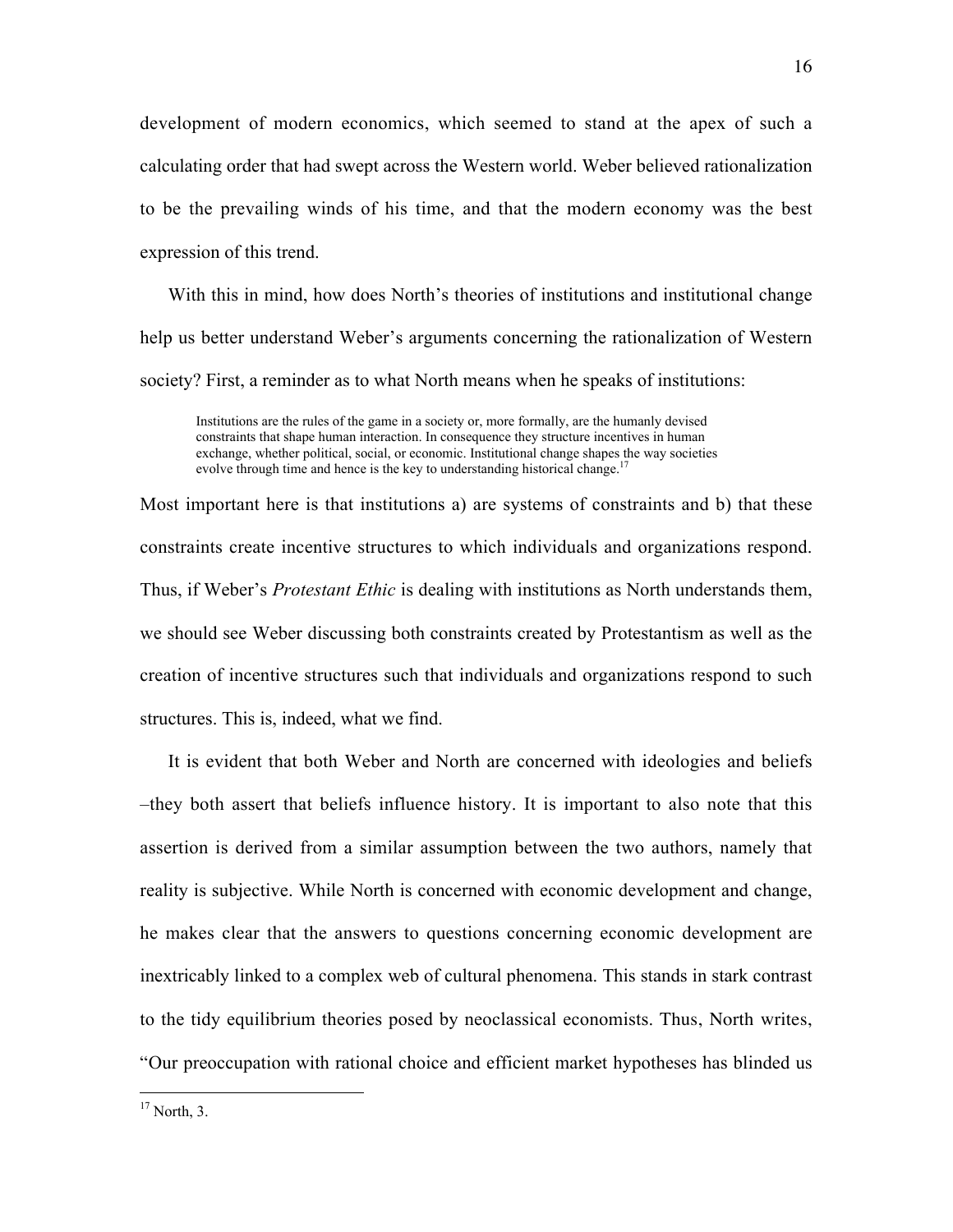development of modern economics, which seemed to stand at the apex of such a calculating order that had swept across the Western world. Weber believed rationalization to be the prevailing winds of his time, and that the modern economy was the best expression of this trend.

With this in mind, how does North's theories of institutions and institutional change help us better understand Weber's arguments concerning the rationalization of Western society? First, a reminder as to what North means when he speaks of institutions:

> Institutions are the rules of the game in a society or, more formally, are the humanly devised constraints that shape human interaction. In consequence they structure incentives in human exchange, whether political, social, or economic. Institutional change shapes the way societies evolve through time and hence is the key to understanding historical change.[17]

Most important here is that institutions a) are systems of constraints and b) that these constraints create incentive structures to which individuals and organizations respond. Thus, if Weber's *Protestant Ethic* is dealing with institutions as North understands them, we should see Weber discussing both constraints created by Protestantism as well as the creation of incentive structures such that individuals and organizations respond to such structures. This is, indeed, what we find.

It is evident that both Weber and North are concerned with ideologies and beliefs –they both assert that beliefs influence history. It is important to also note that this assertion is derived from a similar assumption between the two authors, namely that reality is subjective. While North is concerned with economic development and change, he makes clear that the answers to questions concerning economic development are inextricably linked to a complex web of cultural phenomena. This stands in stark contrast to the tidy equilibrium theories posed by neoclassical economists. Thus, North writes, "Our preoccupation with rational choice and efficient market hypotheses has blinded us

---

[17] North, 3.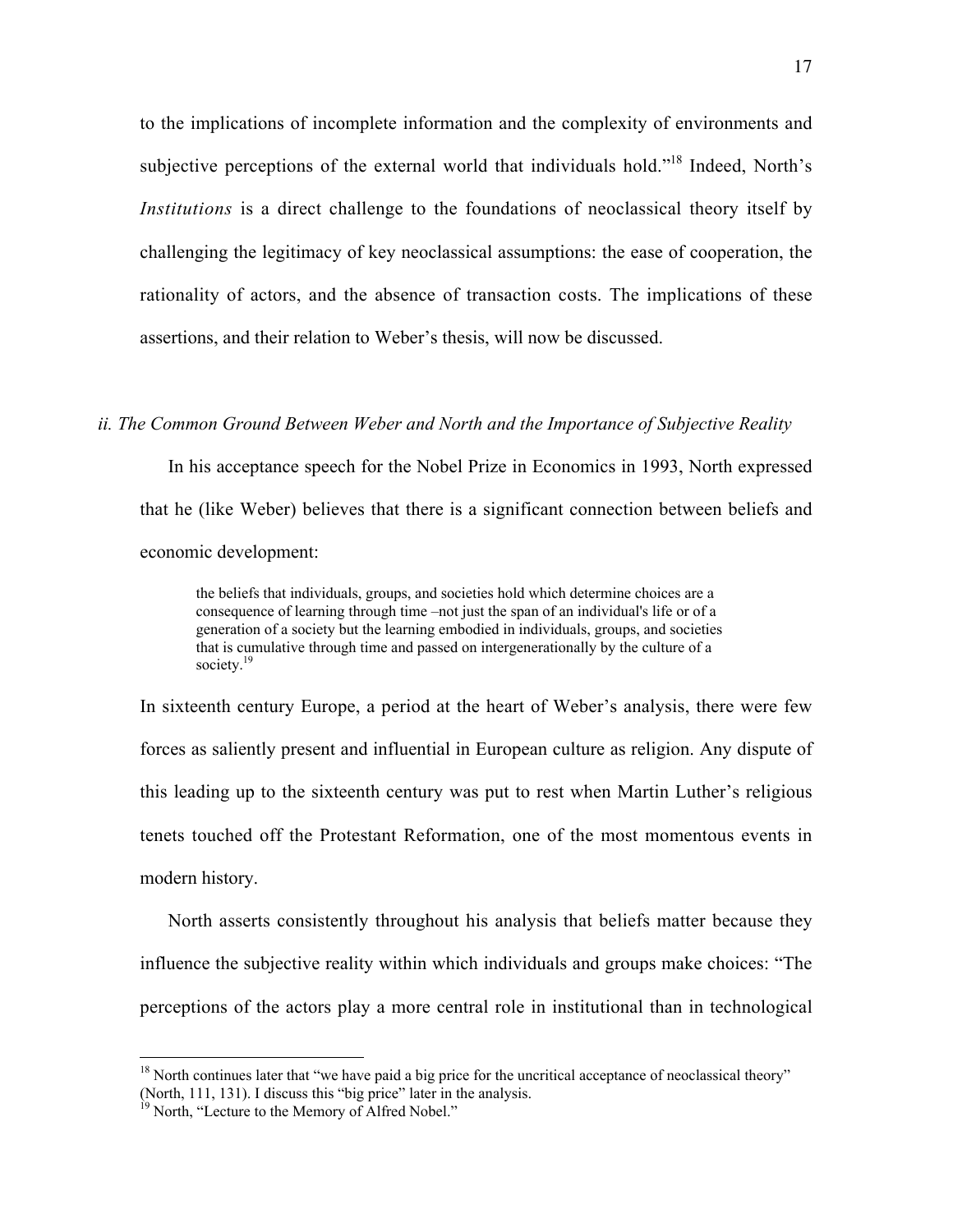to the implications of incomplete information and the complexity of environments and subjective perceptions of the external world that individuals hold."[18] Indeed, North's *Institutions* is a direct challenge to the foundations of neoclassical theory itself by challenging the legitimacy of key neoclassical assumptions: the ease of cooperation, the rationality of actors, and the absence of transaction costs. The implications of these assertions, and their relation to Weber's thesis, will now be discussed.

### *ii. The Common Ground Between Weber and North and the Importance of Subjective Reality*

In his acceptance speech for the Nobel Prize in Economics in 1993, North expressed that he (like Weber) believes that there is a significant connection between beliefs and economic development:

> the beliefs that individuals, groups, and societies hold which determine choices are a consequence of learning through time –not just the span of an individual's life or of a generation of a society but the learning embodied in individuals, groups, and societies that is cumulative through time and passed on intergenerationally by the culture of a society.[19]

In sixteenth century Europe, a period at the heart of Weber's analysis, there were few forces as saliently present and influential in European culture as religion. Any dispute of this leading up to the sixteenth century was put to rest when Martin Luther's religious tenets touched off the Protestant Reformation, one of the most momentous events in modern history.

North asserts consistently throughout his analysis that beliefs matter because they influence the subjective reality within which individuals and groups make choices: "The perceptions of the actors play a more central role in institutional than in technological

---

[18] North continues later that "we have paid a big price for the uncritical acceptance of neoclassical theory" (North, 111, 131). I discuss this "big price" later in the analysis.

[19] North, "Lecture to the Memory of Alfred Nobel."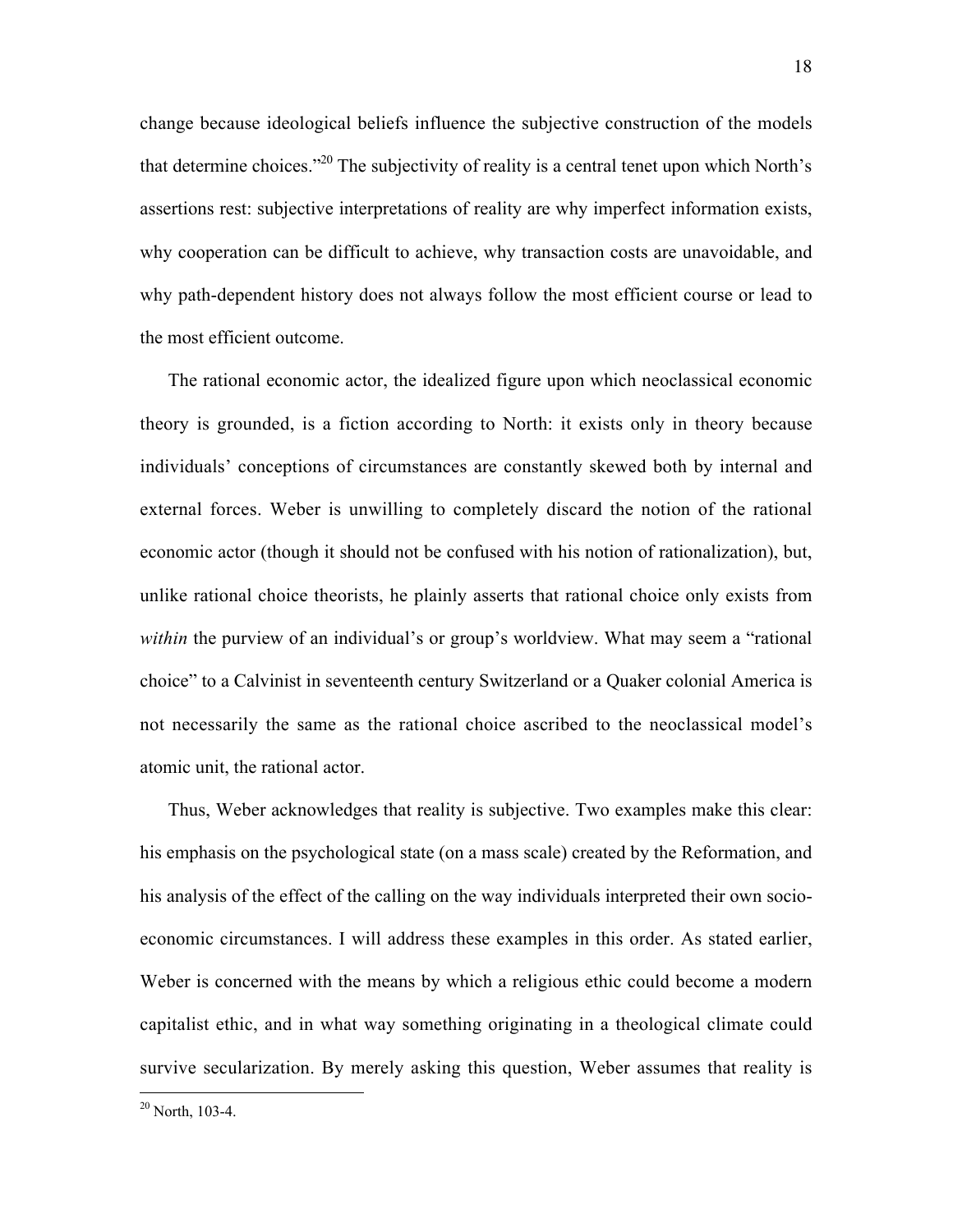change because ideological beliefs influence the subjective construction of the models that determine choices."[20] The subjectivity of reality is a central tenet upon which North's assertions rest: subjective interpretations of reality are why imperfect information exists, why cooperation can be difficult to achieve, why transaction costs are unavoidable, and why path-dependent history does not always follow the most efficient course or lead to the most efficient outcome.

The rational economic actor, the idealized figure upon which neoclassical economic theory is grounded, is a fiction according to North: it exists only in theory because individuals' conceptions of circumstances are constantly skewed both by internal and external forces. Weber is unwilling to completely discard the notion of the rational economic actor (though it should not be confused with his notion of rationalization), but, unlike rational choice theorists, he plainly asserts that rational choice only exists from *within* the purview of an individual's or group's worldview. What may seem a "rational choice" to a Calvinist in seventeenth century Switzerland or a Quaker colonial America is not necessarily the same as the rational choice ascribed to the neoclassical model's atomic unit, the rational actor.

Thus, Weber acknowledges that reality is subjective. Two examples make this clear: his emphasis on the psychological state (on a mass scale) created by the Reformation, and his analysis of the effect of the calling on the way individuals interpreted their own socio-economic circumstances. I will address these examples in this order. As stated earlier, Weber is concerned with the means by which a religious ethic could become a modern capitalist ethic, and in what way something originating in a theological climate could survive secularization. By merely asking this question, Weber assumes that reality is

[20] North, 103-4.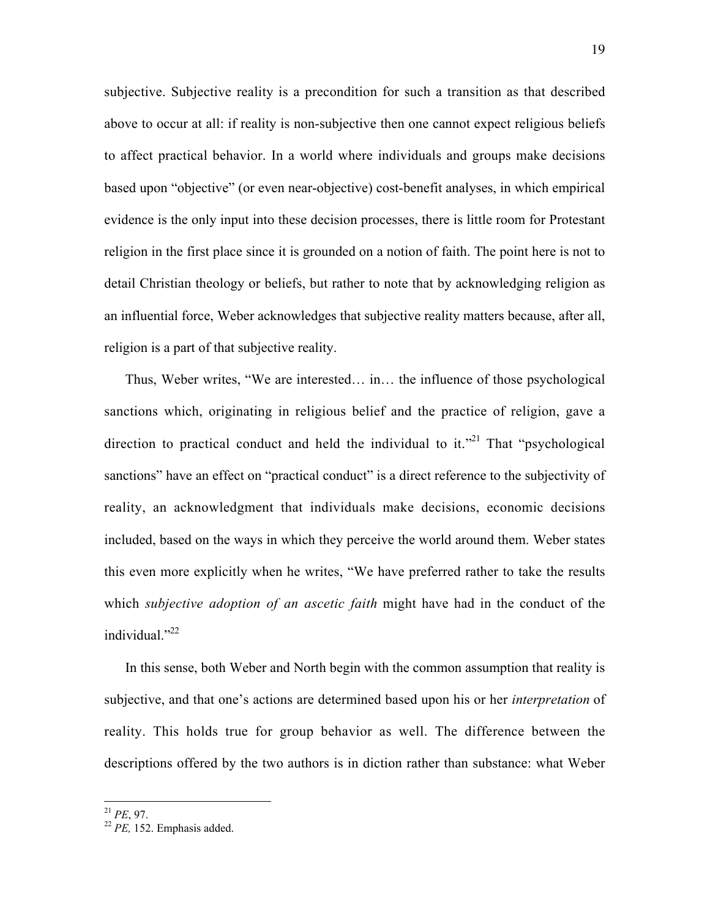subjective. Subjective reality is a precondition for such a transition as that described above to occur at all: if reality is non-subjective then one cannot expect religious beliefs to affect practical behavior. In a world where individuals and groups make decisions based upon "objective" (or even near-objective) cost-benefit analyses, in which empirical evidence is the only input into these decision processes, there is little room for Protestant religion in the first place since it is grounded on a notion of faith. The point here is not to detail Christian theology or beliefs, but rather to note that by acknowledging religion as an influential force, Weber acknowledges that subjective reality matters because, after all, religion is a part of that subjective reality.

Thus, Weber writes, "We are interested… in… the influence of those psychological sanctions which, originating in religious belief and the practice of religion, gave a direction to practical conduct and held the individual to it."[21] That "psychological sanctions" have an effect on "practical conduct" is a direct reference to the subjectivity of reality, an acknowledgment that individuals make decisions, economic decisions included, based on the ways in which they perceive the world around them. Weber states this even more explicitly when he writes, "We have preferred rather to take the results which *subjective adoption of an ascetic faith* might have had in the conduct of the individual."[22]

In this sense, both Weber and North begin with the common assumption that reality is subjective, and that one's actions are determined based upon his or her *interpretation* of reality. This holds true for group behavior as well. The difference between the descriptions offered by the two authors is in diction rather than substance: what Weber

---

[21] *PE*, 97.

[22] *PE,* 152. Emphasis added.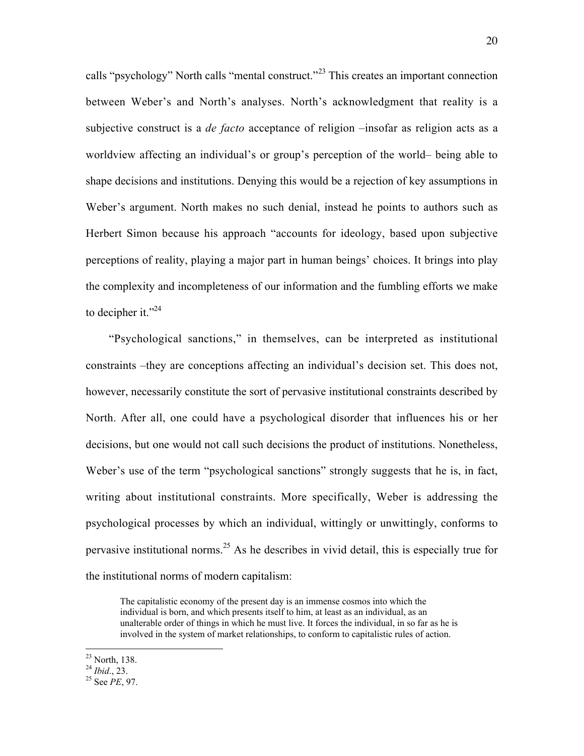calls "psychology" North calls "mental construct."[23] This creates an important connection between Weber's and North's analyses. North's acknowledgment that reality is a subjective construct is a *de facto* acceptance of religion –insofar as religion acts as a worldview affecting an individual's or group's perception of the world– being able to shape decisions and institutions. Denying this would be a rejection of key assumptions in Weber's argument. North makes no such denial, instead he points to authors such as Herbert Simon because his approach "accounts for ideology, based upon subjective perceptions of reality, playing a major part in human beings' choices. It brings into play the complexity and incompleteness of our information and the fumbling efforts we make to decipher it."[24]

"Psychological sanctions," in themselves, can be interpreted as institutional constraints –they are conceptions affecting an individual's decision set. This does not, however, necessarily constitute the sort of pervasive institutional constraints described by North. After all, one could have a psychological disorder that influences his or her decisions, but one would not call such decisions the product of institutions. Nonetheless, Weber's use of the term "psychological sanctions" strongly suggests that he is, in fact, writing about institutional constraints. More specifically, Weber is addressing the psychological processes by which an individual, wittingly or unwittingly, conforms to pervasive institutional norms.[25] As he describes in vivid detail, this is especially true for the institutional norms of modern capitalism:

> The capitalistic economy of the present day is an immense cosmos into which the individual is born, and which presents itself to him, at least as an individual, as an unalterable order of things in which he must live. It forces the individual, in so far as he is involved in the system of market relationships, to conform to capitalistic rules of action.

---

[23] North, 138.
[24] *Ibid*., 23.
[25] See *PE*, 97.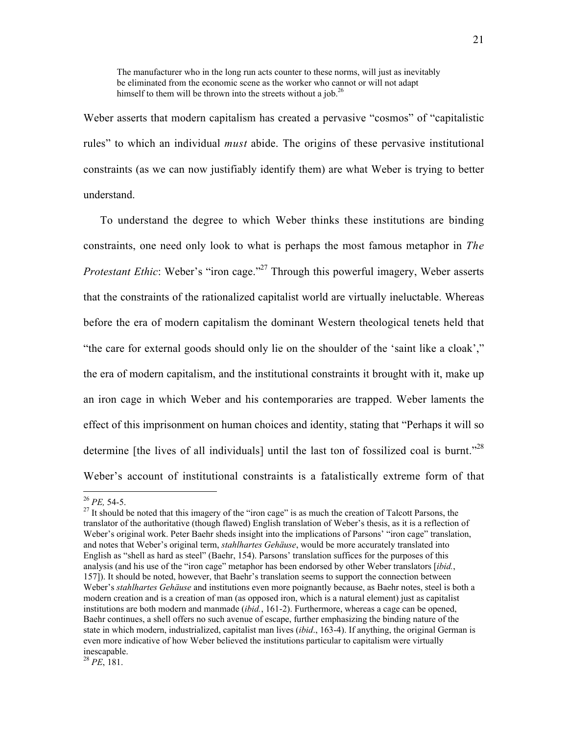> The manufacturer who in the long run acts counter to these norms, will just as inevitably be eliminated from the economic scene as the worker who cannot or will not adapt himself to them will be thrown into the streets without a job.[26]

Weber asserts that modern capitalism has created a pervasive "cosmos" of "capitalistic rules" to which an individual *must* abide. The origins of these pervasive institutional constraints (as we can now justifiably identify them) are what Weber is trying to better understand.

To understand the degree to which Weber thinks these institutions are binding constraints, one need only look to what is perhaps the most famous metaphor in *The Protestant Ethic*: Weber's "iron cage."[27] Through this powerful imagery, Weber asserts that the constraints of the rationalized capitalist world are virtually ineluctable. Whereas before the era of modern capitalism the dominant Western theological tenets held that "the care for external goods should only lie on the shoulder of the 'saint like a cloak'," the era of modern capitalism, and the institutional constraints it brought with it, make up an iron cage in which Weber and his contemporaries are trapped. Weber laments the effect of this imprisonment on human choices and identity, stating that "Perhaps it will so determine [the lives of all individuals] until the last ton of fossilized coal is burnt."[28] Weber's account of institutional constraints is a fatalistically extreme form of that

---

[26] *PE,* 54-5.

[27] It should be noted that this imagery of the "iron cage" is as much the creation of Talcott Parsons, the translator of the authoritative (though flawed) English translation of Weber's thesis, as it is a reflection of Weber's original work. Peter Baehr sheds insight into the implications of Parsons' "iron cage" translation, and notes that Weber's original term, *stahlhartes Gehäuse*, would be more accurately translated into English as "shell as hard as steel" (Baehr, 154). Parsons' translation suffices for the purposes of this analysis (and his use of the "iron cage" metaphor has been endorsed by other Weber translators [*ibid.*, 157]). It should be noted, however, that Baehr's translation seems to support the connection between Weber's *stahlhartes Gehäuse* and institutions even more poignantly because, as Baehr notes, steel is both a modern creation and is a creation of man (as opposed iron, which is a natural element) just as capitalist institutions are both modern and manmade (*ibid.*, 161-2). Furthermore, whereas a cage can be opened, Baehr continues, a shell offers no such avenue of escape, further emphasizing the binding nature of the state in which modern, industrialized, capitalist man lives (*ibid*., 163-4). If anything, the original German is even more indicative of how Weber believed the institutions particular to capitalism were virtually inescapable.

[28] *PE*, 181.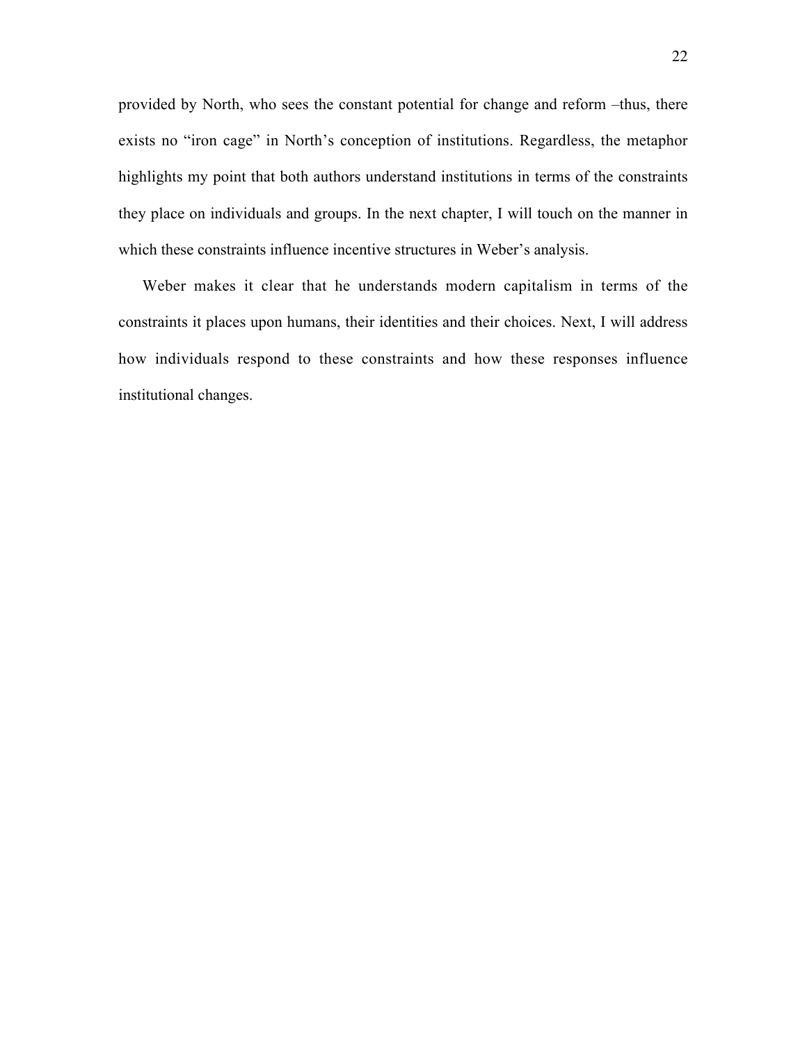provided by North, who sees the constant potential for change and reform –thus, there exists no "iron cage" in North's conception of institutions. Regardless, the metaphor highlights my point that both authors understand institutions in terms of the constraints they place on individuals and groups. In the next chapter, I will touch on the manner in which these constraints influence incentive structures in Weber's analysis.

Weber makes it clear that he understands modern capitalism in terms of the constraints it places upon humans, their identities and their choices. Next, I will address how individuals respond to these constraints and how these responses influence institutional changes.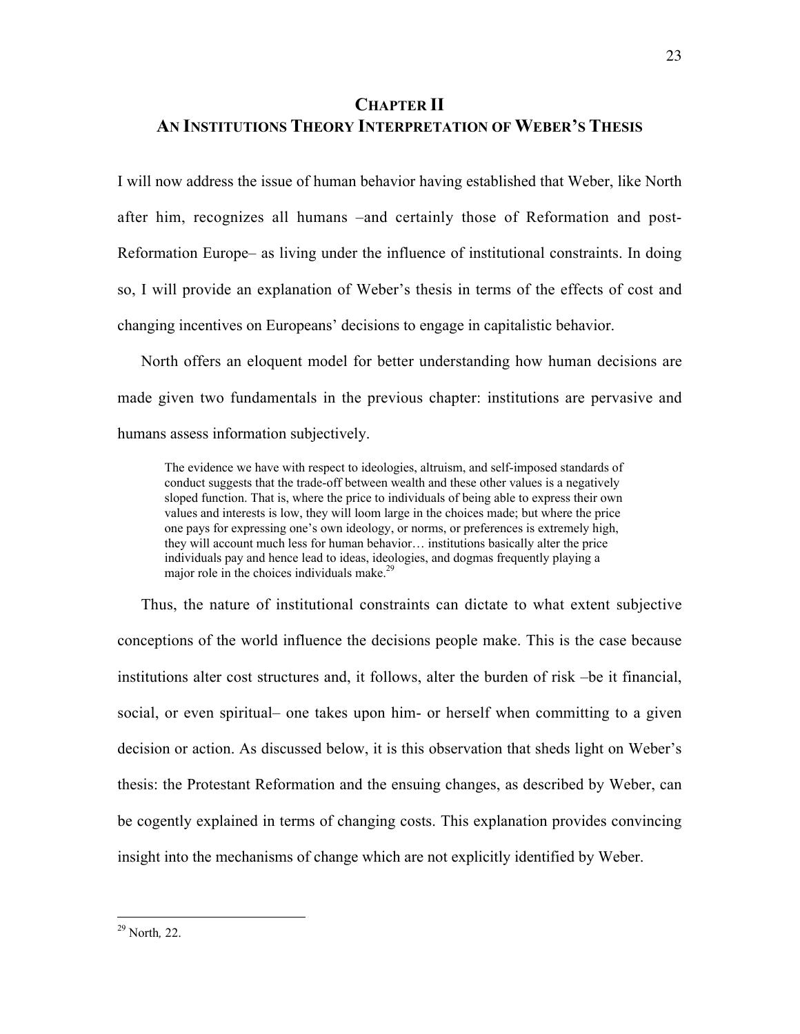# CHAPTER II
# AN INSTITUTIONS THEORY INTERPRETATION OF WEBER'S THESIS

I will now address the issue of human behavior having established that Weber, like North after him, recognizes all humans –and certainly those of Reformation and post-Reformation Europe– as living under the influence of institutional constraints. In doing so, I will provide an explanation of Weber's thesis in terms of the effects of cost and changing incentives on Europeans' decisions to engage in capitalistic behavior.

North offers an eloquent model for better understanding how human decisions are made given two fundamentals in the previous chapter: institutions are pervasive and humans assess information subjectively.

> The evidence we have with respect to ideologies, altruism, and self-imposed standards of conduct suggests that the trade-off between wealth and these other values is a negatively sloped function. That is, where the price to individuals of being able to express their own values and interests is low, they will loom large in the choices made; but where the price one pays for expressing one's own ideology, or norms, or preferences is extremely high, they will account much less for human behavior… institutions basically alter the price individuals pay and hence lead to ideas, ideologies, and dogmas frequently playing a major role in the choices individuals make.[29]

Thus, the nature of institutional constraints can dictate to what extent subjective conceptions of the world influence the decisions people make. This is the case because institutions alter cost structures and, it follows, alter the burden of risk –be it financial, social, or even spiritual– one takes upon him- or herself when committing to a given decision or action. As discussed below, it is this observation that sheds light on Weber's thesis: the Protestant Reformation and the ensuing changes, as described by Weber, can be cogently explained in terms of changing costs. This explanation provides convincing insight into the mechanisms of change which are not explicitly identified by Weber.

---

[29] North, 22.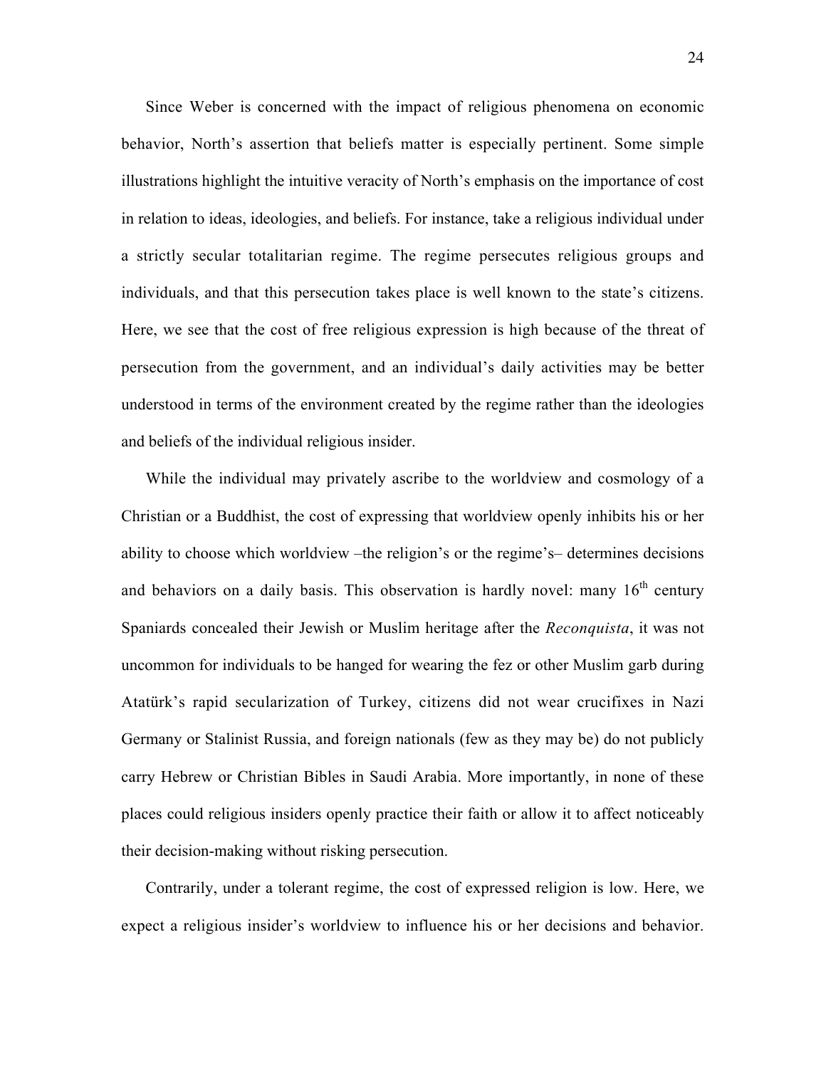Since Weber is concerned with the impact of religious phenomena on economic behavior, North's assertion that beliefs matter is especially pertinent. Some simple illustrations highlight the intuitive veracity of North's emphasis on the importance of cost in relation to ideas, ideologies, and beliefs. For instance, take a religious individual under a strictly secular totalitarian regime. The regime persecutes religious groups and individuals, and that this persecution takes place is well known to the state's citizens. Here, we see that the cost of free religious expression is high because of the threat of persecution from the government, and an individual's daily activities may be better understood in terms of the environment created by the regime rather than the ideologies and beliefs of the individual religious insider.

While the individual may privately ascribe to the worldview and cosmology of a Christian or a Buddhist, the cost of expressing that worldview openly inhibits his or her ability to choose which worldview –the religion's or the regime's– determines decisions and behaviors on a daily basis. This observation is hardly novel: many 16th century Spaniards concealed their Jewish or Muslim heritage after the *Reconquista*, it was not uncommon for individuals to be hanged for wearing the fez or other Muslim garb during Atatürk's rapid secularization of Turkey, citizens did not wear crucifixes in Nazi Germany or Stalinist Russia, and foreign nationals (few as they may be) do not publicly carry Hebrew or Christian Bibles in Saudi Arabia. More importantly, in none of these places could religious insiders openly practice their faith or allow it to affect noticeably their decision-making without risking persecution.

Contrarily, under a tolerant regime, the cost of expressed religion is low. Here, we expect a religious insider's worldview to influence his or her decisions and behavior.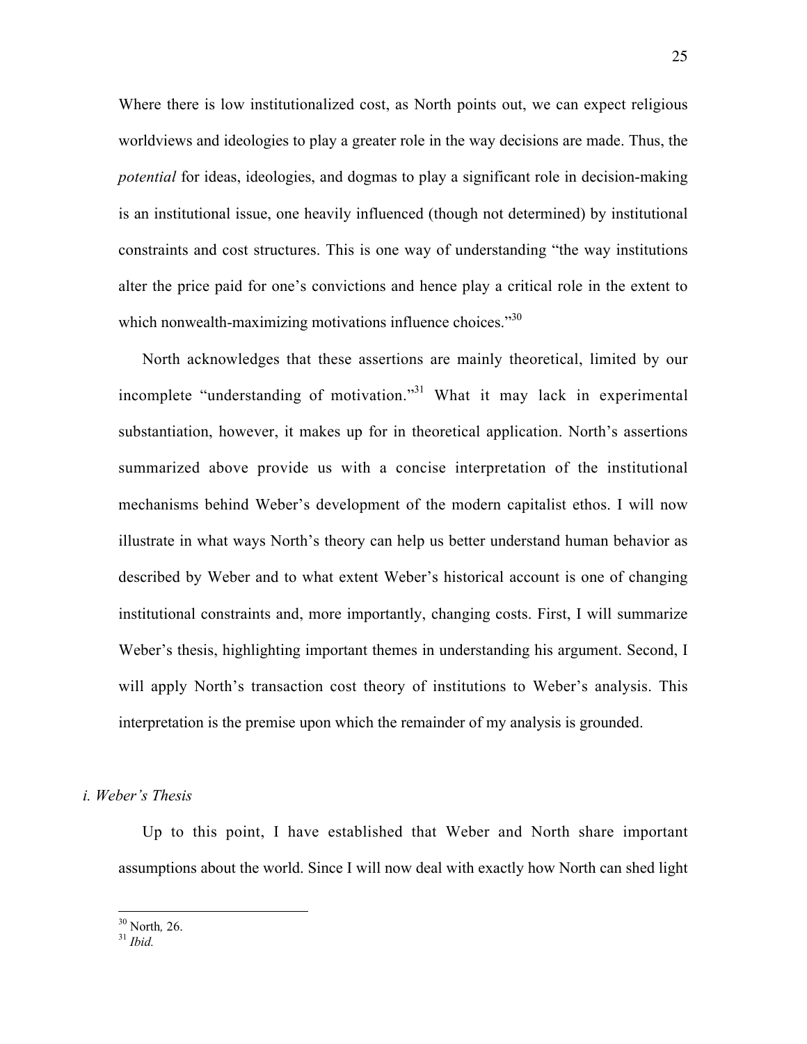Where there is low institutionalized cost, as North points out, we can expect religious worldviews and ideologies to play a greater role in the way decisions are made. Thus, the *potential* for ideas, ideologies, and dogmas to play a significant role in decision-making is an institutional issue, one heavily influenced (though not determined) by institutional constraints and cost structures. This is one way of understanding "the way institutions alter the price paid for one's convictions and hence play a critical role in the extent to which nonwealth-maximizing motivations influence choices."[30]

North acknowledges that these assertions are mainly theoretical, limited by our incomplete "understanding of motivation."[31] What it may lack in experimental substantiation, however, it makes up for in theoretical application. North's assertions summarized above provide us with a concise interpretation of the institutional mechanisms behind Weber's development of the modern capitalist ethos. I will now illustrate in what ways North's theory can help us better understand human behavior as described by Weber and to what extent Weber's historical account is one of changing institutional constraints and, more importantly, changing costs. First, I will summarize Weber's thesis, highlighting important themes in understanding his argument. Second, I will apply North's transaction cost theory of institutions to Weber's analysis. This interpretation is the premise upon which the remainder of my analysis is grounded.

### *i. Weber's Thesis*

Up to this point, I have established that Weber and North share important assumptions about the world. Since I will now deal with exactly how North can shed light

[30] North, 26.
[31] *Ibid.*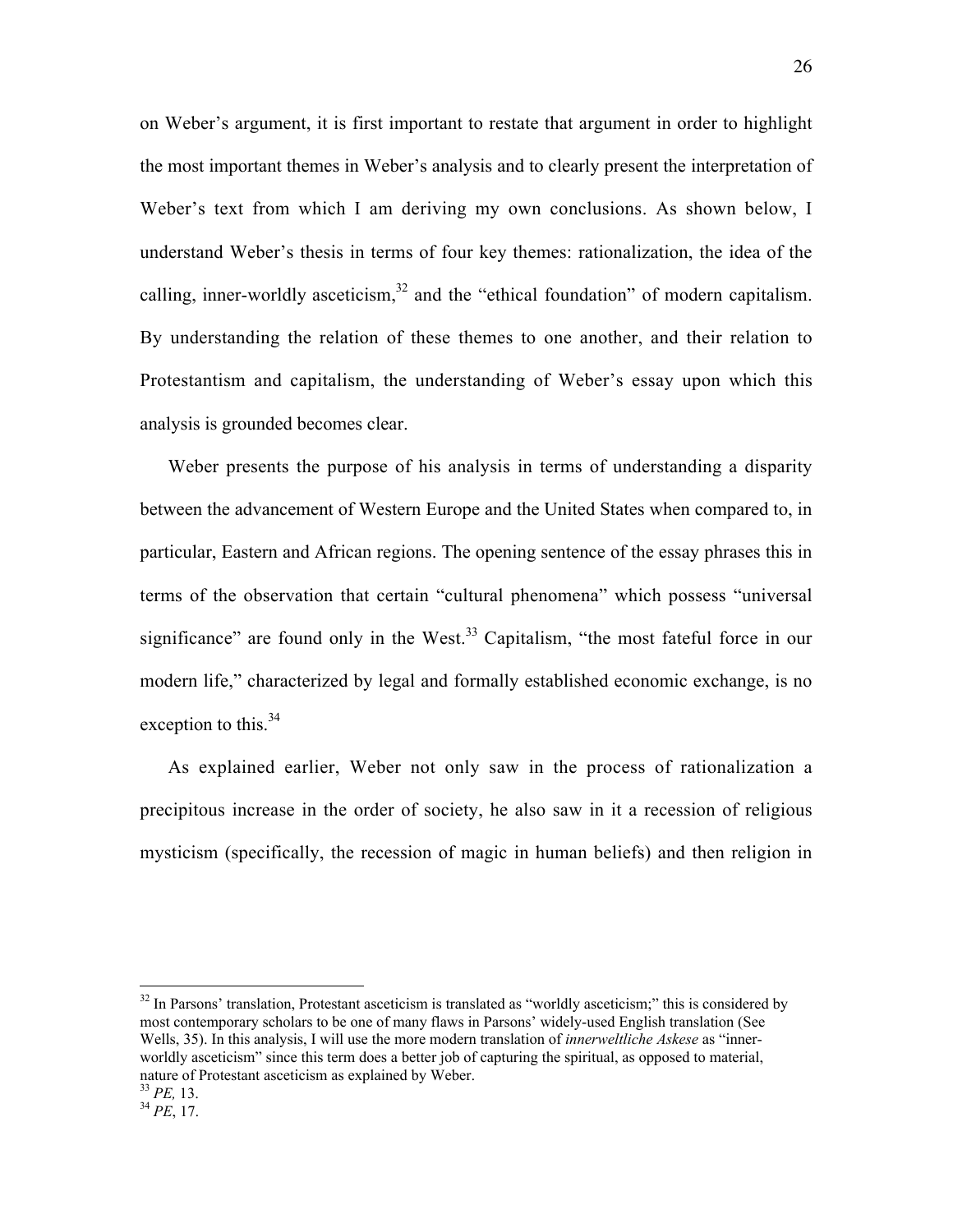on Weber's argument, it is first important to restate that argument in order to highlight the most important themes in Weber's analysis and to clearly present the interpretation of Weber's text from which I am deriving my own conclusions. As shown below, I understand Weber's thesis in terms of four key themes: rationalization, the idea of the calling, inner-worldly asceticism,[32] and the "ethical foundation" of modern capitalism. By understanding the relation of these themes to one another, and their relation to Protestantism and capitalism, the understanding of Weber's essay upon which this analysis is grounded becomes clear.

Weber presents the purpose of his analysis in terms of understanding a disparity between the advancement of Western Europe and the United States when compared to, in particular, Eastern and African regions. The opening sentence of the essay phrases this in terms of the observation that certain "cultural phenomena" which possess "universal significance" are found only in the West.[33] Capitalism, "the most fateful force in our modern life," characterized by legal and formally established economic exchange, is no exception to this.[34]

As explained earlier, Weber not only saw in the process of rationalization a precipitous increase in the order of society, he also saw in it a recession of religious mysticism (specifically, the recession of magic in human beliefs) and then religion in

---

[32] In Parsons' translation, Protestant asceticism is translated as "worldly asceticism;" this is considered by most contemporary scholars to be one of many flaws in Parsons' widely-used English translation (See Wells, 35). In this analysis, I will use the more modern translation of *innerweltliche Askese* as "inner-worldly asceticism" since this term does a better job of capturing the spiritual, as opposed to material, nature of Protestant asceticism as explained by Weber.

[33] *PE,* 13.

[34] *PE*, 17.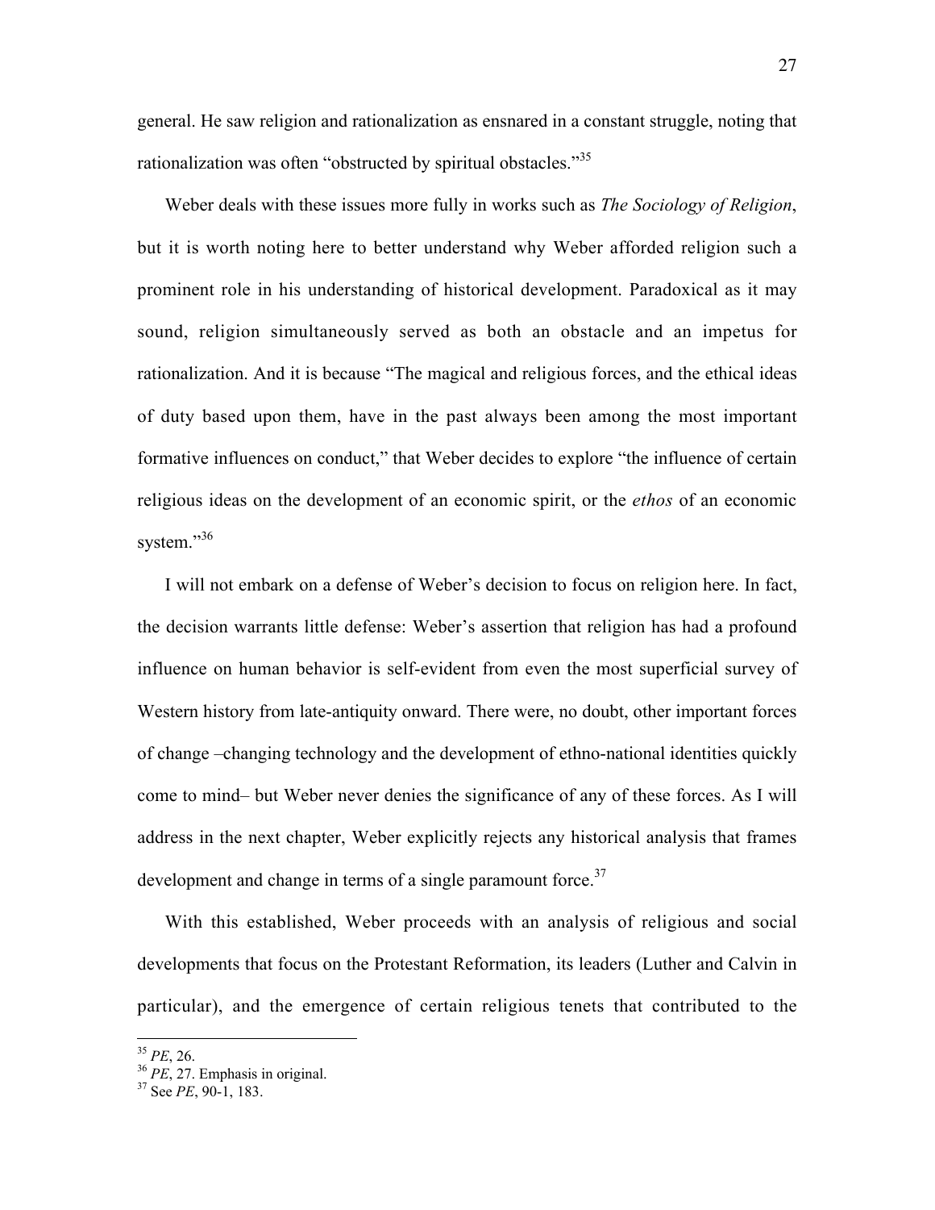general. He saw religion and rationalization as ensnared in a constant struggle, noting that rationalization was often "obstructed by spiritual obstacles."[35]

Weber deals with these issues more fully in works such as *The Sociology of Religion*, but it is worth noting here to better understand why Weber afforded religion such a prominent role in his understanding of historical development. Paradoxical as it may sound, religion simultaneously served as both an obstacle and an impetus for rationalization. And it is because "The magical and religious forces, and the ethical ideas of duty based upon them, have in the past always been among the most important formative influences on conduct," that Weber decides to explore "the influence of certain religious ideas on the development of an economic spirit, or the *ethos* of an economic system."[36]

I will not embark on a defense of Weber's decision to focus on religion here. In fact, the decision warrants little defense: Weber's assertion that religion has had a profound influence on human behavior is self-evident from even the most superficial survey of Western history from late-antiquity onward. There were, no doubt, other important forces of change –changing technology and the development of ethno-national identities quickly come to mind– but Weber never denies the significance of any of these forces. As I will address in the next chapter, Weber explicitly rejects any historical analysis that frames development and change in terms of a single paramount force.[37]

With this established, Weber proceeds with an analysis of religious and social developments that focus on the Protestant Reformation, its leaders (Luther and Calvin in particular), and the emergence of certain religious tenets that contributed to the

---

[35] *PE*, 26.
[36] *PE*, 27. Emphasis in original.
[37] See *PE*, 90-1, 183.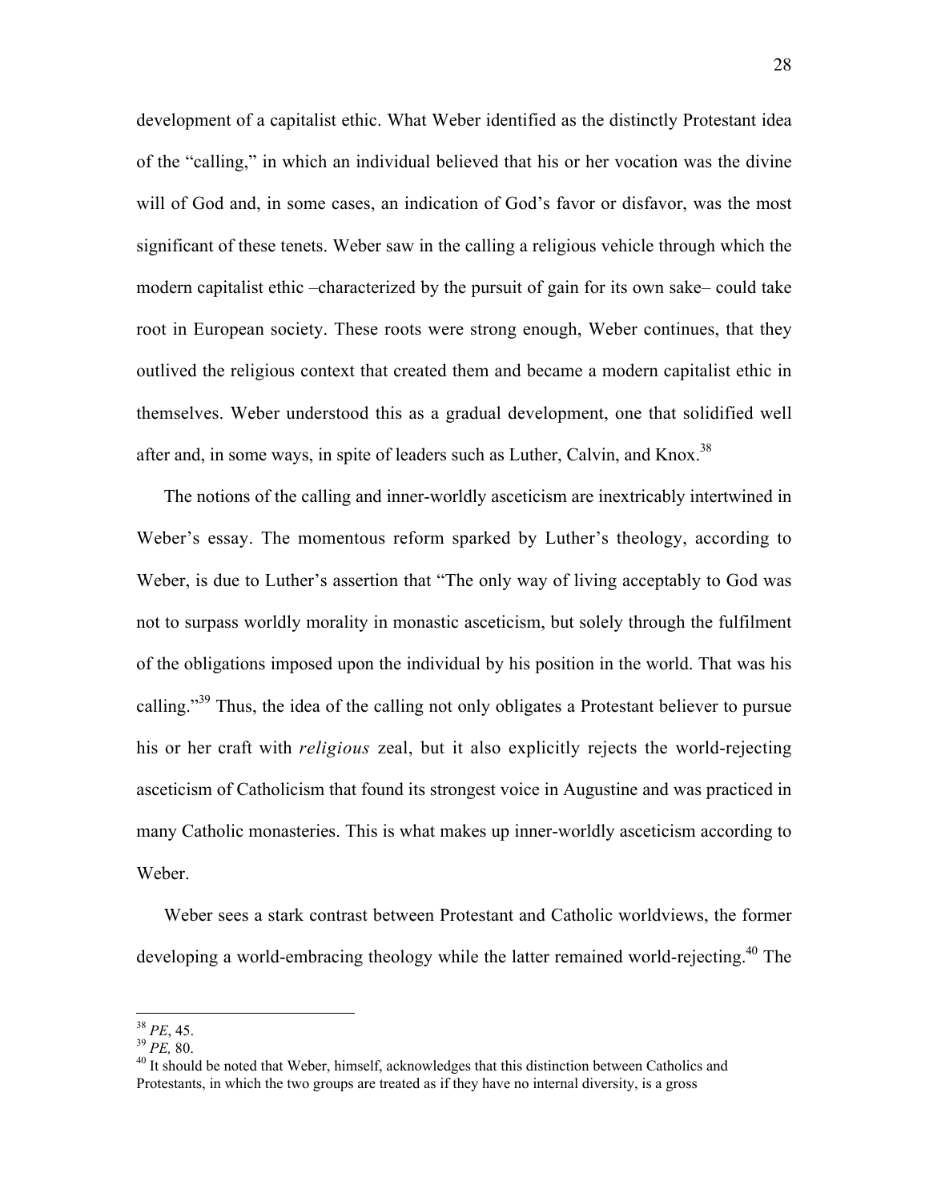development of a capitalist ethic. What Weber identified as the distinctly Protestant idea of the "calling," in which an individual believed that his or her vocation was the divine will of God and, in some cases, an indication of God's favor or disfavor, was the most significant of these tenets. Weber saw in the calling a religious vehicle through which the modern capitalist ethic –characterized by the pursuit of gain for its own sake– could take root in European society. These roots were strong enough, Weber continues, that they outlived the religious context that created them and became a modern capitalist ethic in themselves. Weber understood this as a gradual development, one that solidified well after and, in some ways, in spite of leaders such as Luther, Calvin, and Knox.[38]

The notions of the calling and inner-worldly asceticism are inextricably intertwined in Weber's essay. The momentous reform sparked by Luther's theology, according to Weber, is due to Luther's assertion that "The only way of living acceptably to God was not to surpass worldly morality in monastic asceticism, but solely through the fulfilment of the obligations imposed upon the individual by his position in the world. That was his calling."[39] Thus, the idea of the calling not only obligates a Protestant believer to pursue his or her craft with *religious* zeal, but it also explicitly rejects the world-rejecting asceticism of Catholicism that found its strongest voice in Augustine and was practiced in many Catholic monasteries. This is what makes up inner-worldly asceticism according to Weber.

Weber sees a stark contrast between Protestant and Catholic worldviews, the former developing a world-embracing theology while the latter remained world-rejecting.[40] The

---

[38] *PE*, 45.

[39] *PE,* 80.

[40] It should be noted that Weber, himself, acknowledges that this distinction between Catholics and Protestants, in which the two groups are treated as if they have no internal diversity, is a gross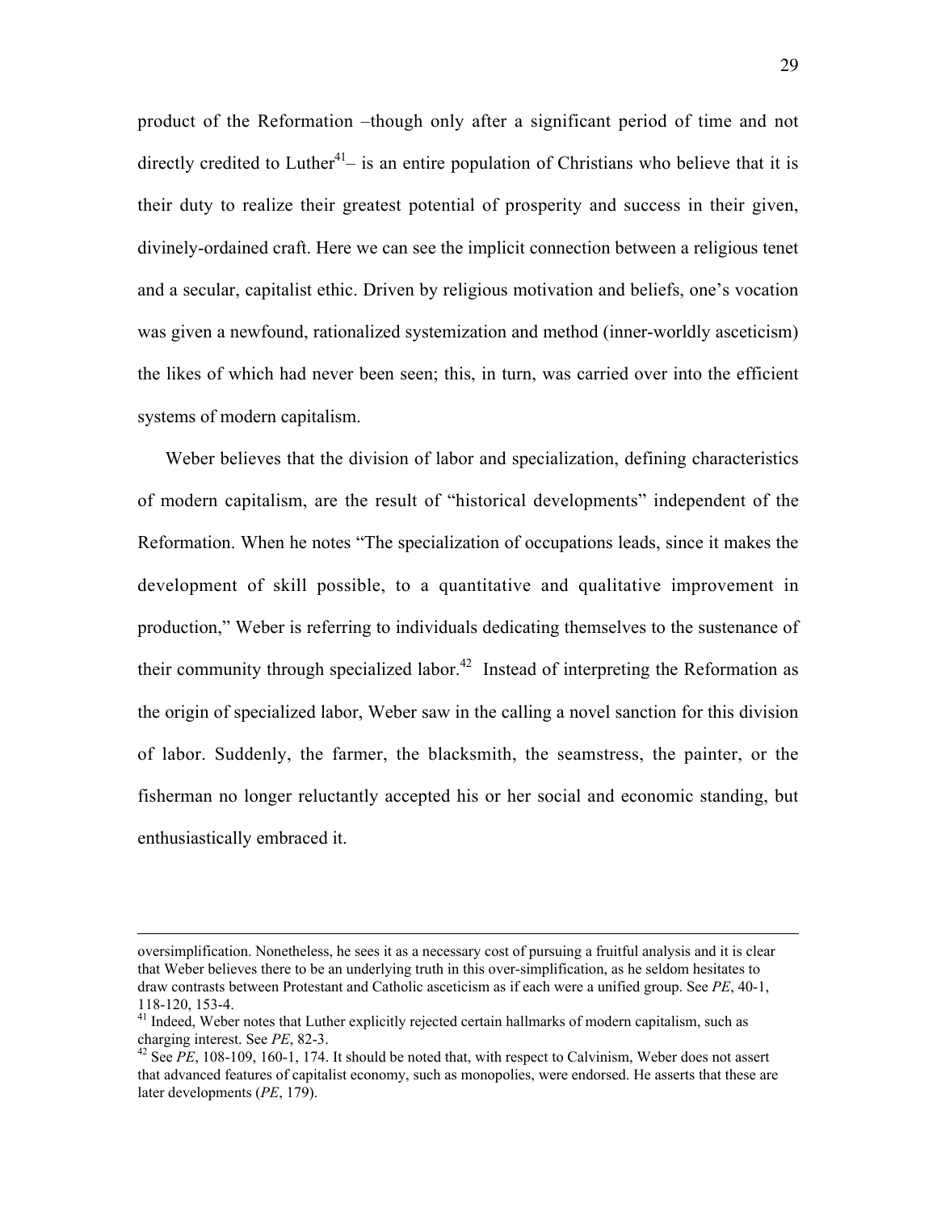product of the Reformation –though only after a significant period of time and not directly credited to Luther[41]– is an entire population of Christians who believe that it is their duty to realize their greatest potential of prosperity and success in their given, divinely-ordained craft. Here we can see the implicit connection between a religious tenet and a secular, capitalist ethic. Driven by religious motivation and beliefs, one's vocation was given a newfound, rationalized systemization and method (inner-worldly asceticism) the likes of which had never been seen; this, in turn, was carried over into the efficient systems of modern capitalism.

Weber believes that the division of labor and specialization, defining characteristics of modern capitalism, are the result of "historical developments" independent of the Reformation. When he notes "The specialization of occupations leads, since it makes the development of skill possible, to a quantitative and qualitative improvement in production," Weber is referring to individuals dedicating themselves to the sustenance of their community through specialized labor.[42] Instead of interpreting the Reformation as the origin of specialized labor, Weber saw in the calling a novel sanction for this division of labor. Suddenly, the farmer, the blacksmith, the seamstress, the painter, or the fisherman no longer reluctantly accepted his or her social and economic standing, but enthusiastically embraced it.

---

oversimplification. Nonetheless, he sees it as a necessary cost of pursuing a fruitful analysis and it is clear that Weber believes there to be an underlying truth in this over-simplification, as he seldom hesitates to draw contrasts between Protestant and Catholic asceticism as if each were a unified group. See *PE*, 40-1, 118-120, 153-4.

[41] Indeed, Weber notes that Luther explicitly rejected certain hallmarks of modern capitalism, such as charging interest. See *PE*, 82-3.

[42] See *PE*, 108-109, 160-1, 174. It should be noted that, with respect to Calvinism, Weber does not assert that advanced features of capitalist economy, such as monopolies, were endorsed. He asserts that these are later developments (*PE*, 179).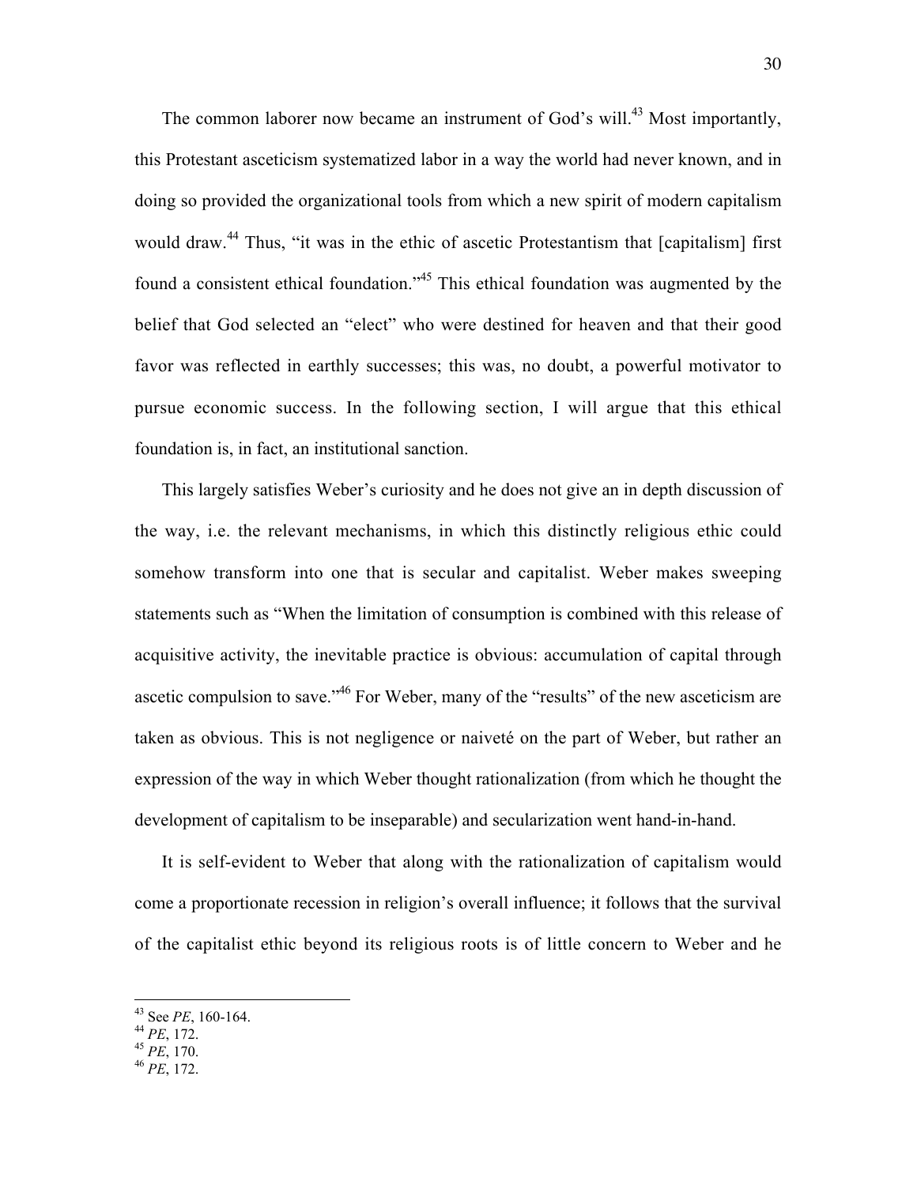The common laborer now became an instrument of God's will.[43] Most importantly, this Protestant asceticism systematized labor in a way the world had never known, and in doing so provided the organizational tools from which a new spirit of modern capitalism would draw.[44] Thus, "it was in the ethic of ascetic Protestantism that [capitalism] first found a consistent ethical foundation."[45] This ethical foundation was augmented by the belief that God selected an "elect" who were destined for heaven and that their good favor was reflected in earthly successes; this was, no doubt, a powerful motivator to pursue economic success. In the following section, I will argue that this ethical foundation is, in fact, an institutional sanction.

This largely satisfies Weber's curiosity and he does not give an in depth discussion of the way, i.e. the relevant mechanisms, in which this distinctly religious ethic could somehow transform into one that is secular and capitalist. Weber makes sweeping statements such as "When the limitation of consumption is combined with this release of acquisitive activity, the inevitable practice is obvious: accumulation of capital through ascetic compulsion to save."[46] For Weber, many of the "results" of the new asceticism are taken as obvious. This is not negligence or naiveté on the part of Weber, but rather an expression of the way in which Weber thought rationalization (from which he thought the development of capitalism to be inseparable) and secularization went hand-in-hand.

It is self-evident to Weber that along with the rationalization of capitalism would come a proportionate recession in religion's overall influence; it follows that the survival of the capitalist ethic beyond its religious roots is of little concern to Weber and he

[43] See *PE*, 160-164.
[44] *PE*, 172.
[45] *PE*, 170.
[46] *PE*, 172.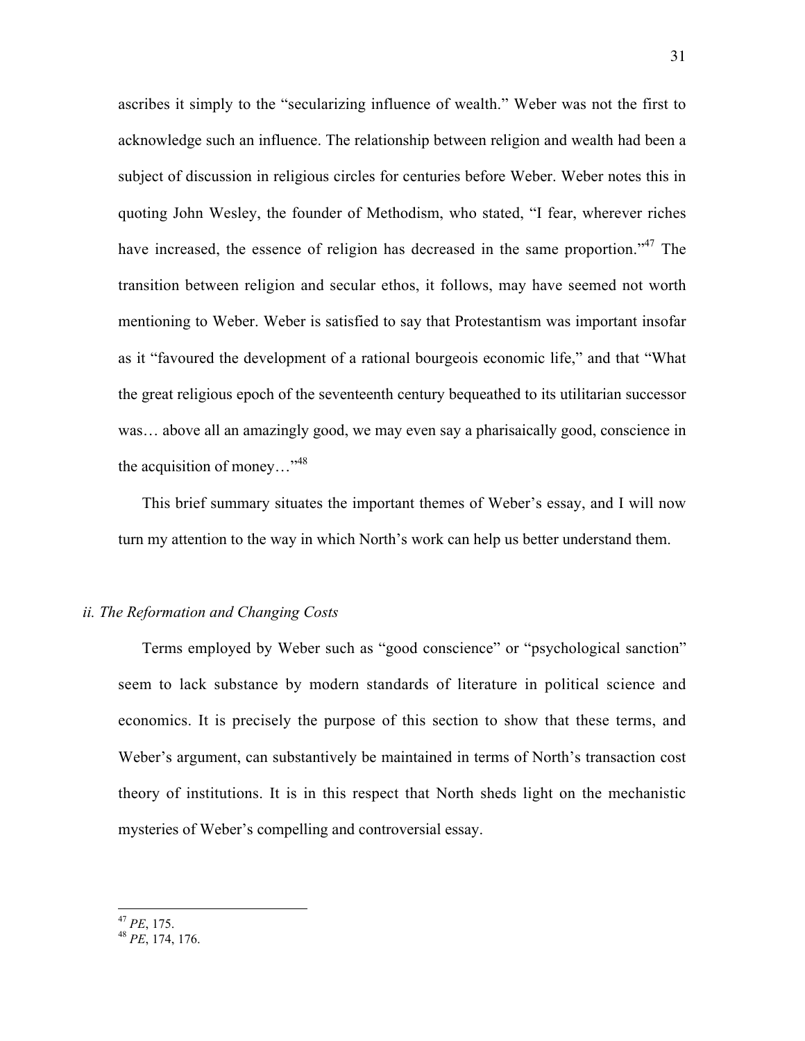ascribes it simply to the "secularizing influence of wealth." Weber was not the first to acknowledge such an influence. The relationship between religion and wealth had been a subject of discussion in religious circles for centuries before Weber. Weber notes this in quoting John Wesley, the founder of Methodism, who stated, "I fear, wherever riches have increased, the essence of religion has decreased in the same proportion."[47] The transition between religion and secular ethos, it follows, may have seemed not worth mentioning to Weber. Weber is satisfied to say that Protestantism was important insofar as it "favoured the development of a rational bourgeois economic life," and that "What the great religious epoch of the seventeenth century bequeathed to its utilitarian successor was… above all an amazingly good, we may even say a pharisaically good, conscience in the acquisition of money…"[48]

This brief summary situates the important themes of Weber's essay, and I will now turn my attention to the way in which North's work can help us better understand them.

### *ii. The Reformation and Changing Costs*

Terms employed by Weber such as "good conscience" or "psychological sanction" seem to lack substance by modern standards of literature in political science and economics. It is precisely the purpose of this section to show that these terms, and Weber's argument, can substantively be maintained in terms of North's transaction cost theory of institutions. It is in this respect that North sheds light on the mechanistic mysteries of Weber's compelling and controversial essay.

---

[47] *PE*, 175.

[48] *PE*, 174, 176.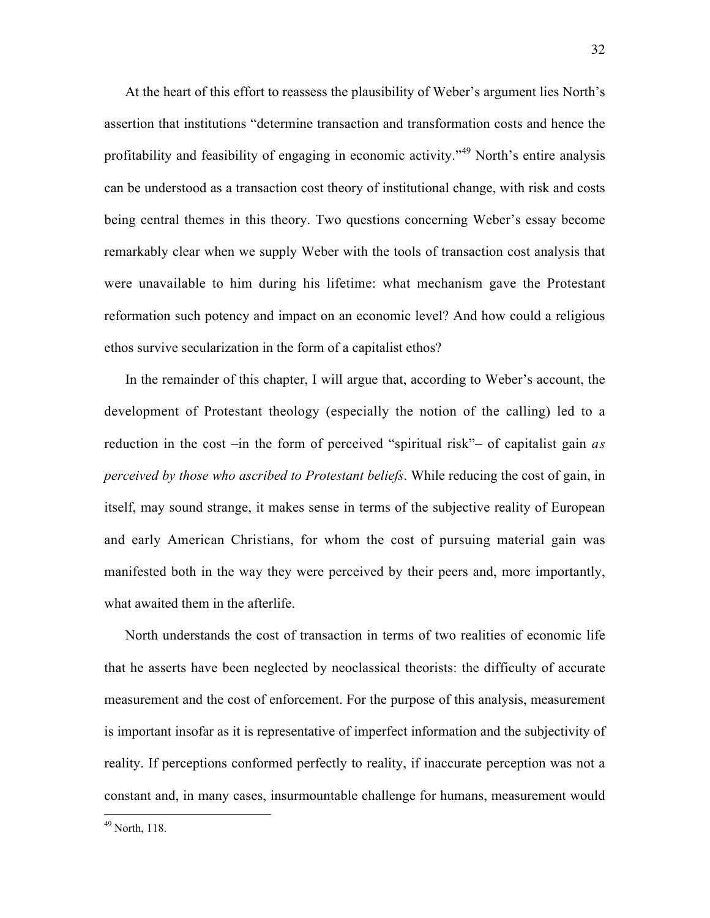At the heart of this effort to reassess the plausibility of Weber's argument lies North's assertion that institutions "determine transaction and transformation costs and hence the profitability and feasibility of engaging in economic activity."[49] North's entire analysis can be understood as a transaction cost theory of institutional change, with risk and costs being central themes in this theory. Two questions concerning Weber's essay become remarkably clear when we supply Weber with the tools of transaction cost analysis that were unavailable to him during his lifetime: what mechanism gave the Protestant reformation such potency and impact on an economic level? And how could a religious ethos survive secularization in the form of a capitalist ethos?

In the remainder of this chapter, I will argue that, according to Weber's account, the development of Protestant theology (especially the notion of the calling) led to a reduction in the cost –in the form of perceived "spiritual risk"– of capitalist gain *as perceived by those who ascribed to Protestant beliefs*. While reducing the cost of gain, in itself, may sound strange, it makes sense in terms of the subjective reality of European and early American Christians, for whom the cost of pursuing material gain was manifested both in the way they were perceived by their peers and, more importantly, what awaited them in the afterlife.

North understands the cost of transaction in terms of two realities of economic life that he asserts have been neglected by neoclassical theorists: the difficulty of accurate measurement and the cost of enforcement. For the purpose of this analysis, measurement is important insofar as it is representative of imperfect information and the subjectivity of reality. If perceptions conformed perfectly to reality, if inaccurate perception was not a constant and, in many cases, insurmountable challenge for humans, measurement would

[49] North, 118.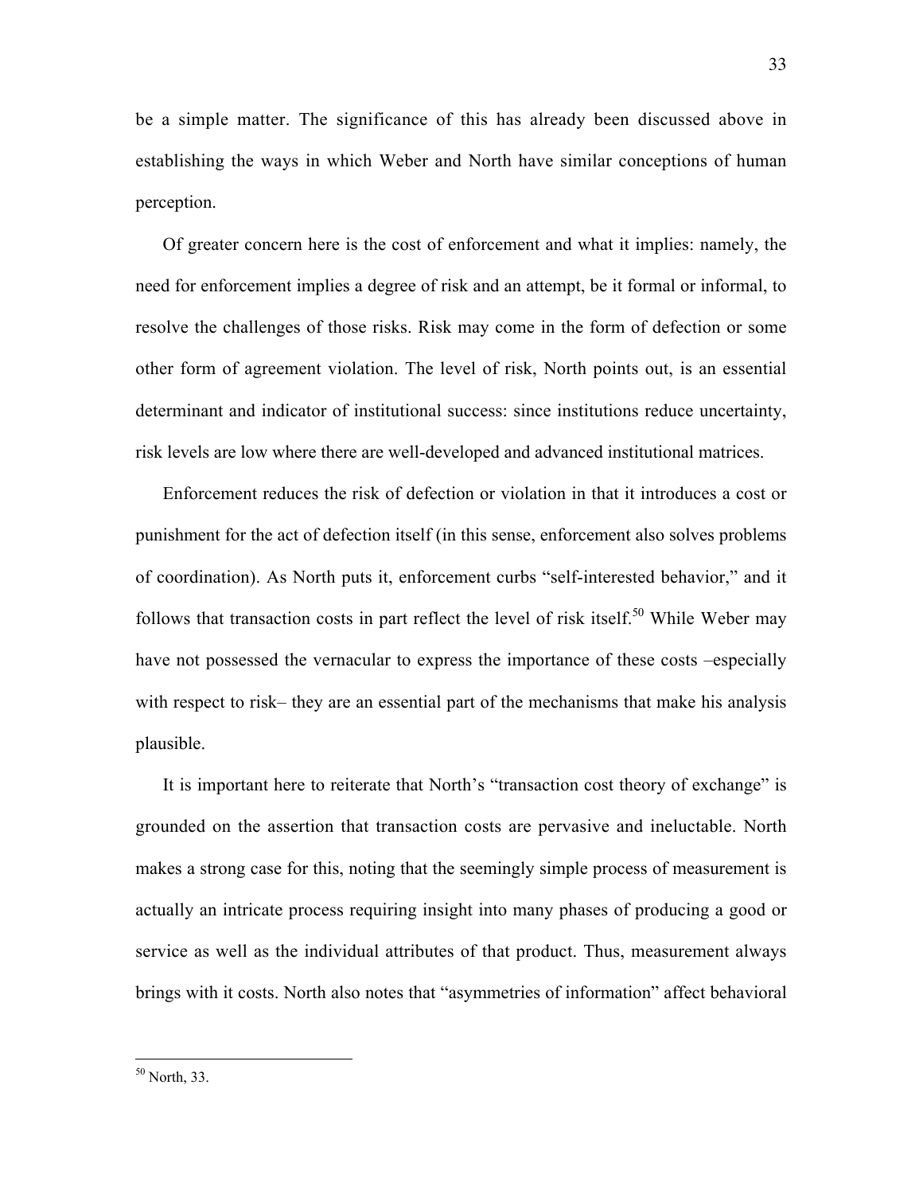be a simple matter. The significance of this has already been discussed above in establishing the ways in which Weber and North have similar conceptions of human perception.

Of greater concern here is the cost of enforcement and what it implies: namely, the need for enforcement implies a degree of risk and an attempt, be it formal or informal, to resolve the challenges of those risks. Risk may come in the form of defection or some other form of agreement violation. The level of risk, North points out, is an essential determinant and indicator of institutional success: since institutions reduce uncertainty, risk levels are low where there are well-developed and advanced institutional matrices.

Enforcement reduces the risk of defection or violation in that it introduces a cost or punishment for the act of defection itself (in this sense, enforcement also solves problems of coordination). As North puts it, enforcement curbs "self-interested behavior," and it follows that transaction costs in part reflect the level of risk itself.[50] While Weber may have not possessed the vernacular to express the importance of these costs –especially with respect to risk– they are an essential part of the mechanisms that make his analysis plausible.

It is important here to reiterate that North's "transaction cost theory of exchange" is grounded on the assertion that transaction costs are pervasive and ineluctable. North makes a strong case for this, noting that the seemingly simple process of measurement is actually an intricate process requiring insight into many phases of producing a good or service as well as the individual attributes of that product. Thus, measurement always brings with it costs. North also notes that "asymmetries of information" affect behavioral

---

[50] North, 33.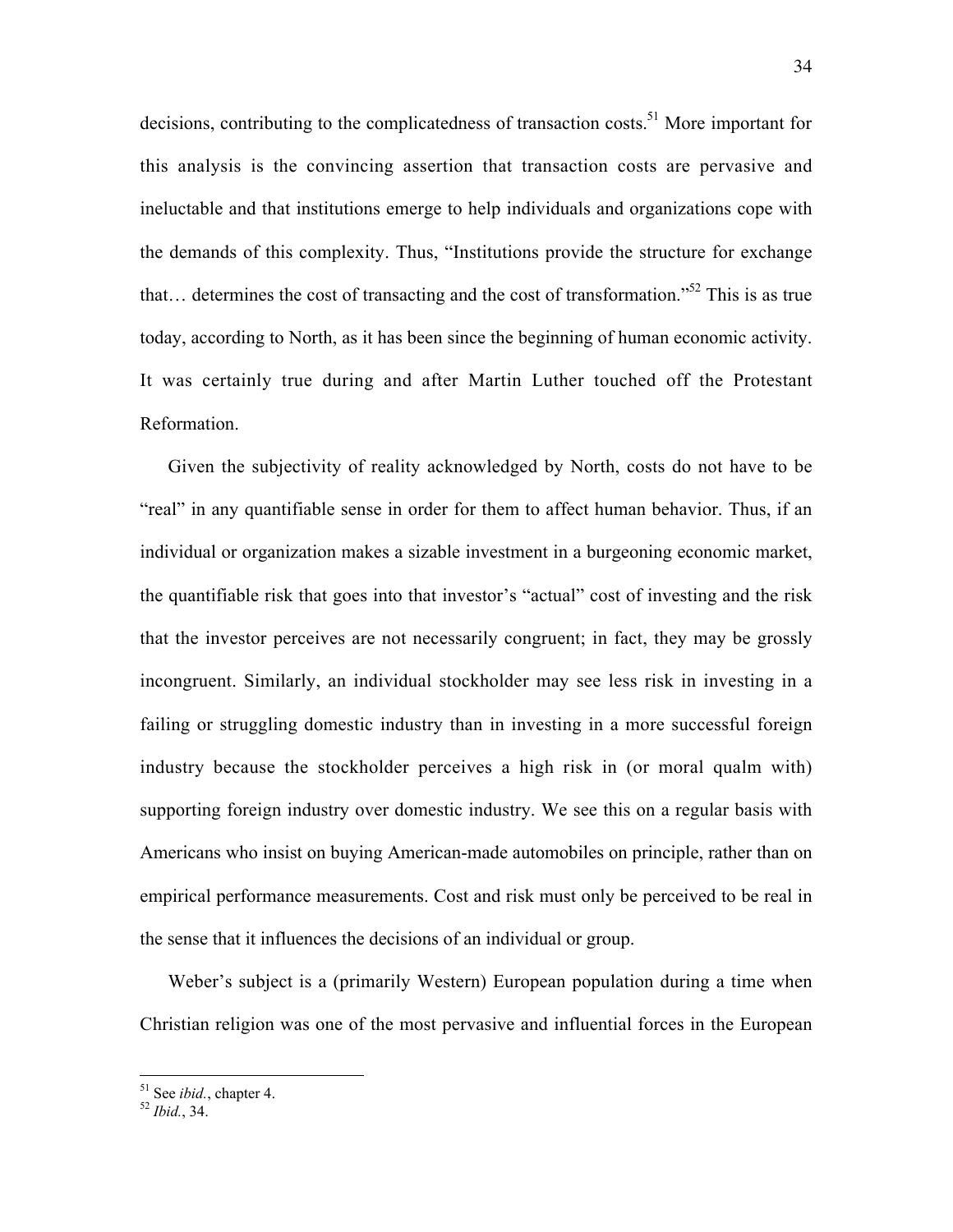decisions, contributing to the complicatedness of transaction costs.[51] More important for this analysis is the convincing assertion that transaction costs are pervasive and ineluctable and that institutions emerge to help individuals and organizations cope with the demands of this complexity. Thus, "Institutions provide the structure for exchange that… determines the cost of transacting and the cost of transformation."[52] This is as true today, according to North, as it has been since the beginning of human economic activity. It was certainly true during and after Martin Luther touched off the Protestant Reformation.

Given the subjectivity of reality acknowledged by North, costs do not have to be "real" in any quantifiable sense in order for them to affect human behavior. Thus, if an individual or organization makes a sizable investment in a burgeoning economic market, the quantifiable risk that goes into that investor's "actual" cost of investing and the risk that the investor perceives are not necessarily congruent; in fact, they may be grossly incongruent. Similarly, an individual stockholder may see less risk in investing in a failing or struggling domestic industry than in investing in a more successful foreign industry because the stockholder perceives a high risk in (or moral qualm with) supporting foreign industry over domestic industry. We see this on a regular basis with Americans who insist on buying American-made automobiles on principle, rather than on empirical performance measurements. Cost and risk must only be perceived to be real in the sense that it influences the decisions of an individual or group.

Weber's subject is a (primarily Western) European population during a time when Christian religion was one of the most pervasive and influential forces in the European

---

[51] See *ibid.*, chapter 4.

[52] *Ibid.*, 34.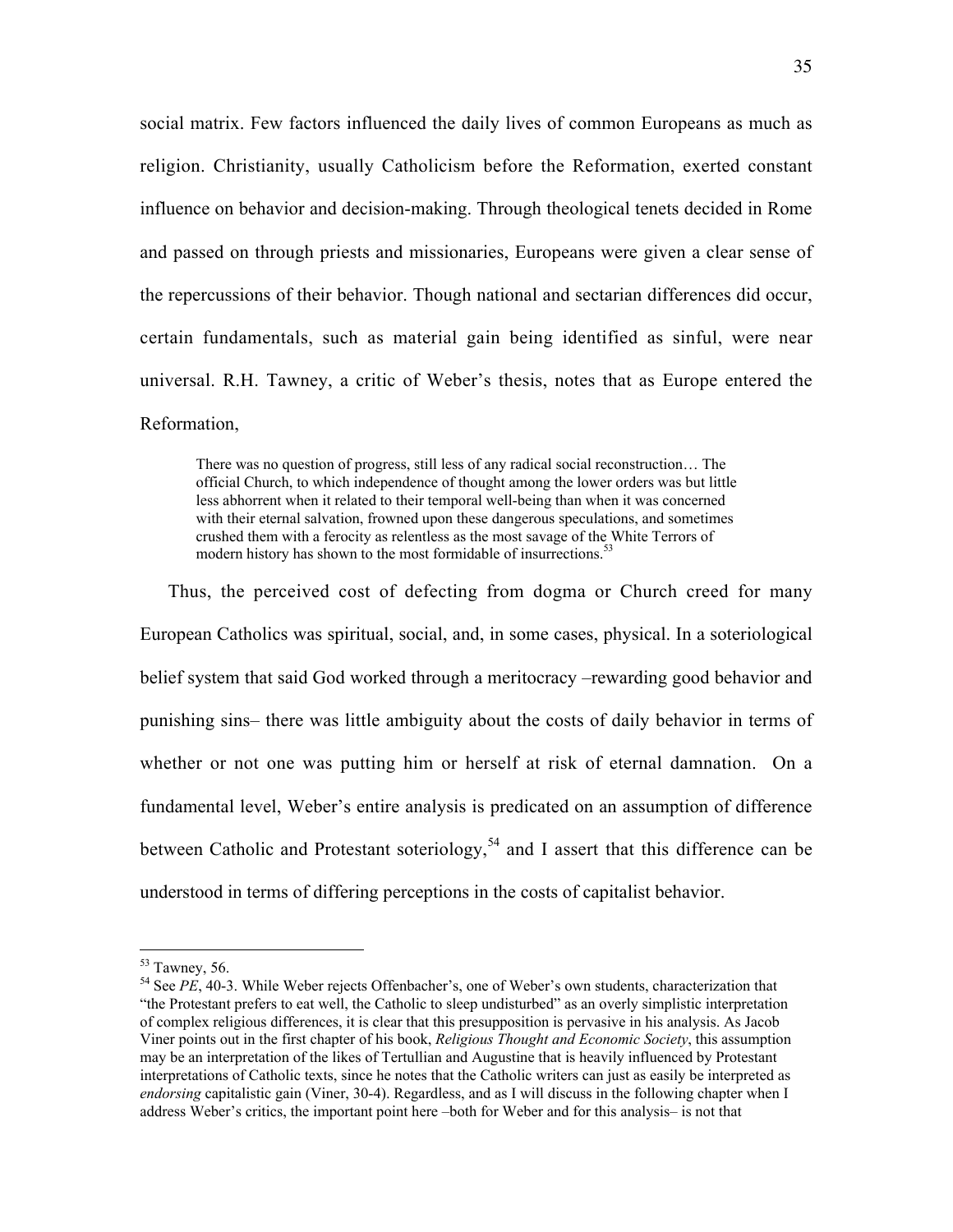social matrix. Few factors influenced the daily lives of common Europeans as much as religion. Christianity, usually Catholicism before the Reformation, exerted constant influence on behavior and decision-making. Through theological tenets decided in Rome and passed on through priests and missionaries, Europeans were given a clear sense of the repercussions of their behavior. Though national and sectarian differences did occur, certain fundamentals, such as material gain being identified as sinful, were near universal. R.H. Tawney, a critic of Weber's thesis, notes that as Europe entered the Reformation,

> There was no question of progress, still less of any radical social reconstruction… The official Church, to which independence of thought among the lower orders was but little less abhorrent when it related to their temporal well-being than when it was concerned with their eternal salvation, frowned upon these dangerous speculations, and sometimes crushed them with a ferocity as relentless as the most savage of the White Terrors of modern history has shown to the most formidable of insurrections.[53]

Thus, the perceived cost of defecting from dogma or Church creed for many European Catholics was spiritual, social, and, in some cases, physical. In a soteriological belief system that said God worked through a meritocracy –rewarding good behavior and punishing sins– there was little ambiguity about the costs of daily behavior in terms of whether or not one was putting him or herself at risk of eternal damnation. On a fundamental level, Weber's entire analysis is predicated on an assumption of difference between Catholic and Protestant soteriology,[54] and I assert that this difference can be understood in terms of differing perceptions in the costs of capitalist behavior.

---

[53] Tawney, 56.

[54] See *PE*, 40-3. While Weber rejects Offenbacher's, one of Weber's own students, characterization that "the Protestant prefers to eat well, the Catholic to sleep undisturbed" as an overly simplistic interpretation of complex religious differences, it is clear that this presupposition is pervasive in his analysis. As Jacob Viner points out in the first chapter of his book, *Religious Thought and Economic Society*, this assumption may be an interpretation of the likes of Tertullian and Augustine that is heavily influenced by Protestant interpretations of Catholic texts, since he notes that the Catholic writers can just as easily be interpreted as *endorsing* capitalistic gain (Viner, 30-4). Regardless, and as I will discuss in the following chapter when I address Weber's critics, the important point here –both for Weber and for this analysis– is not that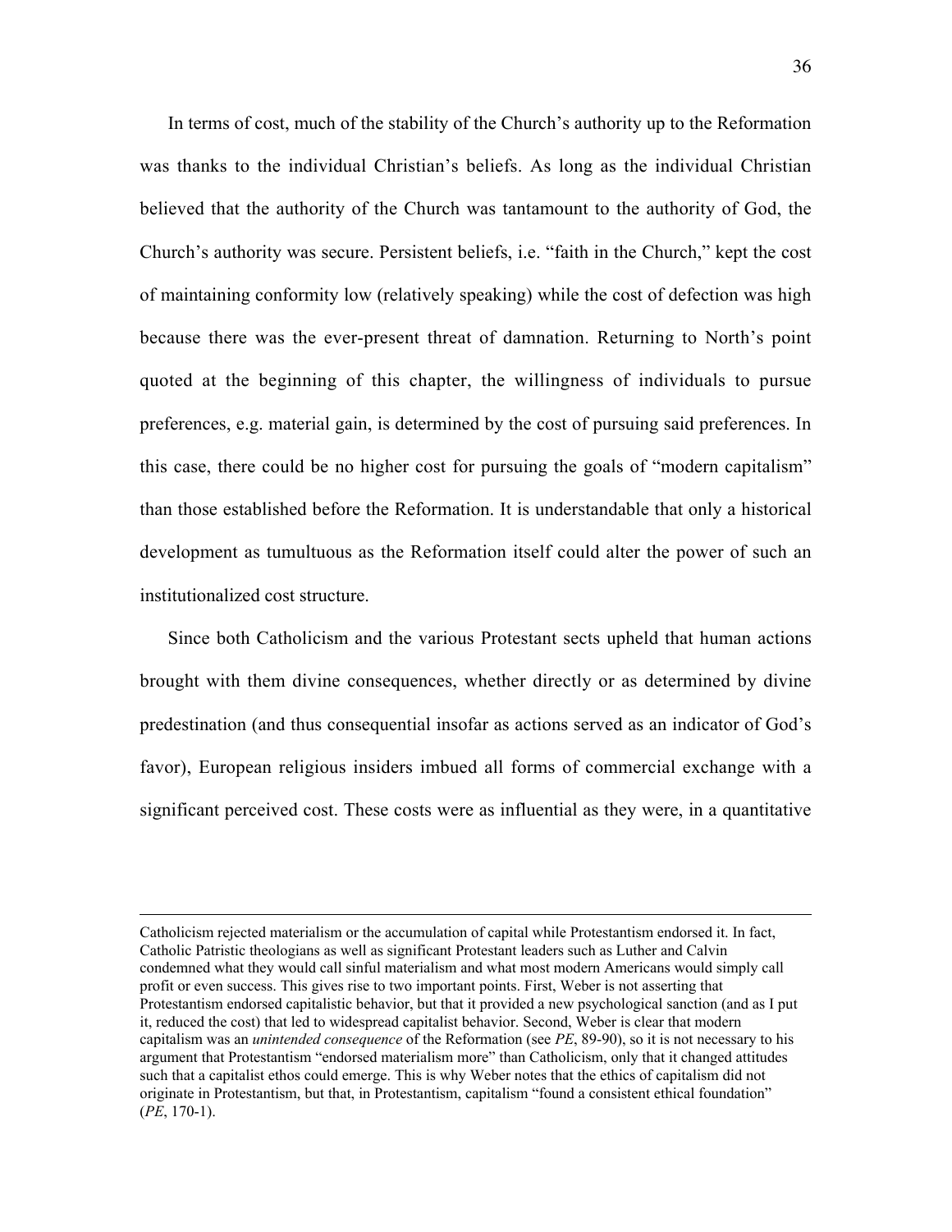In terms of cost, much of the stability of the Church's authority up to the Reformation was thanks to the individual Christian's beliefs. As long as the individual Christian believed that the authority of the Church was tantamount to the authority of God, the Church's authority was secure. Persistent beliefs, i.e. "faith in the Church," kept the cost of maintaining conformity low (relatively speaking) while the cost of defection was high because there was the ever-present threat of damnation. Returning to North's point quoted at the beginning of this chapter, the willingness of individuals to pursue preferences, e.g. material gain, is determined by the cost of pursuing said preferences. In this case, there could be no higher cost for pursuing the goals of "modern capitalism" than those established before the Reformation. It is understandable that only a historical development as tumultuous as the Reformation itself could alter the power of such an institutionalized cost structure.

Since both Catholicism and the various Protestant sects upheld that human actions brought with them divine consequences, whether directly or as determined by divine predestination (and thus consequential insofar as actions served as an indicator of God's favor), European religious insiders imbued all forms of commercial exchange with a significant perceived cost. These costs were as influential as they were, in a quantitative

---

Catholicism rejected materialism or the accumulation of capital while Protestantism endorsed it. In fact, Catholic Patristic theologians as well as significant Protestant leaders such as Luther and Calvin condemned what they would call sinful materialism and what most modern Americans would simply call profit or even success. This gives rise to two important points. First, Weber is not asserting that Protestantism endorsed capitalistic behavior, but that it provided a new psychological sanction (and as I put it, reduced the cost) that led to widespread capitalist behavior. Second, Weber is clear that modern capitalism was an *unintended consequence* of the Reformation (see *PE*, 89-90), so it is not necessary to his argument that Protestantism "endorsed materialism more" than Catholicism, only that it changed attitudes such that a capitalist ethos could emerge. This is why Weber notes that the ethics of capitalism did not originate in Protestantism, but that, in Protestantism, capitalism "found a consistent ethical foundation" (*PE*, 170-1).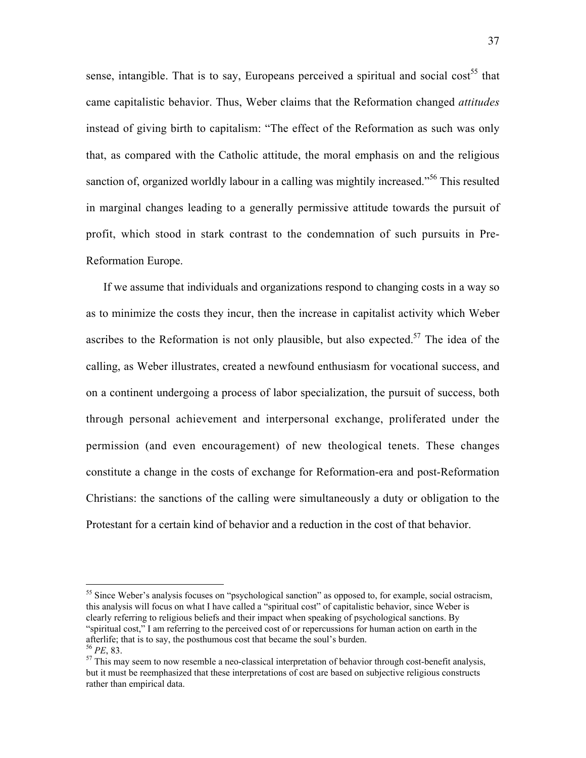sense, intangible. That is to say, Europeans perceived a spiritual and social cost[55] that came capitalistic behavior. Thus, Weber claims that the Reformation changed *attitudes* instead of giving birth to capitalism: "The effect of the Reformation as such was only that, as compared with the Catholic attitude, the moral emphasis on and the religious sanction of, organized worldly labour in a calling was mightily increased."[56] This resulted in marginal changes leading to a generally permissive attitude towards the pursuit of profit, which stood in stark contrast to the condemnation of such pursuits in Pre-Reformation Europe.

If we assume that individuals and organizations respond to changing costs in a way so as to minimize the costs they incur, then the increase in capitalist activity which Weber ascribes to the Reformation is not only plausible, but also expected.[57] The idea of the calling, as Weber illustrates, created a newfound enthusiasm for vocational success, and on a continent undergoing a process of labor specialization, the pursuit of success, both through personal achievement and interpersonal exchange, proliferated under the permission (and even encouragement) of new theological tenets. These changes constitute a change in the costs of exchange for Reformation-era and post-Reformation Christians: the sanctions of the calling were simultaneously a duty or obligation to the Protestant for a certain kind of behavior and a reduction in the cost of that behavior.

---

[55] Since Weber's analysis focuses on "psychological sanction" as opposed to, for example, social ostracism, this analysis will focus on what I have called a "spiritual cost" of capitalistic behavior, since Weber is clearly referring to religious beliefs and their impact when speaking of psychological sanctions. By "spiritual cost," I am referring to the perceived cost of or repercussions for human action on earth in the afterlife; that is to say, the posthumous cost that became the soul's burden.

[56] *PE*, 83.

[57] This may seem to now resemble a neo-classical interpretation of behavior through cost-benefit analysis, but it must be reemphasized that these interpretations of cost are based on subjective religious constructs rather than empirical data.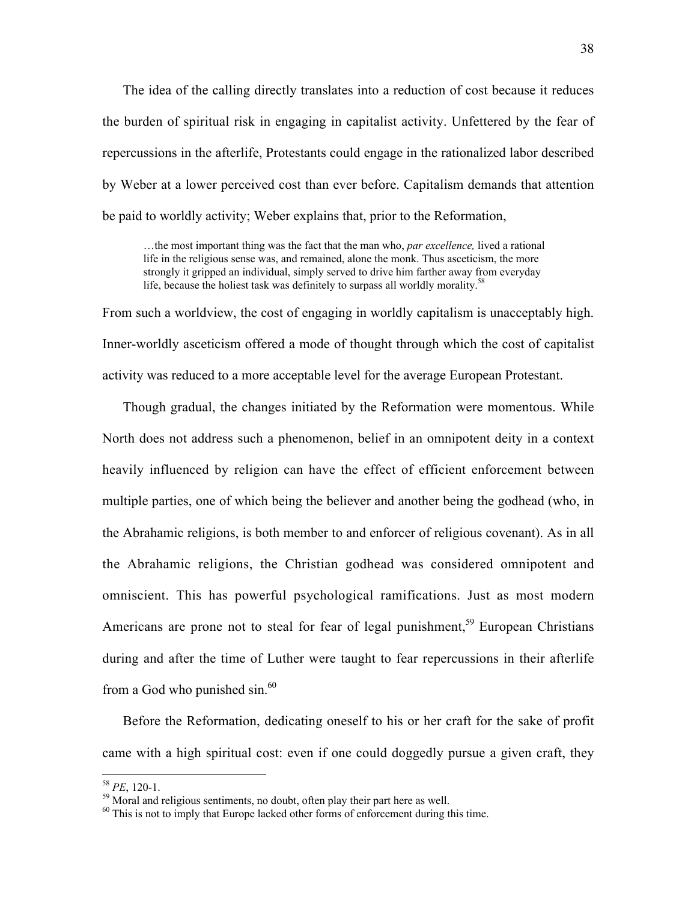The idea of the calling directly translates into a reduction of cost because it reduces the burden of spiritual risk in engaging in capitalist activity. Unfettered by the fear of repercussions in the afterlife, Protestants could engage in the rationalized labor described by Weber at a lower perceived cost than ever before. Capitalism demands that attention be paid to worldly activity; Weber explains that, prior to the Reformation,

> …the most important thing was the fact that the man who, *par excellence,* lived a rational life in the religious sense was, and remained, alone the monk. Thus asceticism, the more strongly it gripped an individual, simply served to drive him farther away from everyday life, because the holiest task was definitely to surpass all worldly morality.[58]

From such a worldview, the cost of engaging in worldly capitalism is unacceptably high. Inner-worldly asceticism offered a mode of thought through which the cost of capitalist activity was reduced to a more acceptable level for the average European Protestant.

Though gradual, the changes initiated by the Reformation were momentous. While North does not address such a phenomenon, belief in an omnipotent deity in a context heavily influenced by religion can have the effect of efficient enforcement between multiple parties, one of which being the believer and another being the godhead (who, in the Abrahamic religions, is both member to and enforcer of religious covenant). As in all the Abrahamic religions, the Christian godhead was considered omnipotent and omniscient. This has powerful psychological ramifications. Just as most modern Americans are prone not to steal for fear of legal punishment,[59] European Christians during and after the time of Luther were taught to fear repercussions in their afterlife from a God who punished sin.[60]

Before the Reformation, dedicating oneself to his or her craft for the sake of profit came with a high spiritual cost: even if one could doggedly pursue a given craft, they

---

[58] *PE*, 120-1.

[59] Moral and religious sentiments, no doubt, often play their part here as well.

[60] This is not to imply that Europe lacked other forms of enforcement during this time.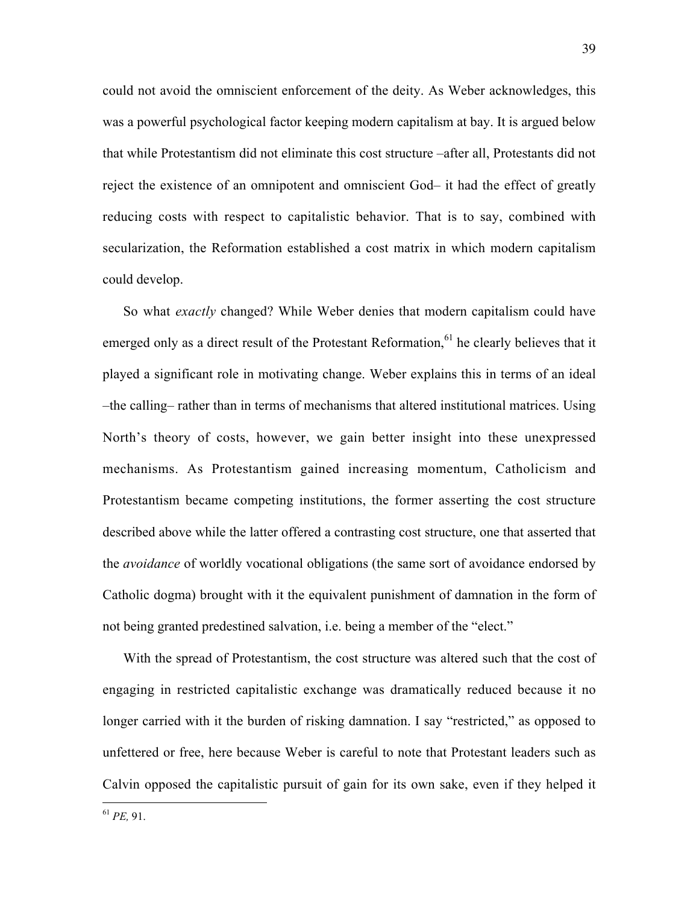could not avoid the omniscient enforcement of the deity. As Weber acknowledges, this was a powerful psychological factor keeping modern capitalism at bay. It is argued below that while Protestantism did not eliminate this cost structure –after all, Protestants did not reject the existence of an omnipotent and omniscient God– it had the effect of greatly reducing costs with respect to capitalistic behavior. That is to say, combined with secularization, the Reformation established a cost matrix in which modern capitalism could develop.

So what *exactly* changed? While Weber denies that modern capitalism could have emerged only as a direct result of the Protestant Reformation,[61] he clearly believes that it played a significant role in motivating change. Weber explains this in terms of an ideal –the calling– rather than in terms of mechanisms that altered institutional matrices. Using North's theory of costs, however, we gain better insight into these unexpressed mechanisms. As Protestantism gained increasing momentum, Catholicism and Protestantism became competing institutions, the former asserting the cost structure described above while the latter offered a contrasting cost structure, one that asserted that the *avoidance* of worldly vocational obligations (the same sort of avoidance endorsed by Catholic dogma) brought with it the equivalent punishment of damnation in the form of not being granted predestined salvation, i.e. being a member of the "elect."

With the spread of Protestantism, the cost structure was altered such that the cost of engaging in restricted capitalistic exchange was dramatically reduced because it no longer carried with it the burden of risking damnation. I say "restricted," as opposed to unfettered or free, here because Weber is careful to note that Protestant leaders such as Calvin opposed the capitalistic pursuit of gain for its own sake, even if they helped it

[61] *PE,* 91.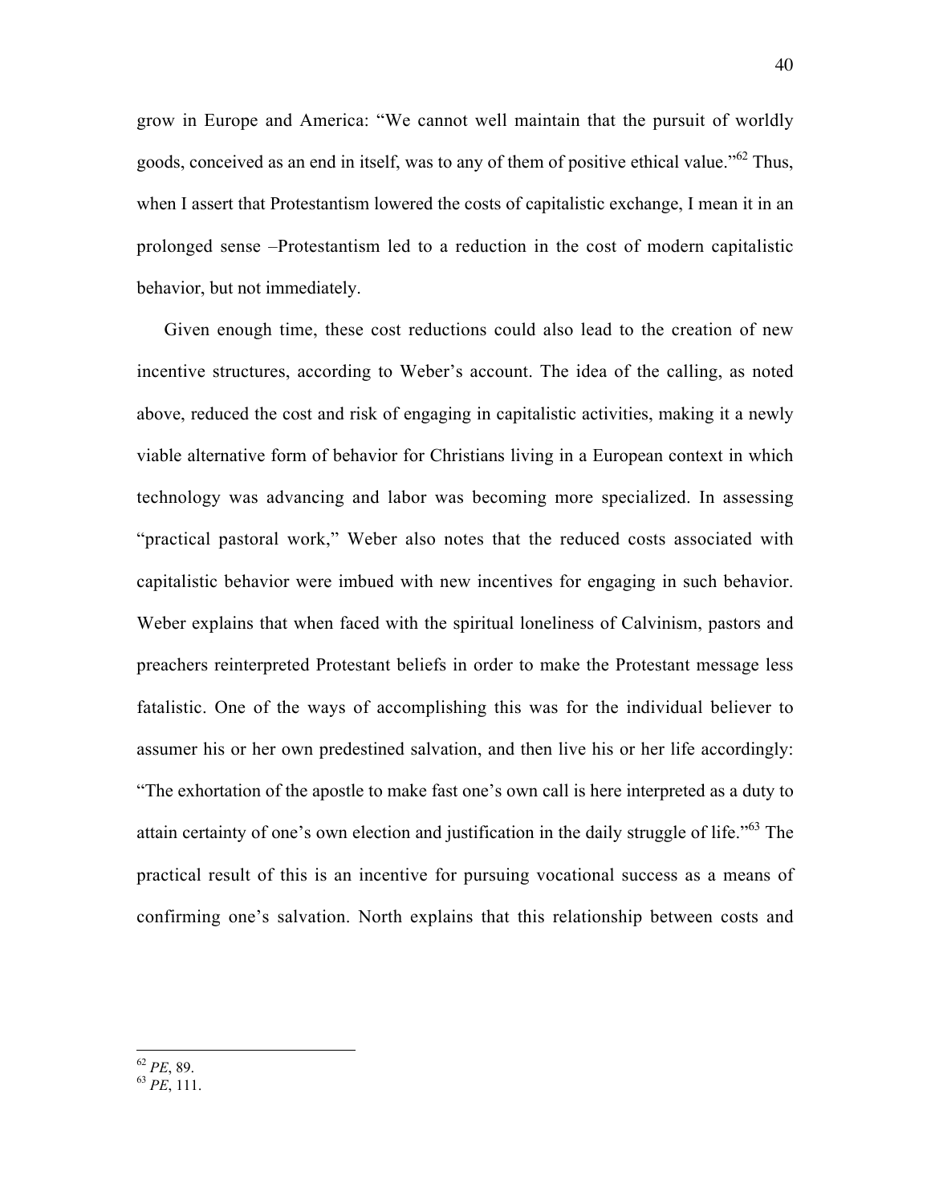grow in Europe and America: "We cannot well maintain that the pursuit of worldly goods, conceived as an end in itself, was to any of them of positive ethical value."[62] Thus, when I assert that Protestantism lowered the costs of capitalistic exchange, I mean it in an prolonged sense –Protestantism led to a reduction in the cost of modern capitalistic behavior, but not immediately.

Given enough time, these cost reductions could also lead to the creation of new incentive structures, according to Weber's account. The idea of the calling, as noted above, reduced the cost and risk of engaging in capitalistic activities, making it a newly viable alternative form of behavior for Christians living in a European context in which technology was advancing and labor was becoming more specialized. In assessing "practical pastoral work," Weber also notes that the reduced costs associated with capitalistic behavior were imbued with new incentives for engaging in such behavior. Weber explains that when faced with the spiritual loneliness of Calvinism, pastors and preachers reinterpreted Protestant beliefs in order to make the Protestant message less fatalistic. One of the ways of accomplishing this was for the individual believer to assumer his or her own predestined salvation, and then live his or her life accordingly: "The exhortation of the apostle to make fast one's own call is here interpreted as a duty to attain certainty of one's own election and justification in the daily struggle of life."[63] The practical result of this is an incentive for pursuing vocational success as a means of confirming one's salvation. North explains that this relationship between costs and

---

[62] *PE*, 89.
[63] *PE*, 111.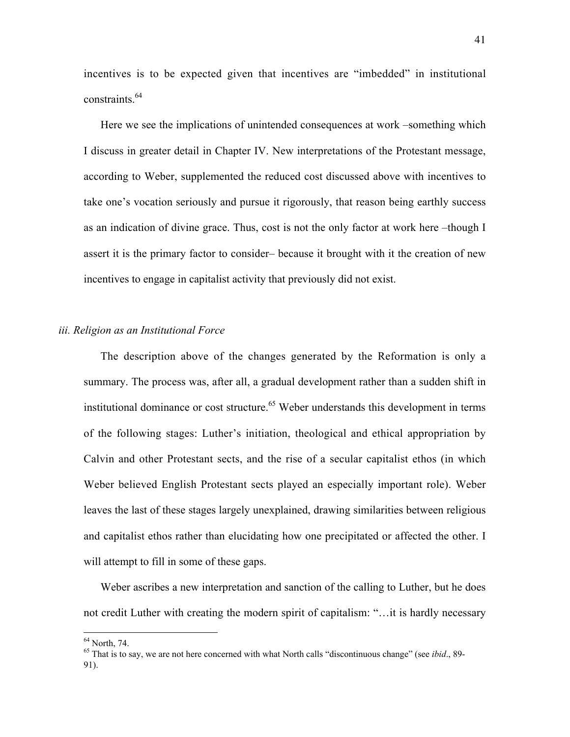incentives is to be expected given that incentives are "imbedded" in institutional constraints.[64]

Here we see the implications of unintended consequences at work –something which I discuss in greater detail in Chapter IV. New interpretations of the Protestant message, according to Weber, supplemented the reduced cost discussed above with incentives to take one's vocation seriously and pursue it rigorously, that reason being earthly success as an indication of divine grace. Thus, cost is not the only factor at work here –though I assert it is the primary factor to consider– because it brought with it the creation of new incentives to engage in capitalist activity that previously did not exist.

### *iii. Religion as an Institutional Force*

The description above of the changes generated by the Reformation is only a summary. The process was, after all, a gradual development rather than a sudden shift in institutional dominance or cost structure.[65] Weber understands this development in terms of the following stages: Luther's initiation, theological and ethical appropriation by Calvin and other Protestant sects, and the rise of a secular capitalist ethos (in which Weber believed English Protestant sects played an especially important role). Weber leaves the last of these stages largely unexplained, drawing similarities between religious and capitalist ethos rather than elucidating how one precipitated or affected the other. I will attempt to fill in some of these gaps.

Weber ascribes a new interpretation and sanction of the calling to Luther, but he does not credit Luther with creating the modern spirit of capitalism: "…it is hardly necessary

---

[64] North, 74.

[65] That is to say, we are not here concerned with what North calls "discontinuous change" (see *ibid*., 89-91).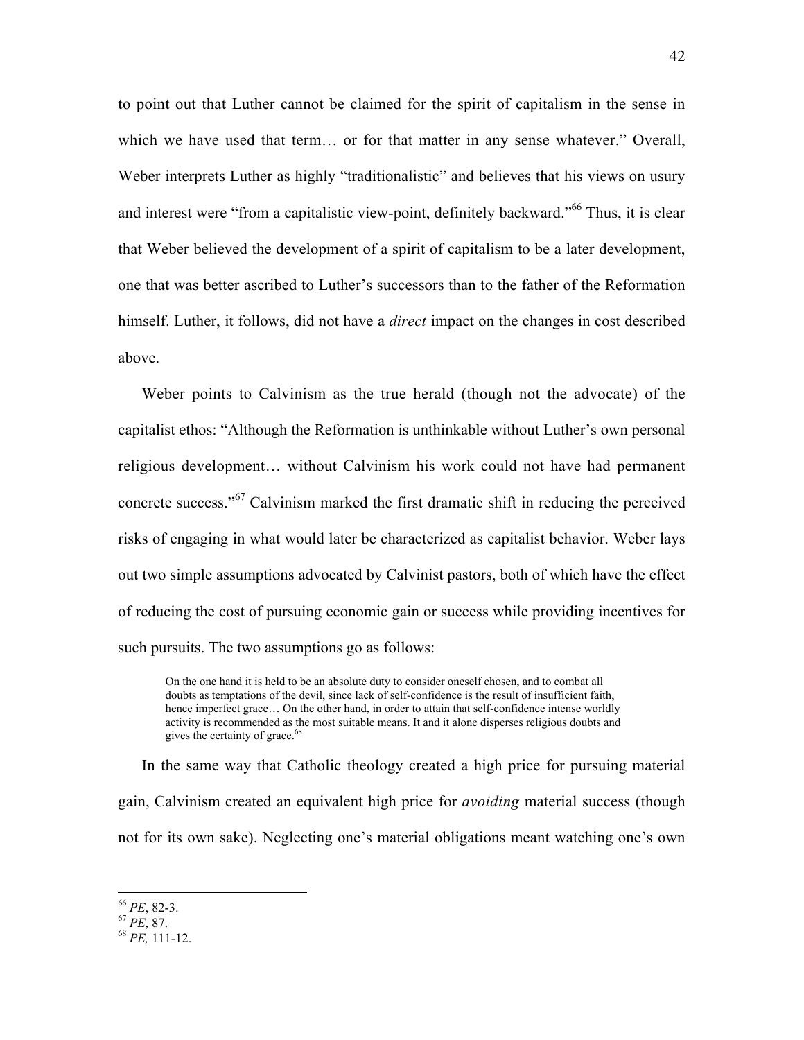to point out that Luther cannot be claimed for the spirit of capitalism in the sense in which we have used that term… or for that matter in any sense whatever." Overall, Weber interprets Luther as highly "traditionalistic" and believes that his views on usury and interest were "from a capitalistic view-point, definitely backward."[66] Thus, it is clear that Weber believed the development of a spirit of capitalism to be a later development, one that was better ascribed to Luther's successors than to the father of the Reformation himself. Luther, it follows, did not have a *direct* impact on the changes in cost described above.

Weber points to Calvinism as the true herald (though not the advocate) of the capitalist ethos: "Although the Reformation is unthinkable without Luther's own personal religious development… without Calvinism his work could not have had permanent concrete success."[67] Calvinism marked the first dramatic shift in reducing the perceived risks of engaging in what would later be characterized as capitalist behavior. Weber lays out two simple assumptions advocated by Calvinist pastors, both of which have the effect of reducing the cost of pursuing economic gain or success while providing incentives for such pursuits. The two assumptions go as follows:

> On the one hand it is held to be an absolute duty to consider oneself chosen, and to combat all doubts as temptations of the devil, since lack of self-confidence is the result of insufficient faith, hence imperfect grace… On the other hand, in order to attain that self-confidence intense worldly activity is recommended as the most suitable means. It and it alone disperses religious doubts and gives the certainty of grace.[68]

In the same way that Catholic theology created a high price for pursuing material gain, Calvinism created an equivalent high price for *avoiding* material success (though not for its own sake). Neglecting one's material obligations meant watching one's own

---

[66] *PE*, 82-3.
[67] *PE*, 87.
[68] *PE,* 111-12.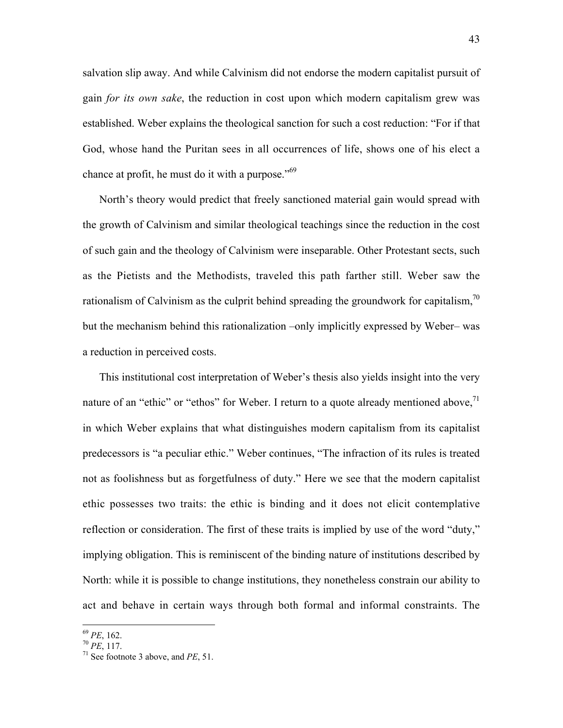salvation slip away. And while Calvinism did not endorse the modern capitalist pursuit of gain *for its own sake*, the reduction in cost upon which modern capitalism grew was established. Weber explains the theological sanction for such a cost reduction: "For if that God, whose hand the Puritan sees in all occurrences of life, shows one of his elect a chance at profit, he must do it with a purpose."[69]

North's theory would predict that freely sanctioned material gain would spread with the growth of Calvinism and similar theological teachings since the reduction in the cost of such gain and the theology of Calvinism were inseparable. Other Protestant sects, such as the Pietists and the Methodists, traveled this path farther still. Weber saw the rationalism of Calvinism as the culprit behind spreading the groundwork for capitalism,[70] but the mechanism behind this rationalization –only implicitly expressed by Weber– was a reduction in perceived costs.

This institutional cost interpretation of Weber's thesis also yields insight into the very nature of an "ethic" or "ethos" for Weber. I return to a quote already mentioned above,[71] in which Weber explains that what distinguishes modern capitalism from its capitalist predecessors is "a peculiar ethic." Weber continues, "The infraction of its rules is treated not as foolishness but as forgetfulness of duty." Here we see that the modern capitalist ethic possesses two traits: the ethic is binding and it does not elicit contemplative reflection or consideration. The first of these traits is implied by use of the word "duty," implying obligation. This is reminiscent of the binding nature of institutions described by North: while it is possible to change institutions, they nonetheless constrain our ability to act and behave in certain ways through both formal and informal constraints. The

---

[69] *PE*, 162.

[70] *PE*, 117.

[71] See footnote 3 above, and *PE*, 51.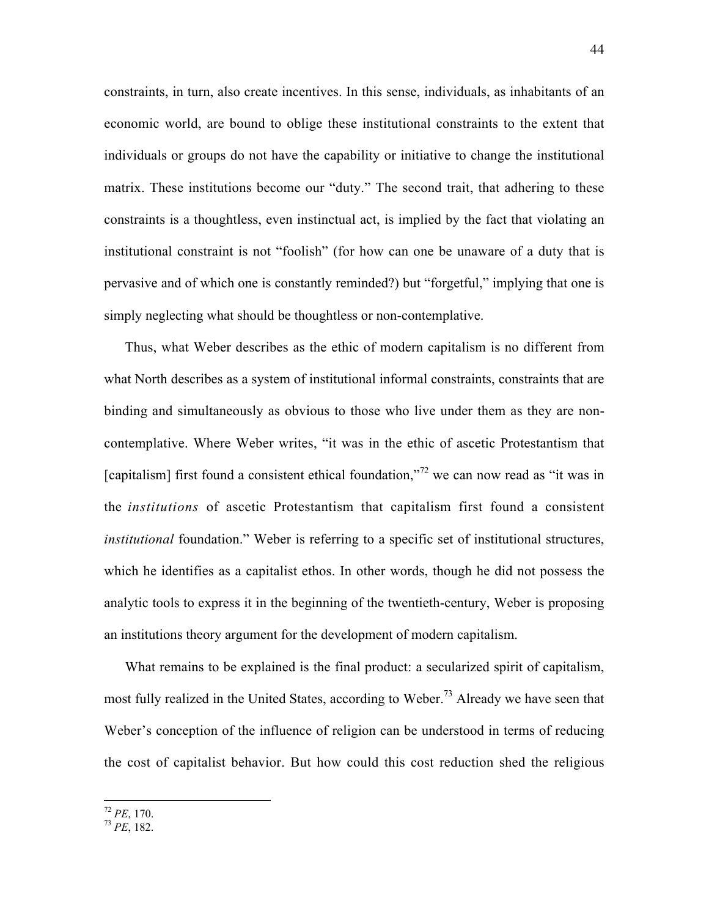constraints, in turn, also create incentives. In this sense, individuals, as inhabitants of an economic world, are bound to oblige these institutional constraints to the extent that individuals or groups do not have the capability or initiative to change the institutional matrix. These institutions become our "duty." The second trait, that adhering to these constraints is a thoughtless, even instinctual act, is implied by the fact that violating an institutional constraint is not "foolish" (for how can one be unaware of a duty that is pervasive and of which one is constantly reminded?) but "forgetful," implying that one is simply neglecting what should be thoughtless or non-contemplative.

Thus, what Weber describes as the ethic of modern capitalism is no different from what North describes as a system of institutional informal constraints, constraints that are binding and simultaneously as obvious to those who live under them as they are non-contemplative. Where Weber writes, "it was in the ethic of ascetic Protestantism that [capitalism] first found a consistent ethical foundation,"[72] we can now read as "it was in the *institutions* of ascetic Protestantism that capitalism first found a consistent *institutional* foundation." Weber is referring to a specific set of institutional structures, which he identifies as a capitalist ethos. In other words, though he did not possess the analytic tools to express it in the beginning of the twentieth-century, Weber is proposing an institutions theory argument for the development of modern capitalism.

What remains to be explained is the final product: a secularized spirit of capitalism, most fully realized in the United States, according to Weber.[73] Already we have seen that Weber's conception of the influence of religion can be understood in terms of reducing the cost of capitalist behavior. But how could this cost reduction shed the religious

---

[72] *PE*, 170.

[73] *PE*, 182.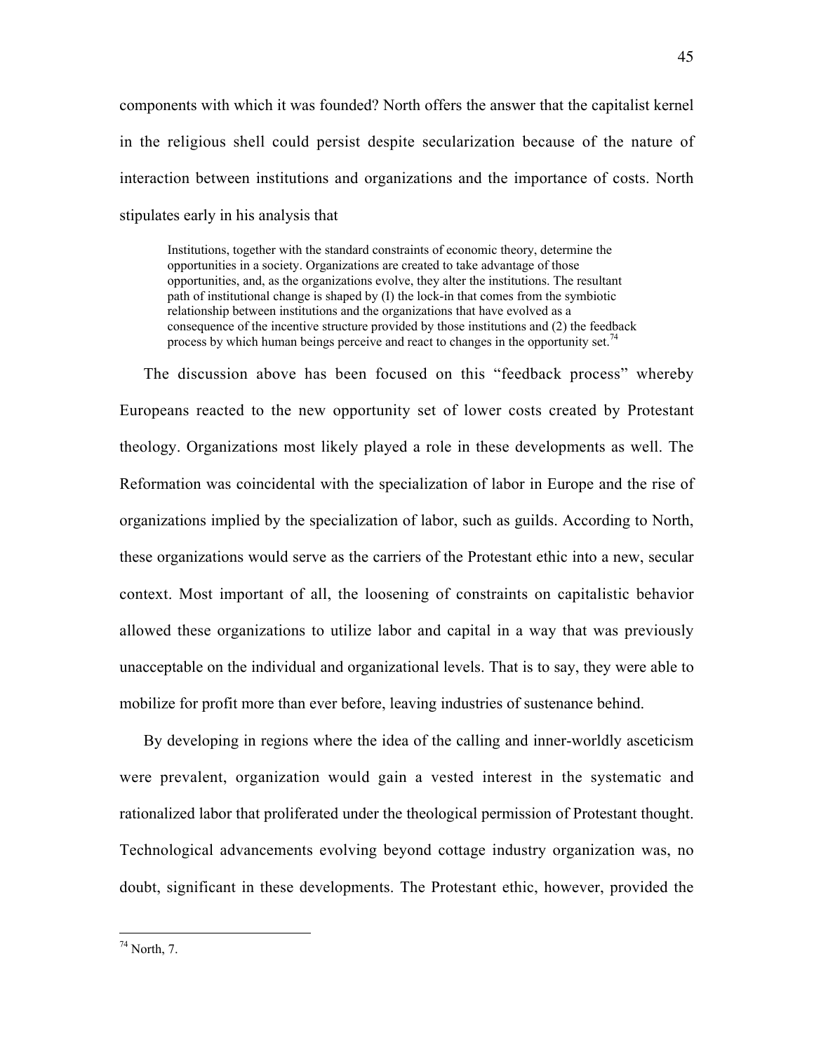components with which it was founded? North offers the answer that the capitalist kernel in the religious shell could persist despite secularization because of the nature of interaction between institutions and organizations and the importance of costs. North stipulates early in his analysis that

> Institutions, together with the standard constraints of economic theory, determine the opportunities in a society. Organizations are created to take advantage of those opportunities, and, as the organizations evolve, they alter the institutions. The resultant path of institutional change is shaped by (I) the lock-in that comes from the symbiotic relationship between institutions and the organizations that have evolved as a consequence of the incentive structure provided by those institutions and (2) the feedback process by which human beings perceive and react to changes in the opportunity set.[74]

The discussion above has been focused on this "feedback process" whereby Europeans reacted to the new opportunity set of lower costs created by Protestant theology. Organizations most likely played a role in these developments as well. The Reformation was coincidental with the specialization of labor in Europe and the rise of organizations implied by the specialization of labor, such as guilds. According to North, these organizations would serve as the carriers of the Protestant ethic into a new, secular context. Most important of all, the loosening of constraints on capitalistic behavior allowed these organizations to utilize labor and capital in a way that was previously unacceptable on the individual and organizational levels. That is to say, they were able to mobilize for profit more than ever before, leaving industries of sustenance behind.

By developing in regions where the idea of the calling and inner-worldly asceticism were prevalent, organization would gain a vested interest in the systematic and rationalized labor that proliferated under the theological permission of Protestant thought. Technological advancements evolving beyond cottage industry organization was, no doubt, significant in these developments. The Protestant ethic, however, provided the

[74] North, 7.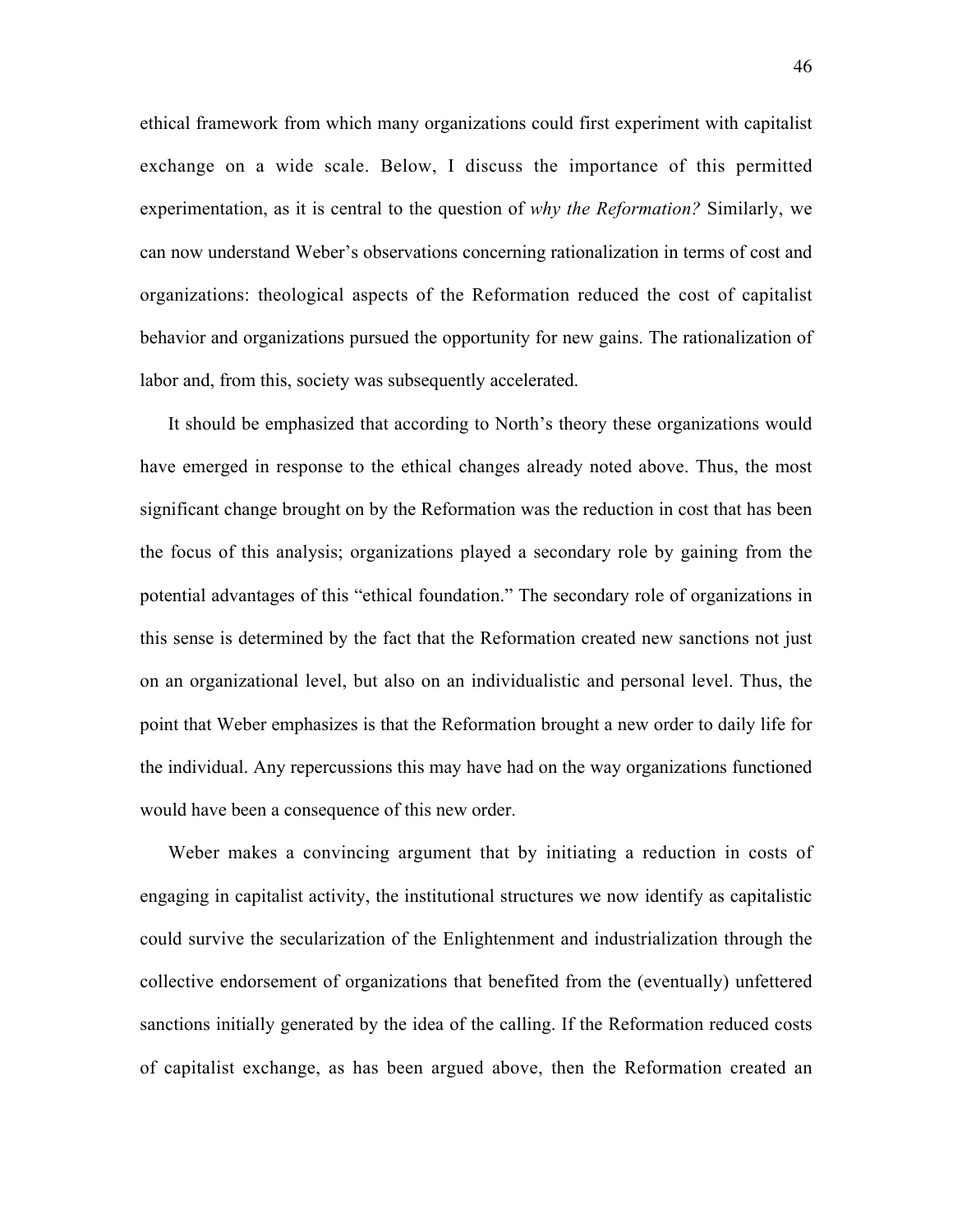ethical framework from which many organizations could first experiment with capitalist exchange on a wide scale. Below, I discuss the importance of this permitted experimentation, as it is central to the question of *why the Reformation?* Similarly, we can now understand Weber's observations concerning rationalization in terms of cost and organizations: theological aspects of the Reformation reduced the cost of capitalist behavior and organizations pursued the opportunity for new gains. The rationalization of labor and, from this, society was subsequently accelerated.

It should be emphasized that according to North's theory these organizations would have emerged in response to the ethical changes already noted above. Thus, the most significant change brought on by the Reformation was the reduction in cost that has been the focus of this analysis; organizations played a secondary role by gaining from the potential advantages of this "ethical foundation." The secondary role of organizations in this sense is determined by the fact that the Reformation created new sanctions not just on an organizational level, but also on an individualistic and personal level. Thus, the point that Weber emphasizes is that the Reformation brought a new order to daily life for the individual. Any repercussions this may have had on the way organizations functioned would have been a consequence of this new order.

Weber makes a convincing argument that by initiating a reduction in costs of engaging in capitalist activity, the institutional structures we now identify as capitalistic could survive the secularization of the Enlightenment and industrialization through the collective endorsement of organizations that benefited from the (eventually) unfettered sanctions initially generated by the idea of the calling. If the Reformation reduced costs of capitalist exchange, as has been argued above, then the Reformation created an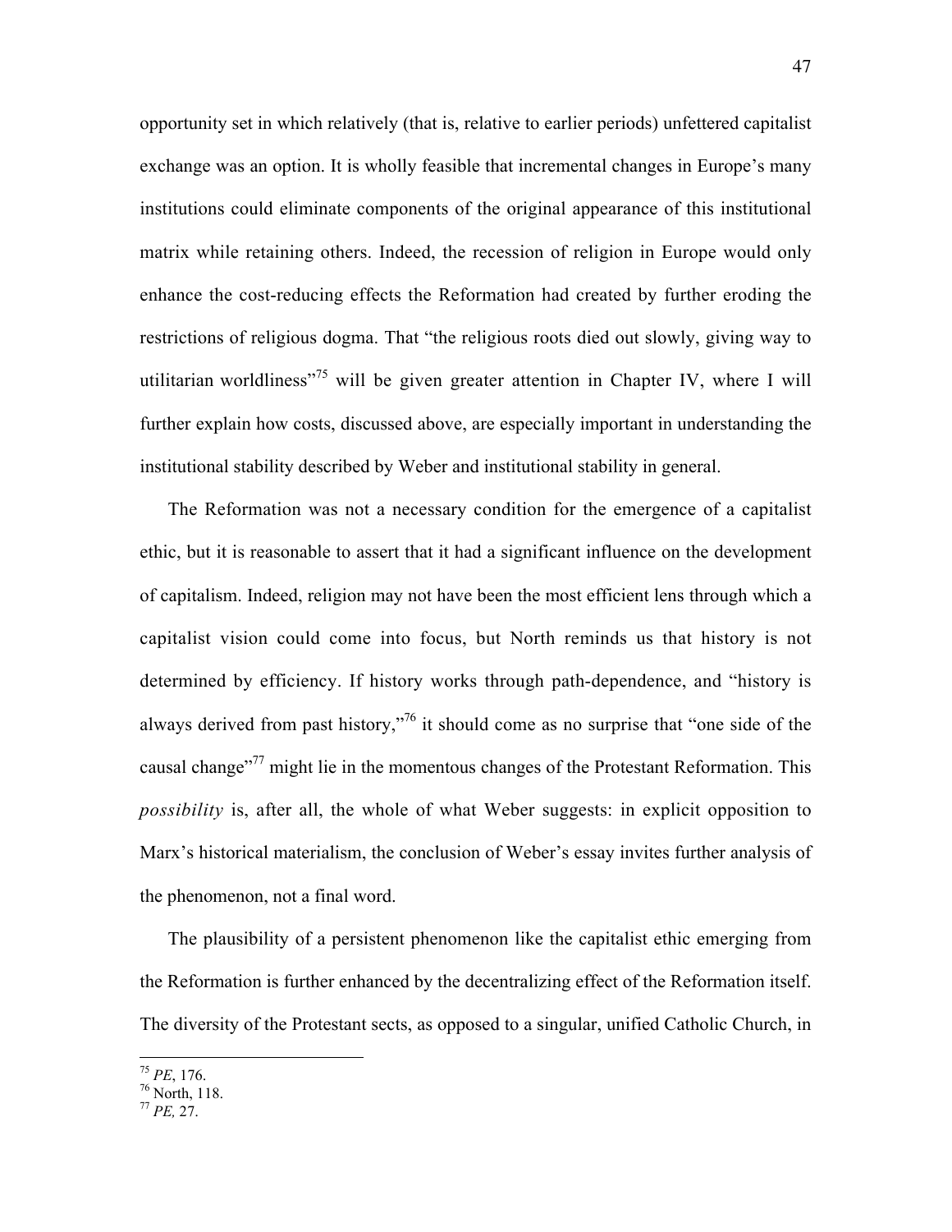opportunity set in which relatively (that is, relative to earlier periods) unfettered capitalist exchange was an option. It is wholly feasible that incremental changes in Europe's many institutions could eliminate components of the original appearance of this institutional matrix while retaining others. Indeed, the recession of religion in Europe would only enhance the cost-reducing effects the Reformation had created by further eroding the restrictions of religious dogma. That "the religious roots died out slowly, giving way to utilitarian worldliness"[75] will be given greater attention in Chapter IV, where I will further explain how costs, discussed above, are especially important in understanding the institutional stability described by Weber and institutional stability in general.

The Reformation was not a necessary condition for the emergence of a capitalist ethic, but it is reasonable to assert that it had a significant influence on the development of capitalism. Indeed, religion may not have been the most efficient lens through which a capitalist vision could come into focus, but North reminds us that history is not determined by efficiency. If history works through path-dependence, and "history is always derived from past history,"[76] it should come as no surprise that "one side of the causal change"[77] might lie in the momentous changes of the Protestant Reformation. This *possibility* is, after all, the whole of what Weber suggests: in explicit opposition to Marx's historical materialism, the conclusion of Weber's essay invites further analysis of the phenomenon, not a final word.

The plausibility of a persistent phenomenon like the capitalist ethic emerging from the Reformation is further enhanced by the decentralizing effect of the Reformation itself. The diversity of the Protestant sects, as opposed to a singular, unified Catholic Church, in

---

[75] *PE*, 176.

[76] North, 118.

[77] *PE,* 27.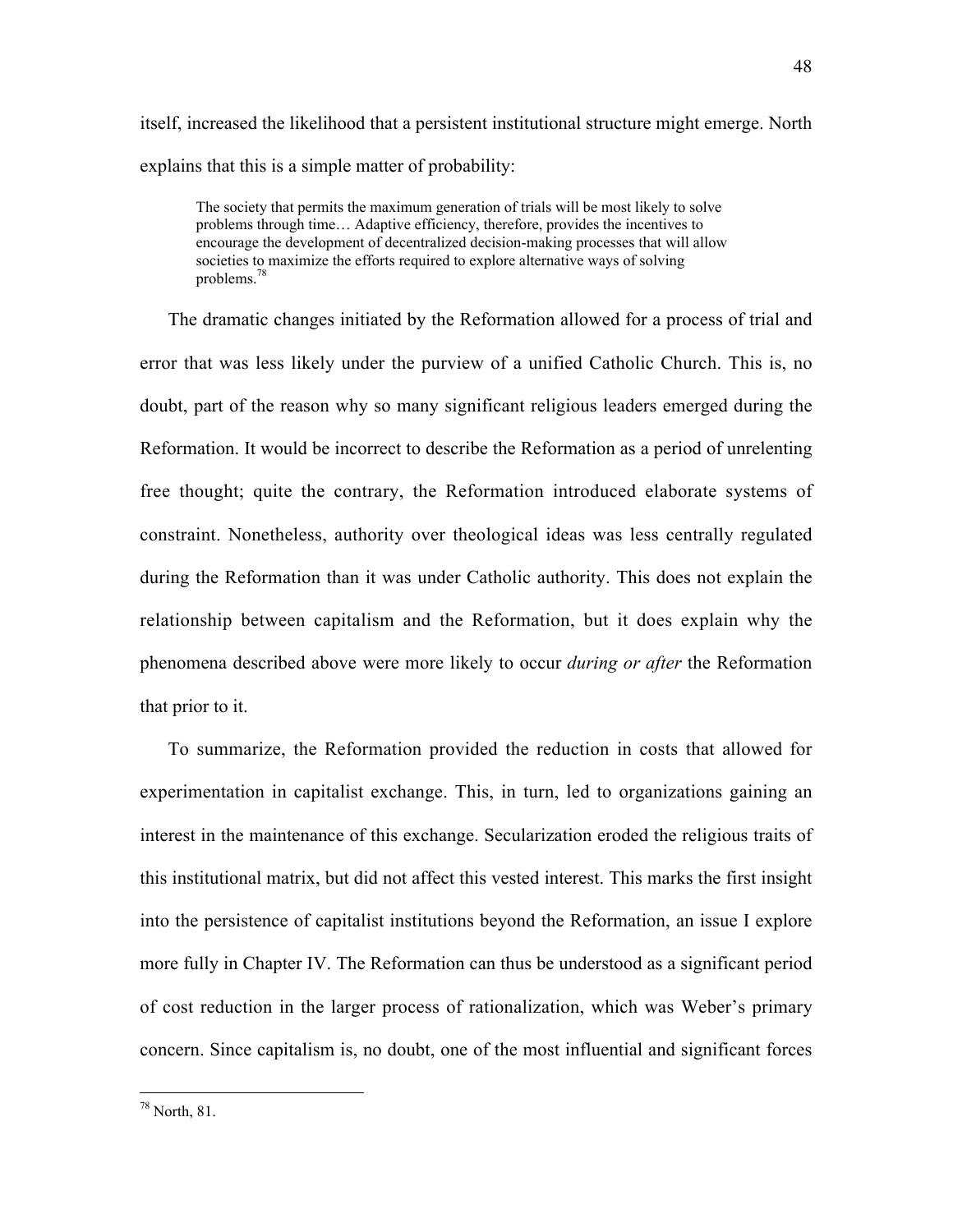itself, increased the likelihood that a persistent institutional structure might emerge. North explains that this is a simple matter of probability:

> The society that permits the maximum generation of trials will be most likely to solve problems through time… Adaptive efficiency, therefore, provides the incentives to encourage the development of decentralized decision-making processes that will allow societies to maximize the efforts required to explore alternative ways of solving problems.[78]

The dramatic changes initiated by the Reformation allowed for a process of trial and error that was less likely under the purview of a unified Catholic Church. This is, no doubt, part of the reason why so many significant religious leaders emerged during the Reformation. It would be incorrect to describe the Reformation as a period of unrelenting free thought; quite the contrary, the Reformation introduced elaborate systems of constraint. Nonetheless, authority over theological ideas was less centrally regulated during the Reformation than it was under Catholic authority. This does not explain the relationship between capitalism and the Reformation, but it does explain why the phenomena described above were more likely to occur *during or after* the Reformation that prior to it.

To summarize, the Reformation provided the reduction in costs that allowed for experimentation in capitalist exchange. This, in turn, led to organizations gaining an interest in the maintenance of this exchange. Secularization eroded the religious traits of this institutional matrix, but did not affect this vested interest. This marks the first insight into the persistence of capitalist institutions beyond the Reformation, an issue I explore more fully in Chapter IV. The Reformation can thus be understood as a significant period of cost reduction in the larger process of rationalization, which was Weber's primary concern. Since capitalism is, no doubt, one of the most influential and significant forces

---

[78] North, 81.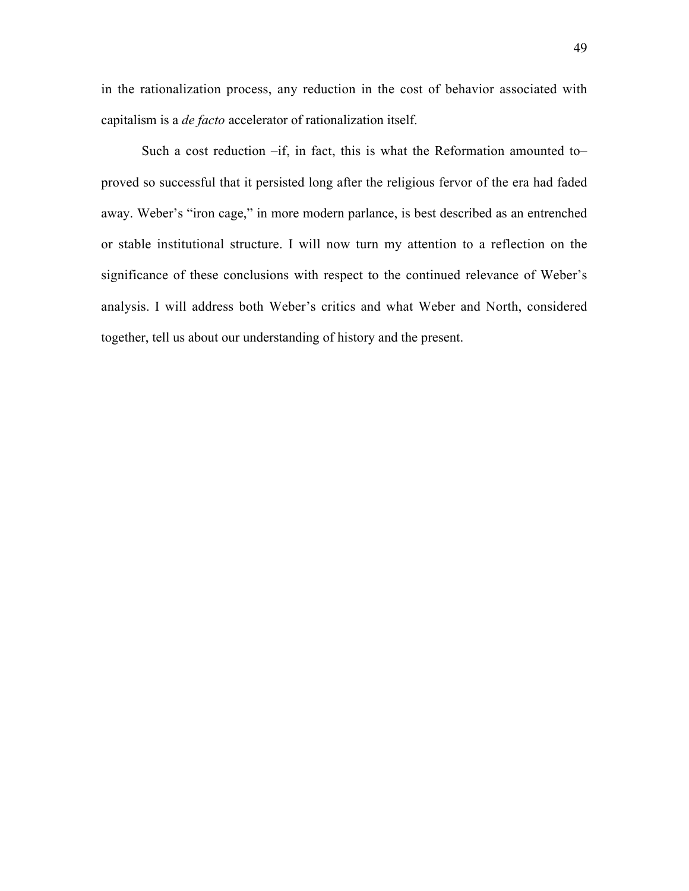in the rationalization process, any reduction in the cost of behavior associated with capitalism is a *de facto* accelerator of rationalization itself.

Such a cost reduction –if, in fact, this is what the Reformation amounted to– proved so successful that it persisted long after the religious fervor of the era had faded away. Weber's "iron cage," in more modern parlance, is best described as an entrenched or stable institutional structure. I will now turn my attention to a reflection on the significance of these conclusions with respect to the continued relevance of Weber's analysis. I will address both Weber's critics and what Weber and North, considered together, tell us about our understanding of history and the present.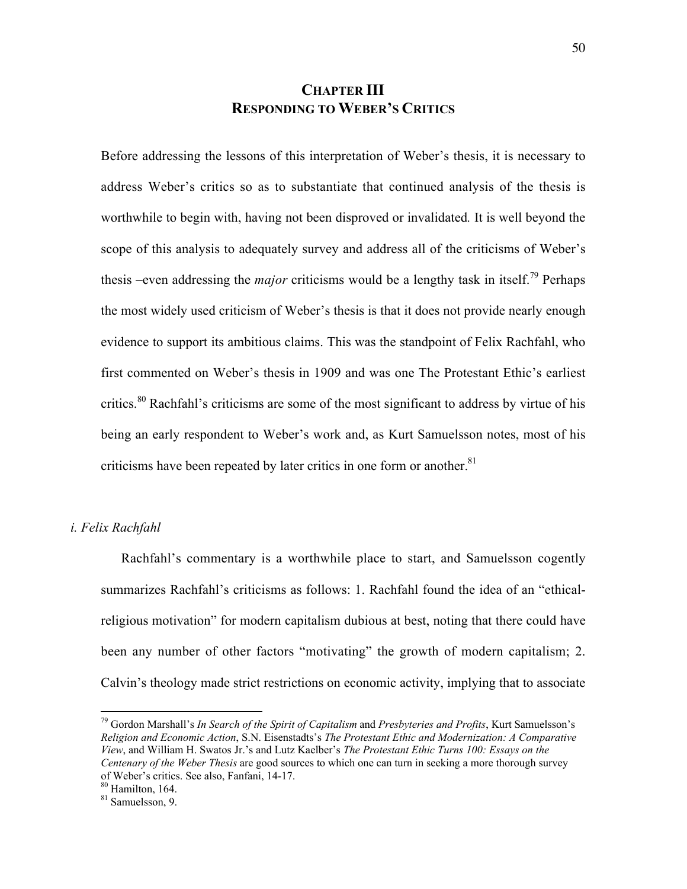# CHAPTER III
## RESPONDING TO WEBER'S CRITICS

Before addressing the lessons of this interpretation of Weber's thesis, it is necessary to address Weber's critics so as to substantiate that continued analysis of the thesis is worthwhile to begin with, having not been disproved or invalidated. It is well beyond the scope of this analysis to adequately survey and address all of the criticisms of Weber's thesis –even addressing the *major* criticisms would be a lengthy task in itself.[79] Perhaps the most widely used criticism of Weber's thesis is that it does not provide nearly enough evidence to support its ambitious claims. This was the standpoint of Felix Rachfahl, who first commented on Weber's thesis in 1909 and was one The Protestant Ethic's earliest critics.[80] Rachfahl's criticisms are some of the most significant to address by virtue of his being an early respondent to Weber's work and, as Kurt Samuelsson notes, most of his criticisms have been repeated by later critics in one form or another.[81]

### *i. Felix Rachfahl*

Rachfahl's commentary is a worthwhile place to start, and Samuelsson cogently summarizes Rachfahl's criticisms as follows: 1. Rachfahl found the idea of an "ethical-religious motivation" for modern capitalism dubious at best, noting that there could have been any number of other factors "motivating" the growth of modern capitalism; 2. Calvin's theology made strict restrictions on economic activity, implying that to associate

---

[79] Gordon Marshall's *In Search of the Spirit of Capitalism* and *Presbyteries and Profits*, Kurt Samuelsson's *Religion and Economic Action*, S.N. Eisenstadts's *The Protestant Ethic and Modernization: A Comparative View*, and William H. Swatos Jr.'s and Lutz Kaelber's *The Protestant Ethic Turns 100: Essays on the Centenary of the Weber Thesis* are good sources to which one can turn in seeking a more thorough survey of Weber's critics. See also, Fanfani, 14-17.

[80] Hamilton, 164.

[81] Samuelsson, 9.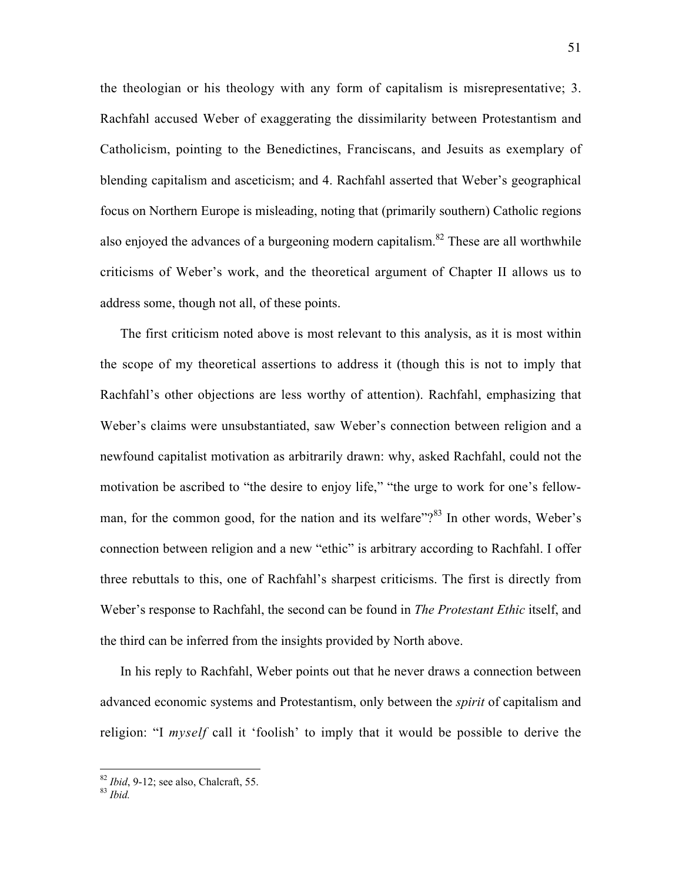the theologian or his theology with any form of capitalism is misrepresentative; 3. Rachfahl accused Weber of exaggerating the dissimilarity between Protestantism and Catholicism, pointing to the Benedictines, Franciscans, and Jesuits as exemplary of blending capitalism and asceticism; and 4. Rachfahl asserted that Weber's geographical focus on Northern Europe is misleading, noting that (primarily southern) Catholic regions also enjoyed the advances of a burgeoning modern capitalism.[82] These are all worthwhile criticisms of Weber's work, and the theoretical argument of Chapter II allows us to address some, though not all, of these points.

The first criticism noted above is most relevant to this analysis, as it is most within the scope of my theoretical assertions to address it (though this is not to imply that Rachfahl's other objections are less worthy of attention). Rachfahl, emphasizing that Weber's claims were unsubstantiated, saw Weber's connection between religion and a newfound capitalist motivation as arbitrarily drawn: why, asked Rachfahl, could not the motivation be ascribed to "the desire to enjoy life," "the urge to work for one's fellow-man, for the common good, for the nation and its welfare"?[83] In other words, Weber's connection between religion and a new "ethic" is arbitrary according to Rachfahl. I offer three rebuttals to this, one of Rachfahl's sharpest criticisms. The first is directly from Weber's response to Rachfahl, the second can be found in *The Protestant Ethic* itself, and the third can be inferred from the insights provided by North above.

In his reply to Rachfahl, Weber points out that he never draws a connection between advanced economic systems and Protestantism, only between the *spirit* of capitalism and religion: "I *myself* call it 'foolish' to imply that it would be possible to derive the

---

[82] *Ibid*, 9-12; see also, Chalcraft, 55.

[83] *Ibid.*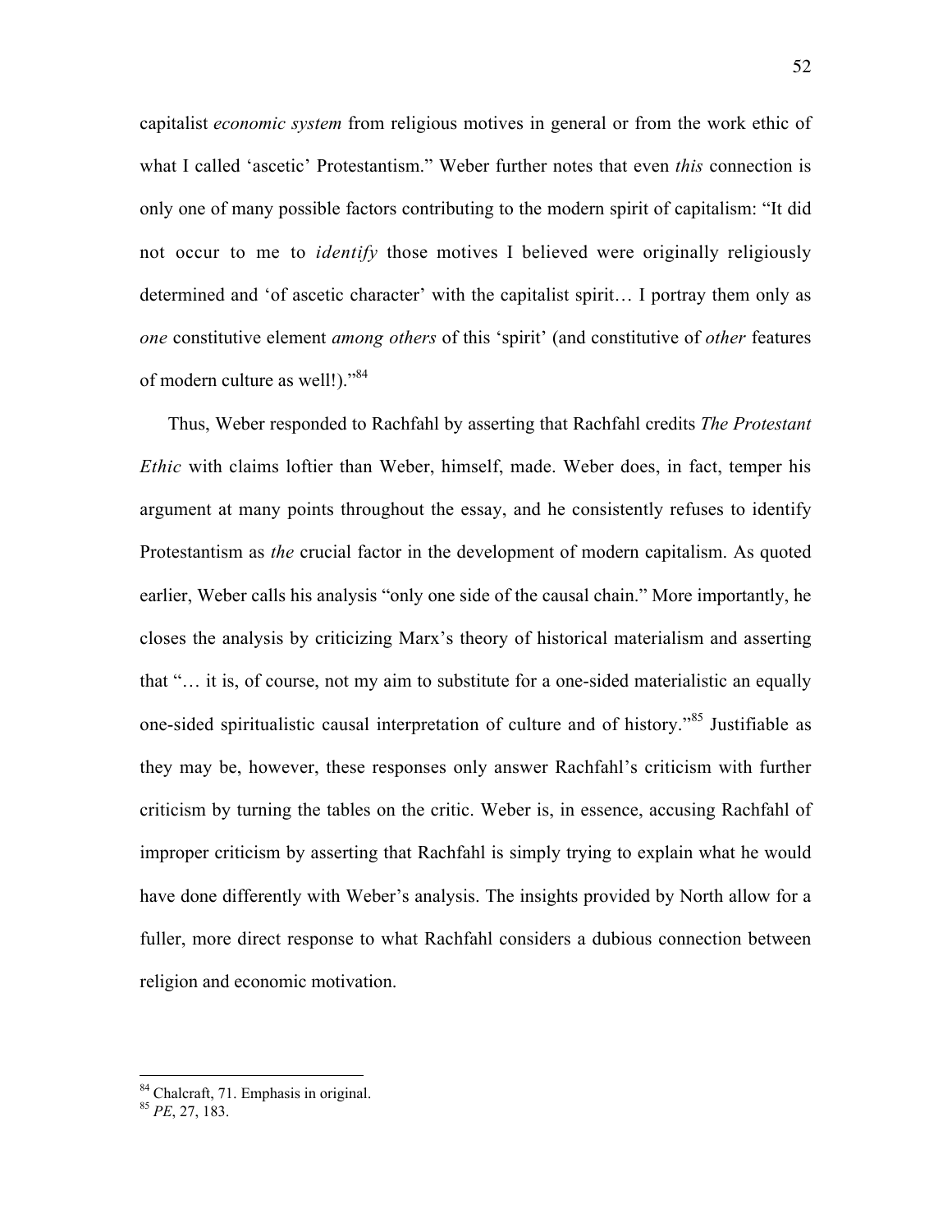capitalist *economic system* from religious motives in general or from the work ethic of what I called 'ascetic' Protestantism." Weber further notes that even *this* connection is only one of many possible factors contributing to the modern spirit of capitalism: "It did not occur to me to *identify* those motives I believed were originally religiously determined and 'of ascetic character' with the capitalist spirit… I portray them only as *one* constitutive element *among others* of this 'spirit' (and constitutive of *other* features of modern culture as well!)."[84]

Thus, Weber responded to Rachfahl by asserting that Rachfahl credits *The Protestant Ethic* with claims loftier than Weber, himself, made. Weber does, in fact, temper his argument at many points throughout the essay, and he consistently refuses to identify Protestantism as *the* crucial factor in the development of modern capitalism. As quoted earlier, Weber calls his analysis "only one side of the causal chain." More importantly, he closes the analysis by criticizing Marx's theory of historical materialism and asserting that "… it is, of course, not my aim to substitute for a one-sided materialistic an equally one-sided spiritualistic causal interpretation of culture and of history."[85] Justifiable as they may be, however, these responses only answer Rachfahl's criticism with further criticism by turning the tables on the critic. Weber is, in essence, accusing Rachfahl of improper criticism by asserting that Rachfahl is simply trying to explain what he would have done differently with Weber's analysis. The insights provided by North allow for a fuller, more direct response to what Rachfahl considers a dubious connection between religion and economic motivation.

---

[84] Chalcraft, 71. Emphasis in original.

[85] *PE*, 27, 183.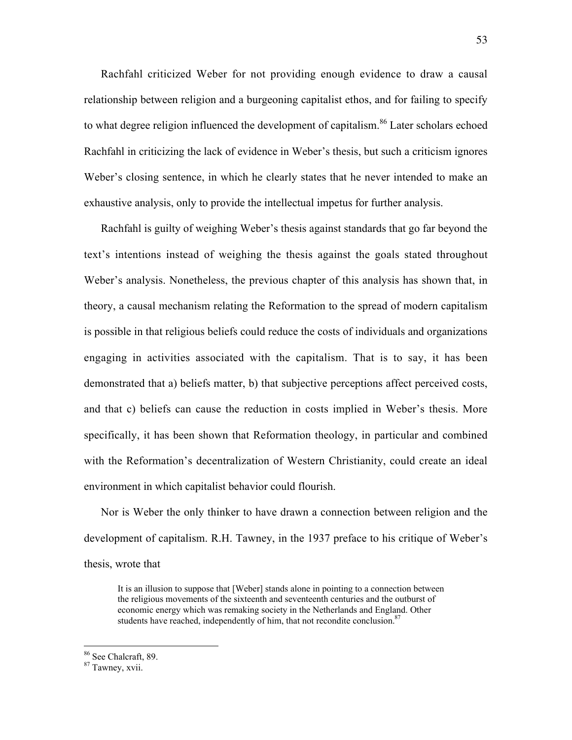Rachfahl criticized Weber for not providing enough evidence to draw a causal relationship between religion and a burgeoning capitalist ethos, and for failing to specify to what degree religion influenced the development of capitalism.[86] Later scholars echoed Rachfahl in criticizing the lack of evidence in Weber's thesis, but such a criticism ignores Weber's closing sentence, in which he clearly states that he never intended to make an exhaustive analysis, only to provide the intellectual impetus for further analysis.

Rachfahl is guilty of weighing Weber's thesis against standards that go far beyond the text's intentions instead of weighing the thesis against the goals stated throughout Weber's analysis. Nonetheless, the previous chapter of this analysis has shown that, in theory, a causal mechanism relating the Reformation to the spread of modern capitalism is possible in that religious beliefs could reduce the costs of individuals and organizations engaging in activities associated with the capitalism. That is to say, it has been demonstrated that a) beliefs matter, b) that subjective perceptions affect perceived costs, and that c) beliefs can cause the reduction in costs implied in Weber's thesis. More specifically, it has been shown that Reformation theology, in particular and combined with the Reformation's decentralization of Western Christianity, could create an ideal environment in which capitalist behavior could flourish.

Nor is Weber the only thinker to have drawn a connection between religion and the development of capitalism. R.H. Tawney, in the 1937 preface to his critique of Weber's thesis, wrote that

> It is an illusion to suppose that [Weber] stands alone in pointing to a connection between the religious movements of the sixteenth and seventeenth centuries and the outburst of economic energy which was remaking society in the Netherlands and England. Other students have reached, independently of him, that not recondite conclusion.[87]

---

[86] See Chalcraft, 89.

[87] Tawney, xvii.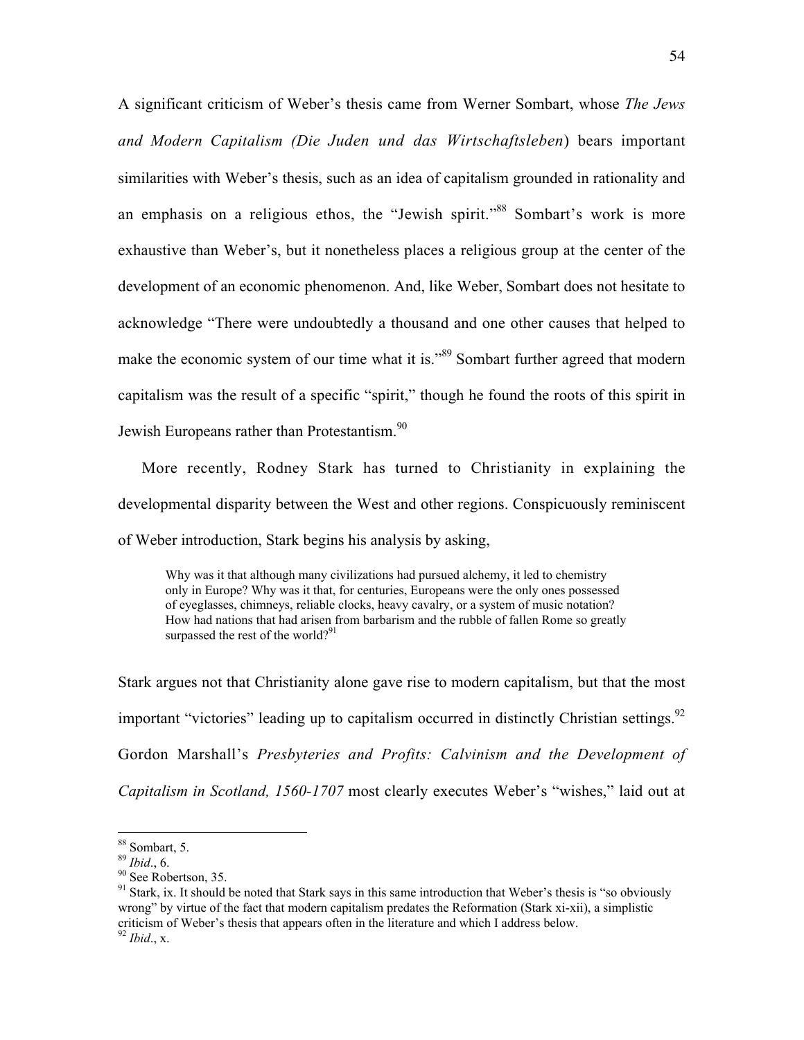A significant criticism of Weber's thesis came from Werner Sombart, whose *The Jews and Modern Capitalism (Die Juden und das Wirtschaftsleben*) bears important similarities with Weber's thesis, such as an idea of capitalism grounded in rationality and an emphasis on a religious ethos, the "Jewish spirit."[88] Sombart's work is more exhaustive than Weber's, but it nonetheless places a religious group at the center of the development of an economic phenomenon. And, like Weber, Sombart does not hesitate to acknowledge "There were undoubtedly a thousand and one other causes that helped to make the economic system of our time what it is."[89] Sombart further agreed that modern capitalism was the result of a specific "spirit," though he found the roots of this spirit in Jewish Europeans rather than Protestantism.[90]

More recently, Rodney Stark has turned to Christianity in explaining the developmental disparity between the West and other regions. Conspicuously reminiscent of Weber introduction, Stark begins his analysis by asking,

> Why was it that although many civilizations had pursued alchemy, it led to chemistry only in Europe? Why was it that, for centuries, Europeans were the only ones possessed of eyeglasses, chimneys, reliable clocks, heavy cavalry, or a system of music notation? How had nations that had arisen from barbarism and the rubble of fallen Rome so greatly surpassed the rest of the world?[91]

Stark argues not that Christianity alone gave rise to modern capitalism, but that the most important "victories" leading up to capitalism occurred in distinctly Christian settings.[92] Gordon Marshall's *Presbyteries and Profits: Calvinism and the Development of Capitalism in Scotland, 1560-1707* most clearly executes Weber's "wishes," laid out at

---

[88] Sombart, 5.

[89] *Ibid*., 6.

[90] See Robertson, 35.

[91] Stark, ix. It should be noted that Stark says in this same introduction that Weber's thesis is "so obviously wrong" by virtue of the fact that modern capitalism predates the Reformation (Stark xi-xii), a simplistic criticism of Weber's thesis that appears often in the literature and which I address below.

[92] *Ibid*., x.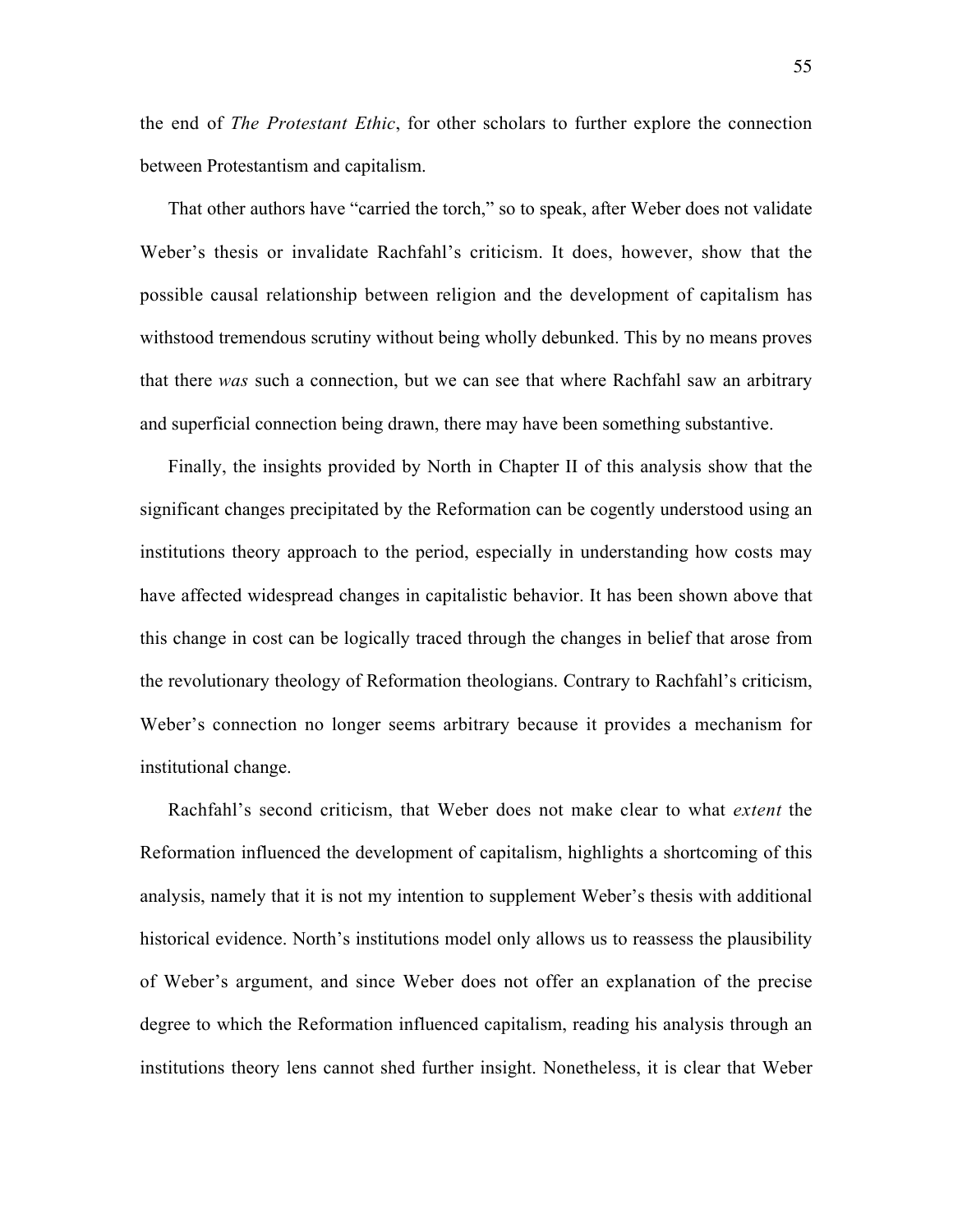the end of *The Protestant Ethic*, for other scholars to further explore the connection between Protestantism and capitalism.

That other authors have "carried the torch," so to speak, after Weber does not validate Weber's thesis or invalidate Rachfahl's criticism. It does, however, show that the possible causal relationship between religion and the development of capitalism has withstood tremendous scrutiny without being wholly debunked. This by no means proves that there *was* such a connection, but we can see that where Rachfahl saw an arbitrary and superficial connection being drawn, there may have been something substantive.

Finally, the insights provided by North in Chapter II of this analysis show that the significant changes precipitated by the Reformation can be cogently understood using an institutions theory approach to the period, especially in understanding how costs may have affected widespread changes in capitalistic behavior. It has been shown above that this change in cost can be logically traced through the changes in belief that arose from the revolutionary theology of Reformation theologians. Contrary to Rachfahl's criticism, Weber's connection no longer seems arbitrary because it provides a mechanism for institutional change.

Rachfahl's second criticism, that Weber does not make clear to what *extent* the Reformation influenced the development of capitalism, highlights a shortcoming of this analysis, namely that it is not my intention to supplement Weber's thesis with additional historical evidence. North's institutions model only allows us to reassess the plausibility of Weber's argument, and since Weber does not offer an explanation of the precise degree to which the Reformation influenced capitalism, reading his analysis through an institutions theory lens cannot shed further insight. Nonetheless, it is clear that Weber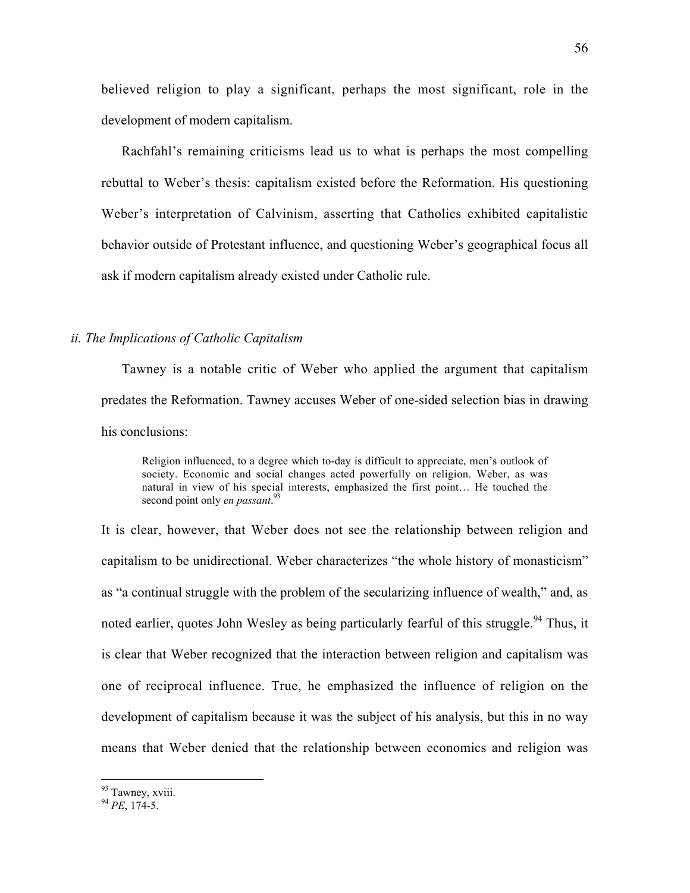believed religion to play a significant, perhaps the most significant, role in the development of modern capitalism.

Rachfahl's remaining criticisms lead us to what is perhaps the most compelling rebuttal to Weber's thesis: capitalism existed before the Reformation. His questioning Weber's interpretation of Calvinism, asserting that Catholics exhibited capitalistic behavior outside of Protestant influence, and questioning Weber's geographical focus all ask if modern capitalism already existed under Catholic rule.

### *ii. The Implications of Catholic Capitalism*

Tawney is a notable critic of Weber who applied the argument that capitalism predates the Reformation. Tawney accuses Weber of one-sided selection bias in drawing his conclusions:

> Religion influenced, to a degree which to-day is difficult to appreciate, men's outlook of society. Economic and social changes acted powerfully on religion. Weber, as was natural in view of his special interests, emphasized the first point… He touched the second point only *en passant*.[93]

It is clear, however, that Weber does not see the relationship between religion and capitalism to be unidirectional. Weber characterizes "the whole history of monasticism" as "a continual struggle with the problem of the secularizing influence of wealth," and, as noted earlier, quotes John Wesley as being particularly fearful of this struggle.[94] Thus, it is clear that Weber recognized that the interaction between religion and capitalism was one of reciprocal influence. True, he emphasized the influence of religion on the development of capitalism because it was the subject of his analysis, but this in no way means that Weber denied that the relationship between economics and religion was

---

[93] Tawney, xviii.

[94] *PE*, 174-5.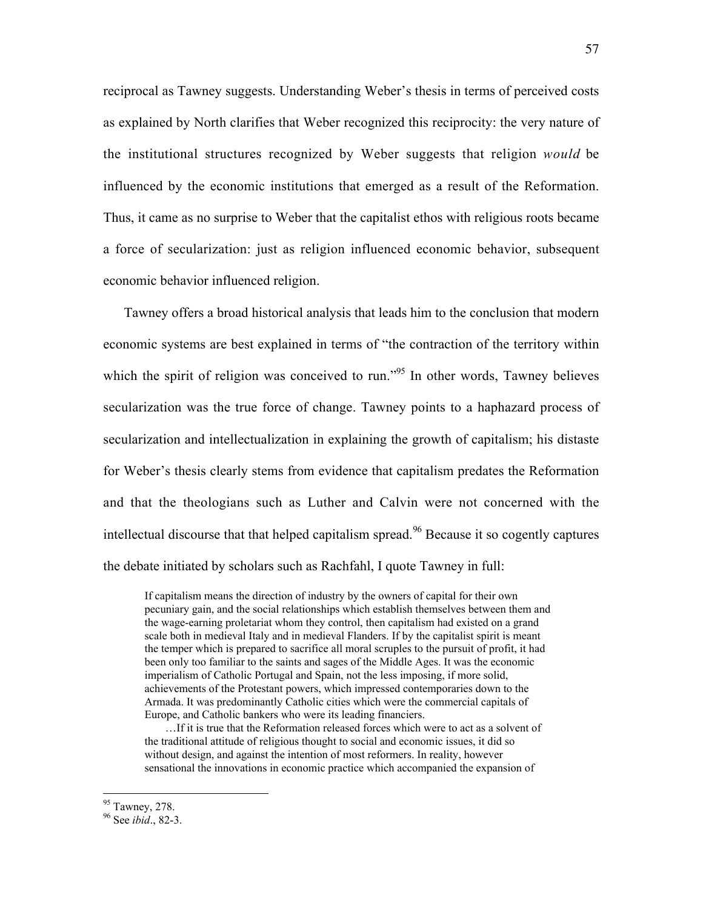reciprocal as Tawney suggests. Understanding Weber's thesis in terms of perceived costs as explained by North clarifies that Weber recognized this reciprocity: the very nature of the institutional structures recognized by Weber suggests that religion *would* be influenced by the economic institutions that emerged as a result of the Reformation. Thus, it came as no surprise to Weber that the capitalist ethos with religious roots became a force of secularization: just as religion influenced economic behavior, subsequent economic behavior influenced religion.

Tawney offers a broad historical analysis that leads him to the conclusion that modern economic systems are best explained in terms of "the contraction of the territory within which the spirit of religion was conceived to run."[95] In other words, Tawney believes secularization was the true force of change. Tawney points to a haphazard process of secularization and intellectualization in explaining the growth of capitalism; his distaste for Weber's thesis clearly stems from evidence that capitalism predates the Reformation and that the theologians such as Luther and Calvin were not concerned with the intellectual discourse that that helped capitalism spread.[96] Because it so cogently captures the debate initiated by scholars such as Rachfahl, I quote Tawney in full:

> If capitalism means the direction of industry by the owners of capital for their own pecuniary gain, and the social relationships which establish themselves between them and the wage-earning proletariat whom they control, then capitalism had existed on a grand scale both in medieval Italy and in medieval Flanders. If by the capitalist spirit is meant the temper which is prepared to sacrifice all moral scruples to the pursuit of profit, it had been only too familiar to the saints and sages of the Middle Ages. It was the economic imperialism of Catholic Portugal and Spain, not the less imposing, if more solid, achievements of the Protestant powers, which impressed contemporaries down to the Armada. It was predominantly Catholic cities which were the commercial capitals of Europe, and Catholic bankers who were its leading financiers.
>
> …If it is true that the Reformation released forces which were to act as a solvent of the traditional attitude of religious thought to social and economic issues, it did so without design, and against the intention of most reformers. In reality, however sensational the innovations in economic practice which accompanied the expansion of

---

[95] Tawney, 278.

[96] See *ibid*., 82-3.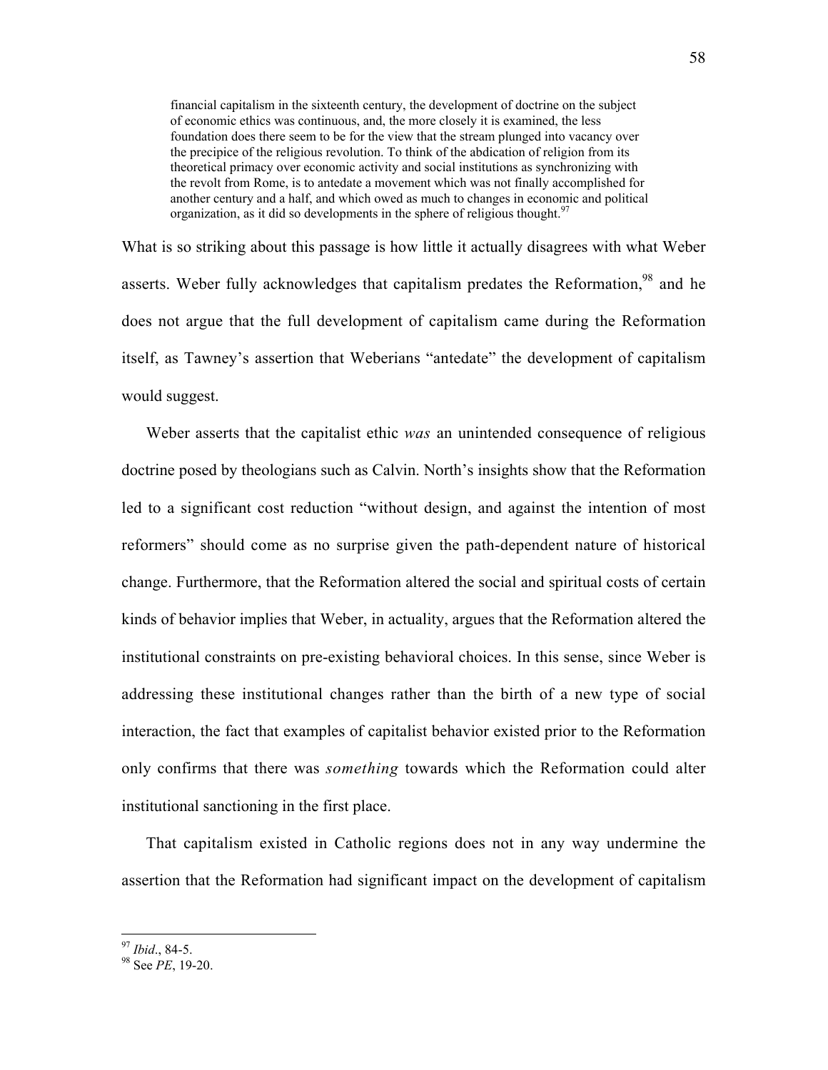> financial capitalism in the sixteenth century, the development of doctrine on the subject of economic ethics was continuous, and, the more closely it is examined, the less foundation does there seem to be for the view that the stream plunged into vacancy over the precipice of the religious revolution. To think of the abdication of religion from its theoretical primacy over economic activity and social institutions as synchronizing with the revolt from Rome, is to antedate a movement which was not finally accomplished for another century and a half, and which owed as much to changes in economic and political organization, as it did so developments in the sphere of religious thought.[97]

What is so striking about this passage is how little it actually disagrees with what Weber asserts. Weber fully acknowledges that capitalism predates the Reformation,[98] and he does not argue that the full development of capitalism came during the Reformation itself, as Tawney's assertion that Weberians "antedate" the development of capitalism would suggest.

Weber asserts that the capitalist ethic *was* an unintended consequence of religious doctrine posed by theologians such as Calvin. North's insights show that the Reformation led to a significant cost reduction "without design, and against the intention of most reformers" should come as no surprise given the path-dependent nature of historical change. Furthermore, that the Reformation altered the social and spiritual costs of certain kinds of behavior implies that Weber, in actuality, argues that the Reformation altered the institutional constraints on pre-existing behavioral choices. In this sense, since Weber is addressing these institutional changes rather than the birth of a new type of social interaction, the fact that examples of capitalist behavior existed prior to the Reformation only confirms that there was *something* towards which the Reformation could alter institutional sanctioning in the first place.

That capitalism existed in Catholic regions does not in any way undermine the assertion that the Reformation had significant impact on the development of capitalism

---

[97] *Ibid*., 84-5.

[98] See *PE*, 19-20.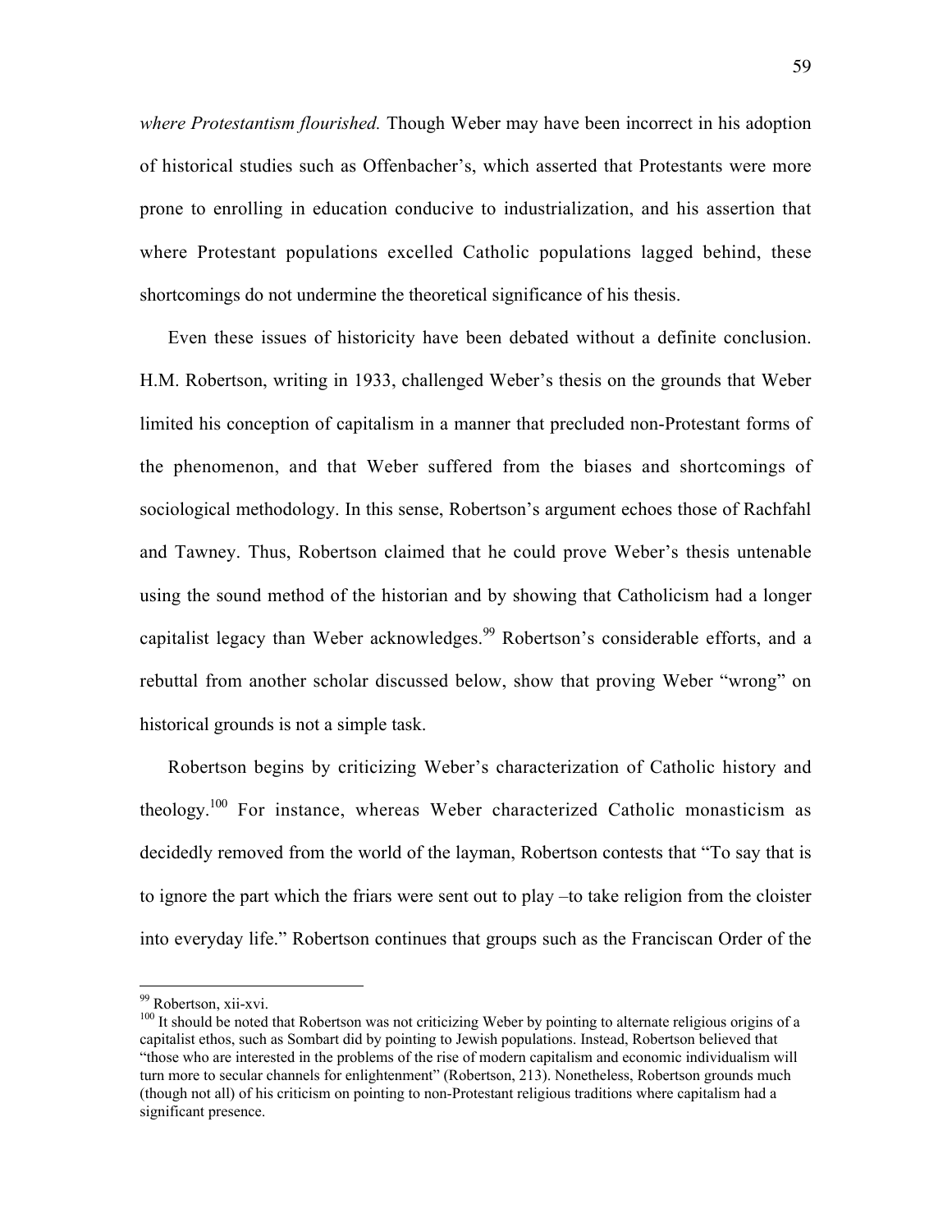*where Protestantism flourished.* Though Weber may have been incorrect in his adoption of historical studies such as Offenbacher's, which asserted that Protestants were more prone to enrolling in education conducive to industrialization, and his assertion that where Protestant populations excelled Catholic populations lagged behind, these shortcomings do not undermine the theoretical significance of his thesis.

Even these issues of historicity have been debated without a definite conclusion. H.M. Robertson, writing in 1933, challenged Weber's thesis on the grounds that Weber limited his conception of capitalism in a manner that precluded non-Protestant forms of the phenomenon, and that Weber suffered from the biases and shortcomings of sociological methodology. In this sense, Robertson's argument echoes those of Rachfahl and Tawney. Thus, Robertson claimed that he could prove Weber's thesis untenable using the sound method of the historian and by showing that Catholicism had a longer capitalist legacy than Weber acknowledges.[99] Robertson's considerable efforts, and a rebuttal from another scholar discussed below, show that proving Weber "wrong" on historical grounds is not a simple task.

Robertson begins by criticizing Weber's characterization of Catholic history and theology.[100] For instance, whereas Weber characterized Catholic monasticism as decidedly removed from the world of the layman, Robertson contests that "To say that is to ignore the part which the friars were sent out to play –to take religion from the cloister into everyday life." Robertson continues that groups such as the Franciscan Order of the

---

[99] Robertson, xii-xvi.

[100] It should be noted that Robertson was not criticizing Weber by pointing to alternate religious origins of a capitalist ethos, such as Sombart did by pointing to Jewish populations. Instead, Robertson believed that "those who are interested in the problems of the rise of modern capitalism and economic individualism will turn more to secular channels for enlightenment" (Robertson, 213). Nonetheless, Robertson grounds much (though not all) of his criticism on pointing to non-Protestant religious traditions where capitalism had a significant presence.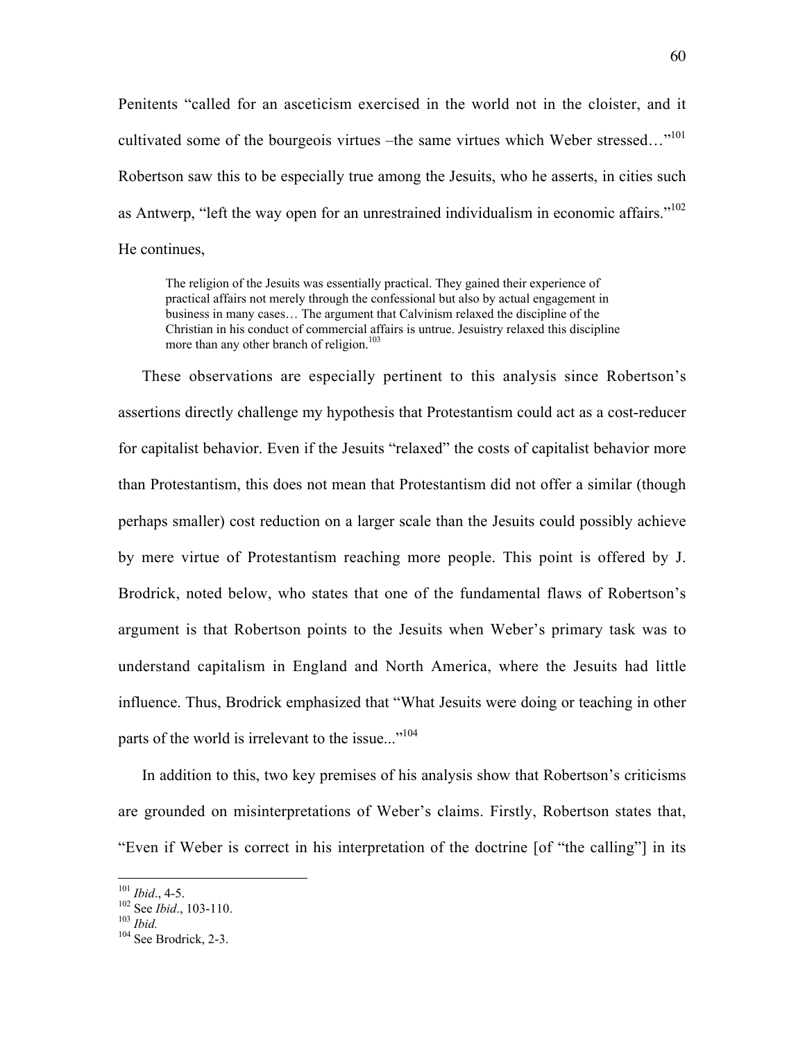Penitents "called for an asceticism exercised in the world not in the cloister, and it cultivated some of the bourgeois virtues –the same virtues which Weber stressed…"[101] Robertson saw this to be especially true among the Jesuits, who he asserts, in cities such as Antwerp, "left the way open for an unrestrained individualism in economic affairs."[102] He continues,

> The religion of the Jesuits was essentially practical. They gained their experience of practical affairs not merely through the confessional but also by actual engagement in business in many cases… The argument that Calvinism relaxed the discipline of the Christian in his conduct of commercial affairs is untrue. Jesuistry relaxed this discipline more than any other branch of religion.[103]

These observations are especially pertinent to this analysis since Robertson's assertions directly challenge my hypothesis that Protestantism could act as a cost-reducer for capitalist behavior. Even if the Jesuits "relaxed" the costs of capitalist behavior more than Protestantism, this does not mean that Protestantism did not offer a similar (though perhaps smaller) cost reduction on a larger scale than the Jesuits could possibly achieve by mere virtue of Protestantism reaching more people. This point is offered by J. Brodrick, noted below, who states that one of the fundamental flaws of Robertson's argument is that Robertson points to the Jesuits when Weber's primary task was to understand capitalism in England and North America, where the Jesuits had little influence. Thus, Brodrick emphasized that "What Jesuits were doing or teaching in other parts of the world is irrelevant to the issue..."[104]

In addition to this, two key premises of his analysis show that Robertson's criticisms are grounded on misinterpretations of Weber's claims. Firstly, Robertson states that, "Even if Weber is correct in his interpretation of the doctrine [of "the calling"] in its

---

[101] *Ibid*., 4-5.
[102] See *Ibid*., 103-110.
[103] *Ibid.*
[104] See Brodrick, 2-3.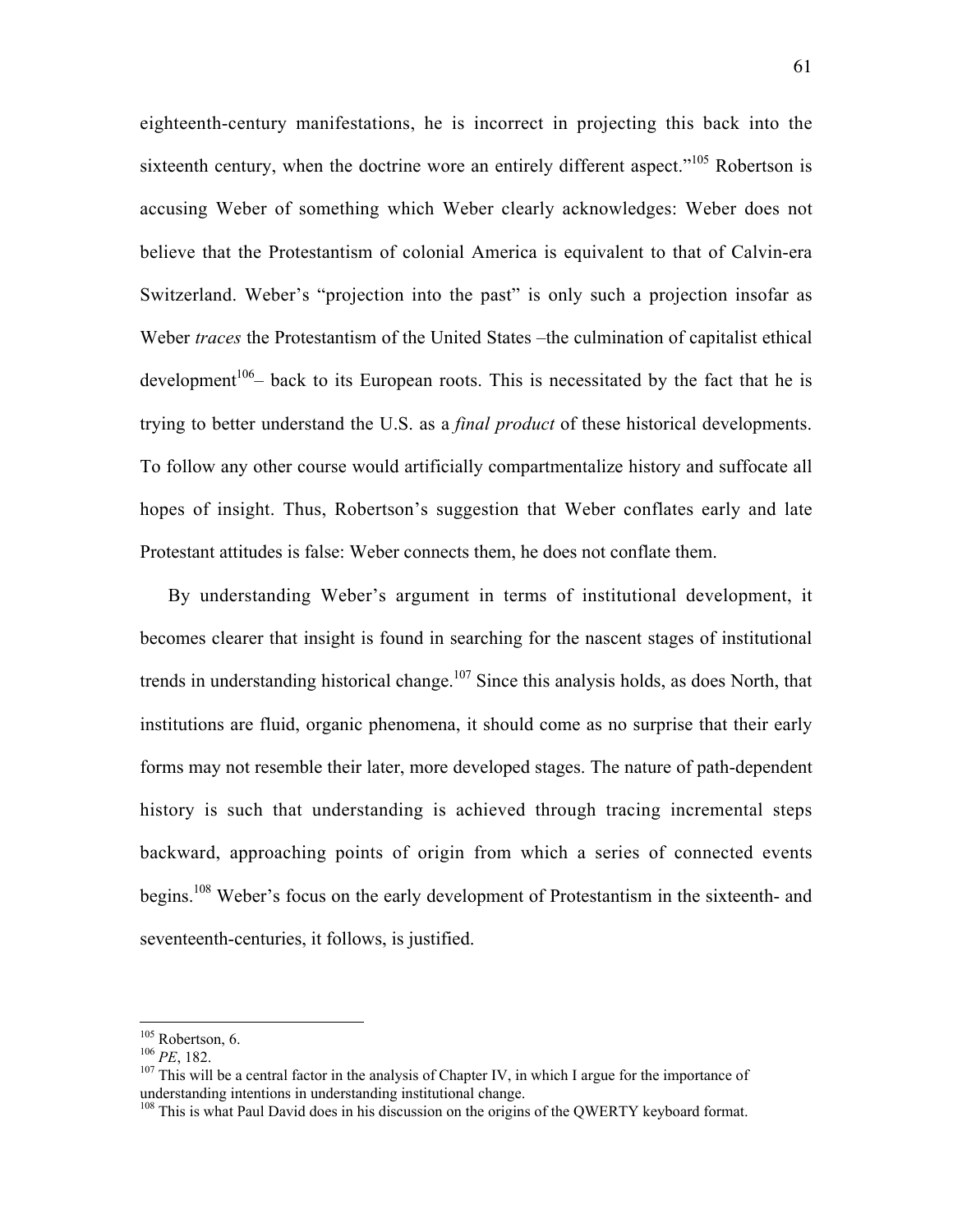eighteenth-century manifestations, he is incorrect in projecting this back into the sixteenth century, when the doctrine wore an entirely different aspect."[105] Robertson is accusing Weber of something which Weber clearly acknowledges: Weber does not believe that the Protestantism of colonial America is equivalent to that of Calvin-era Switzerland. Weber's "projection into the past" is only such a projection insofar as Weber *traces* the Protestantism of the United States –the culmination of capitalist ethical development[106]– back to its European roots. This is necessitated by the fact that he is trying to better understand the U.S. as a *final product* of these historical developments. To follow any other course would artificially compartmentalize history and suffocate all hopes of insight. Thus, Robertson's suggestion that Weber conflates early and late Protestant attitudes is false: Weber connects them, he does not conflate them.

By understanding Weber's argument in terms of institutional development, it becomes clearer that insight is found in searching for the nascent stages of institutional trends in understanding historical change.[107] Since this analysis holds, as does North, that institutions are fluid, organic phenomena, it should come as no surprise that their early forms may not resemble their later, more developed stages. The nature of path-dependent history is such that understanding is achieved through tracing incremental steps backward, approaching points of origin from which a series of connected events begins.[108] Weber's focus on the early development of Protestantism in the sixteenth- and seventeenth-centuries, it follows, is justified.

---

[105] Robertson, 6.

[106] *PE*, 182.

[107] This will be a central factor in the analysis of Chapter IV, in which I argue for the importance of understanding intentions in understanding institutional change.

[108] This is what Paul David does in his discussion on the origins of the QWERTY keyboard format.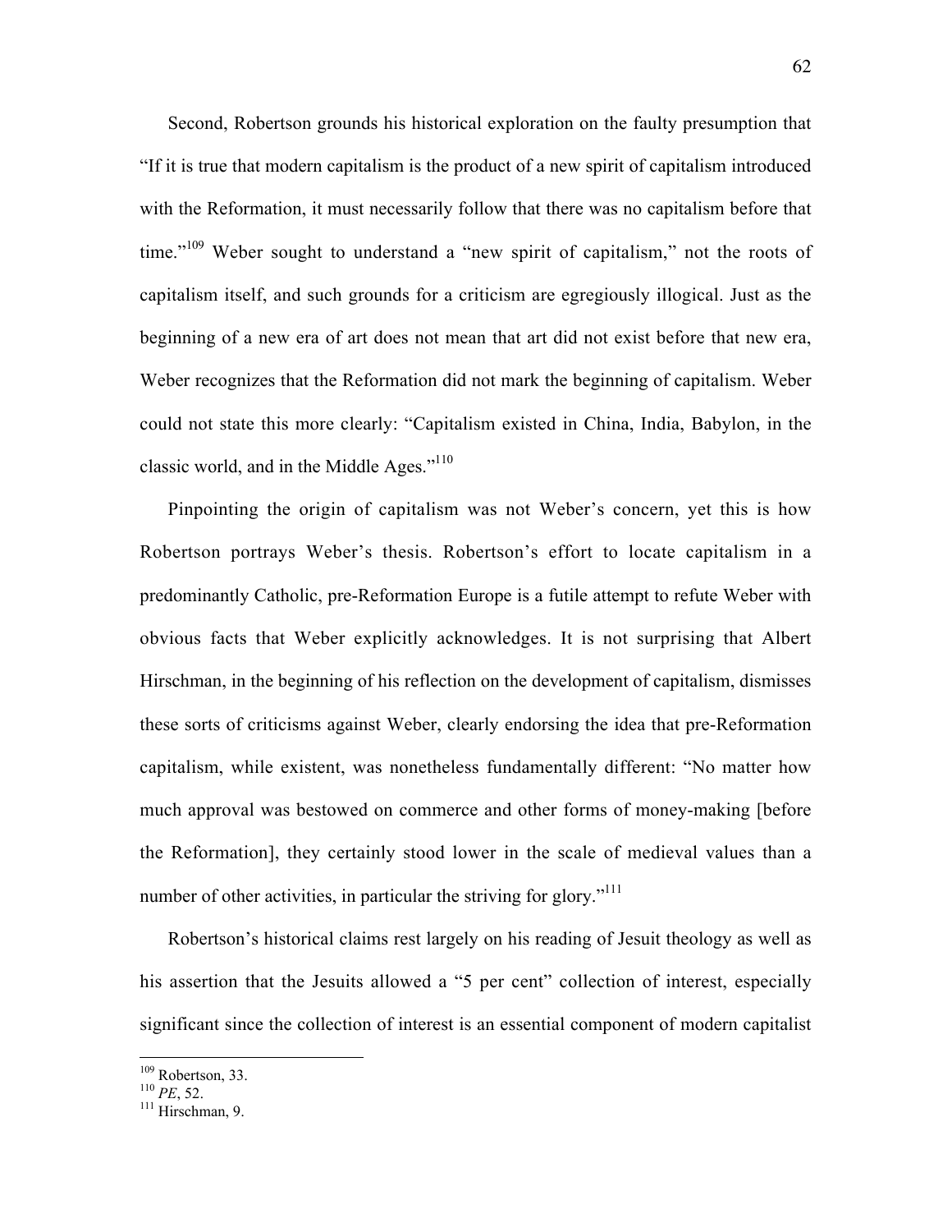Second, Robertson grounds his historical exploration on the faulty presumption that "If it is true that modern capitalism is the product of a new spirit of capitalism introduced with the Reformation, it must necessarily follow that there was no capitalism before that time."[109] Weber sought to understand a "new spirit of capitalism," not the roots of capitalism itself, and such grounds for a criticism are egregiously illogical. Just as the beginning of a new era of art does not mean that art did not exist before that new era, Weber recognizes that the Reformation did not mark the beginning of capitalism. Weber could not state this more clearly: "Capitalism existed in China, India, Babylon, in the classic world, and in the Middle Ages."[110]

Pinpointing the origin of capitalism was not Weber's concern, yet this is how Robertson portrays Weber's thesis. Robertson's effort to locate capitalism in a predominantly Catholic, pre-Reformation Europe is a futile attempt to refute Weber with obvious facts that Weber explicitly acknowledges. It is not surprising that Albert Hirschman, in the beginning of his reflection on the development of capitalism, dismisses these sorts of criticisms against Weber, clearly endorsing the idea that pre-Reformation capitalism, while existent, was nonetheless fundamentally different: "No matter how much approval was bestowed on commerce and other forms of money-making [before the Reformation], they certainly stood lower in the scale of medieval values than a number of other activities, in particular the striving for glory."[111]

Robertson's historical claims rest largely on his reading of Jesuit theology as well as his assertion that the Jesuits allowed a "5 per cent" collection of interest, especially significant since the collection of interest is an essential component of modern capitalist

---

[109] Robertson, 33.
[110] *PE*, 52.
[111] Hirschman, 9.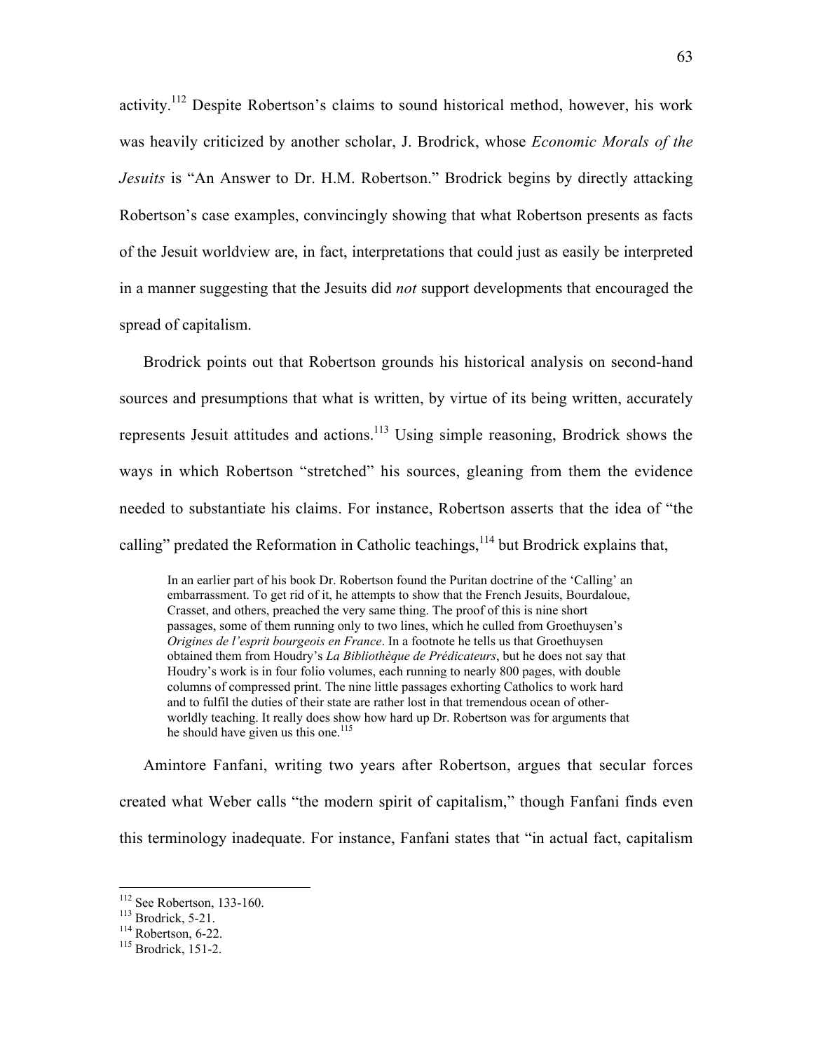activity.[112] Despite Robertson's claims to sound historical method, however, his work was heavily criticized by another scholar, J. Brodrick, whose *Economic Morals of the Jesuits* is "An Answer to Dr. H.M. Robertson." Brodrick begins by directly attacking Robertson's case examples, convincingly showing that what Robertson presents as facts of the Jesuit worldview are, in fact, interpretations that could just as easily be interpreted in a manner suggesting that the Jesuits did *not* support developments that encouraged the spread of capitalism.

Brodrick points out that Robertson grounds his historical analysis on second-hand sources and presumptions that what is written, by virtue of its being written, accurately represents Jesuit attitudes and actions.[113] Using simple reasoning, Brodrick shows the ways in which Robertson "stretched" his sources, gleaning from them the evidence needed to substantiate his claims. For instance, Robertson asserts that the idea of "the calling" predated the Reformation in Catholic teachings,[114] but Brodrick explains that,

> In an earlier part of his book Dr. Robertson found the Puritan doctrine of the 'Calling' an embarrassment. To get rid of it, he attempts to show that the French Jesuits, Bourdaloue, Crasset, and others, preached the very same thing. The proof of this is nine short passages, some of them running only to two lines, which he culled from Groethuysen's *Origines de l'esprit bourgeois en France*. In a footnote he tells us that Groethuysen obtained them from Houdry's *La Bibliothèque de Prédicateurs*, but he does not say that Houdry's work is in four folio volumes, each running to nearly 800 pages, with double columns of compressed print. The nine little passages exhorting Catholics to work hard and to fulfil the duties of their state are rather lost in that tremendous ocean of other-worldly teaching. It really does show how hard up Dr. Robertson was for arguments that he should have given us this one.[115]

Amintore Fanfani, writing two years after Robertson, argues that secular forces created what Weber calls "the modern spirit of capitalism," though Fanfani finds even this terminology inadequate. For instance, Fanfani states that "in actual fact, capitalism

---

[112] See Robertson, 133-160.

[113] Brodrick, 5-21.

[114] Robertson, 6-22.

[115] Brodrick, 151-2.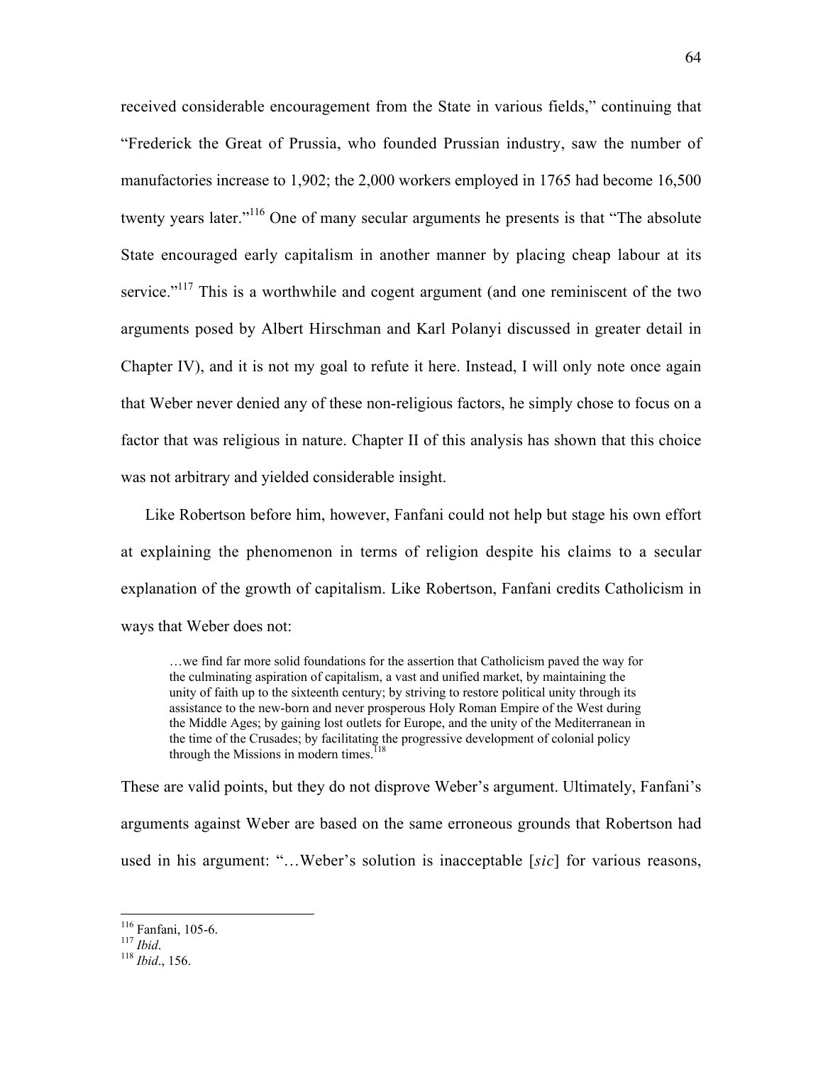received considerable encouragement from the State in various fields," continuing that "Frederick the Great of Prussia, who founded Prussian industry, saw the number of manufactories increase to 1,902; the 2,000 workers employed in 1765 had become 16,500 twenty years later."[116] One of many secular arguments he presents is that "The absolute State encouraged early capitalism in another manner by placing cheap labour at its service."[117] This is a worthwhile and cogent argument (and one reminiscent of the two arguments posed by Albert Hirschman and Karl Polanyi discussed in greater detail in Chapter IV), and it is not my goal to refute it here. Instead, I will only note once again that Weber never denied any of these non-religious factors, he simply chose to focus on a factor that was religious in nature. Chapter II of this analysis has shown that this choice was not arbitrary and yielded considerable insight.

Like Robertson before him, however, Fanfani could not help but stage his own effort at explaining the phenomenon in terms of religion despite his claims to a secular explanation of the growth of capitalism. Like Robertson, Fanfani credits Catholicism in ways that Weber does not:

> …we find far more solid foundations for the assertion that Catholicism paved the way for the culminating aspiration of capitalism, a vast and unified market, by maintaining the unity of faith up to the sixteenth century; by striving to restore political unity through its assistance to the new-born and never prosperous Holy Roman Empire of the West during the Middle Ages; by gaining lost outlets for Europe, and the unity of the Mediterranean in the time of the Crusades; by facilitating the progressive development of colonial policy through the Missions in modern times.[118]

These are valid points, but they do not disprove Weber's argument. Ultimately, Fanfani's arguments against Weber are based on the same erroneous grounds that Robertson had used in his argument: "…Weber's solution is inacceptable [*sic*] for various reasons,

---

[116] Fanfani, 105-6.
[117] *Ibid*.
[118] *Ibid*., 156.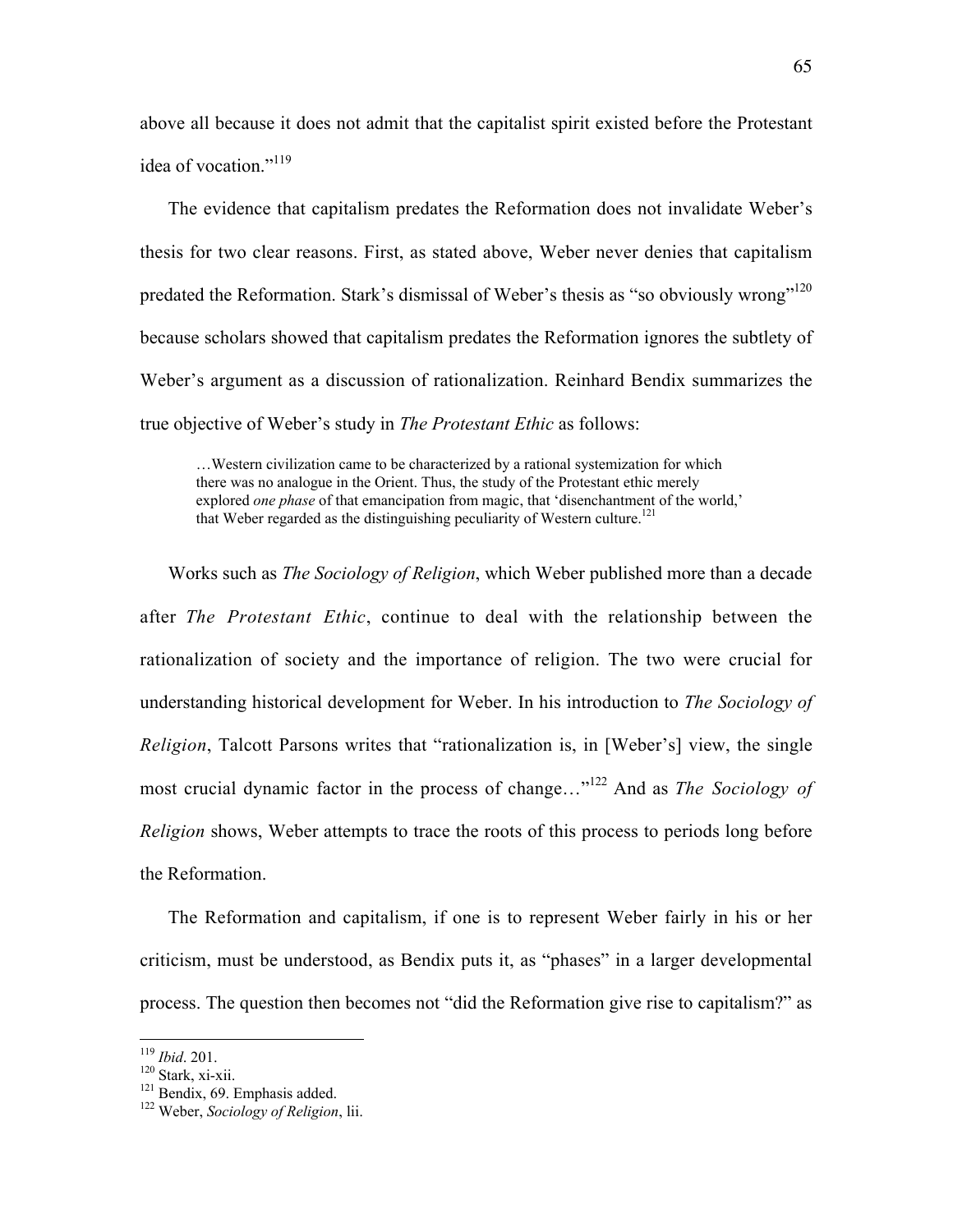above all because it does not admit that the capitalist spirit existed before the Protestant idea of vocation."[119]

The evidence that capitalism predates the Reformation does not invalidate Weber's thesis for two clear reasons. First, as stated above, Weber never denies that capitalism predated the Reformation. Stark's dismissal of Weber's thesis as "so obviously wrong"[120] because scholars showed that capitalism predates the Reformation ignores the subtlety of Weber's argument as a discussion of rationalization. Reinhard Bendix summarizes the true objective of Weber's study in *The Protestant Ethic* as follows:

> …Western civilization came to be characterized by a rational systemization for which there was no analogue in the Orient. Thus, the study of the Protestant ethic merely explored *one phase* of that emancipation from magic, that 'disenchantment of the world,' that Weber regarded as the distinguishing peculiarity of Western culture.[121]

Works such as *The Sociology of Religion*, which Weber published more than a decade after *The Protestant Ethic*, continue to deal with the relationship between the rationalization of society and the importance of religion. The two were crucial for understanding historical development for Weber. In his introduction to *The Sociology of Religion*, Talcott Parsons writes that "rationalization is, in [Weber's] view, the single most crucial dynamic factor in the process of change…"[122] And as *The Sociology of Religion* shows, Weber attempts to trace the roots of this process to periods long before the Reformation.

The Reformation and capitalism, if one is to represent Weber fairly in his or her criticism, must be understood, as Bendix puts it, as "phases" in a larger developmental process. The question then becomes not "did the Reformation give rise to capitalism?" as

---

[119] *Ibid*. 201.
[120] Stark, xi-xii.
[121] Bendix, 69. Emphasis added.
[122] Weber, *Sociology of Religion*, lii.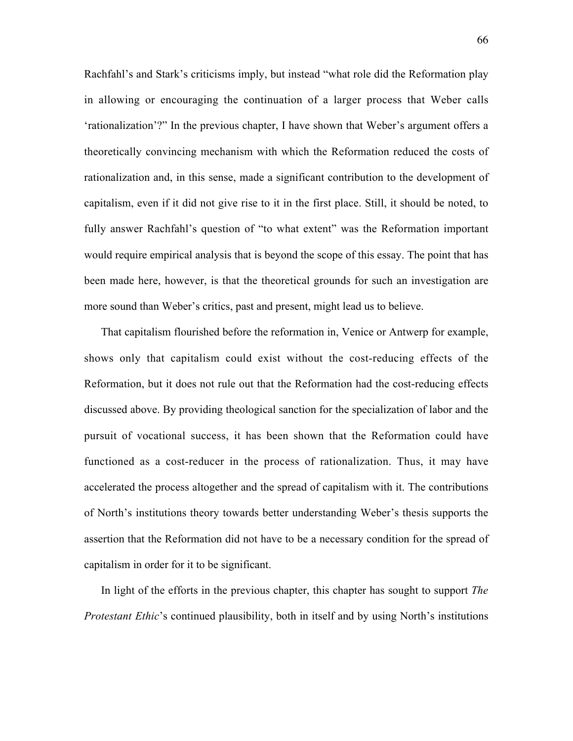Rachfahl's and Stark's criticisms imply, but instead "what role did the Reformation play in allowing or encouraging the continuation of a larger process that Weber calls 'rationalization'?" In the previous chapter, I have shown that Weber's argument offers a theoretically convincing mechanism with which the Reformation reduced the costs of rationalization and, in this sense, made a significant contribution to the development of capitalism, even if it did not give rise to it in the first place. Still, it should be noted, to fully answer Rachfahl's question of "to what extent" was the Reformation important would require empirical analysis that is beyond the scope of this essay. The point that has been made here, however, is that the theoretical grounds for such an investigation are more sound than Weber's critics, past and present, might lead us to believe.

That capitalism flourished before the reformation in, Venice or Antwerp for example, shows only that capitalism could exist without the cost-reducing effects of the Reformation, but it does not rule out that the Reformation had the cost-reducing effects discussed above. By providing theological sanction for the specialization of labor and the pursuit of vocational success, it has been shown that the Reformation could have functioned as a cost-reducer in the process of rationalization. Thus, it may have accelerated the process altogether and the spread of capitalism with it. The contributions of North's institutions theory towards better understanding Weber's thesis supports the assertion that the Reformation did not have to be a necessary condition for the spread of capitalism in order for it to be significant.

In light of the efforts in the previous chapter, this chapter has sought to support *The Protestant Ethic*'s continued plausibility, both in itself and by using North's institutions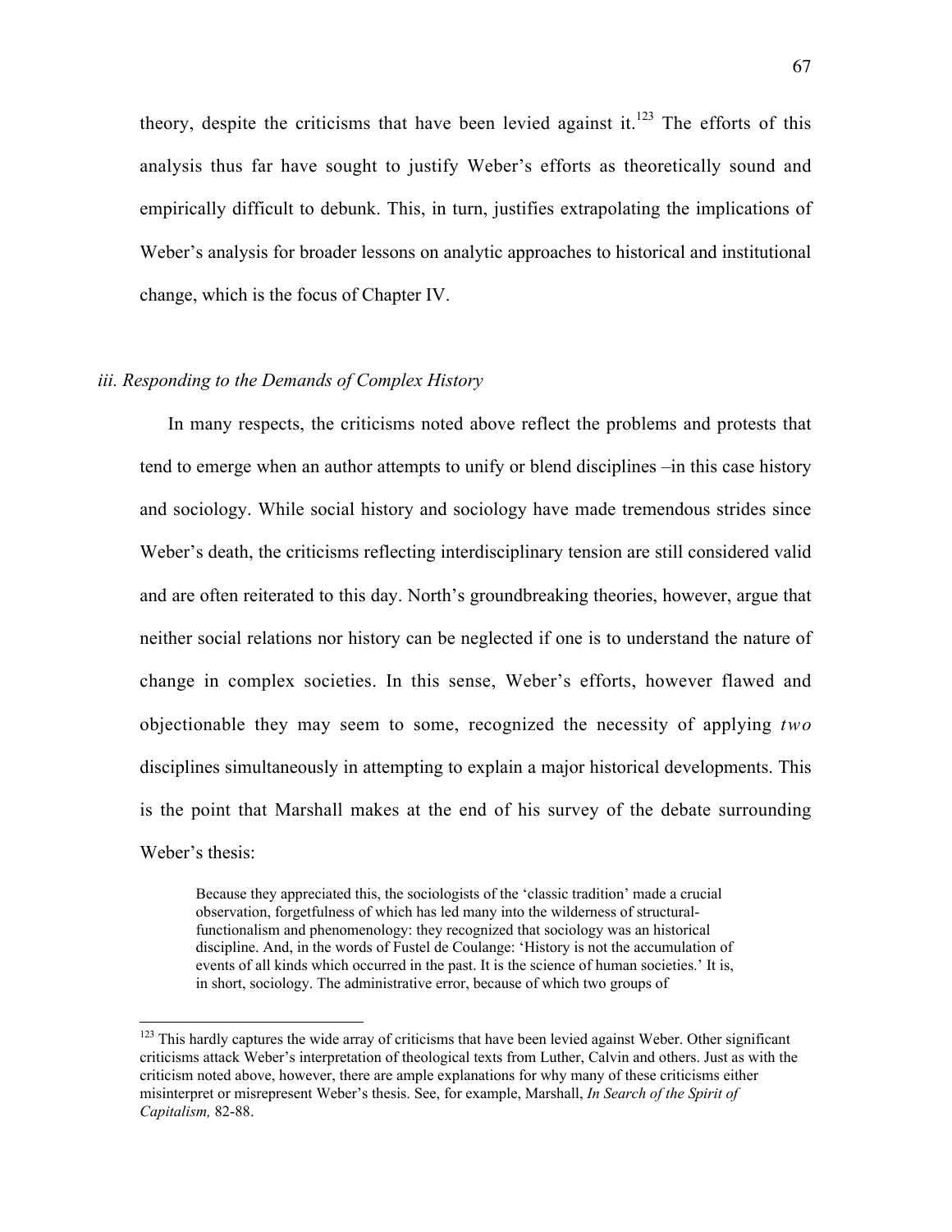theory, despite the criticisms that have been levied against it.[123] The efforts of this analysis thus far have sought to justify Weber's efforts as theoretically sound and empirically difficult to debunk. This, in turn, justifies extrapolating the implications of Weber's analysis for broader lessons on analytic approaches to historical and institutional change, which is the focus of Chapter IV.

### *iii. Responding to the Demands of Complex History*

In many respects, the criticisms noted above reflect the problems and protests that tend to emerge when an author attempts to unify or blend disciplines –in this case history and sociology. While social history and sociology have made tremendous strides since Weber's death, the criticisms reflecting interdisciplinary tension are still considered valid and are often reiterated to this day. North's groundbreaking theories, however, argue that neither social relations nor history can be neglected if one is to understand the nature of change in complex societies. In this sense, Weber's efforts, however flawed and objectionable they may seem to some, recognized the necessity of applying *two* disciplines simultaneously in attempting to explain a major historical developments. This is the point that Marshall makes at the end of his survey of the debate surrounding Weber's thesis:

> Because they appreciated this, the sociologists of the 'classic tradition' made a crucial observation, forgetfulness of which has led many into the wilderness of structural-functionalism and phenomenology: they recognized that sociology was an historical discipline. And, in the words of Fustel de Coulange: 'History is not the accumulation of events of all kinds which occurred in the past. It is the science of human societies.' It is, in short, sociology. The administrative error, because of which two groups of

[123] This hardly captures the wide array of criticisms that have been levied against Weber. Other significant criticisms attack Weber's interpretation of theological texts from Luther, Calvin and others. Just as with the criticism noted above, however, there are ample explanations for why many of these criticisms either misinterpret or misrepresent Weber's thesis. See, for example, Marshall, *In Search of the Spirit of Capitalism,* 82-88.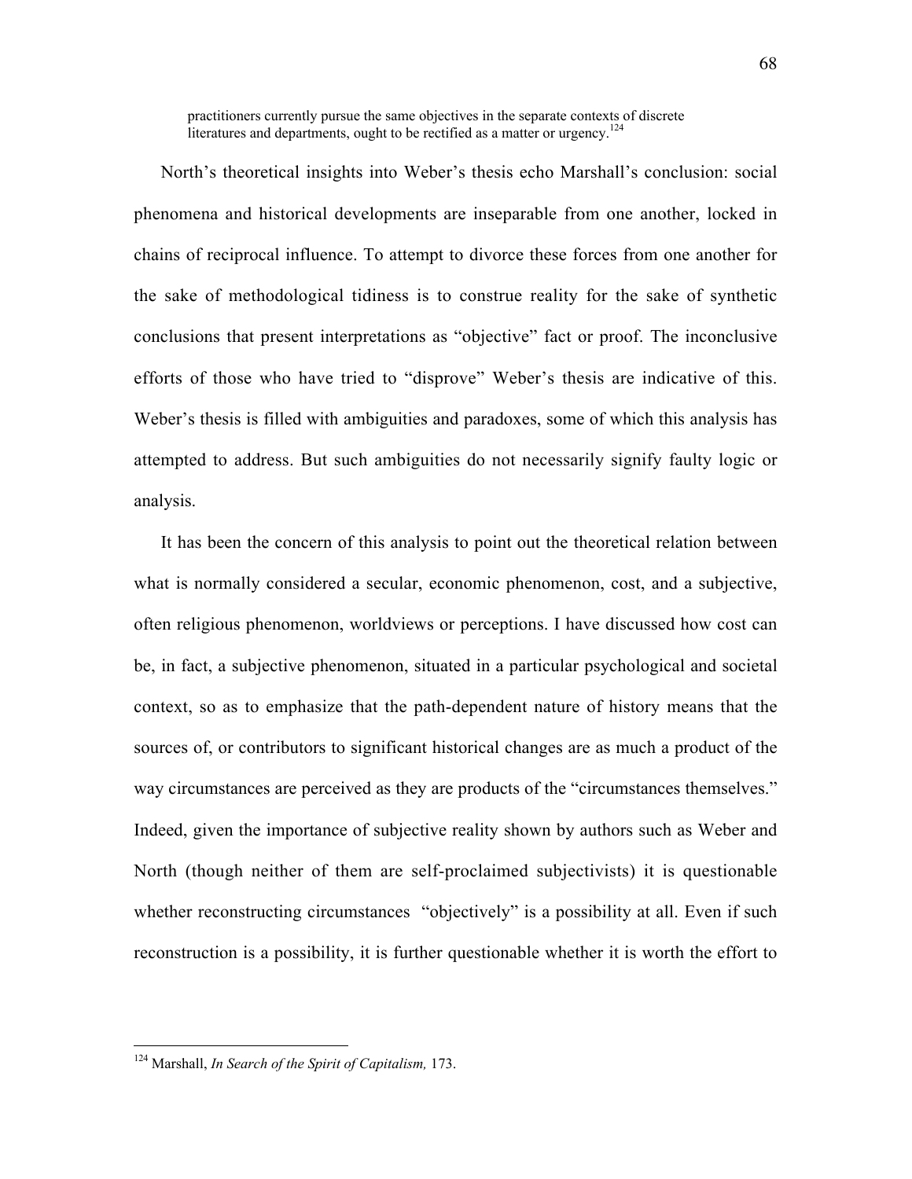> practitioners currently pursue the same objectives in the separate contexts of discrete literatures and departments, ought to be rectified as a matter or urgency.[124]

North's theoretical insights into Weber's thesis echo Marshall's conclusion: social phenomena and historical developments are inseparable from one another, locked in chains of reciprocal influence. To attempt to divorce these forces from one another for the sake of methodological tidiness is to construe reality for the sake of synthetic conclusions that present interpretations as "objective" fact or proof. The inconclusive efforts of those who have tried to "disprove" Weber's thesis are indicative of this. Weber's thesis is filled with ambiguities and paradoxes, some of which this analysis has attempted to address. But such ambiguities do not necessarily signify faulty logic or analysis.

It has been the concern of this analysis to point out the theoretical relation between what is normally considered a secular, economic phenomenon, cost, and a subjective, often religious phenomenon, worldviews or perceptions. I have discussed how cost can be, in fact, a subjective phenomenon, situated in a particular psychological and societal context, so as to emphasize that the path-dependent nature of history means that the sources of, or contributors to significant historical changes are as much a product of the way circumstances are perceived as they are products of the "circumstances themselves." Indeed, given the importance of subjective reality shown by authors such as Weber and North (though neither of them are self-proclaimed subjectivists) it is questionable whether reconstructing circumstances "objectively" is a possibility at all. Even if such reconstruction is a possibility, it is further questionable whether it is worth the effort to

---

[124] Marshall, *In Search of the Spirit of Capitalism,* 173.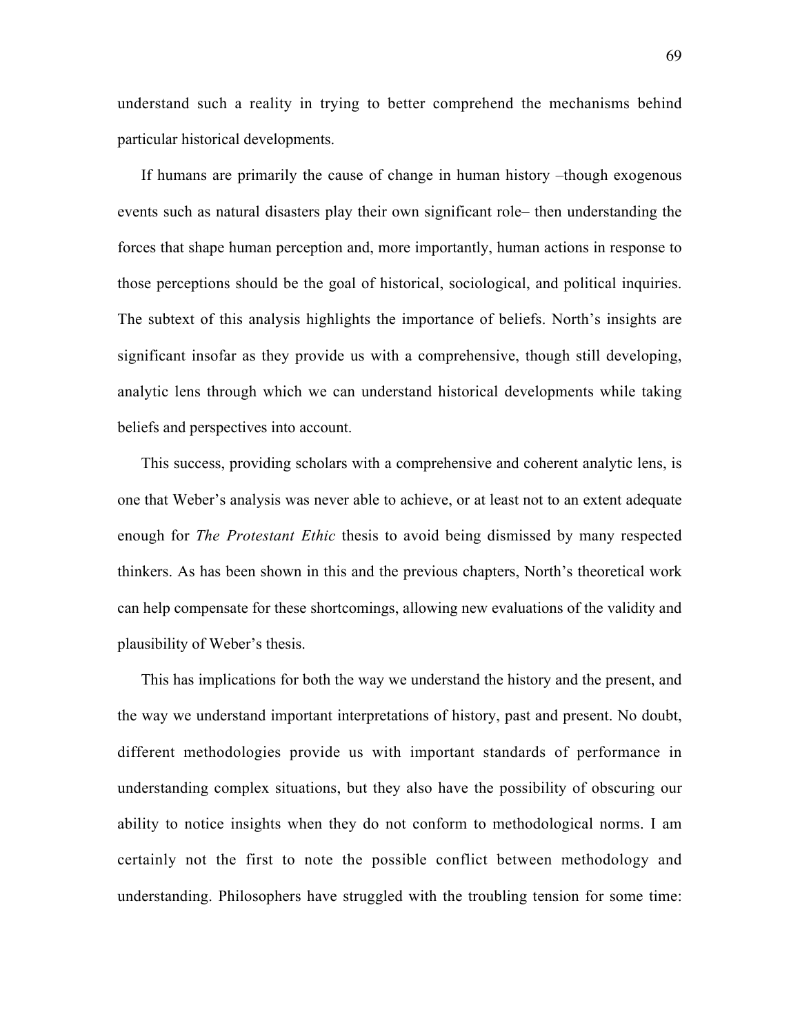understand such a reality in trying to better comprehend the mechanisms behind particular historical developments.

If humans are primarily the cause of change in human history –though exogenous events such as natural disasters play their own significant role– then understanding the forces that shape human perception and, more importantly, human actions in response to those perceptions should be the goal of historical, sociological, and political inquiries. The subtext of this analysis highlights the importance of beliefs. North's insights are significant insofar as they provide us with a comprehensive, though still developing, analytic lens through which we can understand historical developments while taking beliefs and perspectives into account.

This success, providing scholars with a comprehensive and coherent analytic lens, is one that Weber's analysis was never able to achieve, or at least not to an extent adequate enough for *The Protestant Ethic* thesis to avoid being dismissed by many respected thinkers. As has been shown in this and the previous chapters, North's theoretical work can help compensate for these shortcomings, allowing new evaluations of the validity and plausibility of Weber's thesis.

This has implications for both the way we understand the history and the present, and the way we understand important interpretations of history, past and present. No doubt, different methodologies provide us with important standards of performance in understanding complex situations, but they also have the possibility of obscuring our ability to notice insights when they do not conform to methodological norms. I am certainly not the first to note the possible conflict between methodology and understanding. Philosophers have struggled with the troubling tension for some time: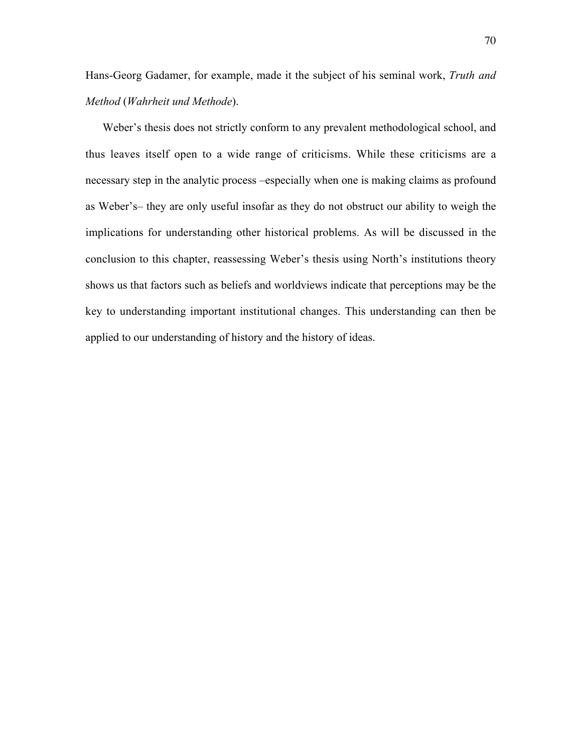Hans-Georg Gadamer, for example, made it the subject of his seminal work, *Truth and Method* (*Wahrheit und Methode*).

Weber's thesis does not strictly conform to any prevalent methodological school, and thus leaves itself open to a wide range of criticisms. While these criticisms are a necessary step in the analytic process –especially when one is making claims as profound as Weber's– they are only useful insofar as they do not obstruct our ability to weigh the implications for understanding other historical problems. As will be discussed in the conclusion to this chapter, reassessing Weber's thesis using North's institutions theory shows us that factors such as beliefs and worldviews indicate that perceptions may be the key to understanding important institutional changes. This understanding can then be applied to our understanding of history and the history of ideas.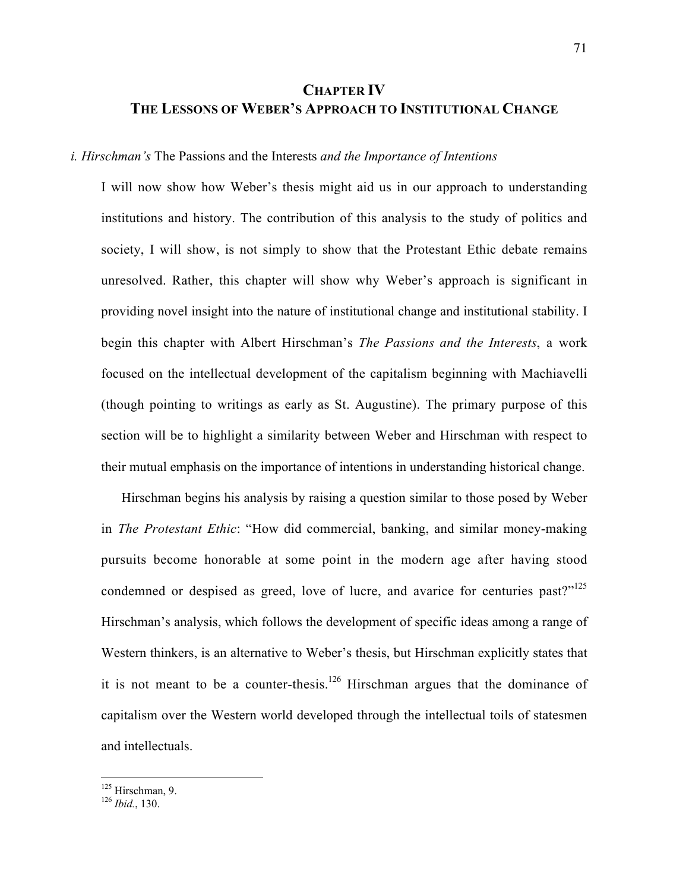# CHAPTER IV
# THE LESSONS OF WEBER'S APPROACH TO INSTITUTIONAL CHANGE

### *i. Hirschman's* The Passions and the Interests *and the Importance of Intentions*

I will now show how Weber's thesis might aid us in our approach to understanding institutions and history. The contribution of this analysis to the study of politics and society, I will show, is not simply to show that the Protestant Ethic debate remains unresolved. Rather, this chapter will show why Weber's approach is significant in providing novel insight into the nature of institutional change and institutional stability. I begin this chapter with Albert Hirschman's *The Passions and the Interests*, a work focused on the intellectual development of the capitalism beginning with Machiavelli (though pointing to writings as early as St. Augustine). The primary purpose of this section will be to highlight a similarity between Weber and Hirschman with respect to their mutual emphasis on the importance of intentions in understanding historical change.

Hirschman begins his analysis by raising a question similar to those posed by Weber in *The Protestant Ethic*: "How did commercial, banking, and similar money-making pursuits become honorable at some point in the modern age after having stood condemned or despised as greed, love of lucre, and avarice for centuries past?"[125] Hirschman's analysis, which follows the development of specific ideas among a range of Western thinkers, is an alternative to Weber's thesis, but Hirschman explicitly states that it is not meant to be a counter-thesis.[126] Hirschman argues that the dominance of capitalism over the Western world developed through the intellectual toils of statesmen and intellectuals.

[125] Hirschman, 9.

[126] *Ibid.*, 130.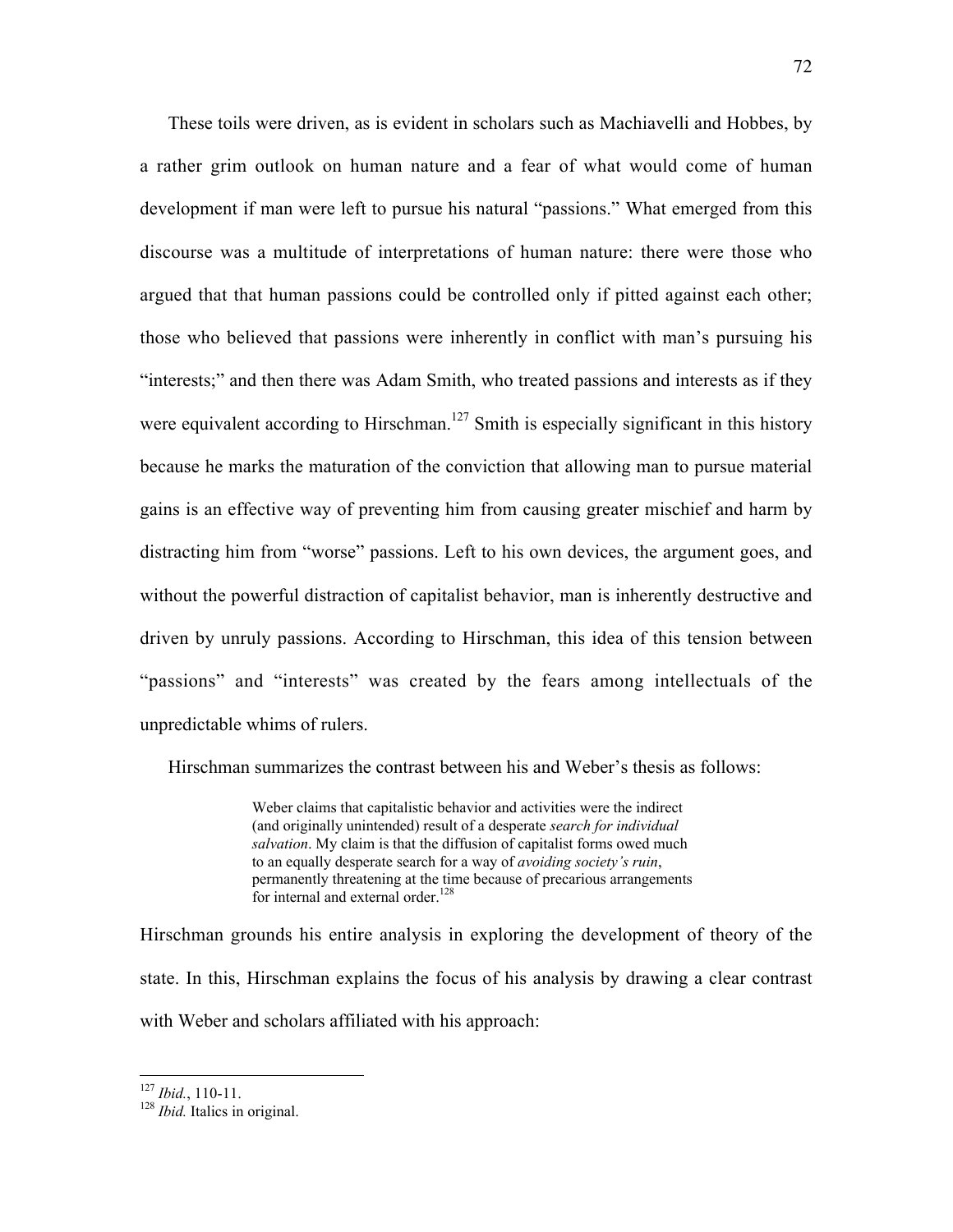These toils were driven, as is evident in scholars such as Machiavelli and Hobbes, by a rather grim outlook on human nature and a fear of what would come of human development if man were left to pursue his natural "passions." What emerged from this discourse was a multitude of interpretations of human nature: there were those who argued that that human passions could be controlled only if pitted against each other; those who believed that passions were inherently in conflict with man's pursuing his "interests;" and then there was Adam Smith, who treated passions and interests as if they were equivalent according to Hirschman.[127] Smith is especially significant in this history because he marks the maturation of the conviction that allowing man to pursue material gains is an effective way of preventing him from causing greater mischief and harm by distracting him from "worse" passions. Left to his own devices, the argument goes, and without the powerful distraction of capitalist behavior, man is inherently destructive and driven by unruly passions. According to Hirschman, this idea of this tension between "passions" and "interests" was created by the fears among intellectuals of the unpredictable whims of rulers.

Hirschman summarizes the contrast between his and Weber's thesis as follows:

> Weber claims that capitalistic behavior and activities were the indirect (and originally unintended) result of a desperate *search for individual salvation*. My claim is that the diffusion of capitalist forms owed much to an equally desperate search for a way of *avoiding society's ruin*, permanently threatening at the time because of precarious arrangements for internal and external order.[128]

Hirschman grounds his entire analysis in exploring the development of theory of the state. In this, Hirschman explains the focus of his analysis by drawing a clear contrast with Weber and scholars affiliated with his approach:

---

[127] *Ibid.*, 110-11.
[128] *Ibid.* Italics in original.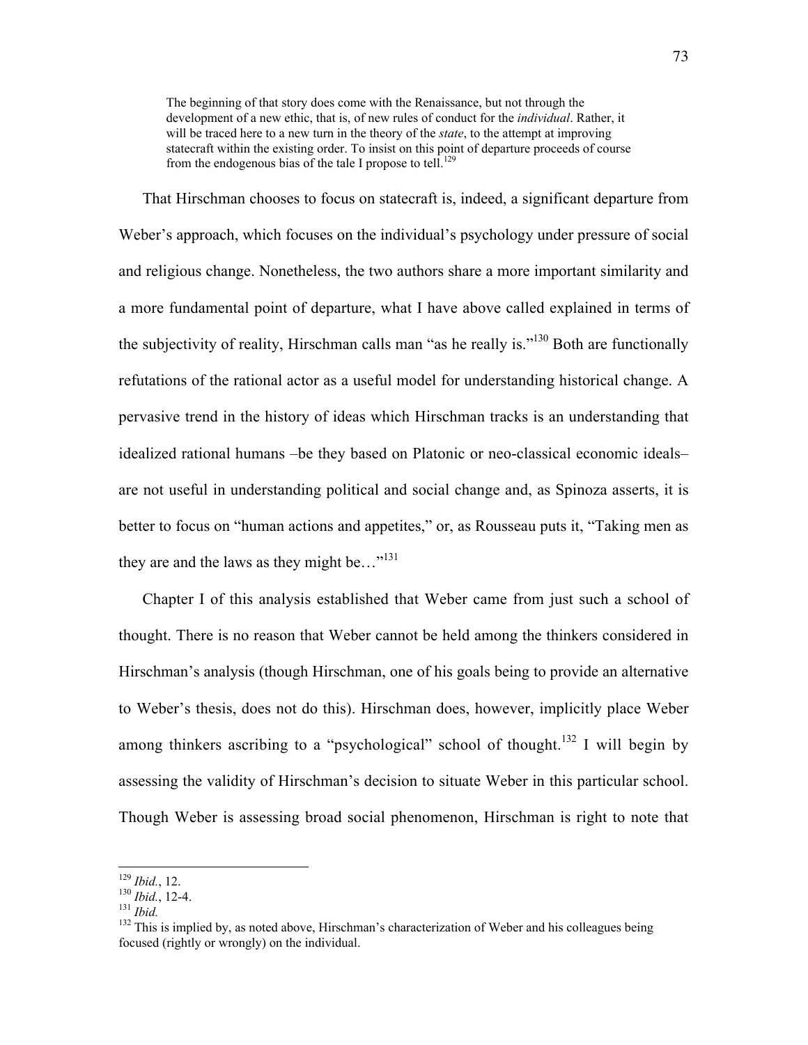> The beginning of that story does come with the Renaissance, but not through the development of a new ethic, that is, of new rules of conduct for the *individual*. Rather, it will be traced here to a new turn in the theory of the *state*, to the attempt at improving statecraft within the existing order. To insist on this point of departure proceeds of course from the endogenous bias of the tale I propose to tell.[129]

That Hirschman chooses to focus on statecraft is, indeed, a significant departure from Weber's approach, which focuses on the individual's psychology under pressure of social and religious change. Nonetheless, the two authors share a more important similarity and a more fundamental point of departure, what I have above called explained in terms of the subjectivity of reality, Hirschman calls man "as he really is."[130] Both are functionally refutations of the rational actor as a useful model for understanding historical change. A pervasive trend in the history of ideas which Hirschman tracks is an understanding that idealized rational humans –be they based on Platonic or neo-classical economic ideals– are not useful in understanding political and social change and, as Spinoza asserts, it is better to focus on "human actions and appetites," or, as Rousseau puts it, "Taking men as they are and the laws as they might be…"[131]

Chapter I of this analysis established that Weber came from just such a school of thought. There is no reason that Weber cannot be held among the thinkers considered in Hirschman's analysis (though Hirschman, one of his goals being to provide an alternative to Weber's thesis, does not do this). Hirschman does, however, implicitly place Weber among thinkers ascribing to a "psychological" school of thought.[132] I will begin by assessing the validity of Hirschman's decision to situate Weber in this particular school. Though Weber is assessing broad social phenomenon, Hirschman is right to note that

---

[129] *Ibid.*, 12.

[130] *Ibid.*, 12-4.

[131] *Ibid.*

[132] This is implied by, as noted above, Hirschman's characterization of Weber and his colleagues being focused (rightly or wrongly) on the individual.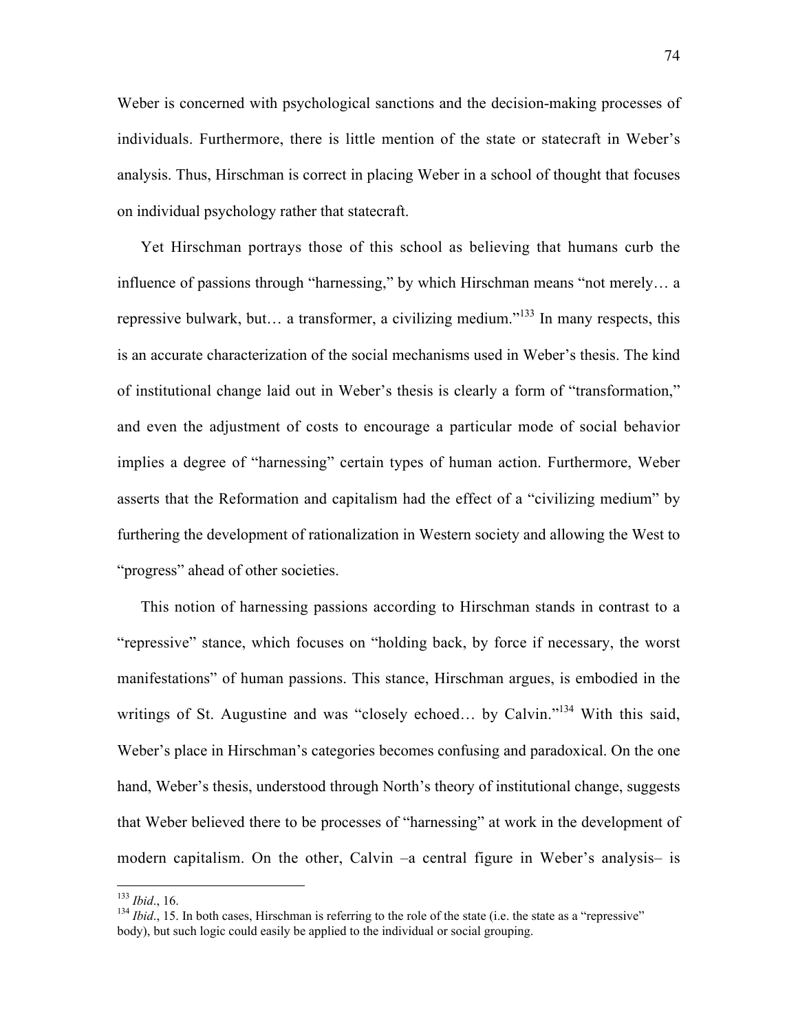Weber is concerned with psychological sanctions and the decision-making processes of individuals. Furthermore, there is little mention of the state or statecraft in Weber's analysis. Thus, Hirschman is correct in placing Weber in a school of thought that focuses on individual psychology rather that statecraft.

Yet Hirschman portrays those of this school as believing that humans curb the influence of passions through "harnessing," by which Hirschman means "not merely… a repressive bulwark, but… a transformer, a civilizing medium."[133] In many respects, this is an accurate characterization of the social mechanisms used in Weber's thesis. The kind of institutional change laid out in Weber's thesis is clearly a form of "transformation," and even the adjustment of costs to encourage a particular mode of social behavior implies a degree of "harnessing" certain types of human action. Furthermore, Weber asserts that the Reformation and capitalism had the effect of a "civilizing medium" by furthering the development of rationalization in Western society and allowing the West to "progress" ahead of other societies.

This notion of harnessing passions according to Hirschman stands in contrast to a "repressive" stance, which focuses on "holding back, by force if necessary, the worst manifestations" of human passions. This stance, Hirschman argues, is embodied in the writings of St. Augustine and was "closely echoed… by Calvin."[134] With this said, Weber's place in Hirschman's categories becomes confusing and paradoxical. On the one hand, Weber's thesis, understood through North's theory of institutional change, suggests that Weber believed there to be processes of "harnessing" at work in the development of modern capitalism. On the other, Calvin –a central figure in Weber's analysis– is

---

[133] *Ibid*., 16.

[134] *Ibid*., 15. In both cases, Hirschman is referring to the role of the state (i.e. the state as a "repressive" body), but such logic could easily be applied to the individual or social grouping.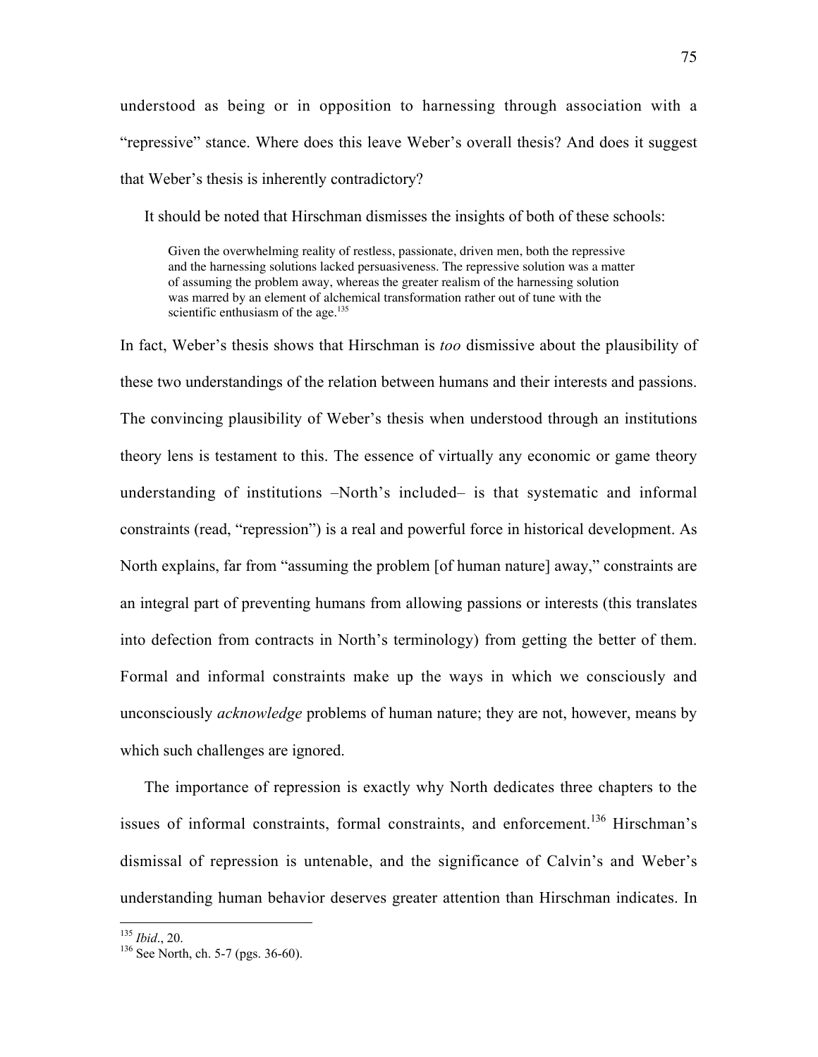understood as being or in opposition to harnessing through association with a "repressive" stance. Where does this leave Weber's overall thesis? And does it suggest that Weber's thesis is inherently contradictory?

It should be noted that Hirschman dismisses the insights of both of these schools:

> Given the overwhelming reality of restless, passionate, driven men, both the repressive and the harnessing solutions lacked persuasiveness. The repressive solution was a matter of assuming the problem away, whereas the greater realism of the harnessing solution was marred by an element of alchemical transformation rather out of tune with the scientific enthusiasm of the age.[135]

In fact, Weber's thesis shows that Hirschman is *too* dismissive about the plausibility of these two understandings of the relation between humans and their interests and passions. The convincing plausibility of Weber's thesis when understood through an institutions theory lens is testament to this. The essence of virtually any economic or game theory understanding of institutions –North's included– is that systematic and informal constraints (read, "repression") is a real and powerful force in historical development. As North explains, far from "assuming the problem [of human nature] away," constraints are an integral part of preventing humans from allowing passions or interests (this translates into defection from contracts in North's terminology) from getting the better of them. Formal and informal constraints make up the ways in which we consciously and unconsciously *acknowledge* problems of human nature; they are not, however, means by which such challenges are ignored.

The importance of repression is exactly why North dedicates three chapters to the issues of informal constraints, formal constraints, and enforcement.[136] Hirschman's dismissal of repression is untenable, and the significance of Calvin's and Weber's understanding human behavior deserves greater attention than Hirschman indicates. In

---

[135] *Ibid*., 20.

[136] See North, ch. 5-7 (pgs. 36-60).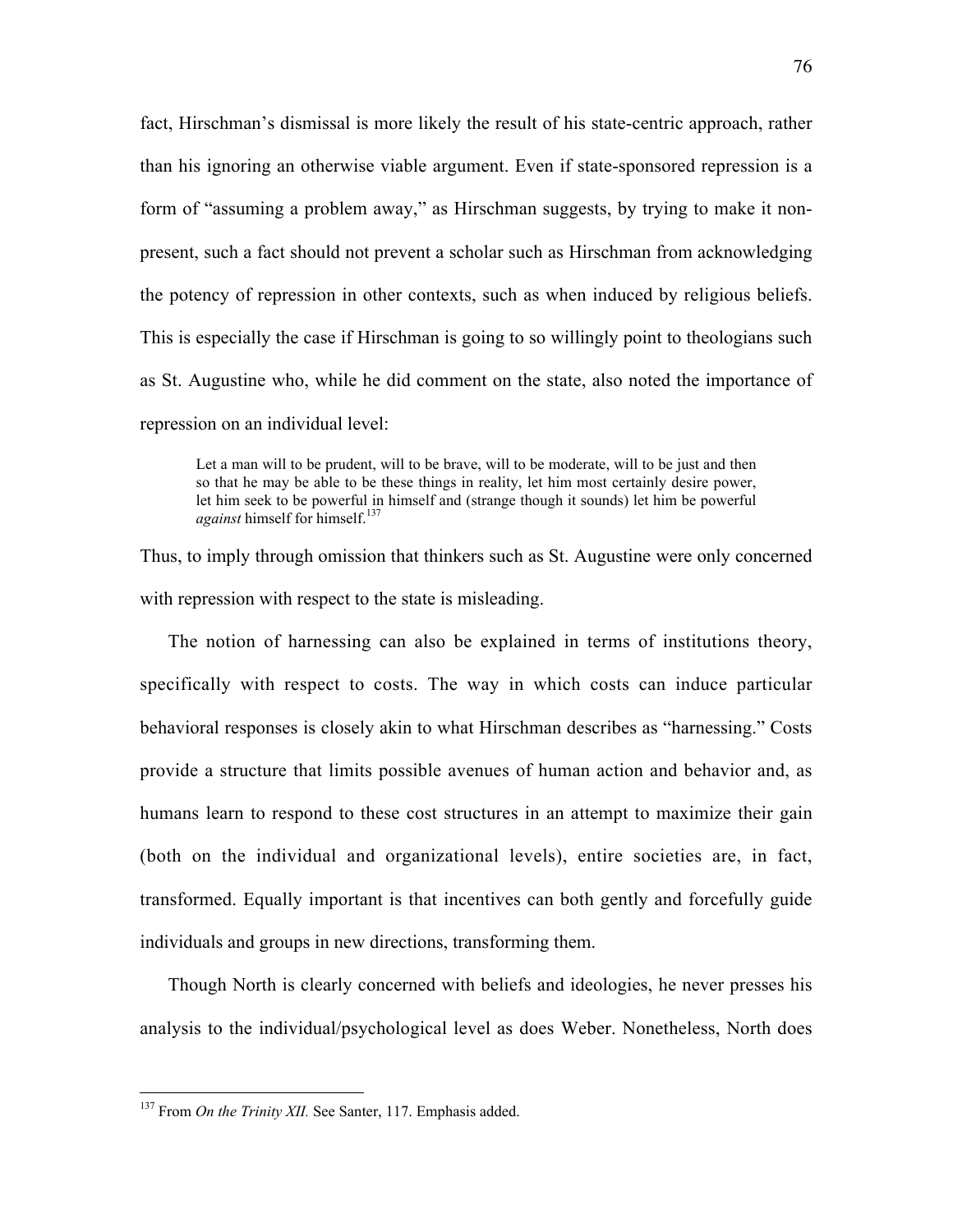fact, Hirschman's dismissal is more likely the result of his state-centric approach, rather than his ignoring an otherwise viable argument. Even if state-sponsored repression is a form of "assuming a problem away," as Hirschman suggests, by trying to make it non-present, such a fact should not prevent a scholar such as Hirschman from acknowledging the potency of repression in other contexts, such as when induced by religious beliefs. This is especially the case if Hirschman is going to so willingly point to theologians such as St. Augustine who, while he did comment on the state, also noted the importance of repression on an individual level:

> Let a man will to be prudent, will to be brave, will to be moderate, will to be just and then so that he may be able to be these things in reality, let him most certainly desire power, let him seek to be powerful in himself and (strange though it sounds) let him be powerful *against* himself for himself.[137]

Thus, to imply through omission that thinkers such as St. Augustine were only concerned with repression with respect to the state is misleading.

The notion of harnessing can also be explained in terms of institutions theory, specifically with respect to costs. The way in which costs can induce particular behavioral responses is closely akin to what Hirschman describes as "harnessing." Costs provide a structure that limits possible avenues of human action and behavior and, as humans learn to respond to these cost structures in an attempt to maximize their gain (both on the individual and organizational levels), entire societies are, in fact, transformed. Equally important is that incentives can both gently and forcefully guide individuals and groups in new directions, transforming them.

Though North is clearly concerned with beliefs and ideologies, he never presses his analysis to the individual/psychological level as does Weber. Nonetheless, North does

---

[137] From *On the Trinity XII.* See Santer, 117. Emphasis added.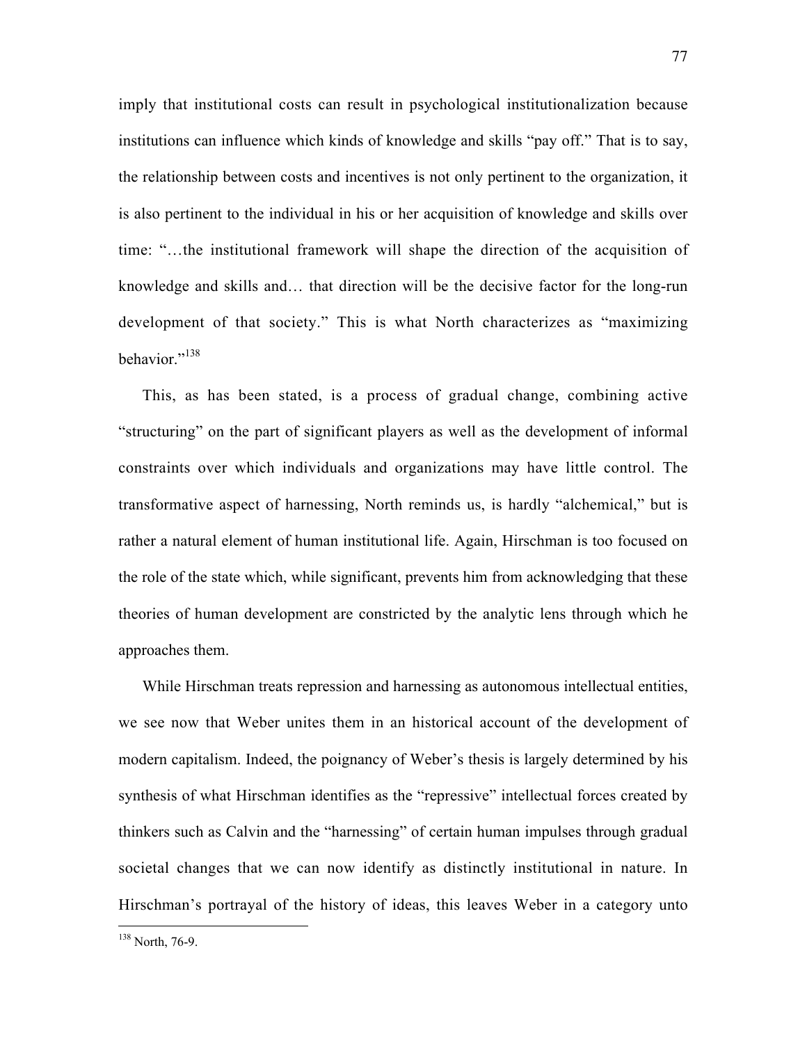imply that institutional costs can result in psychological institutionalization because institutions can influence which kinds of knowledge and skills "pay off." That is to say, the relationship between costs and incentives is not only pertinent to the organization, it is also pertinent to the individual in his or her acquisition of knowledge and skills over time: "…the institutional framework will shape the direction of the acquisition of knowledge and skills and… that direction will be the decisive factor for the long-run development of that society." This is what North characterizes as "maximizing behavior."[138]

This, as has been stated, is a process of gradual change, combining active "structuring" on the part of significant players as well as the development of informal constraints over which individuals and organizations may have little control. The transformative aspect of harnessing, North reminds us, is hardly "alchemical," but is rather a natural element of human institutional life. Again, Hirschman is too focused on the role of the state which, while significant, prevents him from acknowledging that these theories of human development are constricted by the analytic lens through which he approaches them.

While Hirschman treats repression and harnessing as autonomous intellectual entities, we see now that Weber unites them in an historical account of the development of modern capitalism. Indeed, the poignancy of Weber's thesis is largely determined by his synthesis of what Hirschman identifies as the "repressive" intellectual forces created by thinkers such as Calvin and the "harnessing" of certain human impulses through gradual societal changes that we can now identify as distinctly institutional in nature. In Hirschman's portrayal of the history of ideas, this leaves Weber in a category unto

---

[138] North, 76-9.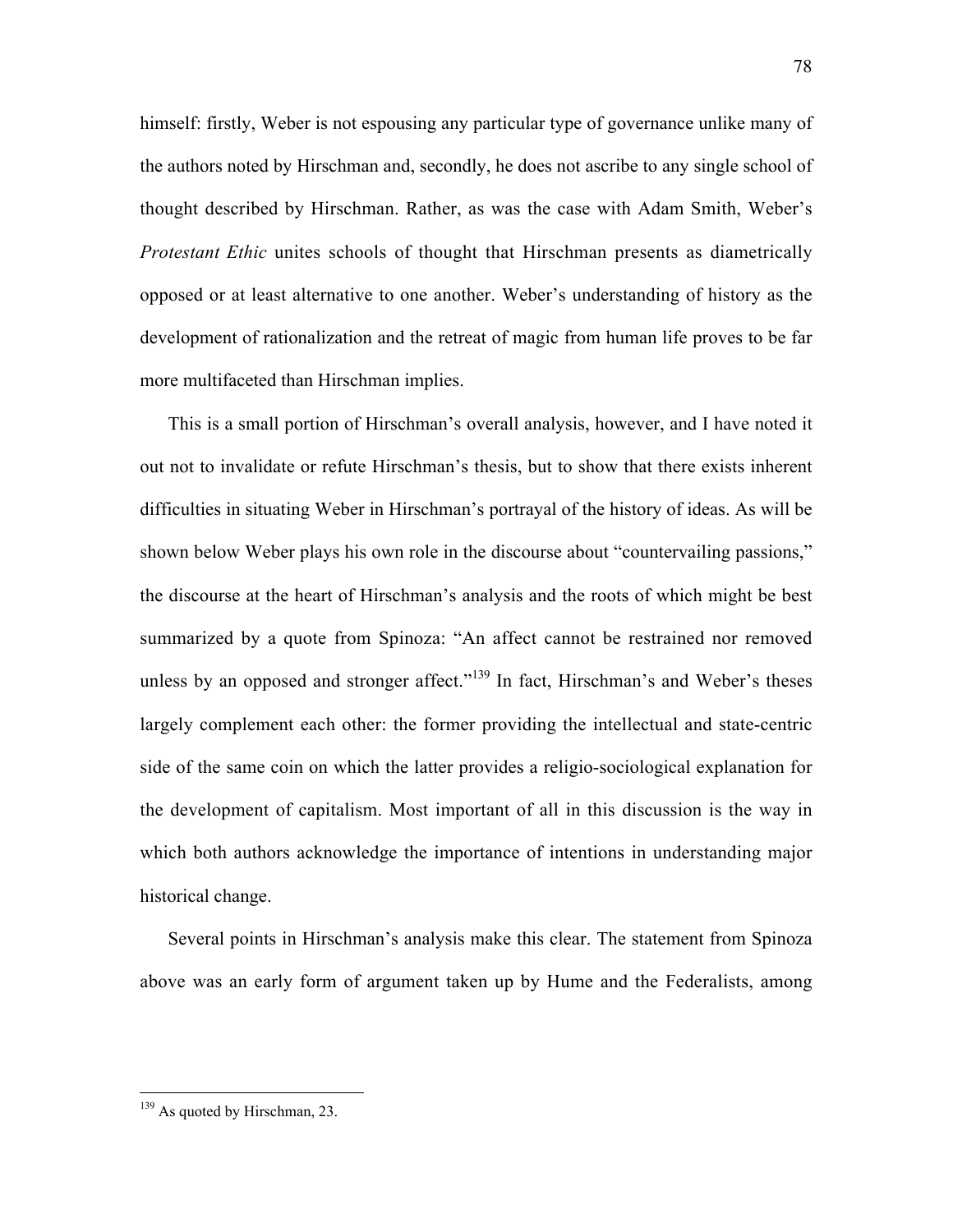himself: firstly, Weber is not espousing any particular type of governance unlike many of the authors noted by Hirschman and, secondly, he does not ascribe to any single school of thought described by Hirschman. Rather, as was the case with Adam Smith, Weber's *Protestant Ethic* unites schools of thought that Hirschman presents as diametrically opposed or at least alternative to one another. Weber's understanding of history as the development of rationalization and the retreat of magic from human life proves to be far more multifaceted than Hirschman implies.

This is a small portion of Hirschman's overall analysis, however, and I have noted it out not to invalidate or refute Hirschman's thesis, but to show that there exists inherent difficulties in situating Weber in Hirschman's portrayal of the history of ideas. As will be shown below Weber plays his own role in the discourse about "countervailing passions," the discourse at the heart of Hirschman's analysis and the roots of which might be best summarized by a quote from Spinoza: "An affect cannot be restrained nor removed unless by an opposed and stronger affect."[139] In fact, Hirschman's and Weber's theses largely complement each other: the former providing the intellectual and state-centric side of the same coin on which the latter provides a religio-sociological explanation for the development of capitalism. Most important of all in this discussion is the way in which both authors acknowledge the importance of intentions in understanding major historical change.

Several points in Hirschman's analysis make this clear. The statement from Spinoza above was an early form of argument taken up by Hume and the Federalists, among

[139] As quoted by Hirschman, 23.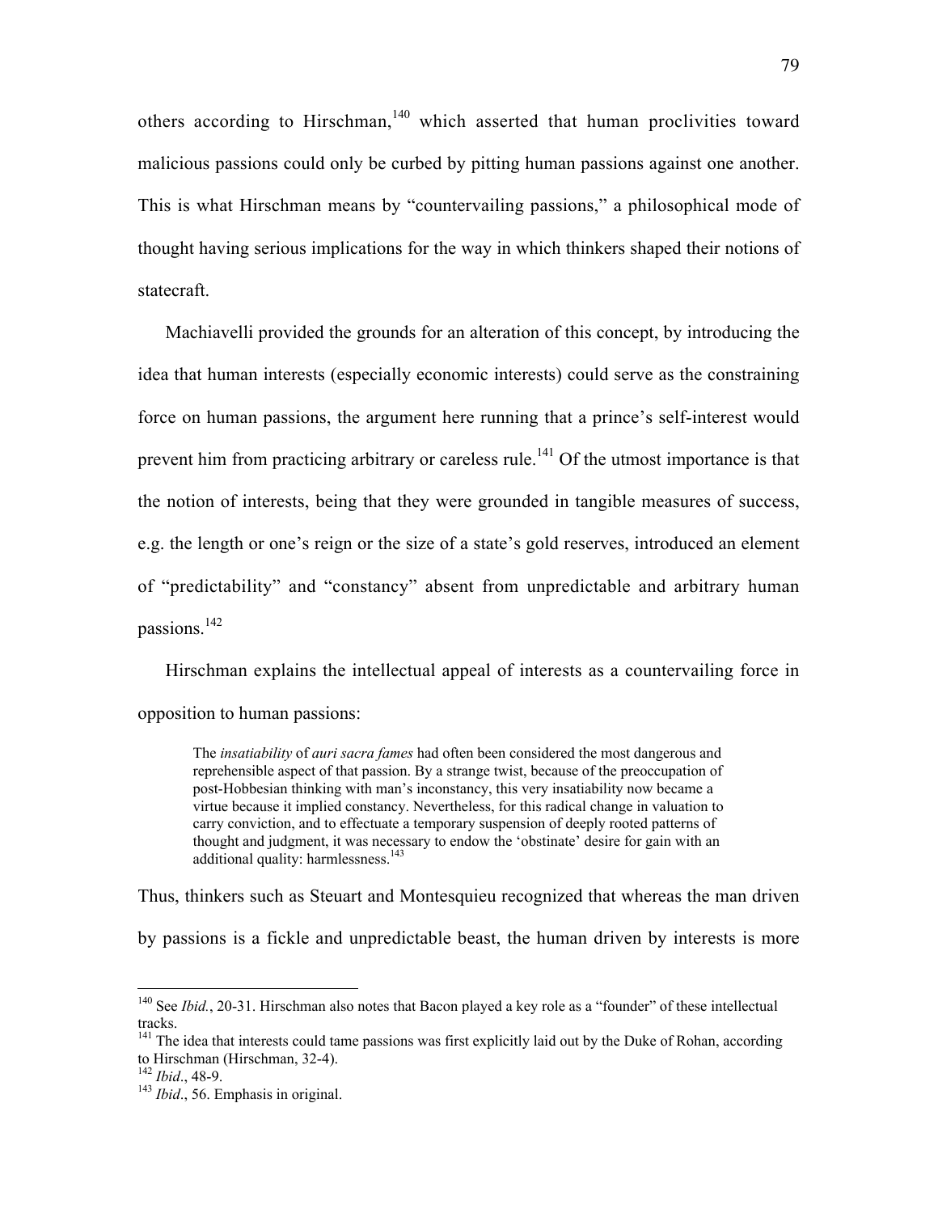others according to Hirschman,[140] which asserted that human proclivities toward malicious passions could only be curbed by pitting human passions against one another. This is what Hirschman means by "countervailing passions," a philosophical mode of thought having serious implications for the way in which thinkers shaped their notions of statecraft.

Machiavelli provided the grounds for an alteration of this concept, by introducing the idea that human interests (especially economic interests) could serve as the constraining force on human passions, the argument here running that a prince's self-interest would prevent him from practicing arbitrary or careless rule.[141] Of the utmost importance is that the notion of interests, being that they were grounded in tangible measures of success, e.g. the length or one's reign or the size of a state's gold reserves, introduced an element of "predictability" and "constancy" absent from unpredictable and arbitrary human passions.[142]

Hirschman explains the intellectual appeal of interests as a countervailing force in opposition to human passions:

> The *insatiability* of *auri sacra fames* had often been considered the most dangerous and reprehensible aspect of that passion. By a strange twist, because of the preoccupation of post-Hobbesian thinking with man's inconstancy, this very insatiability now became a virtue because it implied constancy. Nevertheless, for this radical change in valuation to carry conviction, and to effectuate a temporary suspension of deeply rooted patterns of thought and judgment, it was necessary to endow the 'obstinate' desire for gain with an additional quality: harmlessness.[143]

Thus, thinkers such as Steuart and Montesquieu recognized that whereas the man driven by passions is a fickle and unpredictable beast, the human driven by interests is more

---

[140] See *Ibid.*, 20-31. Hirschman also notes that Bacon played a key role as a "founder" of these intellectual tracks.

[141] The idea that interests could tame passions was first explicitly laid out by the Duke of Rohan, according to Hirschman (Hirschman, 32-4).

[142] *Ibid*., 48-9.

[143] *Ibid*., 56. Emphasis in original.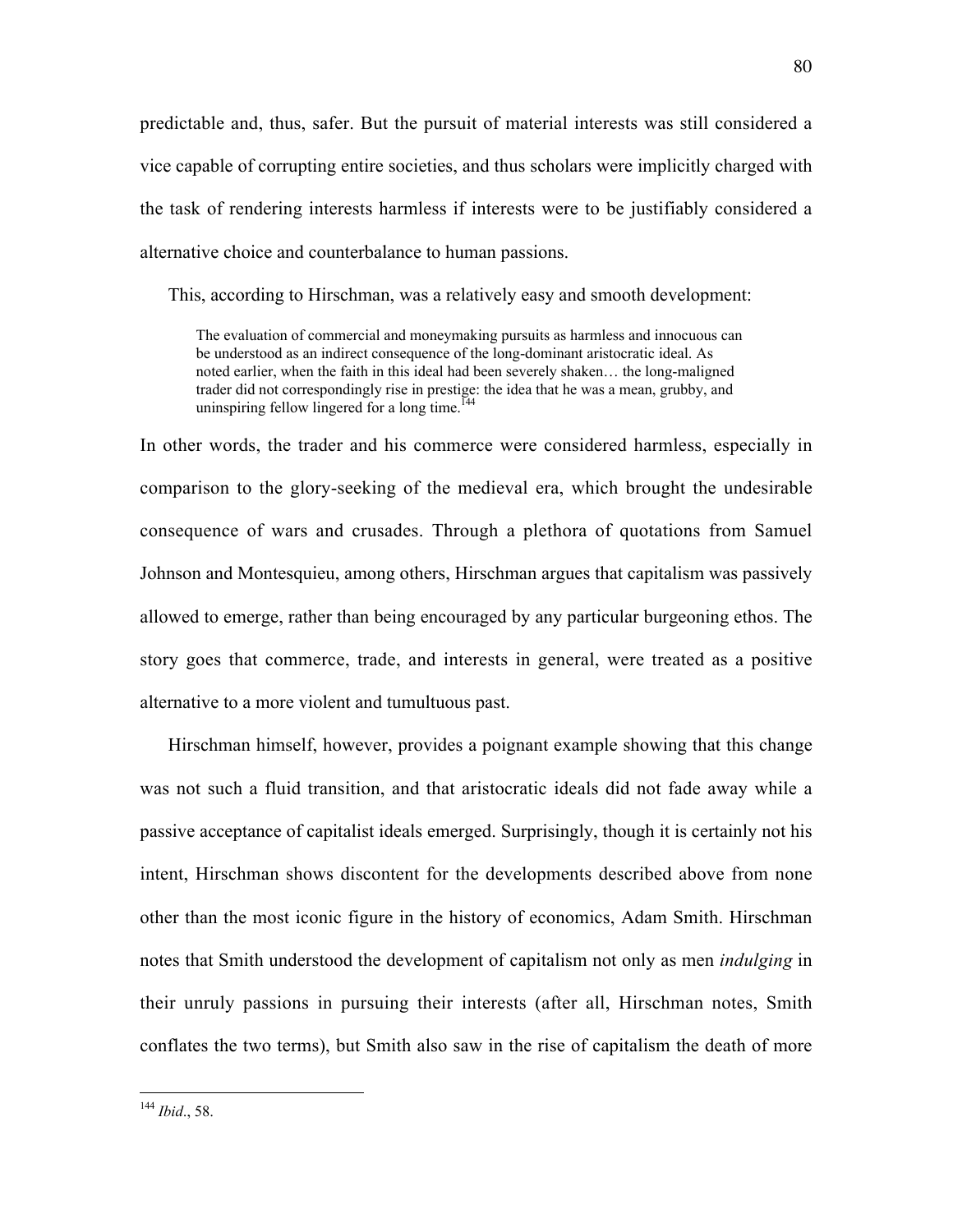predictable and, thus, safer. But the pursuit of material interests was still considered a vice capable of corrupting entire societies, and thus scholars were implicitly charged with the task of rendering interests harmless if interests were to be justifiably considered a alternative choice and counterbalance to human passions.

This, according to Hirschman, was a relatively easy and smooth development:

> The evaluation of commercial and moneymaking pursuits as harmless and innocuous can be understood as an indirect consequence of the long-dominant aristocratic ideal. As noted earlier, when the faith in this ideal had been severely shaken… the long-maligned trader did not correspondingly rise in prestige: the idea that he was a mean, grubby, and uninspiring fellow lingered for a long time.[144]

In other words, the trader and his commerce were considered harmless, especially in comparison to the glory-seeking of the medieval era, which brought the undesirable consequence of wars and crusades. Through a plethora of quotations from Samuel Johnson and Montesquieu, among others, Hirschman argues that capitalism was passively allowed to emerge, rather than being encouraged by any particular burgeoning ethos. The story goes that commerce, trade, and interests in general, were treated as a positive alternative to a more violent and tumultuous past.

Hirschman himself, however, provides a poignant example showing that this change was not such a fluid transition, and that aristocratic ideals did not fade away while a passive acceptance of capitalist ideals emerged. Surprisingly, though it is certainly not his intent, Hirschman shows discontent for the developments described above from none other than the most iconic figure in the history of economics, Adam Smith. Hirschman notes that Smith understood the development of capitalism not only as men *indulging* in their unruly passions in pursuing their interests (after all, Hirschman notes, Smith conflates the two terms), but Smith also saw in the rise of capitalism the death of more

[144] *Ibid*., 58.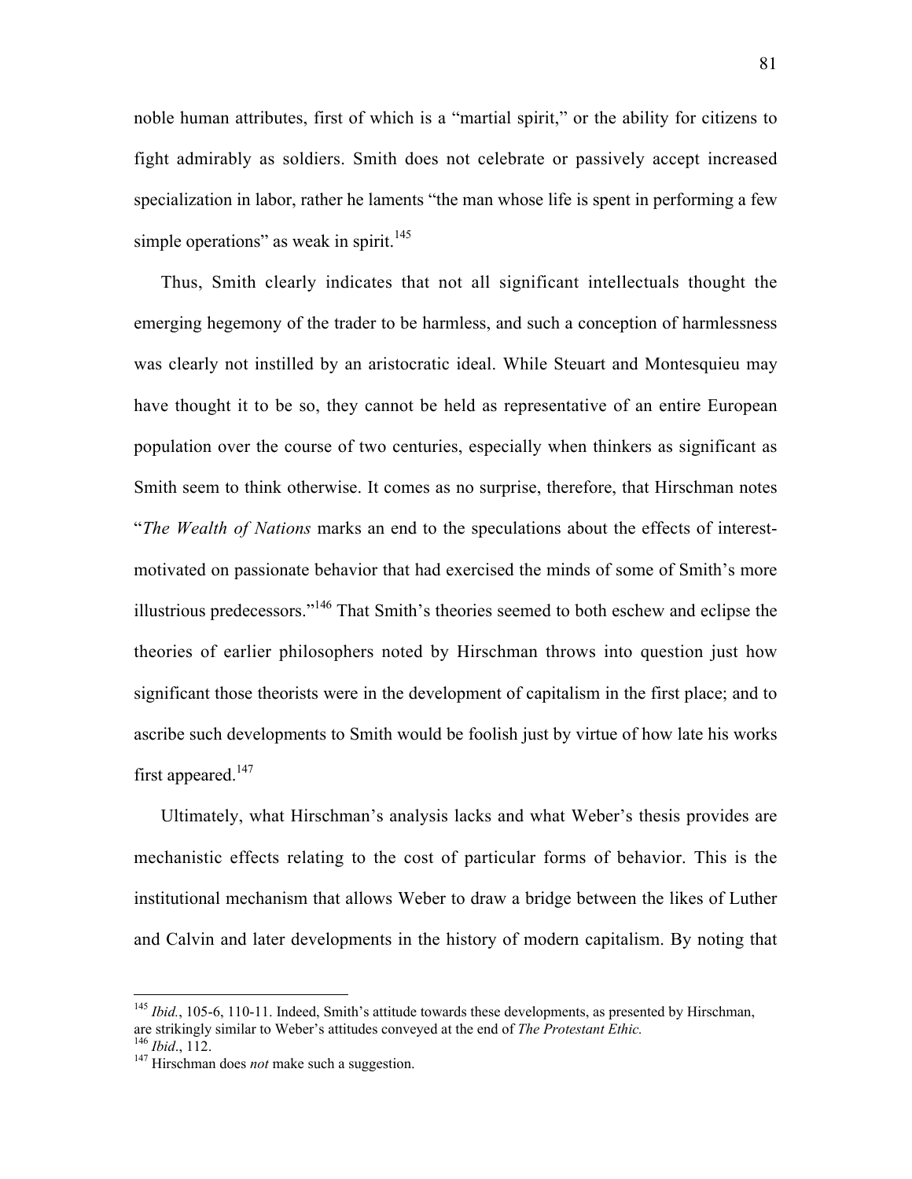noble human attributes, first of which is a "martial spirit," or the ability for citizens to fight admirably as soldiers. Smith does not celebrate or passively accept increased specialization in labor, rather he laments "the man whose life is spent in performing a few simple operations" as weak in spirit.[145]

Thus, Smith clearly indicates that not all significant intellectuals thought the emerging hegemony of the trader to be harmless, and such a conception of harmlessness was clearly not instilled by an aristocratic ideal. While Steuart and Montesquieu may have thought it to be so, they cannot be held as representative of an entire European population over the course of two centuries, especially when thinkers as significant as Smith seem to think otherwise. It comes as no surprise, therefore, that Hirschman notes "*The Wealth of Nations* marks an end to the speculations about the effects of interest-motivated on passionate behavior that had exercised the minds of some of Smith's more illustrious predecessors."[146] That Smith's theories seemed to both eschew and eclipse the theories of earlier philosophers noted by Hirschman throws into question just how significant those theorists were in the development of capitalism in the first place; and to ascribe such developments to Smith would be foolish just by virtue of how late his works first appeared.[147]

Ultimately, what Hirschman's analysis lacks and what Weber's thesis provides are mechanistic effects relating to the cost of particular forms of behavior. This is the institutional mechanism that allows Weber to draw a bridge between the likes of Luther and Calvin and later developments in the history of modern capitalism. By noting that

---

[145] *Ibid.*, 105-6, 110-11. Indeed, Smith's attitude towards these developments, as presented by Hirschman, are strikingly similar to Weber's attitudes conveyed at the end of *The Protestant Ethic.*

[146] *Ibid*., 112.

[147] Hirschman does *not* make such a suggestion.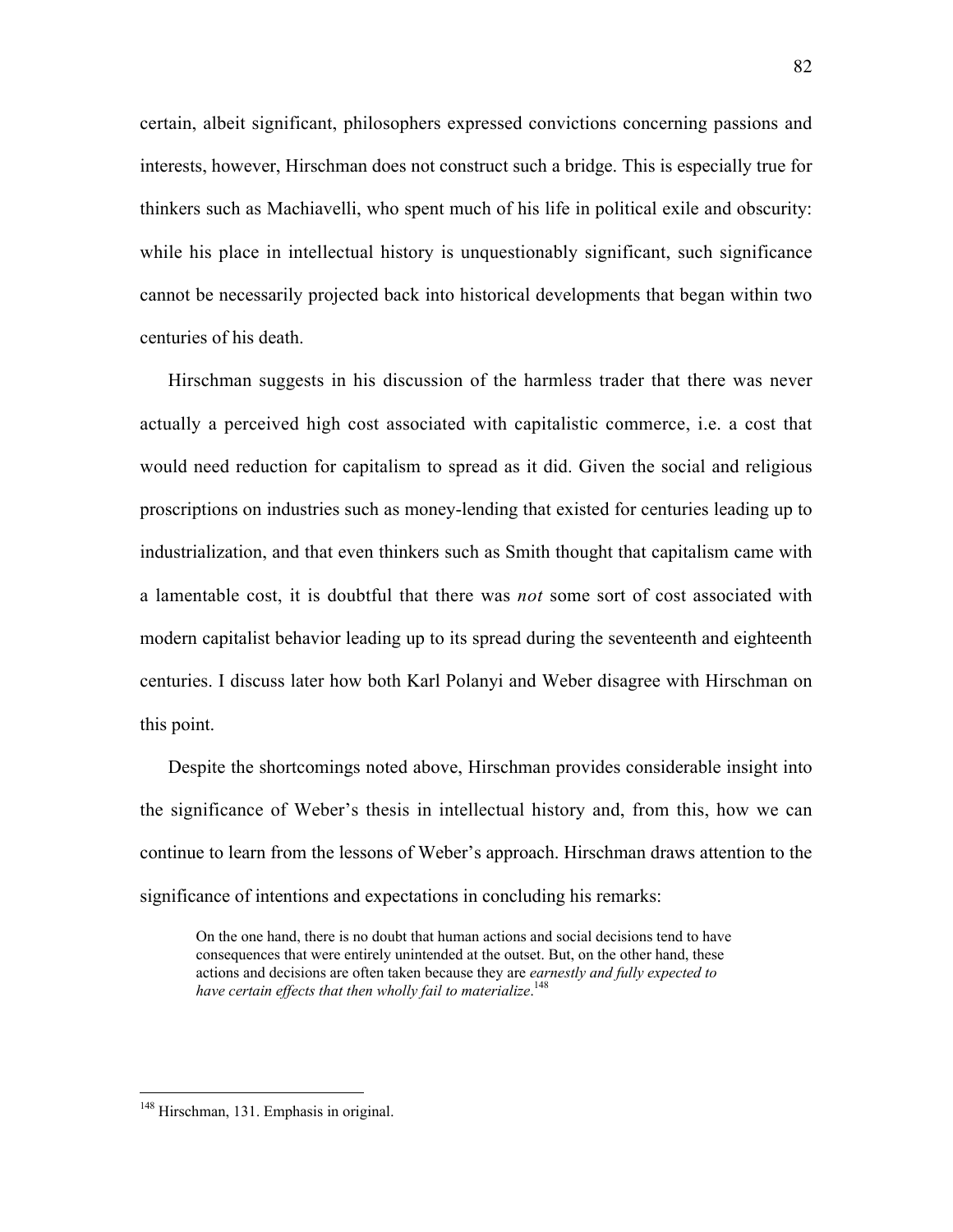certain, albeit significant, philosophers expressed convictions concerning passions and interests, however, Hirschman does not construct such a bridge. This is especially true for thinkers such as Machiavelli, who spent much of his life in political exile and obscurity: while his place in intellectual history is unquestionably significant, such significance cannot be necessarily projected back into historical developments that began within two centuries of his death.

Hirschman suggests in his discussion of the harmless trader that there was never actually a perceived high cost associated with capitalistic commerce, i.e. a cost that would need reduction for capitalism to spread as it did. Given the social and religious proscriptions on industries such as money-lending that existed for centuries leading up to industrialization, and that even thinkers such as Smith thought that capitalism came with a lamentable cost, it is doubtful that there was *not* some sort of cost associated with modern capitalist behavior leading up to its spread during the seventeenth and eighteenth centuries. I discuss later how both Karl Polanyi and Weber disagree with Hirschman on this point.

Despite the shortcomings noted above, Hirschman provides considerable insight into the significance of Weber's thesis in intellectual history and, from this, how we can continue to learn from the lessons of Weber's approach. Hirschman draws attention to the significance of intentions and expectations in concluding his remarks:

> On the one hand, there is no doubt that human actions and social decisions tend to have consequences that were entirely unintended at the outset. But, on the other hand, these actions and decisions are often taken because they are *earnestly and fully expected to have certain effects that then wholly fail to materialize*.[148]

---

[148] Hirschman, 131. Emphasis in original.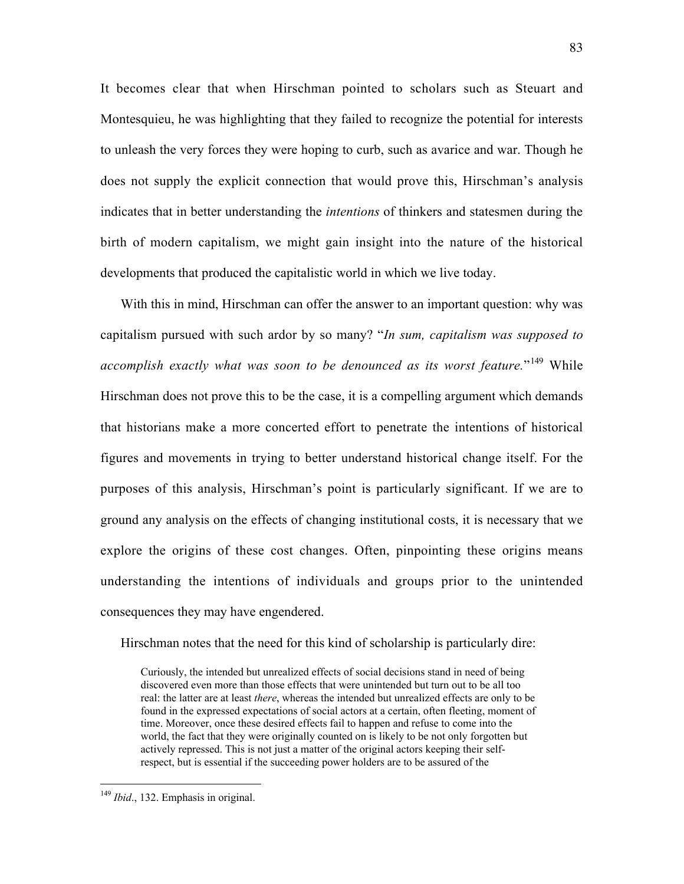It becomes clear that when Hirschman pointed to scholars such as Steuart and Montesquieu, he was highlighting that they failed to recognize the potential for interests to unleash the very forces they were hoping to curb, such as avarice and war. Though he does not supply the explicit connection that would prove this, Hirschman's analysis indicates that in better understanding the *intentions* of thinkers and statesmen during the birth of modern capitalism, we might gain insight into the nature of the historical developments that produced the capitalistic world in which we live today.

With this in mind, Hirschman can offer the answer to an important question: why was capitalism pursued with such ardor by so many? "*In sum, capitalism was supposed to accomplish exactly what was soon to be denounced as its worst feature.*"[149] While Hirschman does not prove this to be the case, it is a compelling argument which demands that historians make a more concerted effort to penetrate the intentions of historical figures and movements in trying to better understand historical change itself. For the purposes of this analysis, Hirschman's point is particularly significant. If we are to ground any analysis on the effects of changing institutional costs, it is necessary that we explore the origins of these cost changes. Often, pinpointing these origins means understanding the intentions of individuals and groups prior to the unintended consequences they may have engendered.

Hirschman notes that the need for this kind of scholarship is particularly dire:

> Curiously, the intended but unrealized effects of social decisions stand in need of being discovered even more than those effects that were unintended but turn out to be all too real: the latter are at least *there*, whereas the intended but unrealized effects are only to be found in the expressed expectations of social actors at a certain, often fleeting, moment of time. Moreover, once these desired effects fail to happen and refuse to come into the world, the fact that they were originally counted on is likely to be not only forgotten but actively repressed. This is not just a matter of the original actors keeping their self-respect, but is essential if the succeeding power holders are to be assured of the

[149] *Ibid*., 132. Emphasis in original.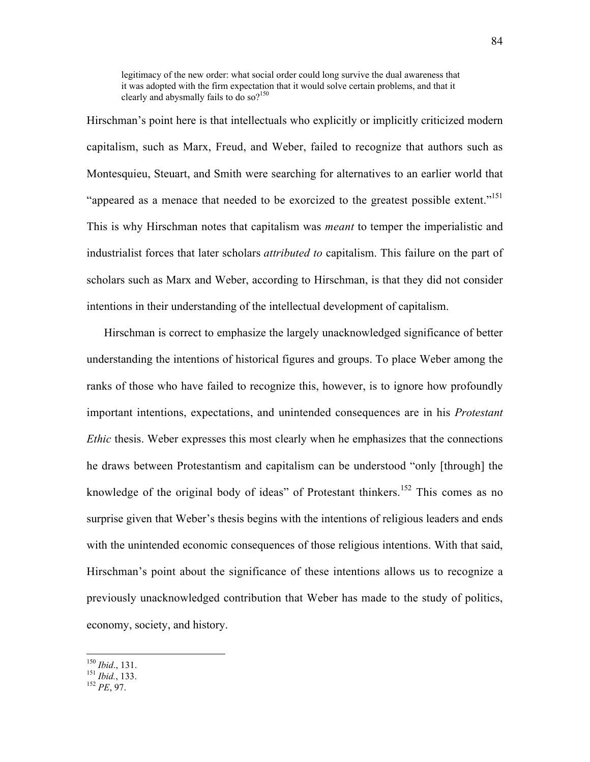> legitimacy of the new order: what social order could long survive the dual awareness that it was adopted with the firm expectation that it would solve certain problems, and that it clearly and abysmally fails to do so?[150]

Hirschman's point here is that intellectuals who explicitly or implicitly criticized modern capitalism, such as Marx, Freud, and Weber, failed to recognize that authors such as Montesquieu, Steuart, and Smith were searching for alternatives to an earlier world that "appeared as a menace that needed to be exorcized to the greatest possible extent."[151] This is why Hirschman notes that capitalism was *meant* to temper the imperialistic and industrialist forces that later scholars *attributed to* capitalism. This failure on the part of scholars such as Marx and Weber, according to Hirschman, is that they did not consider intentions in their understanding of the intellectual development of capitalism.

Hirschman is correct to emphasize the largely unacknowledged significance of better understanding the intentions of historical figures and groups. To place Weber among the ranks of those who have failed to recognize this, however, is to ignore how profoundly important intentions, expectations, and unintended consequences are in his *Protestant Ethic* thesis. Weber expresses this most clearly when he emphasizes that the connections he draws between Protestantism and capitalism can be understood "only [through] the knowledge of the original body of ideas" of Protestant thinkers.[152] This comes as no surprise given that Weber's thesis begins with the intentions of religious leaders and ends with the unintended economic consequences of those religious intentions. With that said, Hirschman's point about the significance of these intentions allows us to recognize a previously unacknowledged contribution that Weber has made to the study of politics, economy, society, and history.

---

[150] *Ibid*., 131.
[151] *Ibid.*, 133.
[152] *PE*, 97.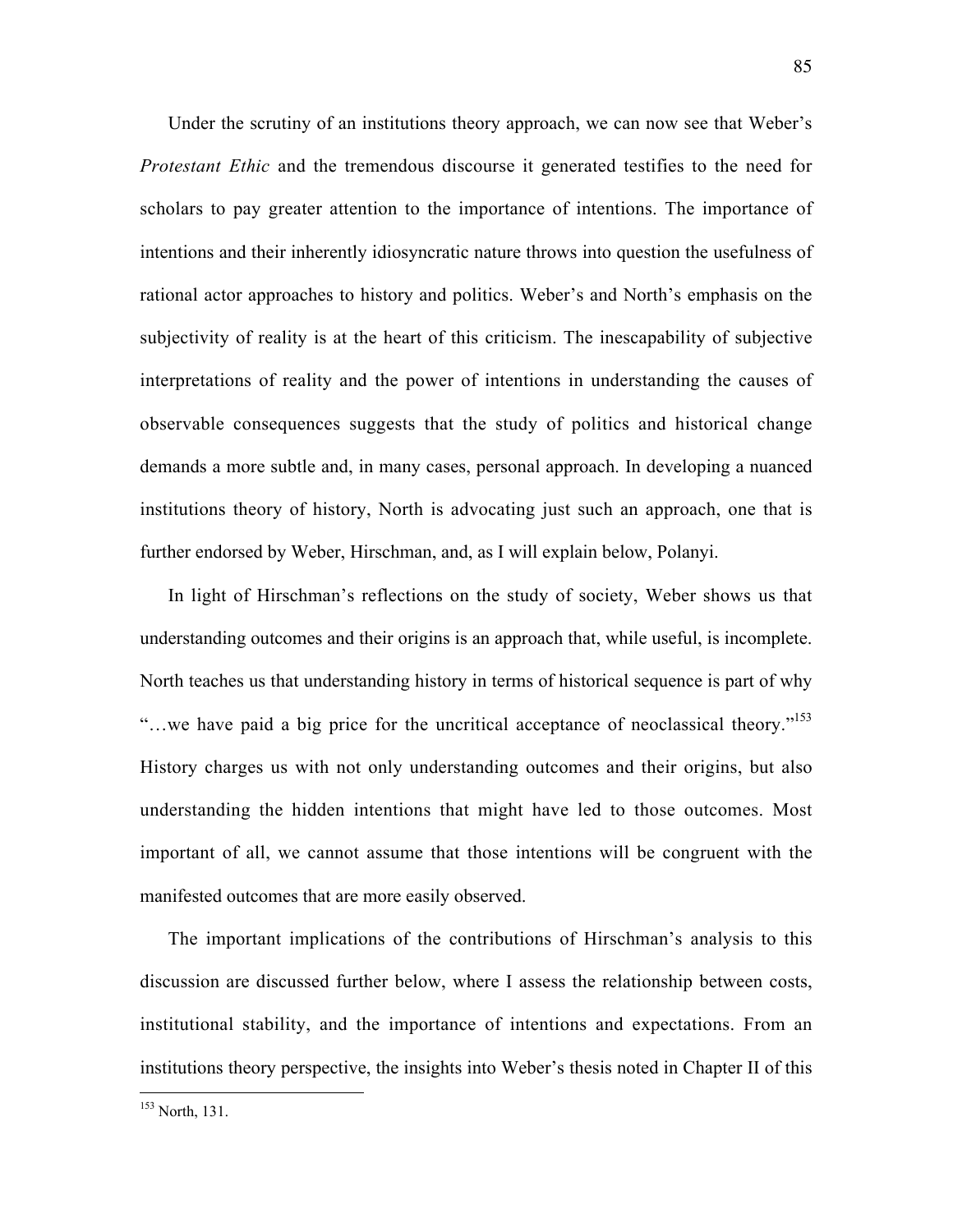Under the scrutiny of an institutions theory approach, we can now see that Weber's *Protestant Ethic* and the tremendous discourse it generated testifies to the need for scholars to pay greater attention to the importance of intentions. The importance of intentions and their inherently idiosyncratic nature throws into question the usefulness of rational actor approaches to history and politics. Weber's and North's emphasis on the subjectivity of reality is at the heart of this criticism. The inescapability of subjective interpretations of reality and the power of intentions in understanding the causes of observable consequences suggests that the study of politics and historical change demands a more subtle and, in many cases, personal approach. In developing a nuanced institutions theory of history, North is advocating just such an approach, one that is further endorsed by Weber, Hirschman, and, as I will explain below, Polanyi.

In light of Hirschman's reflections on the study of society, Weber shows us that understanding outcomes and their origins is an approach that, while useful, is incomplete. North teaches us that understanding history in terms of historical sequence is part of why "…we have paid a big price for the uncritical acceptance of neoclassical theory."[153] History charges us with not only understanding outcomes and their origins, but also understanding the hidden intentions that might have led to those outcomes. Most important of all, we cannot assume that those intentions will be congruent with the manifested outcomes that are more easily observed.

The important implications of the contributions of Hirschman's analysis to this discussion are discussed further below, where I assess the relationship between costs, institutional stability, and the importance of intentions and expectations. From an institutions theory perspective, the insights into Weber's thesis noted in Chapter II of this

---

[153] North, 131.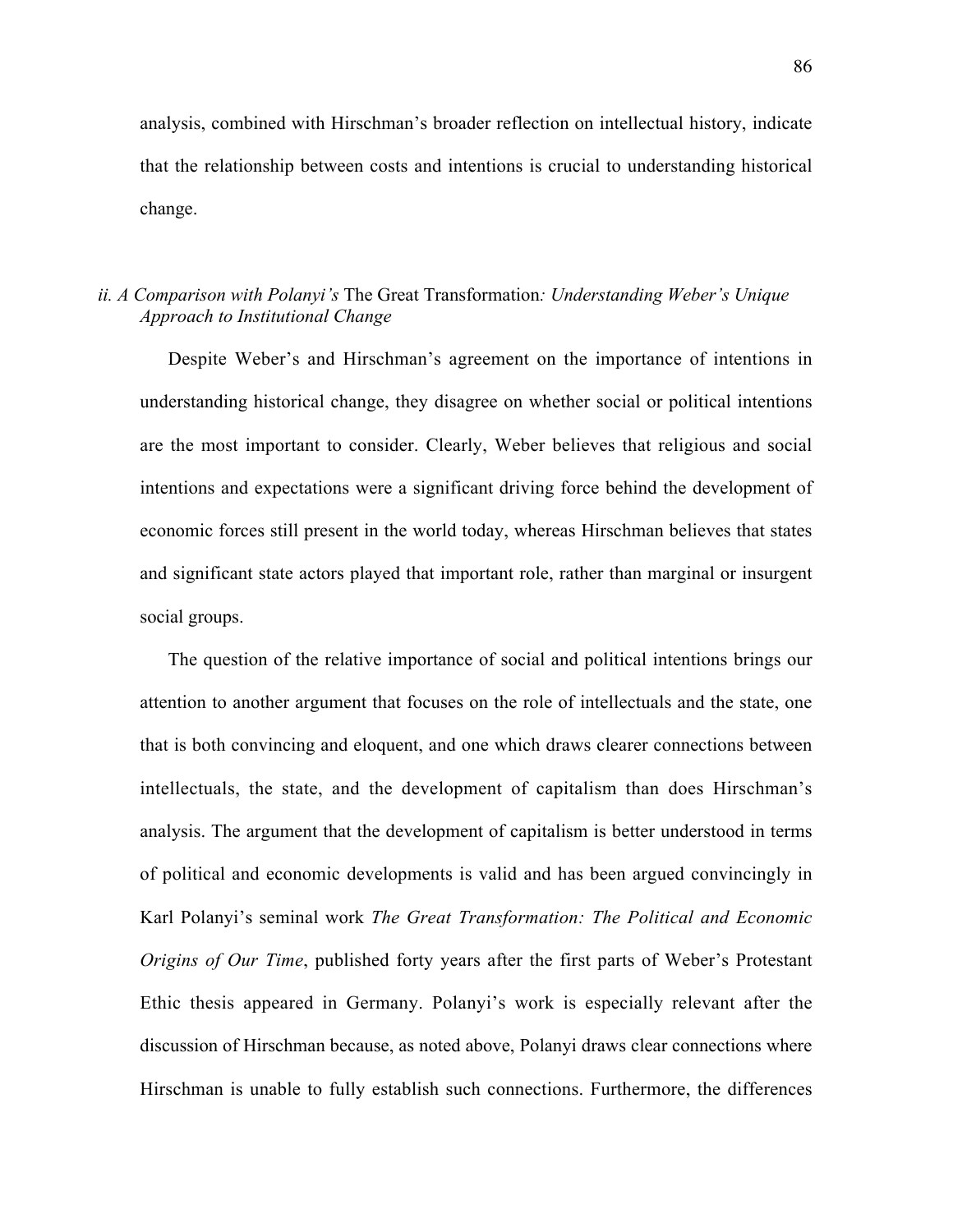analysis, combined with Hirschman's broader reflection on intellectual history, indicate that the relationship between costs and intentions is crucial to understanding historical change.

### *ii. A Comparison with Polanyi's* The Great Transformation*: Understanding Weber's Unique Approach to Institutional Change*

Despite Weber's and Hirschman's agreement on the importance of intentions in understanding historical change, they disagree on whether social or political intentions are the most important to consider. Clearly, Weber believes that religious and social intentions and expectations were a significant driving force behind the development of economic forces still present in the world today, whereas Hirschman believes that states and significant state actors played that important role, rather than marginal or insurgent social groups.

The question of the relative importance of social and political intentions brings our attention to another argument that focuses on the role of intellectuals and the state, one that is both convincing and eloquent, and one which draws clearer connections between intellectuals, the state, and the development of capitalism than does Hirschman's analysis. The argument that the development of capitalism is better understood in terms of political and economic developments is valid and has been argued convincingly in Karl Polanyi's seminal work *The Great Transformation: The Political and Economic Origins of Our Time*, published forty years after the first parts of Weber's Protestant Ethic thesis appeared in Germany. Polanyi's work is especially relevant after the discussion of Hirschman because, as noted above, Polanyi draws clear connections where Hirschman is unable to fully establish such connections. Furthermore, the differences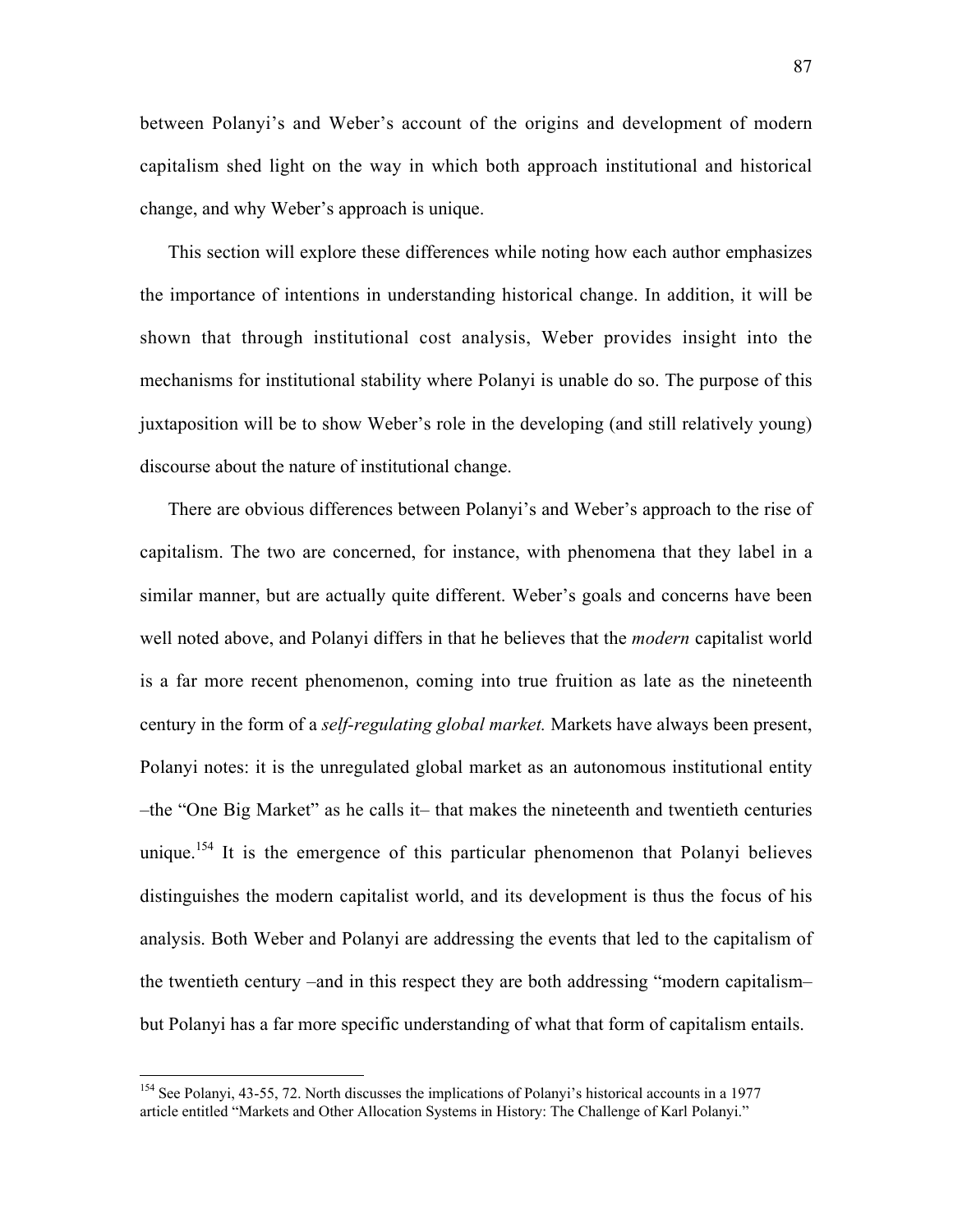between Polanyi's and Weber's account of the origins and development of modern capitalism shed light on the way in which both approach institutional and historical change, and why Weber's approach is unique.

This section will explore these differences while noting how each author emphasizes the importance of intentions in understanding historical change. In addition, it will be shown that through institutional cost analysis, Weber provides insight into the mechanisms for institutional stability where Polanyi is unable do so. The purpose of this juxtaposition will be to show Weber's role in the developing (and still relatively young) discourse about the nature of institutional change.

There are obvious differences between Polanyi's and Weber's approach to the rise of capitalism. The two are concerned, for instance, with phenomena that they label in a similar manner, but are actually quite different. Weber's goals and concerns have been well noted above, and Polanyi differs in that he believes that the *modern* capitalist world is a far more recent phenomenon, coming into true fruition as late as the nineteenth century in the form of a *self-regulating global market.* Markets have always been present, Polanyi notes: it is the unregulated global market as an autonomous institutional entity –the "One Big Market" as he calls it– that makes the nineteenth and twentieth centuries unique.[154] It is the emergence of this particular phenomenon that Polanyi believes distinguishes the modern capitalist world, and its development is thus the focus of his analysis. Both Weber and Polanyi are addressing the events that led to the capitalism of the twentieth century –and in this respect they are both addressing "modern capitalism– but Polanyi has a far more specific understanding of what that form of capitalism entails.

[154] See Polanyi, 43-55, 72. North discusses the implications of Polanyi's historical accounts in a 1977 article entitled "Markets and Other Allocation Systems in History: The Challenge of Karl Polanyi."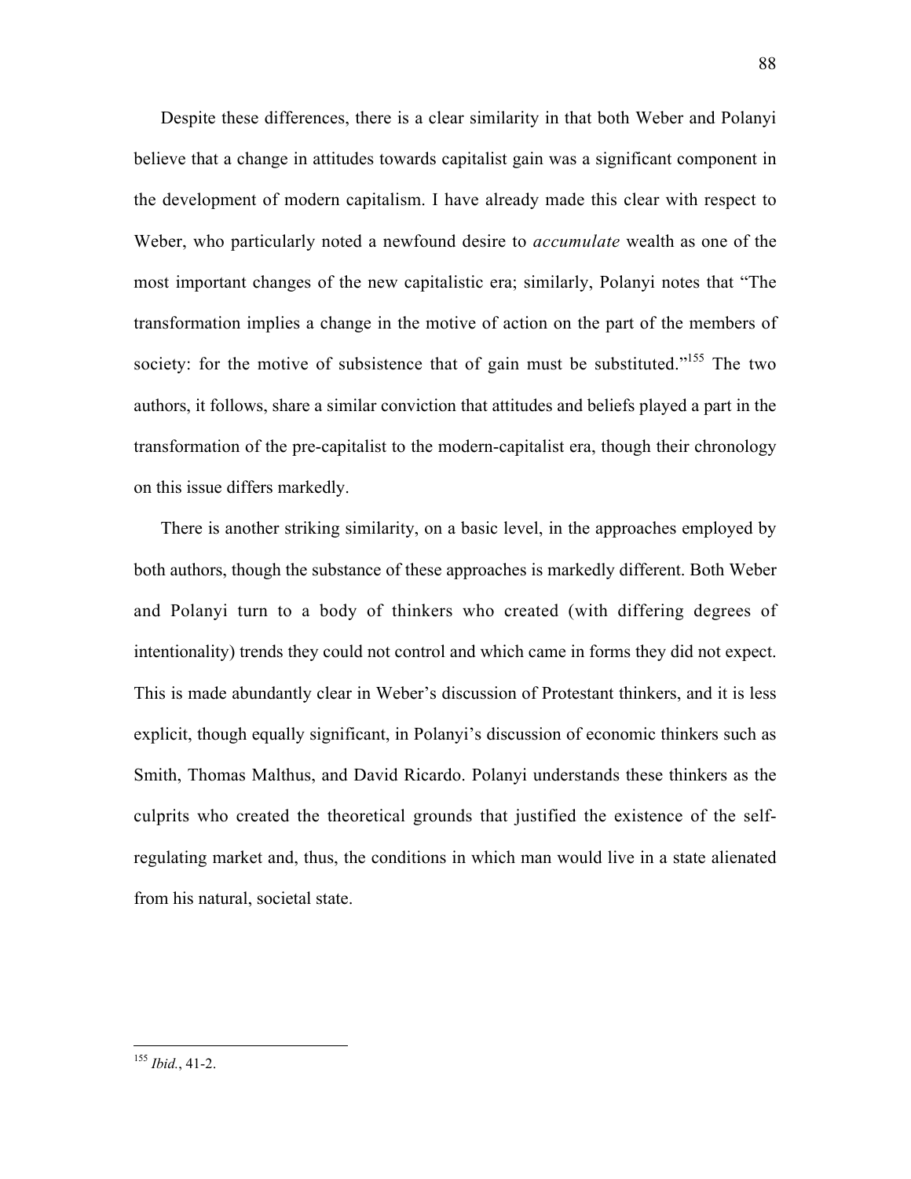Despite these differences, there is a clear similarity in that both Weber and Polanyi believe that a change in attitudes towards capitalist gain was a significant component in the development of modern capitalism. I have already made this clear with respect to Weber, who particularly noted a newfound desire to *accumulate* wealth as one of the most important changes of the new capitalistic era; similarly, Polanyi notes that "The transformation implies a change in the motive of action on the part of the members of society: for the motive of subsistence that of gain must be substituted."[155] The two authors, it follows, share a similar conviction that attitudes and beliefs played a part in the transformation of the pre-capitalist to the modern-capitalist era, though their chronology on this issue differs markedly.

There is another striking similarity, on a basic level, in the approaches employed by both authors, though the substance of these approaches is markedly different. Both Weber and Polanyi turn to a body of thinkers who created (with differing degrees of intentionality) trends they could not control and which came in forms they did not expect. This is made abundantly clear in Weber's discussion of Protestant thinkers, and it is less explicit, though equally significant, in Polanyi's discussion of economic thinkers such as Smith, Thomas Malthus, and David Ricardo. Polanyi understands these thinkers as the culprits who created the theoretical grounds that justified the existence of the self-regulating market and, thus, the conditions in which man would live in a state alienated from his natural, societal state.

---

[155] *Ibid.*, 41-2.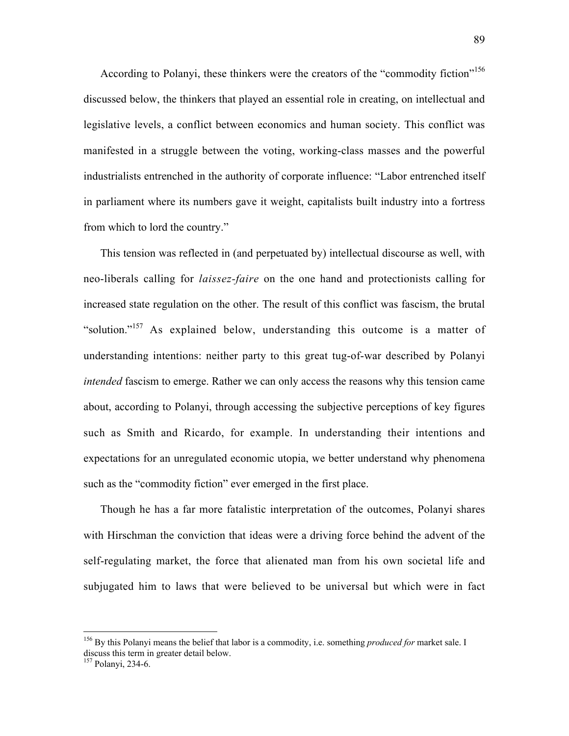According to Polanyi, these thinkers were the creators of the "commodity fiction"[156] discussed below, the thinkers that played an essential role in creating, on intellectual and legislative levels, a conflict between economics and human society. This conflict was manifested in a struggle between the voting, working-class masses and the powerful industrialists entrenched in the authority of corporate influence: "Labor entrenched itself in parliament where its numbers gave it weight, capitalists built industry into a fortress from which to lord the country."

This tension was reflected in (and perpetuated by) intellectual discourse as well, with neo-liberals calling for *laissez-faire* on the one hand and protectionists calling for increased state regulation on the other. The result of this conflict was fascism, the brutal "solution."[157] As explained below, understanding this outcome is a matter of understanding intentions: neither party to this great tug-of-war described by Polanyi *intended* fascism to emerge. Rather we can only access the reasons why this tension came about, according to Polanyi, through accessing the subjective perceptions of key figures such as Smith and Ricardo, for example. In understanding their intentions and expectations for an unregulated economic utopia, we better understand why phenomena such as the "commodity fiction" ever emerged in the first place.

Though he has a far more fatalistic interpretation of the outcomes, Polanyi shares with Hirschman the conviction that ideas were a driving force behind the advent of the self-regulating market, the force that alienated man from his own societal life and subjugated him to laws that were believed to be universal but which were in fact

---

[156] By this Polanyi means the belief that labor is a commodity, i.e. something *produced for* market sale. I discuss this term in greater detail below.

[157] Polanyi, 234-6.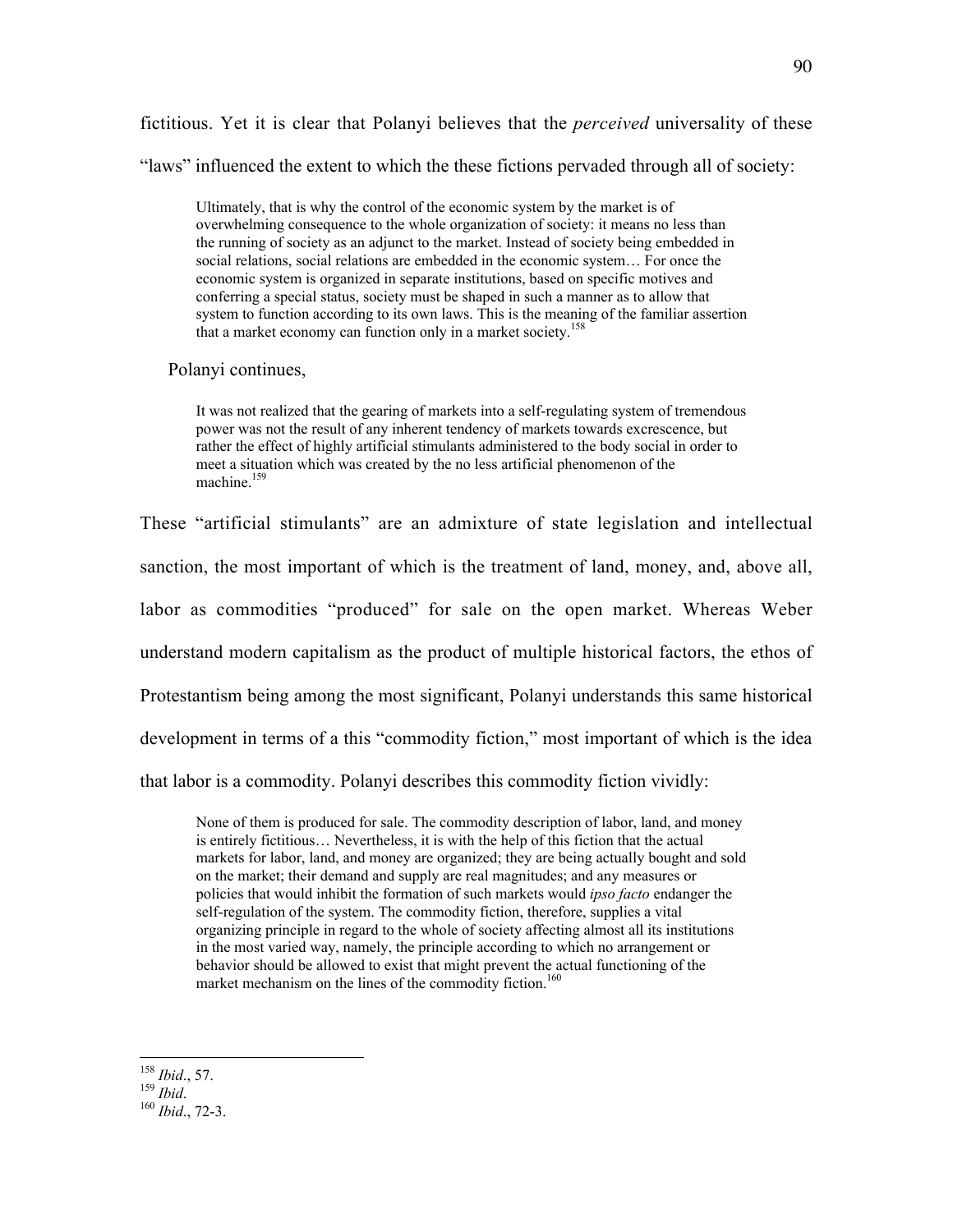fictitious. Yet it is clear that Polanyi believes that the *perceived* universality of these "laws" influenced the extent to which the these fictions pervaded through all of society:

> Ultimately, that is why the control of the economic system by the market is of overwhelming consequence to the whole organization of society: it means no less than the running of society as an adjunct to the market. Instead of society being embedded in social relations, social relations are embedded in the economic system… For once the economic system is organized in separate institutions, based on specific motives and conferring a special status, society must be shaped in such a manner as to allow that system to function according to its own laws. This is the meaning of the familiar assertion that a market economy can function only in a market society.[158]

Polanyi continues,

> It was not realized that the gearing of markets into a self-regulating system of tremendous power was not the result of any inherent tendency of markets towards excrescence, but rather the effect of highly artificial stimulants administered to the body social in order to meet a situation which was created by the no less artificial phenomenon of the machine.[159]

These "artificial stimulants" are an admixture of state legislation and intellectual sanction, the most important of which is the treatment of land, money, and, above all, labor as commodities "produced" for sale on the open market. Whereas Weber understand modern capitalism as the product of multiple historical factors, the ethos of Protestantism being among the most significant, Polanyi understands this same historical development in terms of a this "commodity fiction," most important of which is the idea that labor is a commodity. Polanyi describes this commodity fiction vividly:

> None of them is produced for sale. The commodity description of labor, land, and money is entirely fictitious… Nevertheless, it is with the help of this fiction that the actual markets for labor, land, and money are organized; they are being actually bought and sold on the market; their demand and supply are real magnitudes; and any measures or policies that would inhibit the formation of such markets would *ipso facto* endanger the self-regulation of the system. The commodity fiction, therefore, supplies a vital organizing principle in regard to the whole of society affecting almost all its institutions in the most varied way, namely, the principle according to which no arrangement or behavior should be allowed to exist that might prevent the actual functioning of the market mechanism on the lines of the commodity fiction.[160]

---

[158] *Ibid*., 57.

[159] *Ibid*.

[160] *Ibid*., 72-3.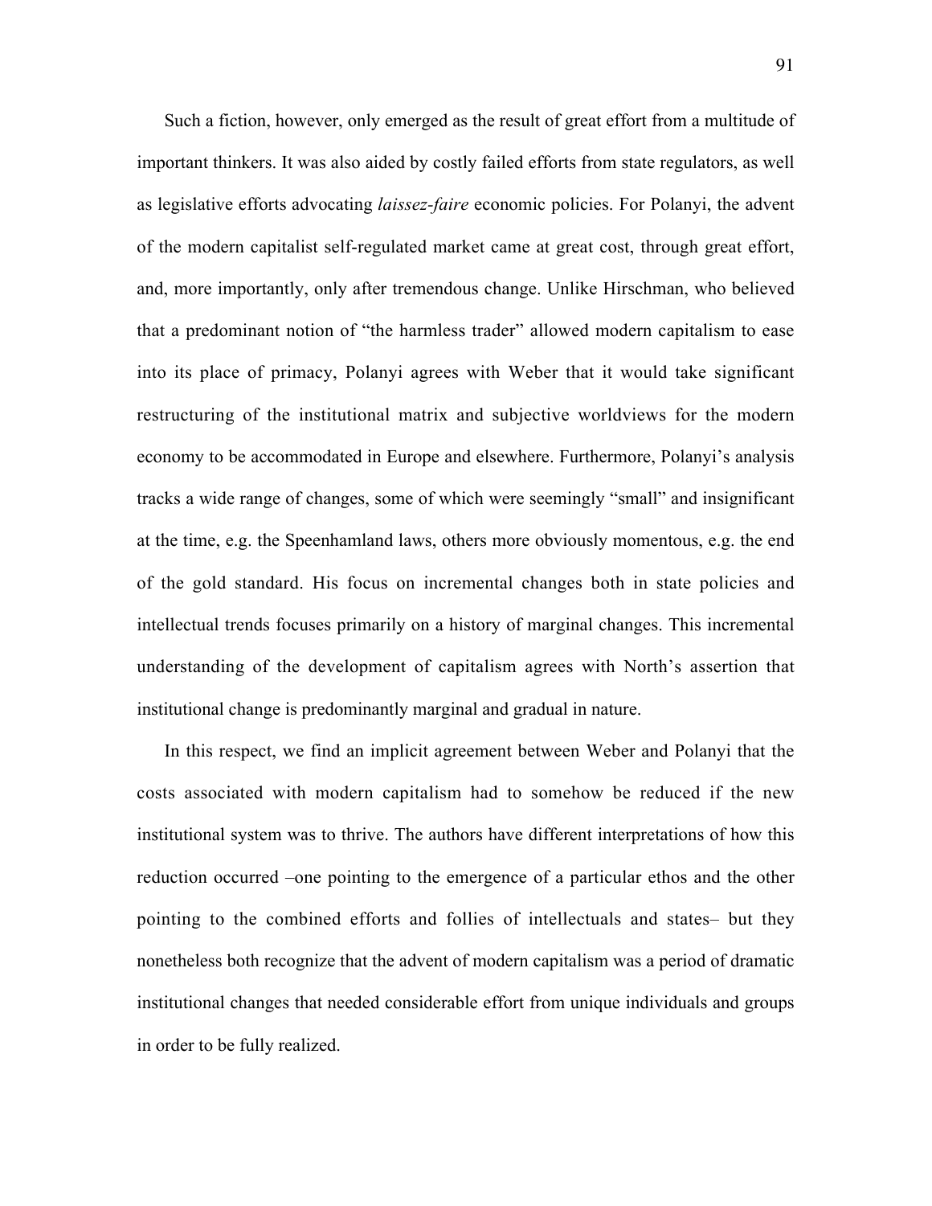Such a fiction, however, only emerged as the result of great effort from a multitude of important thinkers. It was also aided by costly failed efforts from state regulators, as well as legislative efforts advocating *laissez-faire* economic policies. For Polanyi, the advent of the modern capitalist self-regulated market came at great cost, through great effort, and, more importantly, only after tremendous change. Unlike Hirschman, who believed that a predominant notion of "the harmless trader" allowed modern capitalism to ease into its place of primacy, Polanyi agrees with Weber that it would take significant restructuring of the institutional matrix and subjective worldviews for the modern economy to be accommodated in Europe and elsewhere. Furthermore, Polanyi's analysis tracks a wide range of changes, some of which were seemingly "small" and insignificant at the time, e.g. the Speenhamland laws, others more obviously momentous, e.g. the end of the gold standard. His focus on incremental changes both in state policies and intellectual trends focuses primarily on a history of marginal changes. This incremental understanding of the development of capitalism agrees with North's assertion that institutional change is predominantly marginal and gradual in nature.

In this respect, we find an implicit agreement between Weber and Polanyi that the costs associated with modern capitalism had to somehow be reduced if the new institutional system was to thrive. The authors have different interpretations of how this reduction occurred –one pointing to the emergence of a particular ethos and the other pointing to the combined efforts and follies of intellectuals and states– but they nonetheless both recognize that the advent of modern capitalism was a period of dramatic institutional changes that needed considerable effort from unique individuals and groups in order to be fully realized.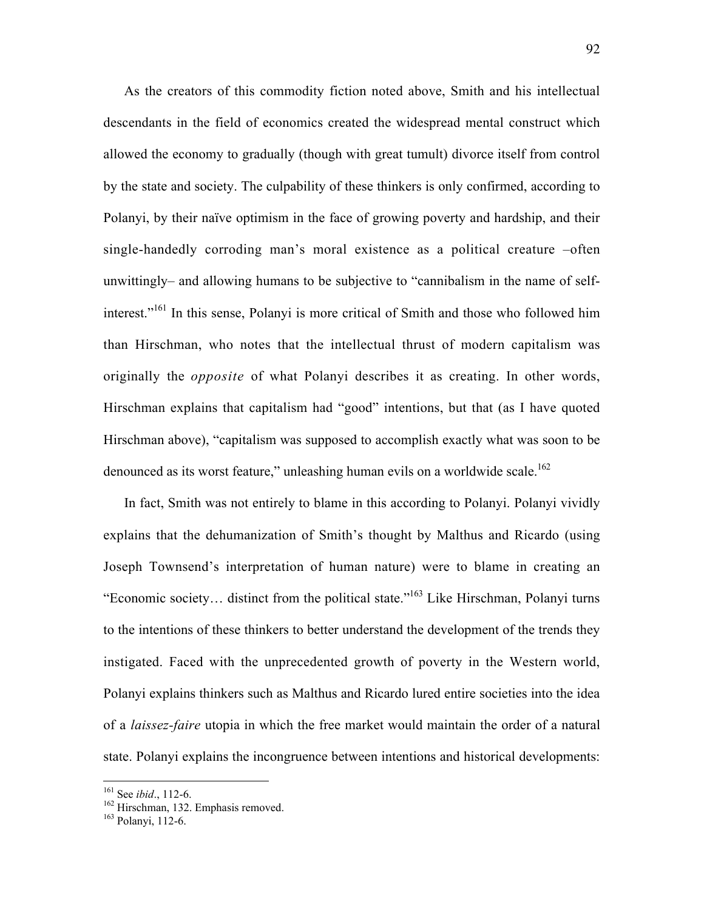As the creators of this commodity fiction noted above, Smith and his intellectual descendants in the field of economics created the widespread mental construct which allowed the economy to gradually (though with great tumult) divorce itself from control by the state and society. The culpability of these thinkers is only confirmed, according to Polanyi, by their naïve optimism in the face of growing poverty and hardship, and their single-handedly corroding man's moral existence as a political creature –often unwittingly– and allowing humans to be subjective to "cannibalism in the name of self-interest."[161] In this sense, Polanyi is more critical of Smith and those who followed him than Hirschman, who notes that the intellectual thrust of modern capitalism was originally the *opposite* of what Polanyi describes it as creating. In other words, Hirschman explains that capitalism had "good" intentions, but that (as I have quoted Hirschman above), "capitalism was supposed to accomplish exactly what was soon to be denounced as its worst feature," unleashing human evils on a worldwide scale.[162]

In fact, Smith was not entirely to blame in this according to Polanyi. Polanyi vividly explains that the dehumanization of Smith's thought by Malthus and Ricardo (using Joseph Townsend's interpretation of human nature) were to blame in creating an "Economic society… distinct from the political state."[163] Like Hirschman, Polanyi turns to the intentions of these thinkers to better understand the development of the trends they instigated. Faced with the unprecedented growth of poverty in the Western world, Polanyi explains thinkers such as Malthus and Ricardo lured entire societies into the idea of a *laissez-faire* utopia in which the free market would maintain the order of a natural state. Polanyi explains the incongruence between intentions and historical developments:

---

[161] See *ibid*., 112-6.

[162] Hirschman, 132. Emphasis removed.

[163] Polanyi, 112-6.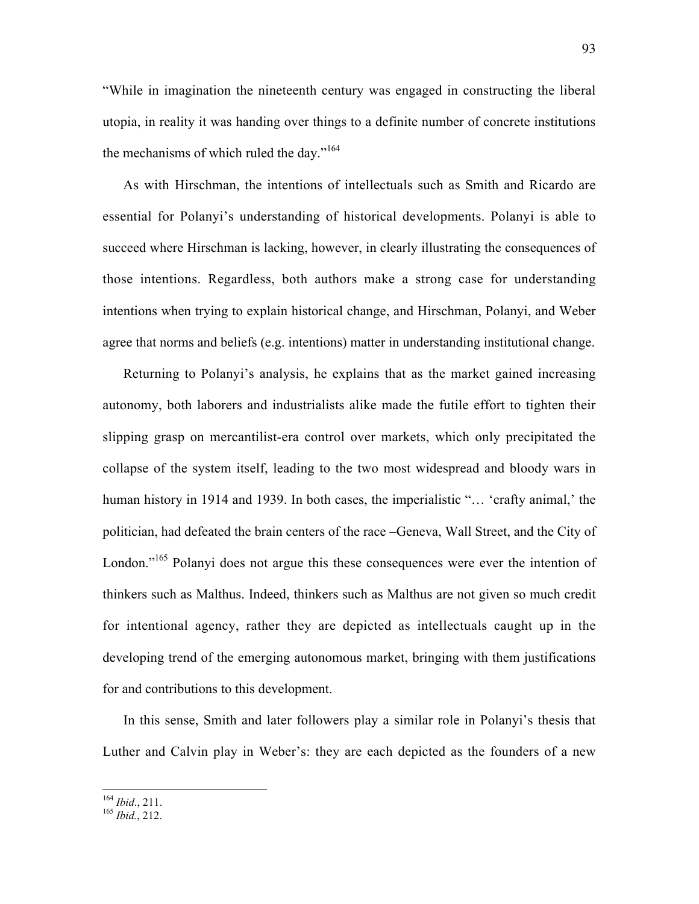"While in imagination the nineteenth century was engaged in constructing the liberal utopia, in reality it was handing over things to a definite number of concrete institutions the mechanisms of which ruled the day."[164]

As with Hirschman, the intentions of intellectuals such as Smith and Ricardo are essential for Polanyi's understanding of historical developments. Polanyi is able to succeed where Hirschman is lacking, however, in clearly illustrating the consequences of those intentions. Regardless, both authors make a strong case for understanding intentions when trying to explain historical change, and Hirschman, Polanyi, and Weber agree that norms and beliefs (e.g. intentions) matter in understanding institutional change.

Returning to Polanyi's analysis, he explains that as the market gained increasing autonomy, both laborers and industrialists alike made the futile effort to tighten their slipping grasp on mercantilist-era control over markets, which only precipitated the collapse of the system itself, leading to the two most widespread and bloody wars in human history in 1914 and 1939. In both cases, the imperialistic "… 'crafty animal,' the politician, had defeated the brain centers of the race –Geneva, Wall Street, and the City of London."[165] Polanyi does not argue this these consequences were ever the intention of thinkers such as Malthus. Indeed, thinkers such as Malthus are not given so much credit for intentional agency, rather they are depicted as intellectuals caught up in the developing trend of the emerging autonomous market, bringing with them justifications for and contributions to this development.

In this sense, Smith and later followers play a similar role in Polanyi's thesis that Luther and Calvin play in Weber's: they are each depicted as the founders of a new

---

[164] *Ibid*., 211.
[165] *Ibid.*, 212.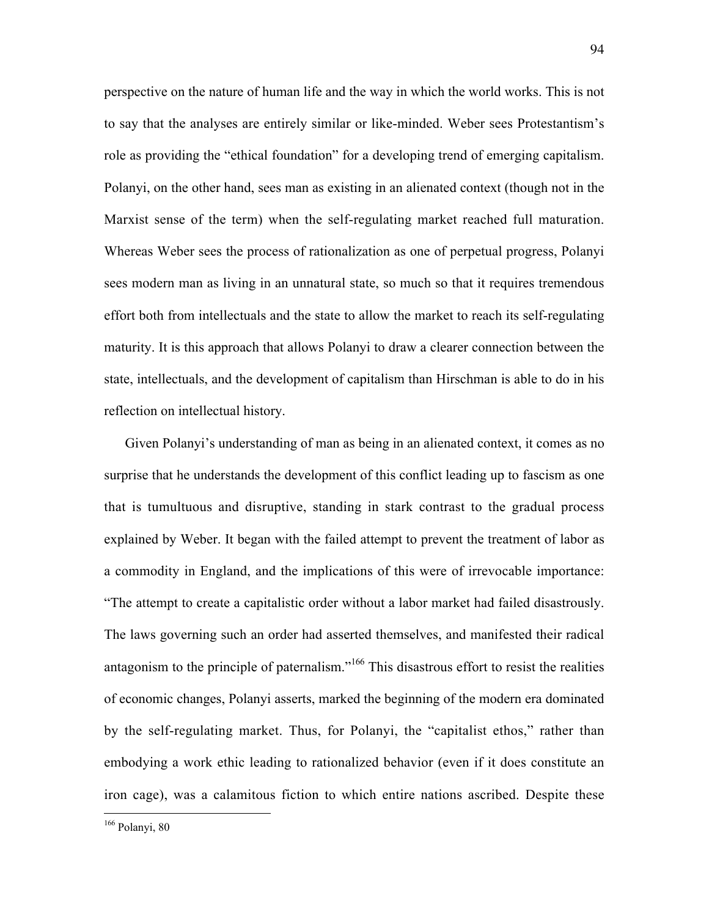perspective on the nature of human life and the way in which the world works. This is not to say that the analyses are entirely similar or like-minded. Weber sees Protestantism's role as providing the "ethical foundation" for a developing trend of emerging capitalism. Polanyi, on the other hand, sees man as existing in an alienated context (though not in the Marxist sense of the term) when the self-regulating market reached full maturation. Whereas Weber sees the process of rationalization as one of perpetual progress, Polanyi sees modern man as living in an unnatural state, so much so that it requires tremendous effort both from intellectuals and the state to allow the market to reach its self-regulating maturity. It is this approach that allows Polanyi to draw a clearer connection between the state, intellectuals, and the development of capitalism than Hirschman is able to do in his reflection on intellectual history.

Given Polanyi's understanding of man as being in an alienated context, it comes as no surprise that he understands the development of this conflict leading up to fascism as one that is tumultuous and disruptive, standing in stark contrast to the gradual process explained by Weber. It began with the failed attempt to prevent the treatment of labor as a commodity in England, and the implications of this were of irrevocable importance: "The attempt to create a capitalistic order without a labor market had failed disastrously. The laws governing such an order had asserted themselves, and manifested their radical antagonism to the principle of paternalism."[166] This disastrous effort to resist the realities of economic changes, Polanyi asserts, marked the beginning of the modern era dominated by the self-regulating market. Thus, for Polanyi, the "capitalist ethos," rather than embodying a work ethic leading to rationalized behavior (even if it does constitute an iron cage), was a calamitous fiction to which entire nations ascribed. Despite these

---

[166] Polanyi, 80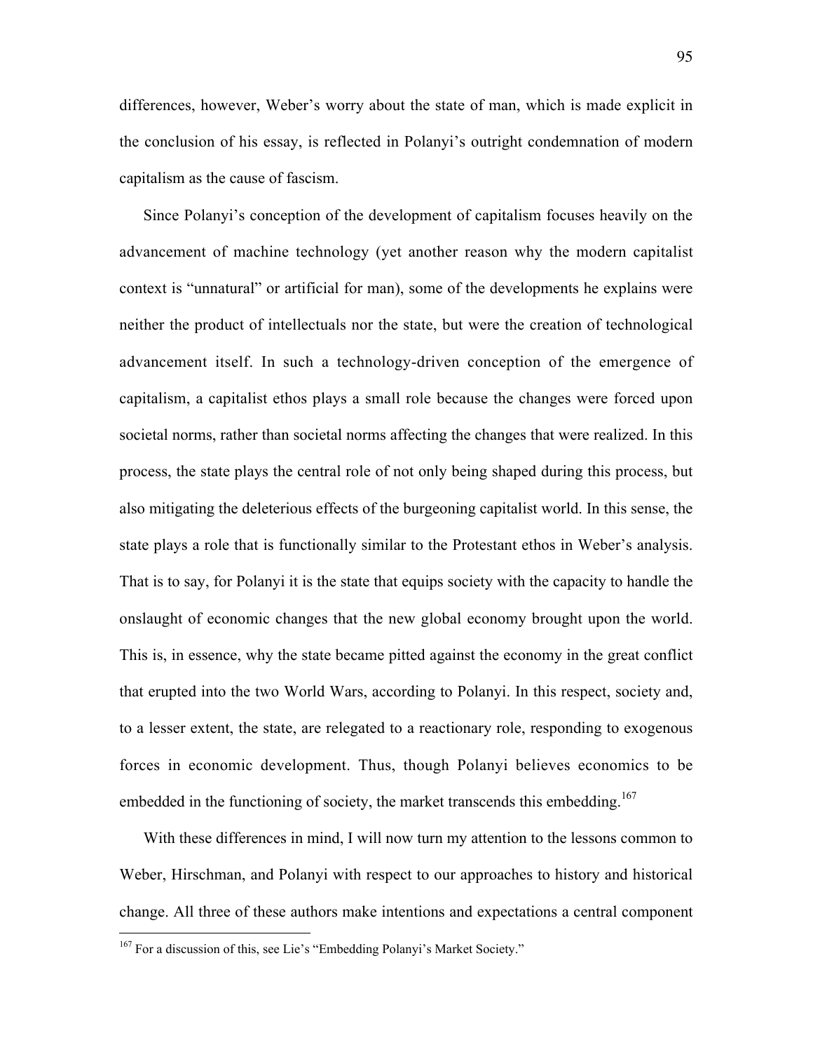differences, however, Weber's worry about the state of man, which is made explicit in the conclusion of his essay, is reflected in Polanyi's outright condemnation of modern capitalism as the cause of fascism.

Since Polanyi's conception of the development of capitalism focuses heavily on the advancement of machine technology (yet another reason why the modern capitalist context is "unnatural" or artificial for man), some of the developments he explains were neither the product of intellectuals nor the state, but were the creation of technological advancement itself. In such a technology-driven conception of the emergence of capitalism, a capitalist ethos plays a small role because the changes were forced upon societal norms, rather than societal norms affecting the changes that were realized. In this process, the state plays the central role of not only being shaped during this process, but also mitigating the deleterious effects of the burgeoning capitalist world. In this sense, the state plays a role that is functionally similar to the Protestant ethos in Weber's analysis. That is to say, for Polanyi it is the state that equips society with the capacity to handle the onslaught of economic changes that the new global economy brought upon the world. This is, in essence, why the state became pitted against the economy in the great conflict that erupted into the two World Wars, according to Polanyi. In this respect, society and, to a lesser extent, the state, are relegated to a reactionary role, responding to exogenous forces in economic development. Thus, though Polanyi believes economics to be embedded in the functioning of society, the market transcends this embedding.[167]

With these differences in mind, I will now turn my attention to the lessons common to Weber, Hirschman, and Polanyi with respect to our approaches to history and historical change. All three of these authors make intentions and expectations a central component

[167] For a discussion of this, see Lie's "Embedding Polanyi's Market Society."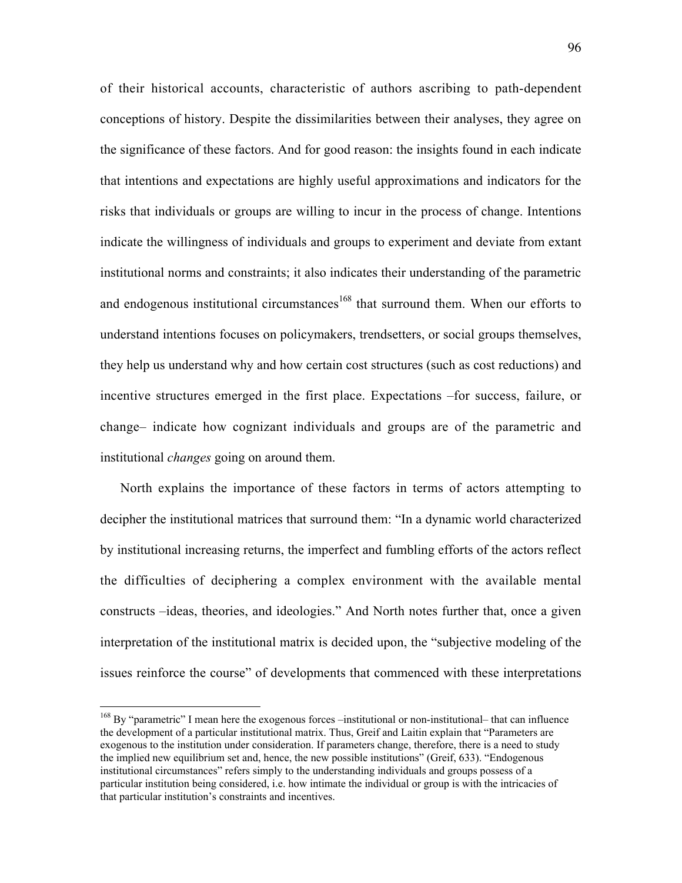of their historical accounts, characteristic of authors ascribing to path-dependent conceptions of history. Despite the dissimilarities between their analyses, they agree on the significance of these factors. And for good reason: the insights found in each indicate that intentions and expectations are highly useful approximations and indicators for the risks that individuals or groups are willing to incur in the process of change. Intentions indicate the willingness of individuals and groups to experiment and deviate from extant institutional norms and constraints; it also indicates their understanding of the parametric and endogenous institutional circumstances[168] that surround them. When our efforts to understand intentions focuses on policymakers, trendsetters, or social groups themselves, they help us understand why and how certain cost structures (such as cost reductions) and incentive structures emerged in the first place. Expectations –for success, failure, or change– indicate how cognizant individuals and groups are of the parametric and institutional *changes* going on around them.

North explains the importance of these factors in terms of actors attempting to decipher the institutional matrices that surround them: "In a dynamic world characterized by institutional increasing returns, the imperfect and fumbling efforts of the actors reflect the difficulties of deciphering a complex environment with the available mental constructs –ideas, theories, and ideologies." And North notes further that, once a given interpretation of the institutional matrix is decided upon, the "subjective modeling of the issues reinforce the course" of developments that commenced with these interpretations

[168] By "parametric" I mean here the exogenous forces –institutional or non-institutional– that can influence the development of a particular institutional matrix. Thus, Greif and Laitin explain that "Parameters are exogenous to the institution under consideration. If parameters change, therefore, there is a need to study the implied new equilibrium set and, hence, the new possible institutions" (Greif, 633). "Endogenous institutional circumstances" refers simply to the understanding individuals and groups possess of a particular institution being considered, i.e. how intimate the individual or group is with the intricacies of that particular institution's constraints and incentives.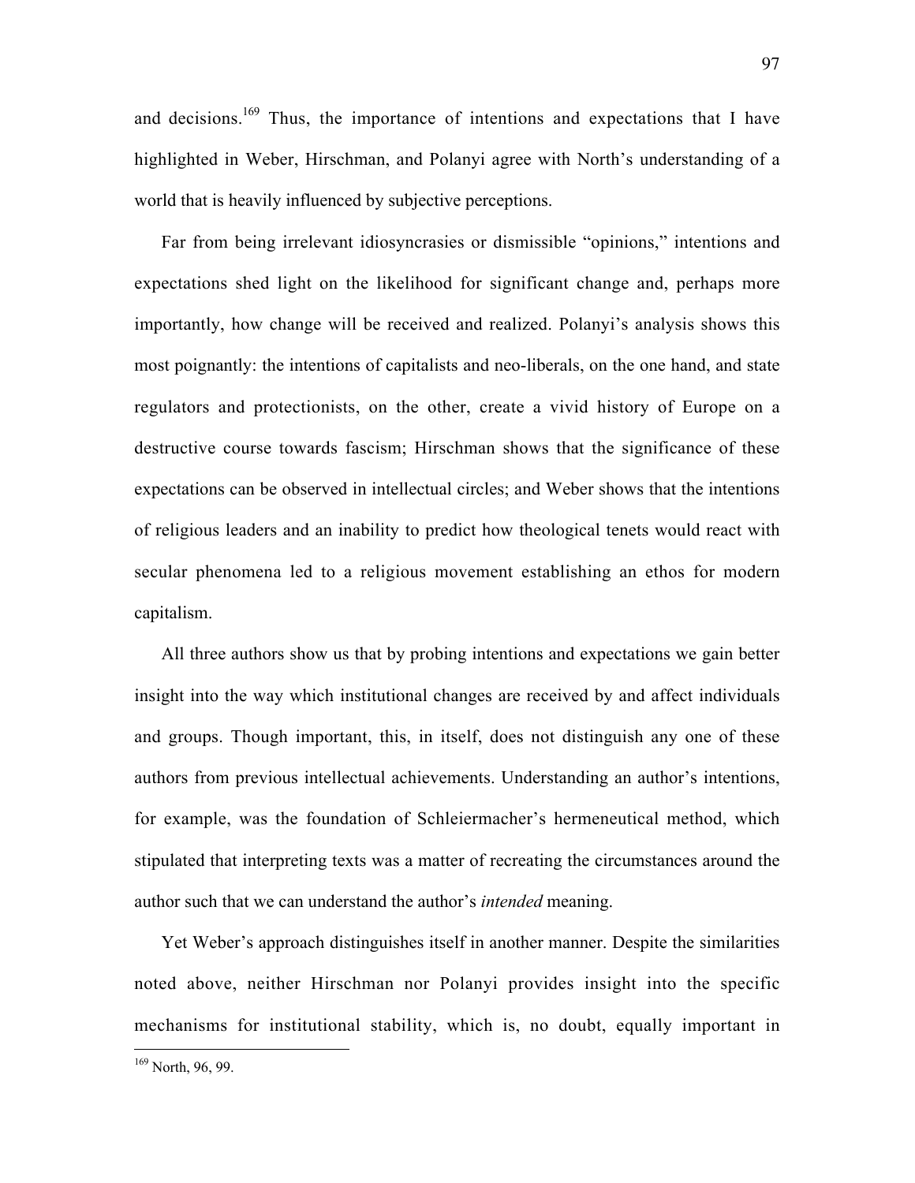and decisions.[169] Thus, the importance of intentions and expectations that I have highlighted in Weber, Hirschman, and Polanyi agree with North's understanding of a world that is heavily influenced by subjective perceptions.

Far from being irrelevant idiosyncrasies or dismissible "opinions," intentions and expectations shed light on the likelihood for significant change and, perhaps more importantly, how change will be received and realized. Polanyi's analysis shows this most poignantly: the intentions of capitalists and neo-liberals, on the one hand, and state regulators and protectionists, on the other, create a vivid history of Europe on a destructive course towards fascism; Hirschman shows that the significance of these expectations can be observed in intellectual circles; and Weber shows that the intentions of religious leaders and an inability to predict how theological tenets would react with secular phenomena led to a religious movement establishing an ethos for modern capitalism.

All three authors show us that by probing intentions and expectations we gain better insight into the way which institutional changes are received by and affect individuals and groups. Though important, this, in itself, does not distinguish any one of these authors from previous intellectual achievements. Understanding an author's intentions, for example, was the foundation of Schleiermacher's hermeneutical method, which stipulated that interpreting texts was a matter of recreating the circumstances around the author such that we can understand the author's *intended* meaning.

Yet Weber's approach distinguishes itself in another manner. Despite the similarities noted above, neither Hirschman nor Polanyi provides insight into the specific mechanisms for institutional stability, which is, no doubt, equally important in

[169] North, 96, 99.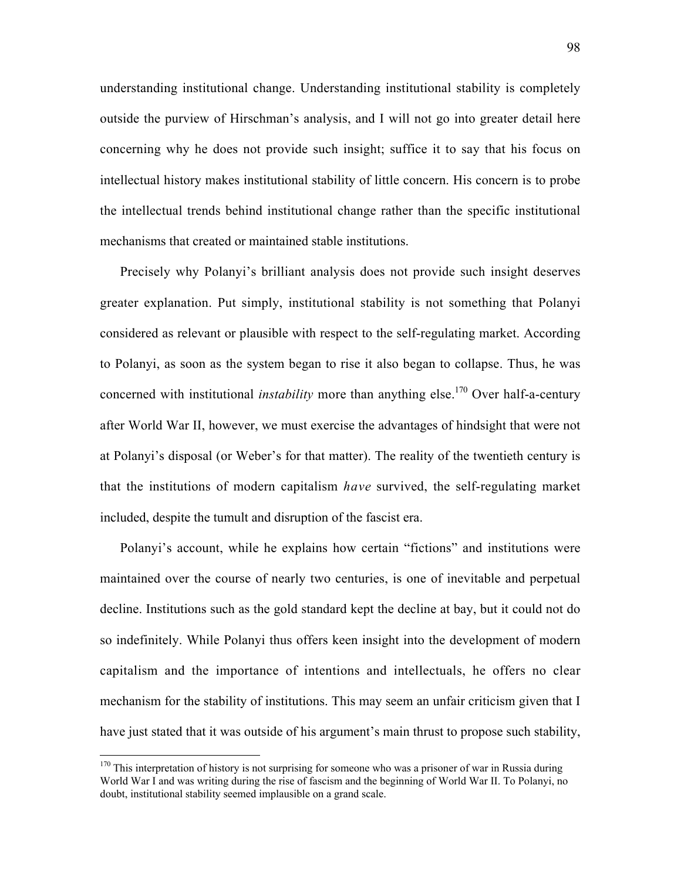understanding institutional change. Understanding institutional stability is completely outside the purview of Hirschman's analysis, and I will not go into greater detail here concerning why he does not provide such insight; suffice it to say that his focus on intellectual history makes institutional stability of little concern. His concern is to probe the intellectual trends behind institutional change rather than the specific institutional mechanisms that created or maintained stable institutions.

Precisely why Polanyi's brilliant analysis does not provide such insight deserves greater explanation. Put simply, institutional stability is not something that Polanyi considered as relevant or plausible with respect to the self-regulating market. According to Polanyi, as soon as the system began to rise it also began to collapse. Thus, he was concerned with institutional *instability* more than anything else.[170] Over half-a-century after World War II, however, we must exercise the advantages of hindsight that were not at Polanyi's disposal (or Weber's for that matter). The reality of the twentieth century is that the institutions of modern capitalism *have* survived, the self-regulating market included, despite the tumult and disruption of the fascist era.

Polanyi's account, while he explains how certain "fictions" and institutions were maintained over the course of nearly two centuries, is one of inevitable and perpetual decline. Institutions such as the gold standard kept the decline at bay, but it could not do so indefinitely. While Polanyi thus offers keen insight into the development of modern capitalism and the importance of intentions and intellectuals, he offers no clear mechanism for the stability of institutions. This may seem an unfair criticism given that I have just stated that it was outside of his argument's main thrust to propose such stability,

[170] This interpretation of history is not surprising for someone who was a prisoner of war in Russia during World War I and was writing during the rise of fascism and the beginning of World War II. To Polanyi, no doubt, institutional stability seemed implausible on a grand scale.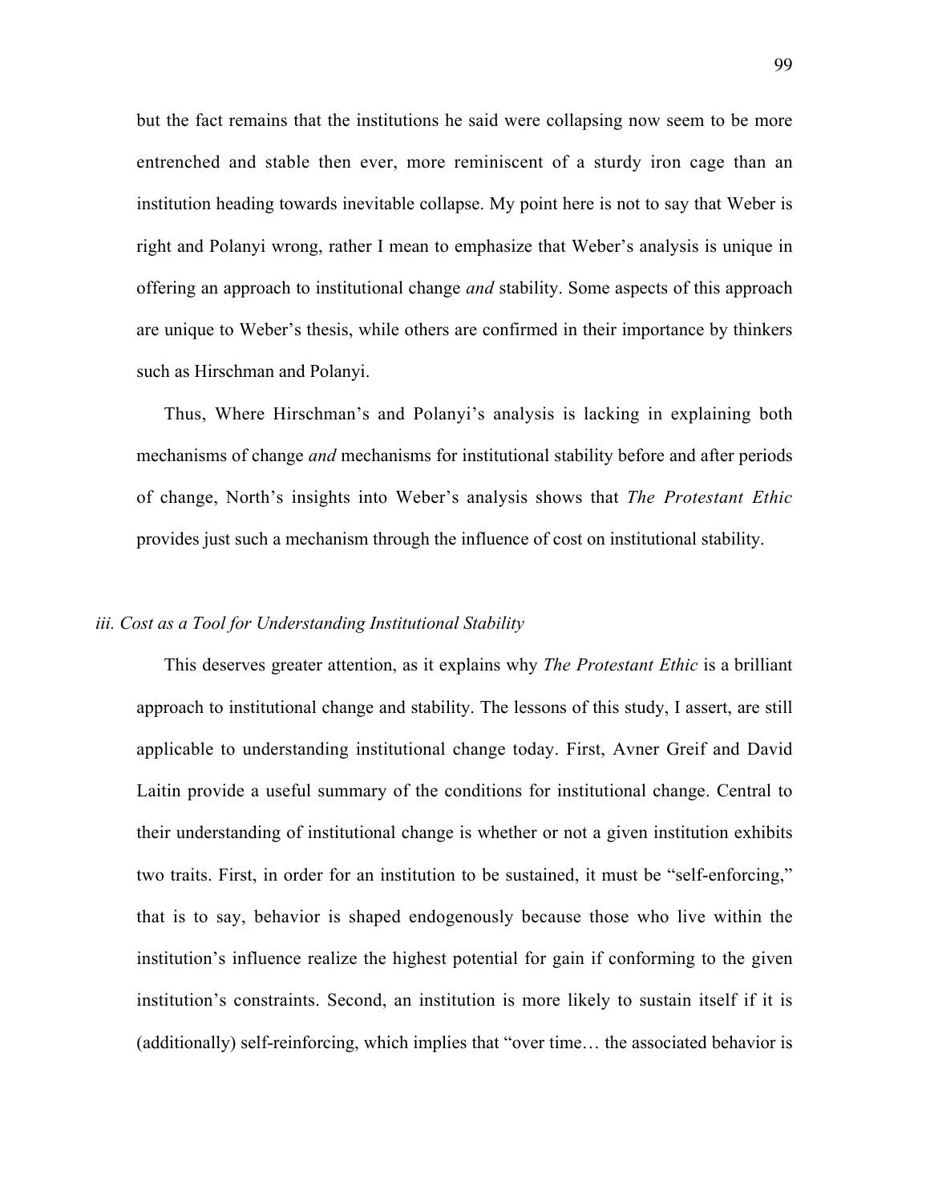but the fact remains that the institutions he said were collapsing now seem to be more entrenched and stable then ever, more reminiscent of a sturdy iron cage than an institution heading towards inevitable collapse. My point here is not to say that Weber is right and Polanyi wrong, rather I mean to emphasize that Weber's analysis is unique in offering an approach to institutional change *and* stability. Some aspects of this approach are unique to Weber's thesis, while others are confirmed in their importance by thinkers such as Hirschman and Polanyi.

Thus, Where Hirschman's and Polanyi's analysis is lacking in explaining both mechanisms of change *and* mechanisms for institutional stability before and after periods of change, North's insights into Weber's analysis shows that *The Protestant Ethic* provides just such a mechanism through the influence of cost on institutional stability.

### *iii. Cost as a Tool for Understanding Institutional Stability*

This deserves greater attention, as it explains why *The Protestant Ethic* is a brilliant approach to institutional change and stability. The lessons of this study, I assert, are still applicable to understanding institutional change today. First, Avner Greif and David Laitin provide a useful summary of the conditions for institutional change. Central to their understanding of institutional change is whether or not a given institution exhibits two traits. First, in order for an institution to be sustained, it must be "self-enforcing," that is to say, behavior is shaped endogenously because those who live within the institution's influence realize the highest potential for gain if conforming to the given institution's constraints. Second, an institution is more likely to sustain itself if it is (additionally) self-reinforcing, which implies that "over time… the associated behavior is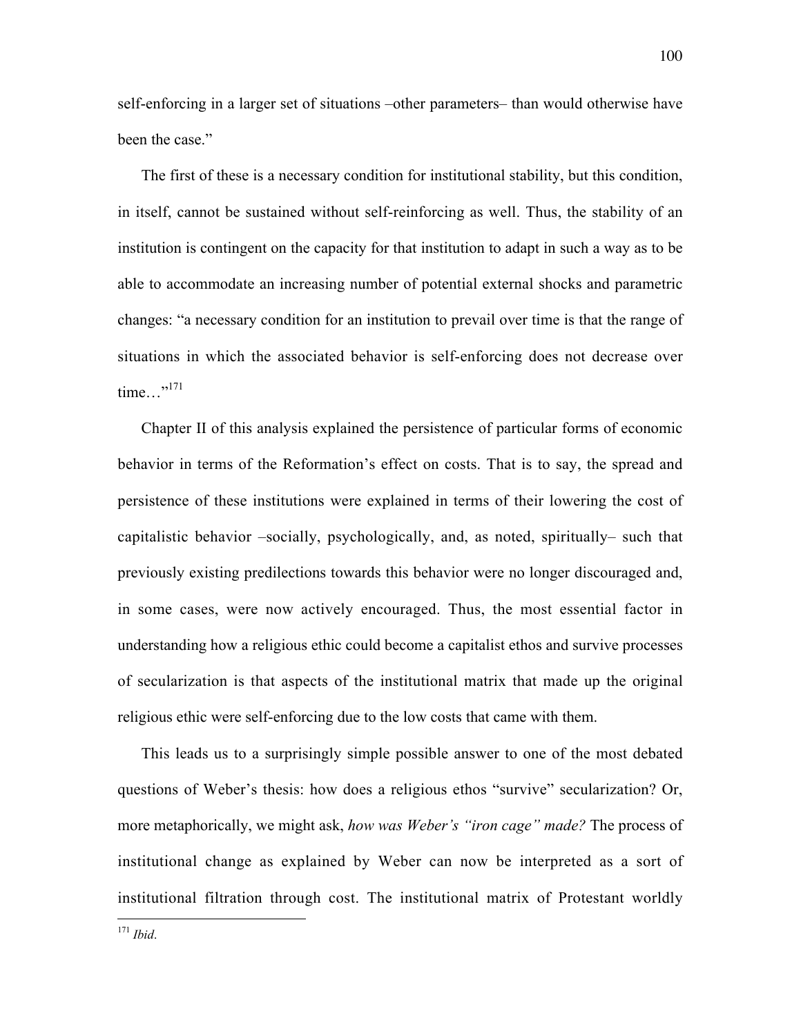self-enforcing in a larger set of situations –other parameters– than would otherwise have been the case."

The first of these is a necessary condition for institutional stability, but this condition, in itself, cannot be sustained without self-reinforcing as well. Thus, the stability of an institution is contingent on the capacity for that institution to adapt in such a way as to be able to accommodate an increasing number of potential external shocks and parametric changes: "a necessary condition for an institution to prevail over time is that the range of situations in which the associated behavior is self-enforcing does not decrease over time…"[171]

Chapter II of this analysis explained the persistence of particular forms of economic behavior in terms of the Reformation's effect on costs. That is to say, the spread and persistence of these institutions were explained in terms of their lowering the cost of capitalistic behavior –socially, psychologically, and, as noted, spiritually– such that previously existing predilections towards this behavior were no longer discouraged and, in some cases, were now actively encouraged. Thus, the most essential factor in understanding how a religious ethic could become a capitalist ethos and survive processes of secularization is that aspects of the institutional matrix that made up the original religious ethic were self-enforcing due to the low costs that came with them.

This leads us to a surprisingly simple possible answer to one of the most debated questions of Weber's thesis: how does a religious ethos "survive" secularization? Or, more metaphorically, we might ask, *how was Weber's "iron cage" made?* The process of institutional change as explained by Weber can now be interpreted as a sort of institutional filtration through cost. The institutional matrix of Protestant worldly

---

[171] *Ibid*.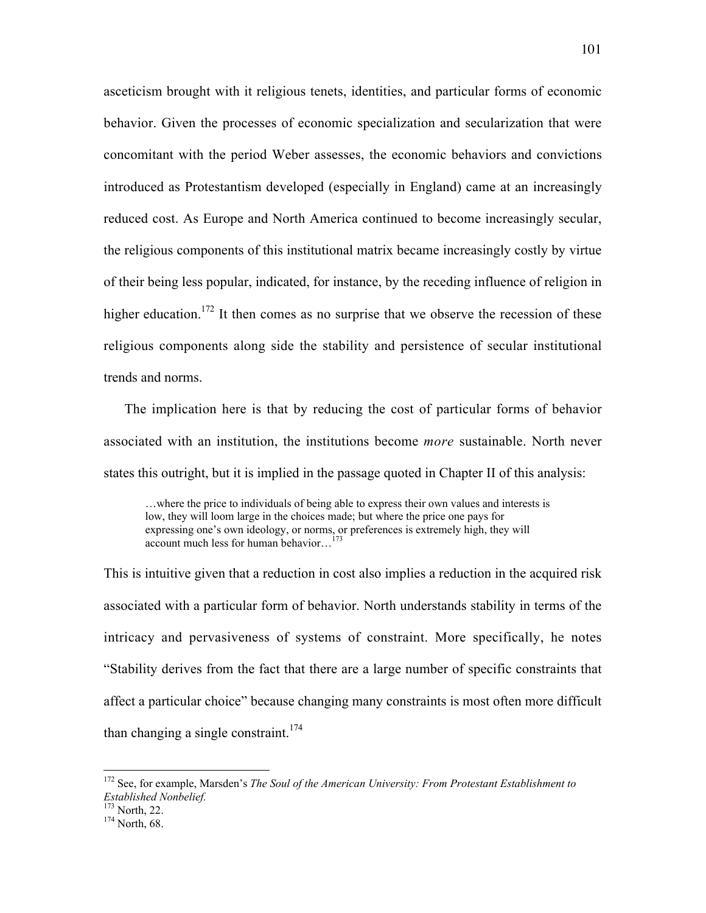asceticism brought with it religious tenets, identities, and particular forms of economic behavior. Given the processes of economic specialization and secularization that were concomitant with the period Weber assesses, the economic behaviors and convictions introduced as Protestantism developed (especially in England) came at an increasingly reduced cost. As Europe and North America continued to become increasingly secular, the religious components of this institutional matrix became increasingly costly by virtue of their being less popular, indicated, for instance, by the receding influence of religion in higher education.[172] It then comes as no surprise that we observe the recession of these religious components along side the stability and persistence of secular institutional trends and norms.

The implication here is that by reducing the cost of particular forms of behavior associated with an institution, the institutions become *more* sustainable. North never states this outright, but it is implied in the passage quoted in Chapter II of this analysis:

> …where the price to individuals of being able to express their own values and interests is low, they will loom large in the choices made; but where the price one pays for expressing one's own ideology, or norms, or preferences is extremely high, they will account much less for human behavior…[173]

This is intuitive given that a reduction in cost also implies a reduction in the acquired risk associated with a particular form of behavior. North understands stability in terms of the intricacy and pervasiveness of systems of constraint. More specifically, he notes "Stability derives from the fact that there are a large number of specific constraints that affect a particular choice" because changing many constraints is most often more difficult than changing a single constraint.[174]

---

[172] See, for example, Marsden's *The Soul of the American University: From Protestant Establishment to Established Nonbelief.*

[173] North, 22.

[174] North, 68.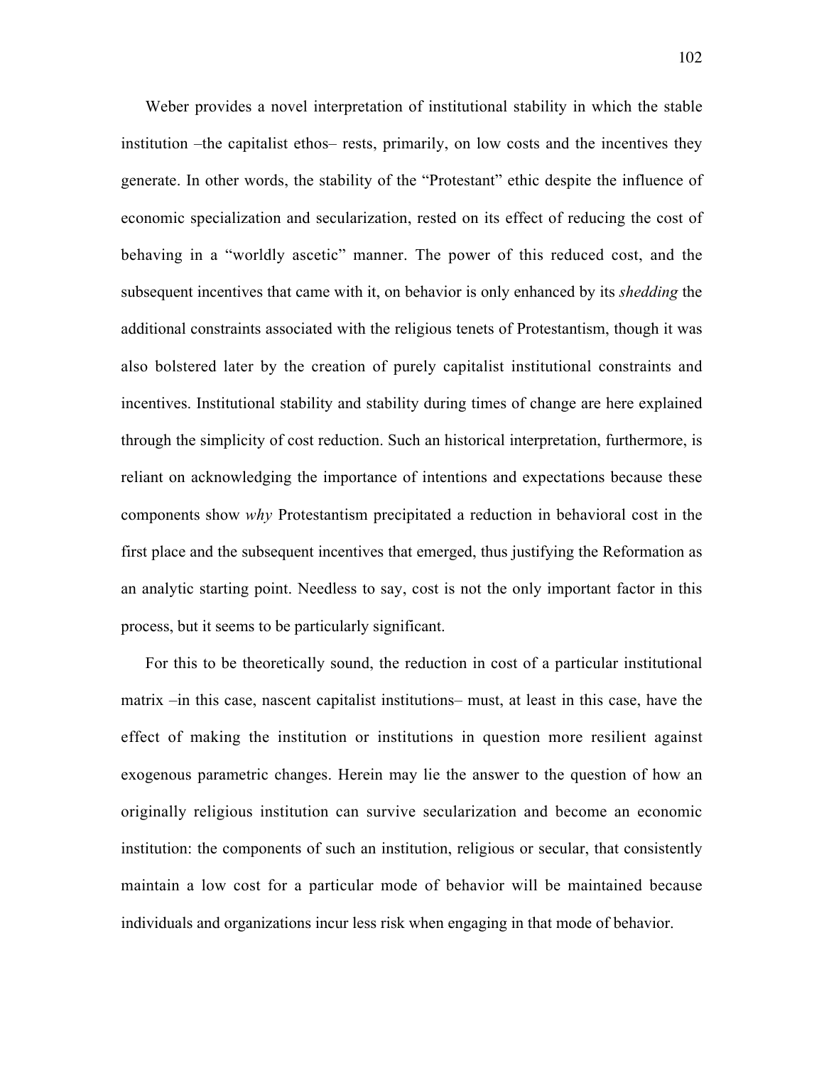Weber provides a novel interpretation of institutional stability in which the stable institution –the capitalist ethos– rests, primarily, on low costs and the incentives they generate. In other words, the stability of the "Protestant" ethic despite the influence of economic specialization and secularization, rested on its effect of reducing the cost of behaving in a "worldly ascetic" manner. The power of this reduced cost, and the subsequent incentives that came with it, on behavior is only enhanced by its *shedding* the additional constraints associated with the religious tenets of Protestantism, though it was also bolstered later by the creation of purely capitalist institutional constraints and incentives. Institutional stability and stability during times of change are here explained through the simplicity of cost reduction. Such an historical interpretation, furthermore, is reliant on acknowledging the importance of intentions and expectations because these components show *why* Protestantism precipitated a reduction in behavioral cost in the first place and the subsequent incentives that emerged, thus justifying the Reformation as an analytic starting point. Needless to say, cost is not the only important factor in this process, but it seems to be particularly significant.

For this to be theoretically sound, the reduction in cost of a particular institutional matrix –in this case, nascent capitalist institutions– must, at least in this case, have the effect of making the institution or institutions in question more resilient against exogenous parametric changes. Herein may lie the answer to the question of how an originally religious institution can survive secularization and become an economic institution: the components of such an institution, religious or secular, that consistently maintain a low cost for a particular mode of behavior will be maintained because individuals and organizations incur less risk when engaging in that mode of behavior.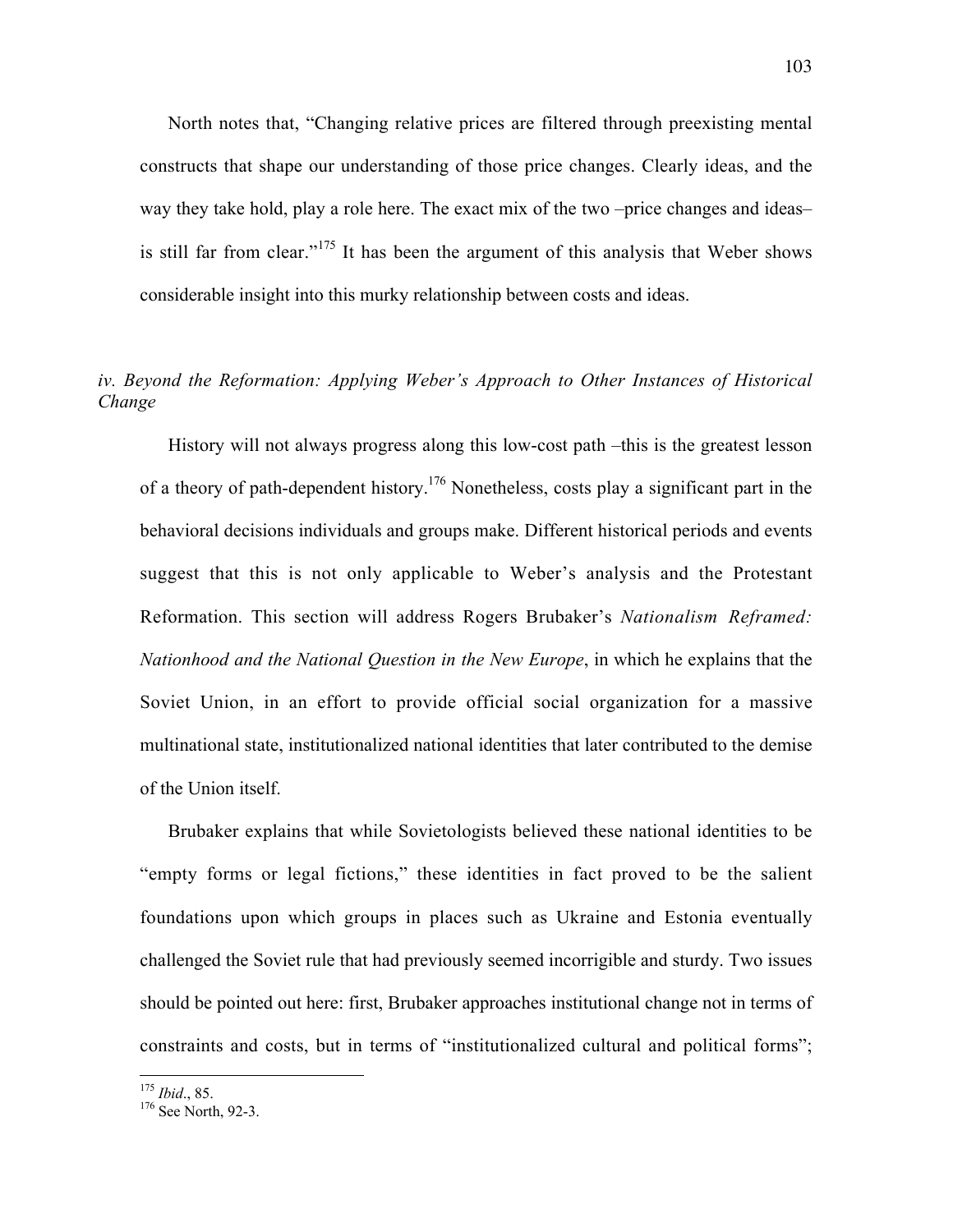North notes that, "Changing relative prices are filtered through preexisting mental constructs that shape our understanding of those price changes. Clearly ideas, and the way they take hold, play a role here. The exact mix of the two –price changes and ideas– is still far from clear."[175] It has been the argument of this analysis that Weber shows considerable insight into this murky relationship between costs and ideas.

### *iv. Beyond the Reformation: Applying Weber's Approach to Other Instances of Historical Change*

History will not always progress along this low-cost path –this is the greatest lesson of a theory of path-dependent history.[176] Nonetheless, costs play a significant part in the behavioral decisions individuals and groups make. Different historical periods and events suggest that this is not only applicable to Weber's analysis and the Protestant Reformation. This section will address Rogers Brubaker's *Nationalism Reframed: Nationhood and the National Question in the New Europe*, in which he explains that the Soviet Union, in an effort to provide official social organization for a massive multinational state, institutionalized national identities that later contributed to the demise of the Union itself.

Brubaker explains that while Sovietologists believed these national identities to be "empty forms or legal fictions," these identities in fact proved to be the salient foundations upon which groups in places such as Ukraine and Estonia eventually challenged the Soviet rule that had previously seemed incorrigible and sturdy. Two issues should be pointed out here: first, Brubaker approaches institutional change not in terms of constraints and costs, but in terms of "institutionalized cultural and political forms";

---

[175] *Ibid*., 85.

[176] See North, 92-3.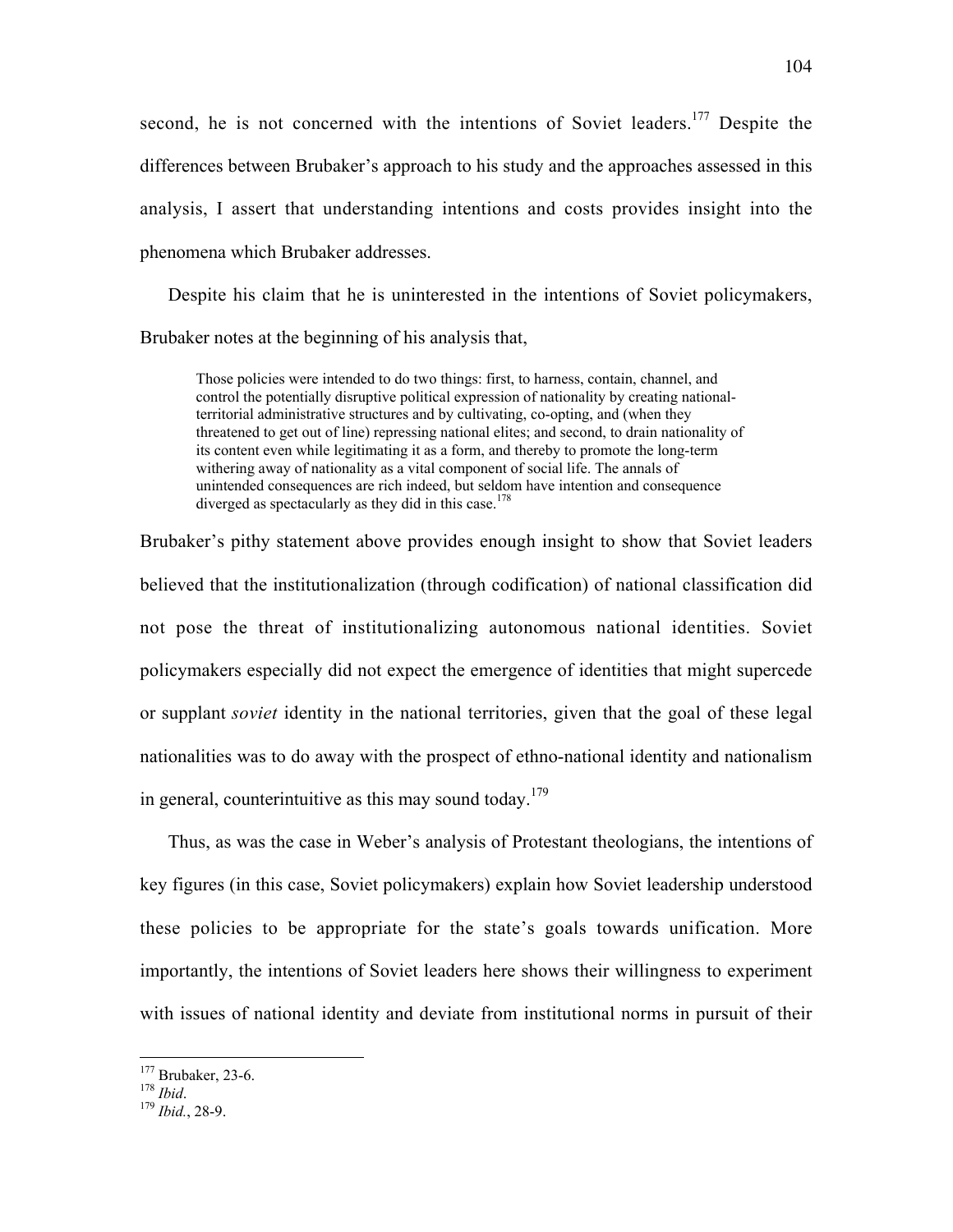second, he is not concerned with the intentions of Soviet leaders.[177] Despite the differences between Brubaker's approach to his study and the approaches assessed in this analysis, I assert that understanding intentions and costs provides insight into the phenomena which Brubaker addresses.

Despite his claim that he is uninterested in the intentions of Soviet policymakers, Brubaker notes at the beginning of his analysis that,

> Those policies were intended to do two things: first, to harness, contain, channel, and control the potentially disruptive political expression of nationality by creating national-territorial administrative structures and by cultivating, co-opting, and (when they threatened to get out of line) repressing national elites; and second, to drain nationality of its content even while legitimating it as a form, and thereby to promote the long-term withering away of nationality as a vital component of social life. The annals of unintended consequences are rich indeed, but seldom have intention and consequence diverged as spectacularly as they did in this case.[178]

Brubaker's pithy statement above provides enough insight to show that Soviet leaders believed that the institutionalization (through codification) of national classification did not pose the threat of institutionalizing autonomous national identities. Soviet policymakers especially did not expect the emergence of identities that might supercede or supplant *soviet* identity in the national territories, given that the goal of these legal nationalities was to do away with the prospect of ethno-national identity and nationalism in general, counterintuitive as this may sound today.[179]

Thus, as was the case in Weber's analysis of Protestant theologians, the intentions of key figures (in this case, Soviet policymakers) explain how Soviet leadership understood these policies to be appropriate for the state's goals towards unification. More importantly, the intentions of Soviet leaders here shows their willingness to experiment with issues of national identity and deviate from institutional norms in pursuit of their

---

[177] Brubaker, 23-6.
[178] *Ibid*.
[179] *Ibid.*, 28-9.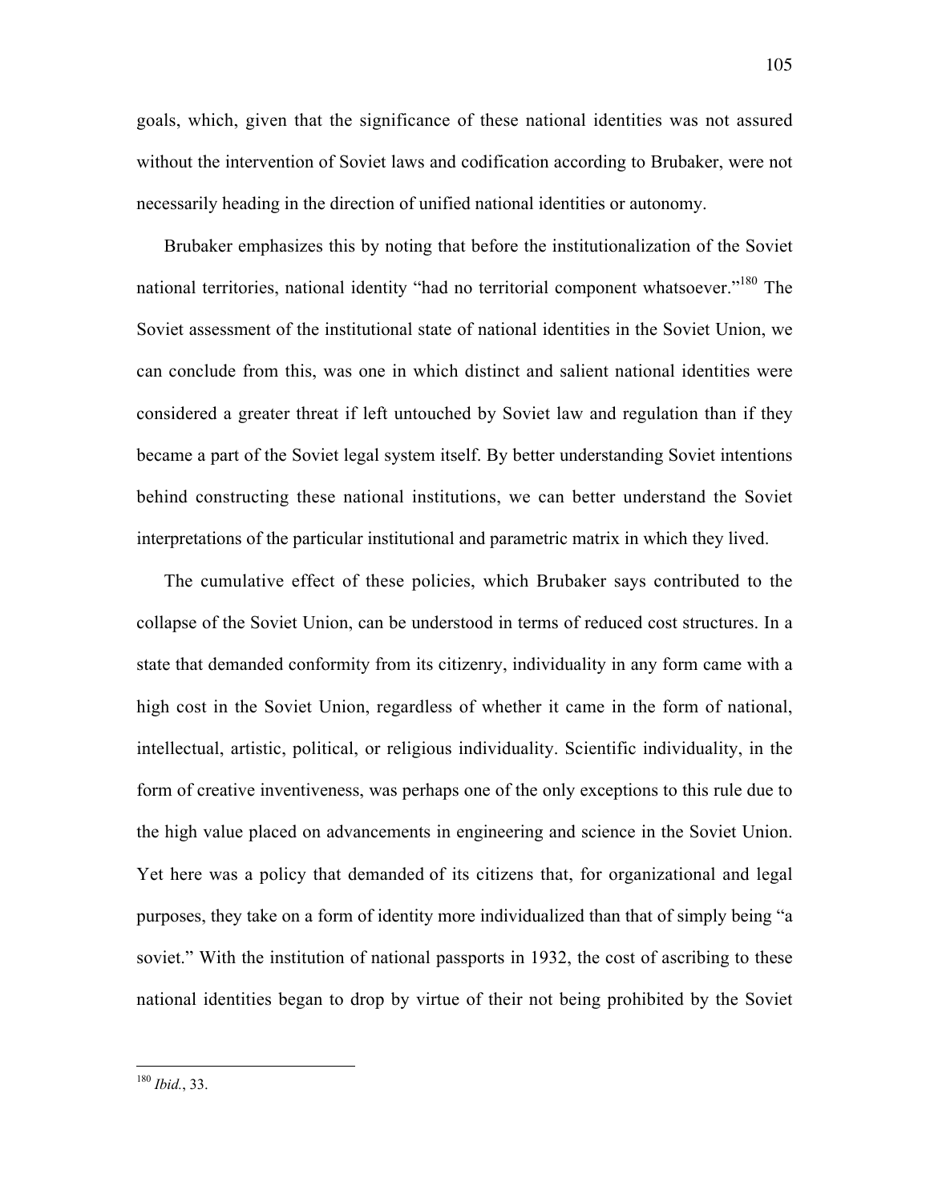goals, which, given that the significance of these national identities was not assured without the intervention of Soviet laws and codification according to Brubaker, were not necessarily heading in the direction of unified national identities or autonomy.

Brubaker emphasizes this by noting that before the institutionalization of the Soviet national territories, national identity "had no territorial component whatsoever."[180] The Soviet assessment of the institutional state of national identities in the Soviet Union, we can conclude from this, was one in which distinct and salient national identities were considered a greater threat if left untouched by Soviet law and regulation than if they became a part of the Soviet legal system itself. By better understanding Soviet intentions behind constructing these national institutions, we can better understand the Soviet interpretations of the particular institutional and parametric matrix in which they lived.

The cumulative effect of these policies, which Brubaker says contributed to the collapse of the Soviet Union, can be understood in terms of reduced cost structures. In a state that demanded conformity from its citizenry, individuality in any form came with a high cost in the Soviet Union, regardless of whether it came in the form of national, intellectual, artistic, political, or religious individuality. Scientific individuality, in the form of creative inventiveness, was perhaps one of the only exceptions to this rule due to the high value placed on advancements in engineering and science in the Soviet Union. Yet here was a policy that demanded of its citizens that, for organizational and legal purposes, they take on a form of identity more individualized than that of simply being "a soviet." With the institution of national passports in 1932, the cost of ascribing to these national identities began to drop by virtue of their not being prohibited by the Soviet

---

[180] *Ibid.*, 33.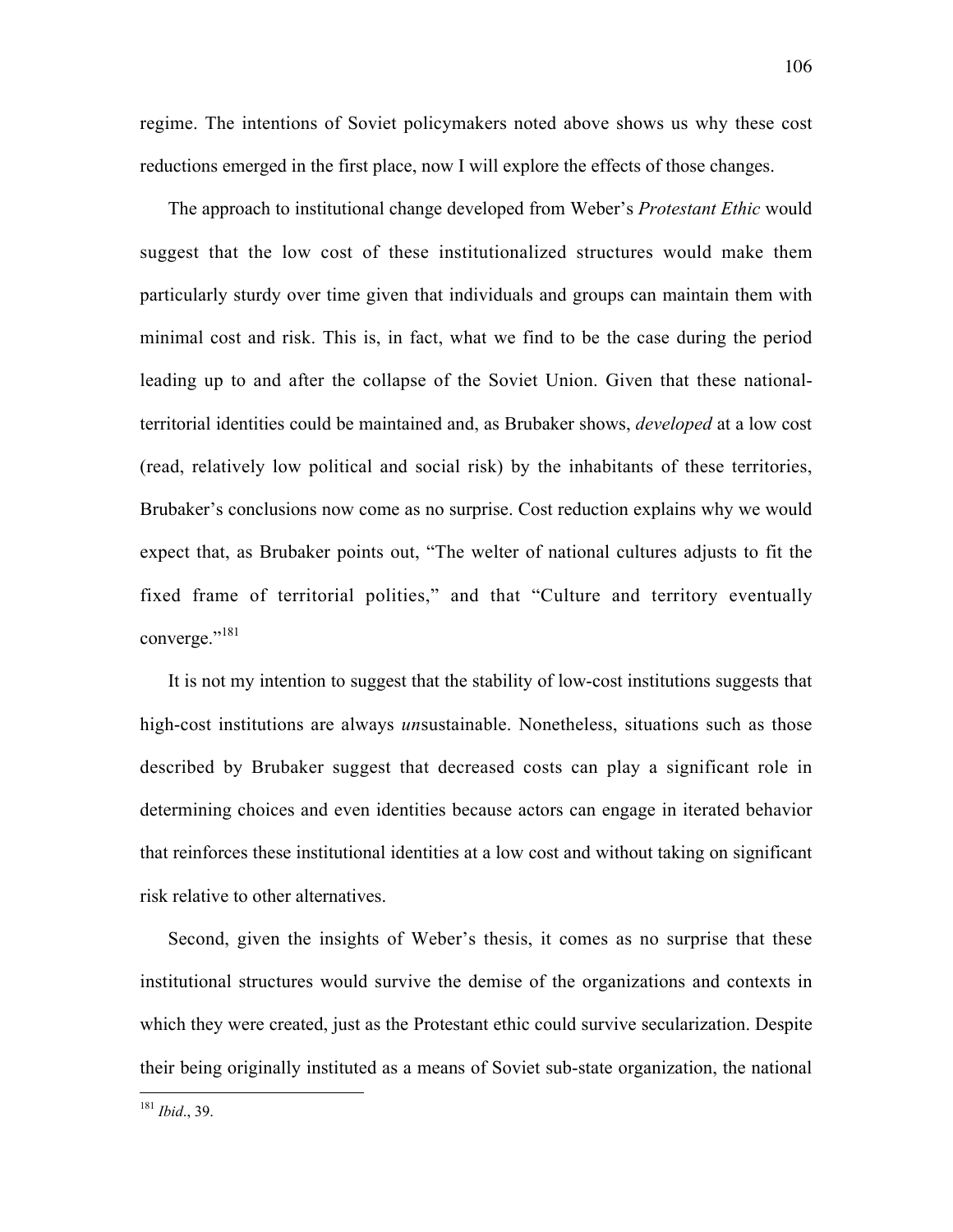regime. The intentions of Soviet policymakers noted above shows us why these cost reductions emerged in the first place, now I will explore the effects of those changes.

The approach to institutional change developed from Weber's *Protestant Ethic* would suggest that the low cost of these institutionalized structures would make them particularly sturdy over time given that individuals and groups can maintain them with minimal cost and risk. This is, in fact, what we find to be the case during the period leading up to and after the collapse of the Soviet Union. Given that these national-territorial identities could be maintained and, as Brubaker shows, *developed* at a low cost (read, relatively low political and social risk) by the inhabitants of these territories, Brubaker's conclusions now come as no surprise. Cost reduction explains why we would expect that, as Brubaker points out, "The welter of national cultures adjusts to fit the fixed frame of territorial polities," and that "Culture and territory eventually converge."[181]

It is not my intention to suggest that the stability of low-cost institutions suggests that high-cost institutions are always *un*sustainable. Nonetheless, situations such as those described by Brubaker suggest that decreased costs can play a significant role in determining choices and even identities because actors can engage in iterated behavior that reinforces these institutional identities at a low cost and without taking on significant risk relative to other alternatives.

Second, given the insights of Weber's thesis, it comes as no surprise that these institutional structures would survive the demise of the organizations and contexts in which they were created, just as the Protestant ethic could survive secularization. Despite their being originally instituted as a means of Soviet sub-state organization, the national

[181] *Ibid*., 39.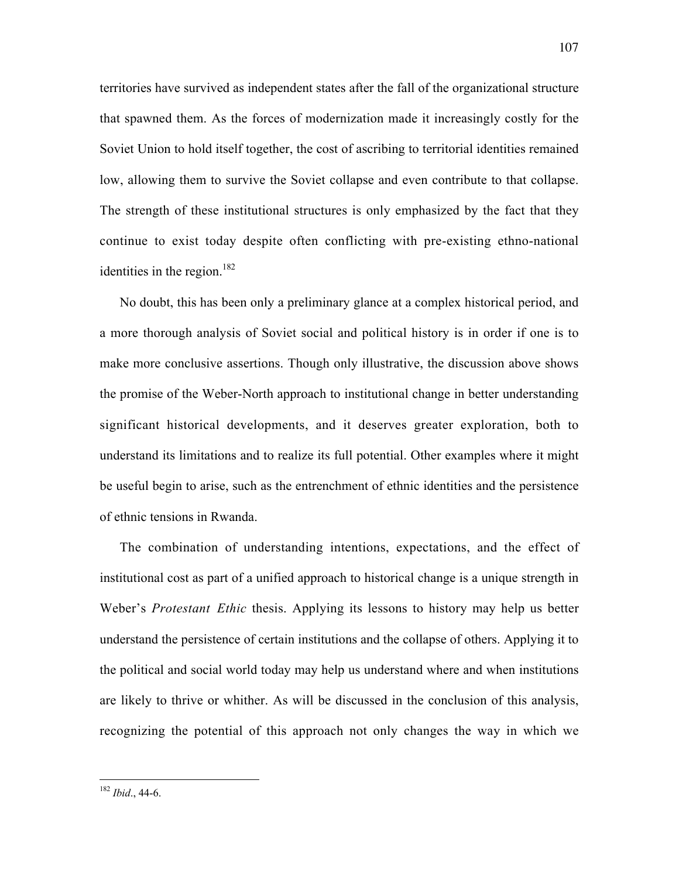territories have survived as independent states after the fall of the organizational structure that spawned them. As the forces of modernization made it increasingly costly for the Soviet Union to hold itself together, the cost of ascribing to territorial identities remained low, allowing them to survive the Soviet collapse and even contribute to that collapse. The strength of these institutional structures is only emphasized by the fact that they continue to exist today despite often conflicting with pre-existing ethno-national identities in the region.[182]

No doubt, this has been only a preliminary glance at a complex historical period, and a more thorough analysis of Soviet social and political history is in order if one is to make more conclusive assertions. Though only illustrative, the discussion above shows the promise of the Weber-North approach to institutional change in better understanding significant historical developments, and it deserves greater exploration, both to understand its limitations and to realize its full potential. Other examples where it might be useful begin to arise, such as the entrenchment of ethnic identities and the persistence of ethnic tensions in Rwanda.

The combination of understanding intentions, expectations, and the effect of institutional cost as part of a unified approach to historical change is a unique strength in Weber's *Protestant Ethic* thesis. Applying its lessons to history may help us better understand the persistence of certain institutions and the collapse of others. Applying it to the political and social world today may help us understand where and when institutions are likely to thrive or whither. As will be discussed in the conclusion of this analysis, recognizing the potential of this approach not only changes the way in which we

[182] *Ibid*., 44-6.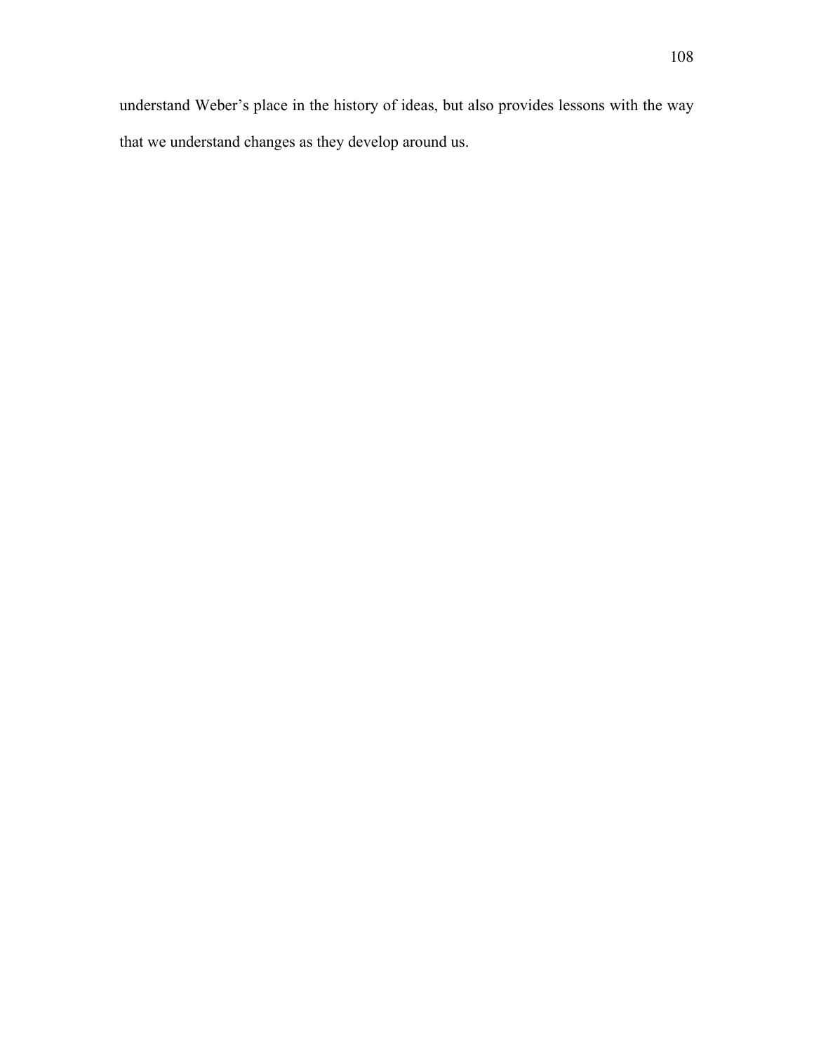understand Weber’s place in the history of ideas, but also provides lessons with the way that we understand changes as they develop around us.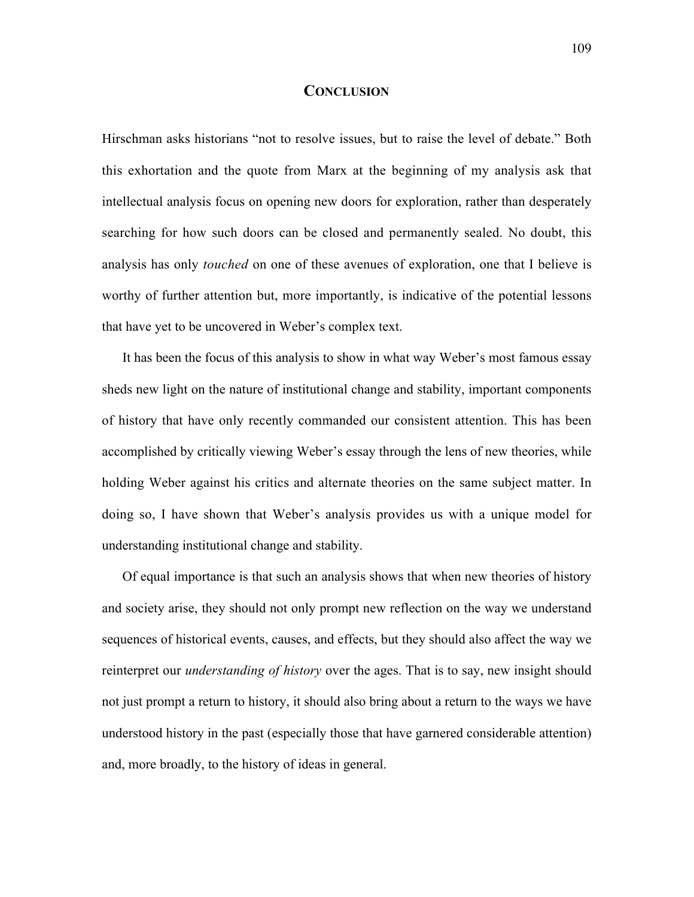# CONCLUSION

Hirschman asks historians "not to resolve issues, but to raise the level of debate." Both this exhortation and the quote from Marx at the beginning of my analysis ask that intellectual analysis focus on opening new doors for exploration, rather than desperately searching for how such doors can be closed and permanently sealed. No doubt, this analysis has only *touched* on one of these avenues of exploration, one that I believe is worthy of further attention but, more importantly, is indicative of the potential lessons that have yet to be uncovered in Weber's complex text.

It has been the focus of this analysis to show in what way Weber's most famous essay sheds new light on the nature of institutional change and stability, important components of history that have only recently commanded our consistent attention. This has been accomplished by critically viewing Weber's essay through the lens of new theories, while holding Weber against his critics and alternate theories on the same subject matter. In doing so, I have shown that Weber's analysis provides us with a unique model for understanding institutional change and stability.

Of equal importance is that such an analysis shows that when new theories of history and society arise, they should not only prompt new reflection on the way we understand sequences of historical events, causes, and effects, but they should also affect the way we reinterpret our *understanding of history* over the ages. That is to say, new insight should not just prompt a return to history, it should also bring about a return to the ways we have understood history in the past (especially those that have garnered considerable attention) and, more broadly, to the history of ideas in general.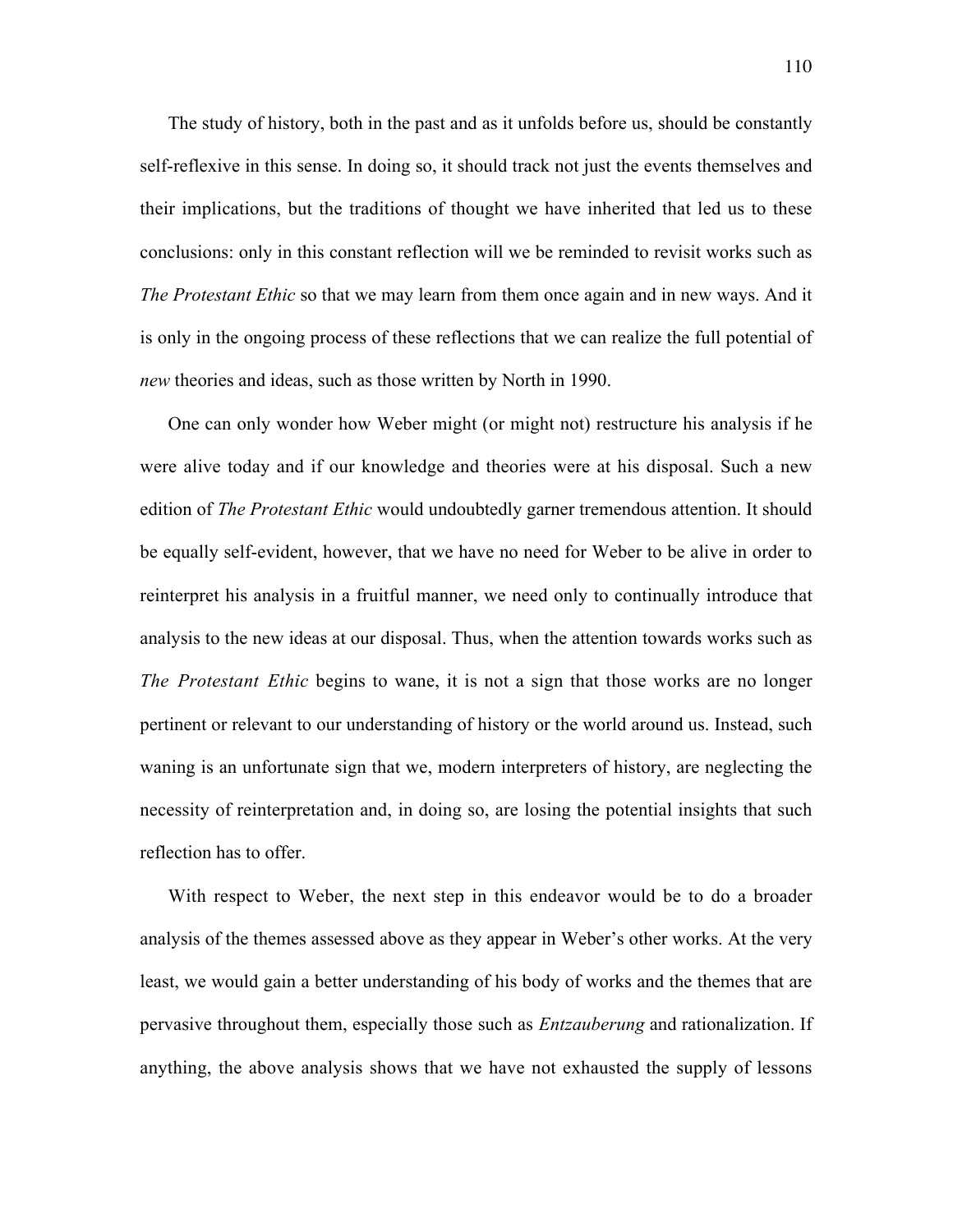The study of history, both in the past and as it unfolds before us, should be constantly self-reflexive in this sense. In doing so, it should track not just the events themselves and their implications, but the traditions of thought we have inherited that led us to these conclusions: only in this constant reflection will we be reminded to revisit works such as *The Protestant Ethic* so that we may learn from them once again and in new ways. And it is only in the ongoing process of these reflections that we can realize the full potential of *new* theories and ideas, such as those written by North in 1990.

One can only wonder how Weber might (or might not) restructure his analysis if he were alive today and if our knowledge and theories were at his disposal. Such a new edition of *The Protestant Ethic* would undoubtedly garner tremendous attention. It should be equally self-evident, however, that we have no need for Weber to be alive in order to reinterpret his analysis in a fruitful manner, we need only to continually introduce that analysis to the new ideas at our disposal. Thus, when the attention towards works such as *The Protestant Ethic* begins to wane, it is not a sign that those works are no longer pertinent or relevant to our understanding of history or the world around us. Instead, such waning is an unfortunate sign that we, modern interpreters of history, are neglecting the necessity of reinterpretation and, in doing so, are losing the potential insights that such reflection has to offer.

With respect to Weber, the next step in this endeavor would be to do a broader analysis of the themes assessed above as they appear in Weber's other works. At the very least, we would gain a better understanding of his body of works and the themes that are pervasive throughout them, especially those such as *Entzauberung* and rationalization. If anything, the above analysis shows that we have not exhausted the supply of lessons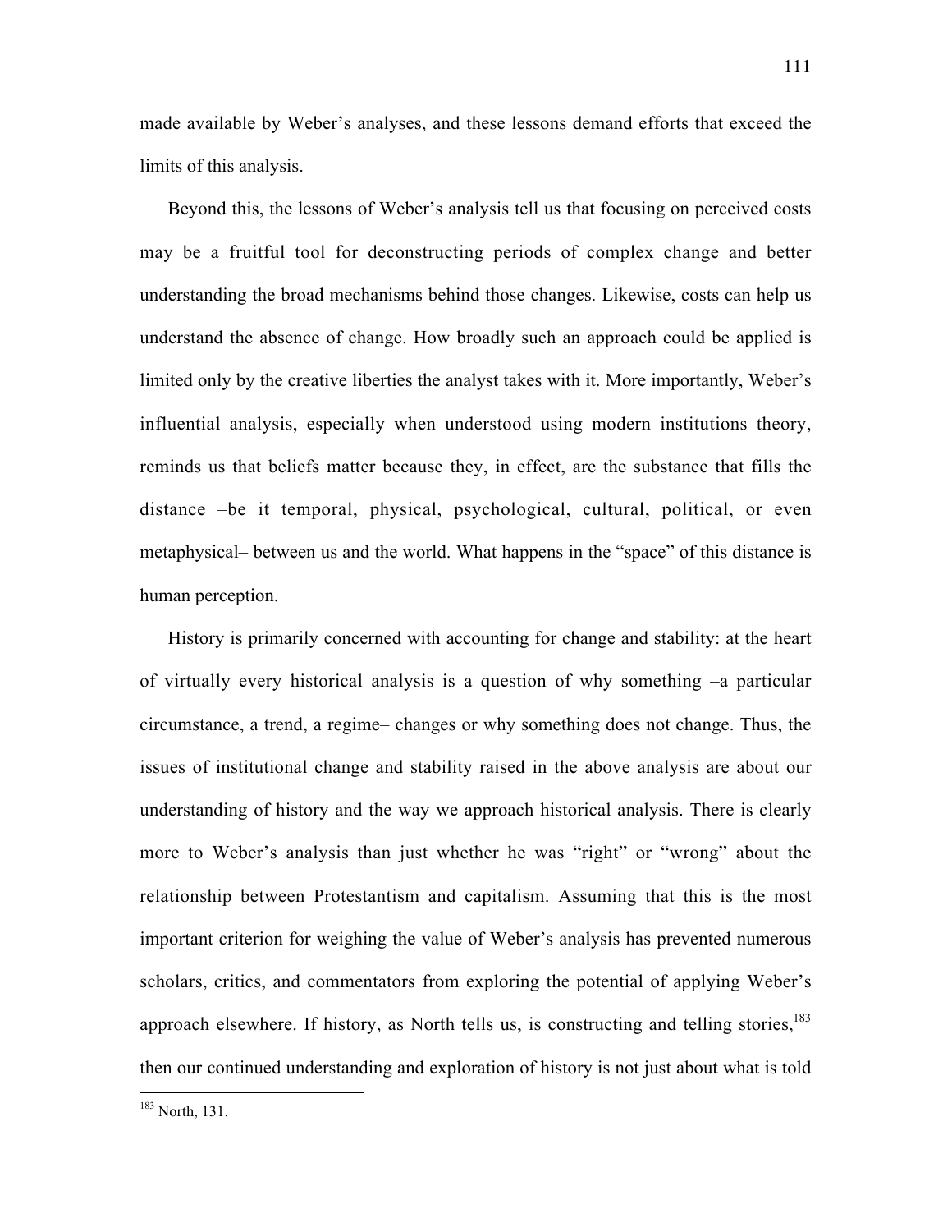made available by Weber's analyses, and these lessons demand efforts that exceed the limits of this analysis.

Beyond this, the lessons of Weber's analysis tell us that focusing on perceived costs may be a fruitful tool for deconstructing periods of complex change and better understanding the broad mechanisms behind those changes. Likewise, costs can help us understand the absence of change. How broadly such an approach could be applied is limited only by the creative liberties the analyst takes with it. More importantly, Weber's influential analysis, especially when understood using modern institutions theory, reminds us that beliefs matter because they, in effect, are the substance that fills the distance –be it temporal, physical, psychological, cultural, political, or even metaphysical– between us and the world. What happens in the "space" of this distance is human perception.

History is primarily concerned with accounting for change and stability: at the heart of virtually every historical analysis is a question of why something –a particular circumstance, a trend, a regime– changes or why something does not change. Thus, the issues of institutional change and stability raised in the above analysis are about our understanding of history and the way we approach historical analysis. There is clearly more to Weber's analysis than just whether he was "right" or "wrong" about the relationship between Protestantism and capitalism. Assuming that this is the most important criterion for weighing the value of Weber's analysis has prevented numerous scholars, critics, and commentators from exploring the potential of applying Weber's approach elsewhere. If history, as North tells us, is constructing and telling stories,[183] then our continued understanding and exploration of history is not just about what is told

[183] North, 131.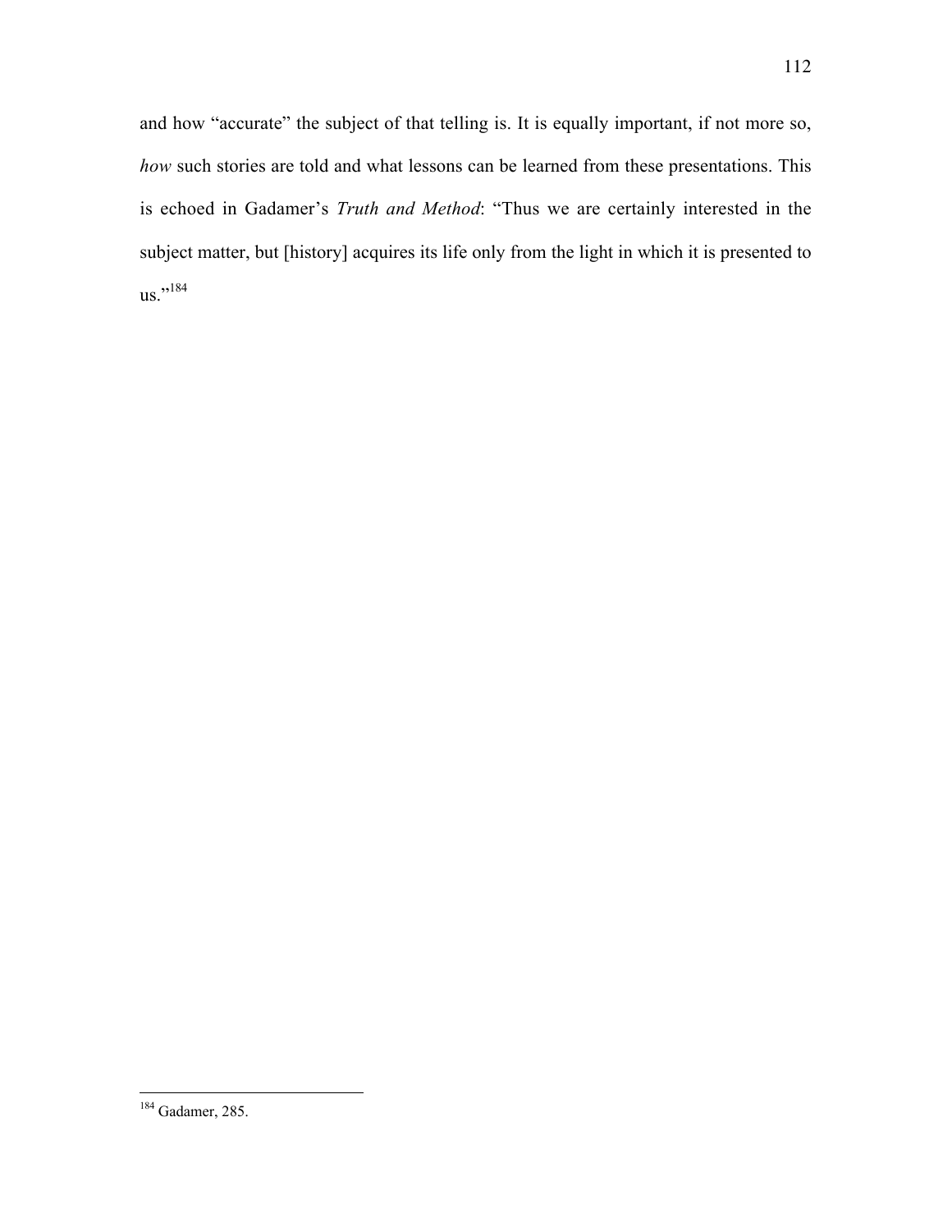and how "accurate" the subject of that telling is. It is equally important, if not more so, *how* such stories are told and what lessons can be learned from these presentations. This is echoed in Gadamer's *Truth and Method*: "Thus we are certainly interested in the subject matter, but [history] acquires its life only from the light in which it is presented to us."[184]

---

[184] Gadamer, 285.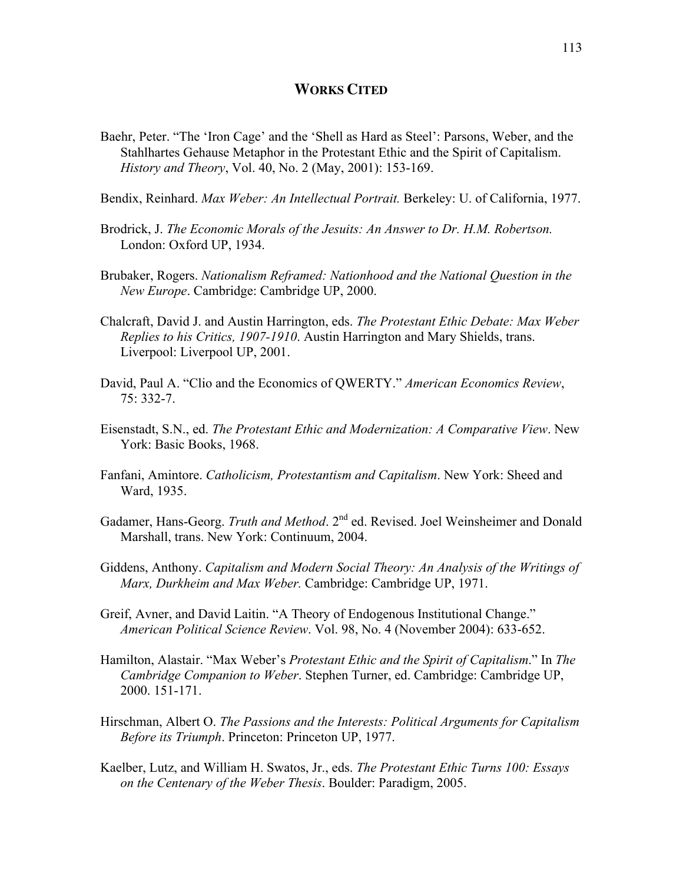# WORKS CITED

Baehr, Peter. "The 'Iron Cage' and the 'Shell as Hard as Steel': Parsons, Weber, and the Stahlhartes Gehause Metaphor in the Protestant Ethic and the Spirit of Capitalism. *History and Theory*, Vol. 40, No. 2 (May, 2001): 153-169.

Bendix, Reinhard. *Max Weber: An Intellectual Portrait.* Berkeley: U. of California, 1977.

Brodrick, J. *The Economic Morals of the Jesuits: An Answer to Dr. H.M. Robertson.* London: Oxford UP, 1934.

Brubaker, Rogers. *Nationalism Reframed: Nationhood and the National Question in the New Europe*. Cambridge: Cambridge UP, 2000.

Chalcraft, David J. and Austin Harrington, eds. *The Protestant Ethic Debate: Max Weber Replies to his Critics, 1907-1910*. Austin Harrington and Mary Shields, trans. Liverpool: Liverpool UP, 2001.

David, Paul A. "Clio and the Economics of QWERTY." *American Economics Review*, 75: 332-7.

Eisenstadt, S.N., ed. *The Protestant Ethic and Modernization: A Comparative View*. New York: Basic Books, 1968.

Fanfani, Amintore. *Catholicism, Protestantism and Capitalism*. New York: Sheed and Ward, 1935.

Gadamer, Hans-Georg. *Truth and Method*. 2nd ed. Revised. Joel Weinsheimer and Donald Marshall, trans. New York: Continuum, 2004.

Giddens, Anthony. *Capitalism and Modern Social Theory: An Analysis of the Writings of Marx, Durkheim and Max Weber.* Cambridge: Cambridge UP, 1971.

Greif, Avner, and David Laitin. "A Theory of Endogenous Institutional Change." *American Political Science Review*. Vol. 98, No. 4 (November 2004): 633-652.

Hamilton, Alastair. "Max Weber's *Protestant Ethic and the Spirit of Capitalism*." In *The Cambridge Companion to Weber*. Stephen Turner, ed. Cambridge: Cambridge UP, 2000. 151-171.

Hirschman, Albert O. *The Passions and the Interests: Political Arguments for Capitalism Before its Triumph*. Princeton: Princeton UP, 1977.

Kaelber, Lutz, and William H. Swatos, Jr., eds. *The Protestant Ethic Turns 100: Essays on the Centenary of the Weber Thesis*. Boulder: Paradigm, 2005.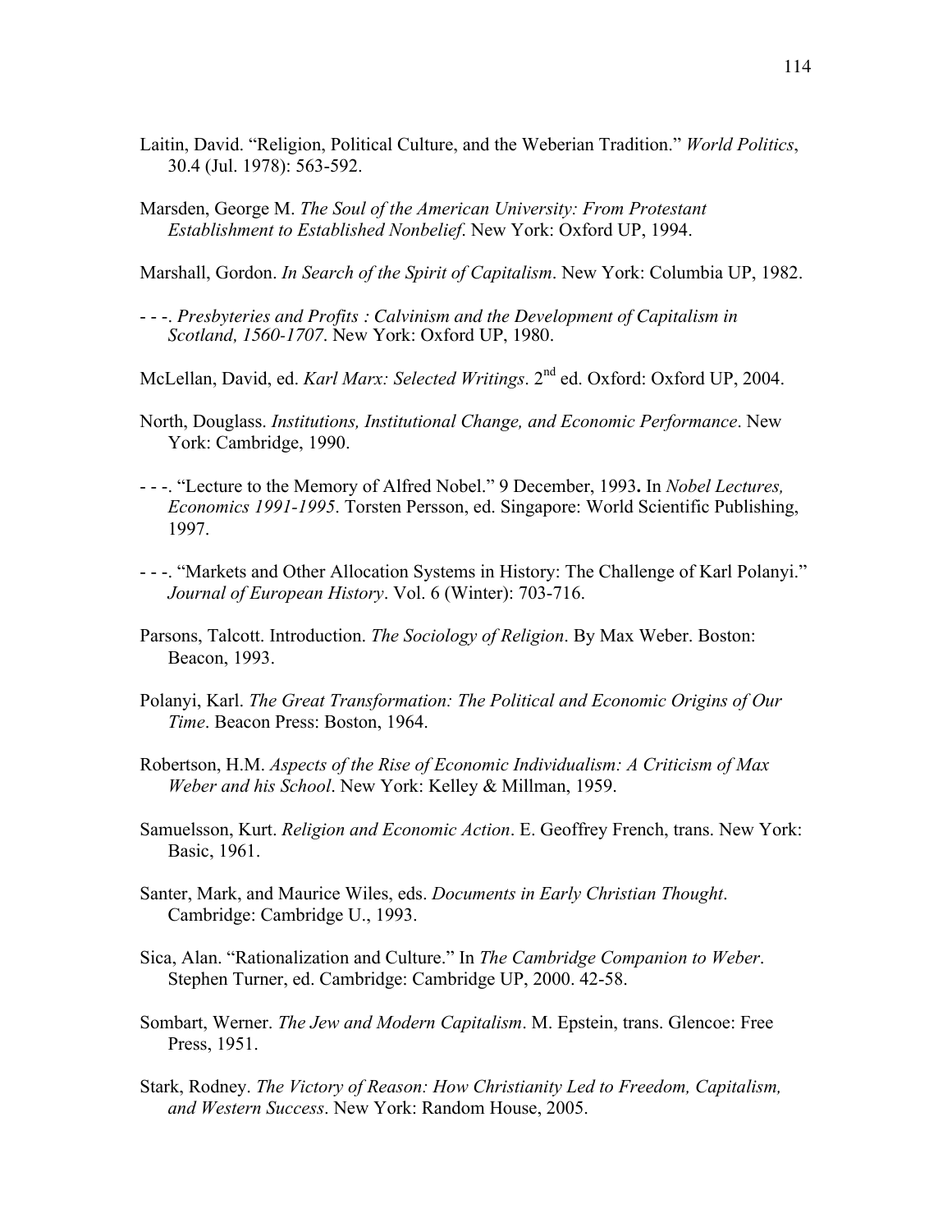Laitin, David. "Religion, Political Culture, and the Weberian Tradition." *World Politics*, 30.4 (Jul. 1978): 563-592.

Marsden, George M. *The Soul of the American University: From Protestant Establishment to Established Nonbelief*. New York: Oxford UP, 1994.

Marshall, Gordon. *In Search of the Spirit of Capitalism*. New York: Columbia UP, 1982.

- - -. *Presbyteries and Profits : Calvinism and the Development of Capitalism in Scotland, 1560-1707*. New York: Oxford UP, 1980.

McLellan, David, ed. *Karl Marx: Selected Writings*. 2nd ed. Oxford: Oxford UP, 2004.

North, Douglass. *Institutions, Institutional Change, and Economic Performance*. New York: Cambridge, 1990.

- - -. "Lecture to the Memory of Alfred Nobel." 9 December, 1993**.** In *Nobel Lectures, Economics 1991-1995*. Torsten Persson, ed. Singapore: World Scientific Publishing, 1997.

- - -. "Markets and Other Allocation Systems in History: The Challenge of Karl Polanyi." *Journal of European History*. Vol. 6 (Winter): 703-716.

Parsons, Talcott. Introduction. *The Sociology of Religion*. By Max Weber. Boston: Beacon, 1993.

Polanyi, Karl. *The Great Transformation: The Political and Economic Origins of Our Time*. Beacon Press: Boston, 1964.

Robertson, H.M. *Aspects of the Rise of Economic Individualism: A Criticism of Max Weber and his School*. New York: Kelley & Millman, 1959.

Samuelsson, Kurt. *Religion and Economic Action*. E. Geoffrey French, trans. New York: Basic, 1961.

Santer, Mark, and Maurice Wiles, eds. *Documents in Early Christian Thought*. Cambridge: Cambridge U., 1993.

Sica, Alan. "Rationalization and Culture." In *The Cambridge Companion to Weber*. Stephen Turner, ed. Cambridge: Cambridge UP, 2000. 42-58.

Sombart, Werner. *The Jew and Modern Capitalism*. M. Epstein, trans. Glencoe: Free Press, 1951.

Stark, Rodney. *The Victory of Reason: How Christianity Led to Freedom, Capitalism, and Western Success*. New York: Random House, 2005.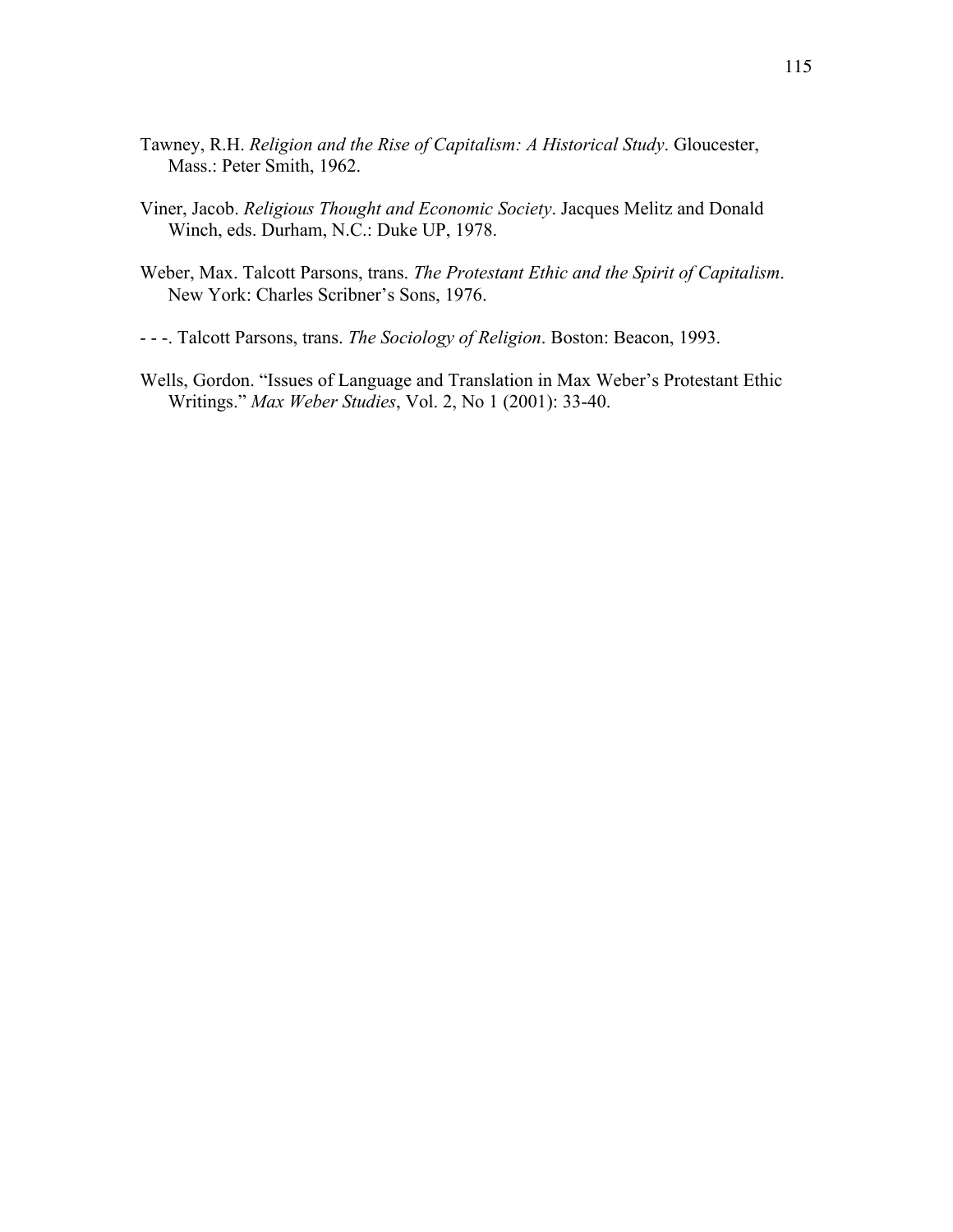Tawney, R.H. *Religion and the Rise of Capitalism: A Historical Study*. Gloucester, Mass.: Peter Smith, 1962.

Viner, Jacob. *Religious Thought and Economic Society*. Jacques Melitz and Donald Winch, eds. Durham, N.C.: Duke UP, 1978.

Weber, Max. Talcott Parsons, trans. *The Protestant Ethic and the Spirit of Capitalism*. New York: Charles Scribner's Sons, 1976.

- - -. Talcott Parsons, trans. *The Sociology of Religion*. Boston: Beacon, 1993.

Wells, Gordon. "Issues of Language and Translation in Max Weber's Protestant Ethic Writings." *Max Weber Studies*, Vol. 2, No 1 (2001): 33-40.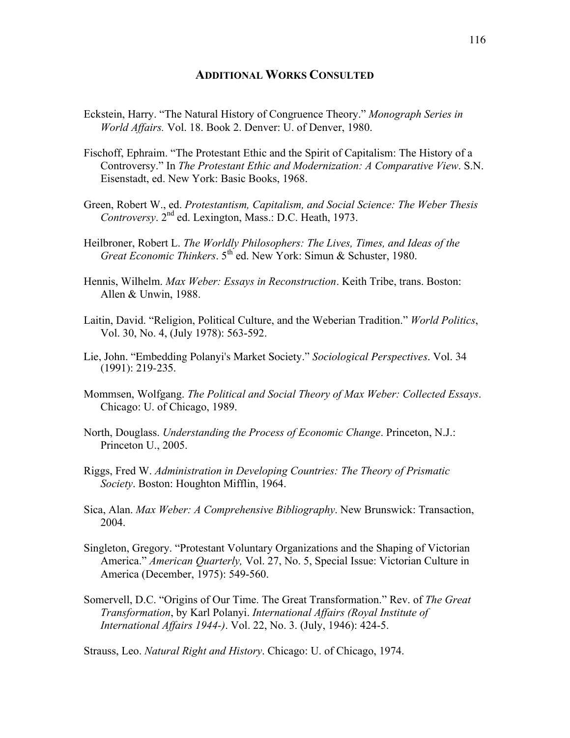## Additional Works Consulted

Eckstein, Harry. "The Natural History of Congruence Theory." *Monograph Series in World Affairs.* Vol. 18. Book 2. Denver: U. of Denver, 1980.

Fischoff, Ephraim. "The Protestant Ethic and the Spirit of Capitalism: The History of a Controversy." In *The Protestant Ethic and Modernization: A Comparative View*. S.N. Eisenstadt, ed. New York: Basic Books, 1968.

Green, Robert W., ed. *Protestantism, Capitalism, and Social Science: The Weber Thesis Controversy*. 2nd ed. Lexington, Mass.: D.C. Heath, 1973.

Heilbroner, Robert L. *The Worldly Philosophers: The Lives, Times, and Ideas of the Great Economic Thinkers*. 5th ed. New York: Simun & Schuster, 1980.

Hennis, Wilhelm. *Max Weber: Essays in Reconstruction*. Keith Tribe, trans. Boston: Allen & Unwin, 1988.

Laitin, David. "Religion, Political Culture, and the Weberian Tradition." *World Politics*, Vol. 30, No. 4, (July 1978): 563-592.

Lie, John. "Embedding Polanyi's Market Society." *Sociological Perspectives*. Vol. 34 (1991): 219-235.

Mommsen, Wolfgang. *The Political and Social Theory of Max Weber: Collected Essays*. Chicago: U. of Chicago, 1989.

North, Douglass. *Understanding the Process of Economic Change*. Princeton, N.J.: Princeton U., 2005.

Riggs, Fred W. *Administration in Developing Countries: The Theory of Prismatic Society*. Boston: Houghton Mifflin, 1964.

Sica, Alan. *Max Weber: A Comprehensive Bibliography*. New Brunswick: Transaction, 2004.

Singleton, Gregory. "Protestant Voluntary Organizations and the Shaping of Victorian America." *American Quarterly,* Vol. 27, No. 5, Special Issue: Victorian Culture in America (December, 1975): 549-560.

Somervell, D.C. "Origins of Our Time. The Great Transformation." Rev. of *The Great Transformation*, by Karl Polanyi. *International Affairs (Royal Institute of International Affairs 1944-)*. Vol. 22, No. 3. (July, 1946): 424-5.

Strauss, Leo. *Natural Right and History*. Chicago: U. of Chicago, 1974.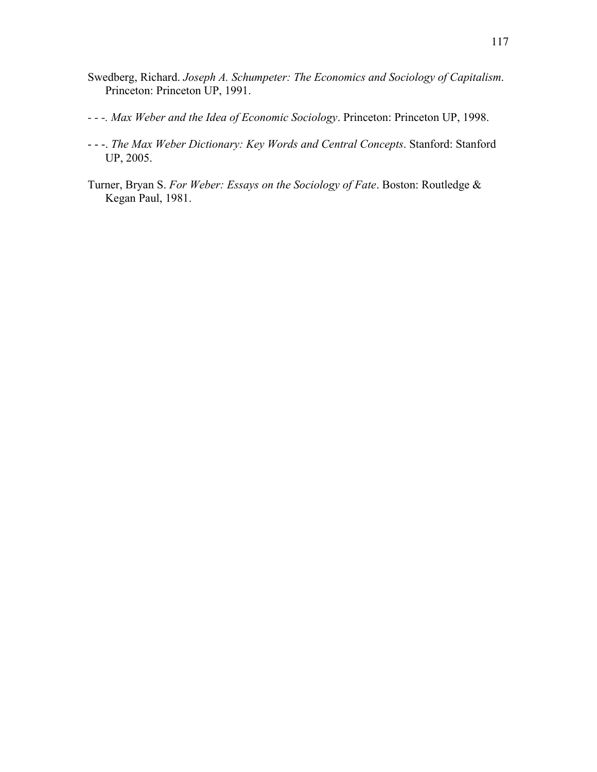Swedberg, Richard. *Joseph A. Schumpeter: The Economics and Sociology of Capitalism*. Princeton: Princeton UP, 1991.

- - -. *Max Weber and the Idea of Economic Sociology*. Princeton: Princeton UP, 1998.

- - -. *The Max Weber Dictionary: Key Words and Central Concepts*. Stanford: Stanford UP, 2005.

Turner, Bryan S. *For Weber: Essays on the Sociology of Fate*. Boston: Routledge & Kegan Paul, 1981.